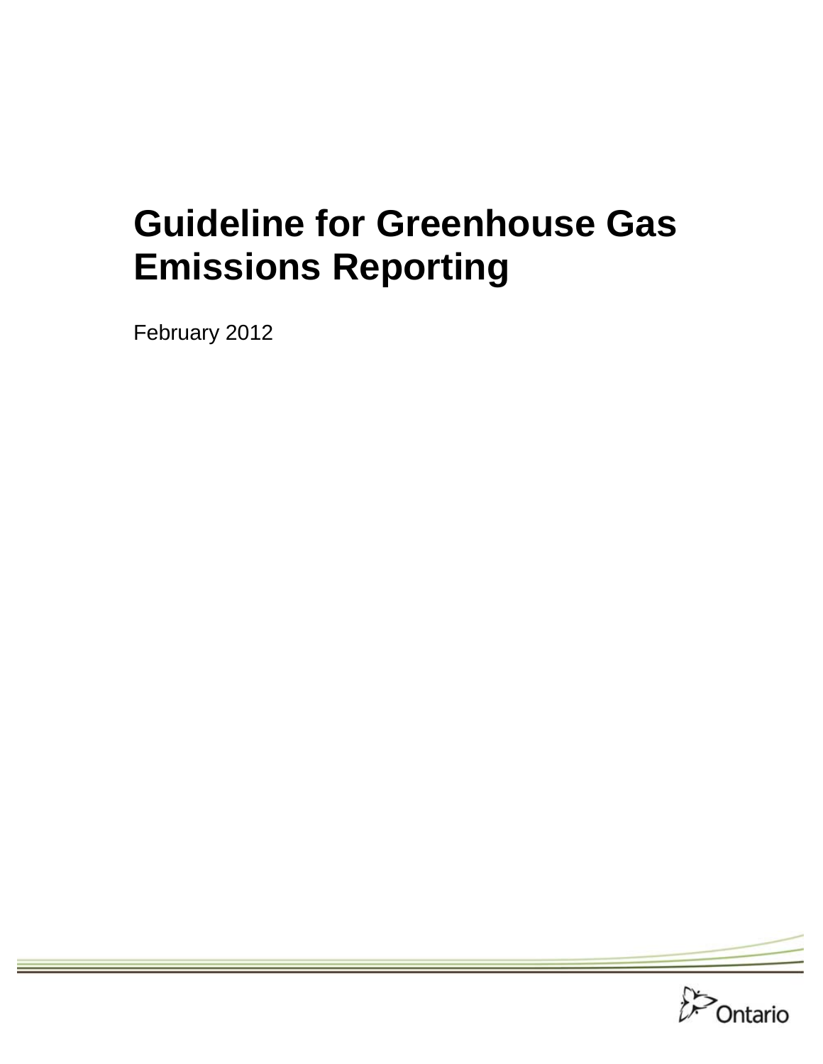# Guideline for Greenhouse Gas Emissions Reporting

February 2012

Ontario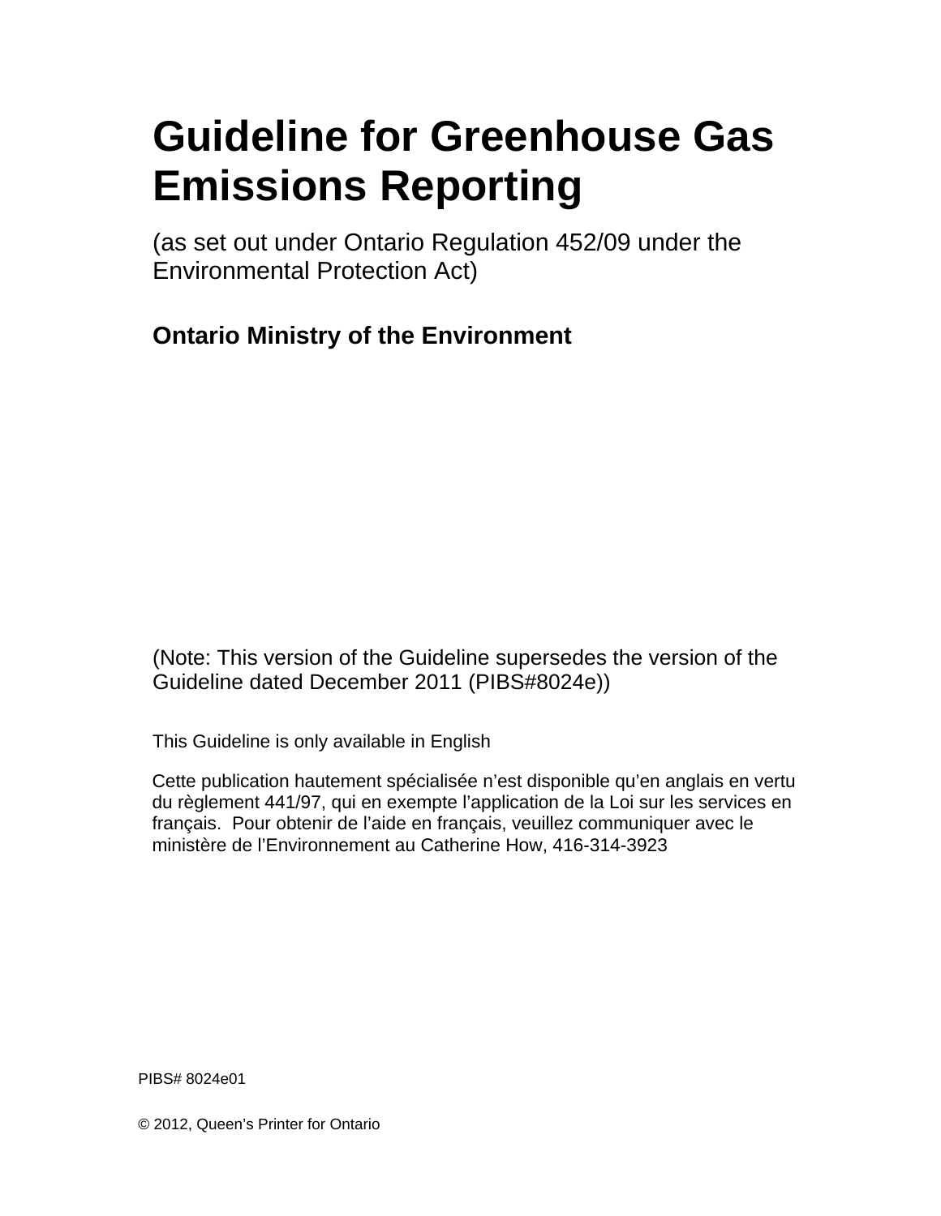# Guideline for Greenhouse Gas Emissions Reporting

(as set out under Ontario Regulation 452/09 under the Environmental Protection Act)

**Ontario Ministry of the Environment**

(Note: This version of the Guideline supersedes the version of the Guideline dated December 2011 (PIBS#8024e))

This Guideline is only available in English

Cette publication hautement spécialisée n'est disponible qu'en anglais en vertu du règlement 441/97, qui en exempte l'application de la Loi sur les services en français. Pour obtenir de l'aide en français, veuillez communiquer avec le ministère de l'Environnement au Catherine How, 416-314-3923

PIBS# 8024e01

© 2012, Queen's Printer for Ontario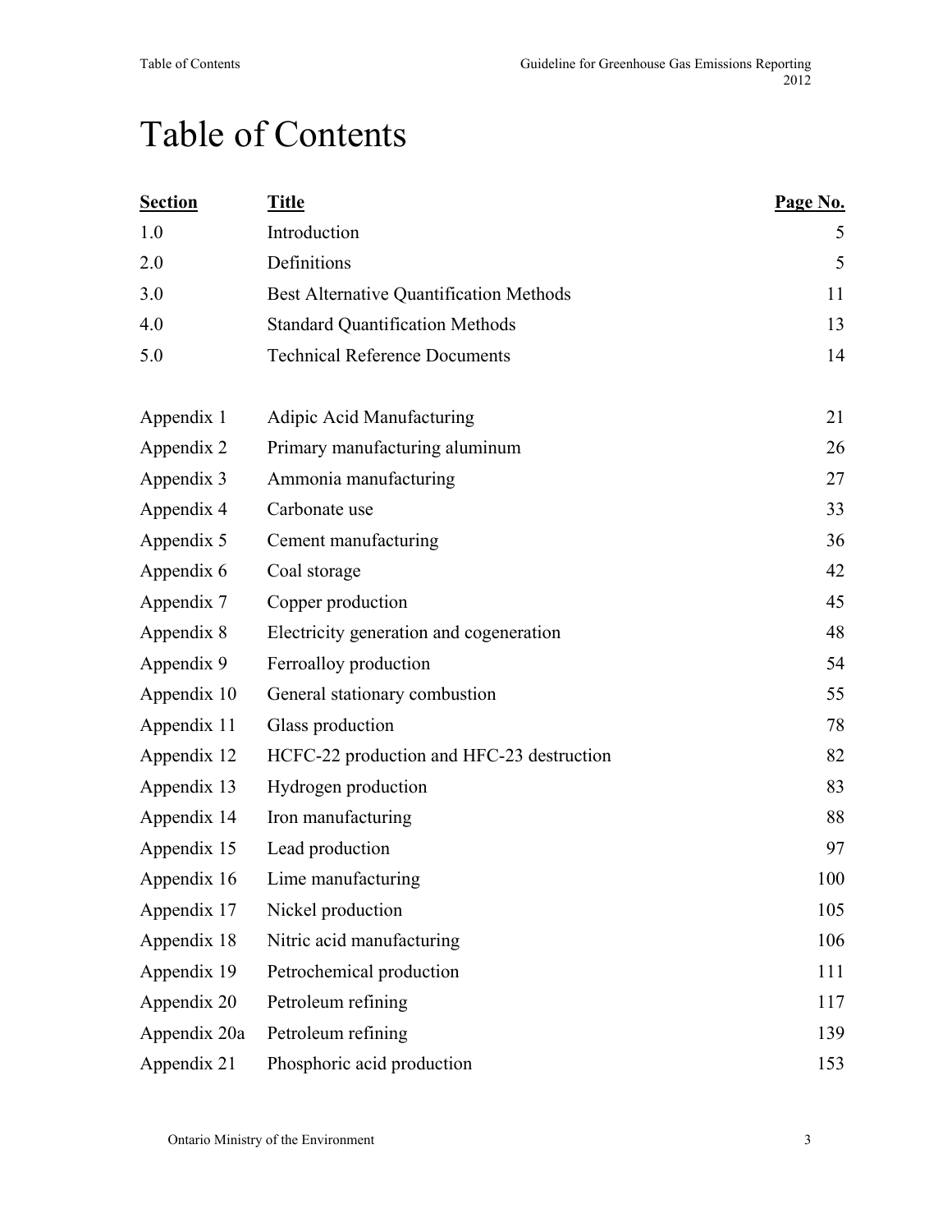# Table of Contents

| Section | Title | Page No. |
|---|---|---|
| 1.0 | Introduction | 5 |
| 2.0 | Definitions | 5 |
| 3.0 | Best Alternative Quantification Methods | 11 |
| 4.0 | Standard Quantification Methods | 13 |
| 5.0 | Technical Reference Documents | 14 |
| | | |
| Appendix 1 | Adipic Acid Manufacturing | 21 |
| Appendix 2 | Primary manufacturing aluminum | 26 |
| Appendix 3 | Ammonia manufacturing | 27 |
| Appendix 4 | Carbonate use | 33 |
| Appendix 5 | Cement manufacturing | 36 |
| Appendix 6 | Coal storage | 42 |
| Appendix 7 | Copper production | 45 |
| Appendix 8 | Electricity generation and cogeneration | 48 |
| Appendix 9 | Ferroalloy production | 54 |
| Appendix 10 | General stationary combustion | 55 |
| Appendix 11 | Glass production | 78 |
| Appendix 12 | HCFC-22 production and HFC-23 destruction | 82 |
| Appendix 13 | Hydrogen production | 83 |
| Appendix 14 | Iron manufacturing | 88 |
| Appendix 15 | Lead production | 97 |
| Appendix 16 | Lime manufacturing | 100 |
| Appendix 17 | Nickel production | 105 |
| Appendix 18 | Nitric acid manufacturing | 106 |
| Appendix 19 | Petrochemical production | 111 |
| Appendix 20 | Petroleum refining | 117 |
| Appendix 20a | Petroleum refining | 139 |
| Appendix 21 | Phosphoric acid production | 153 |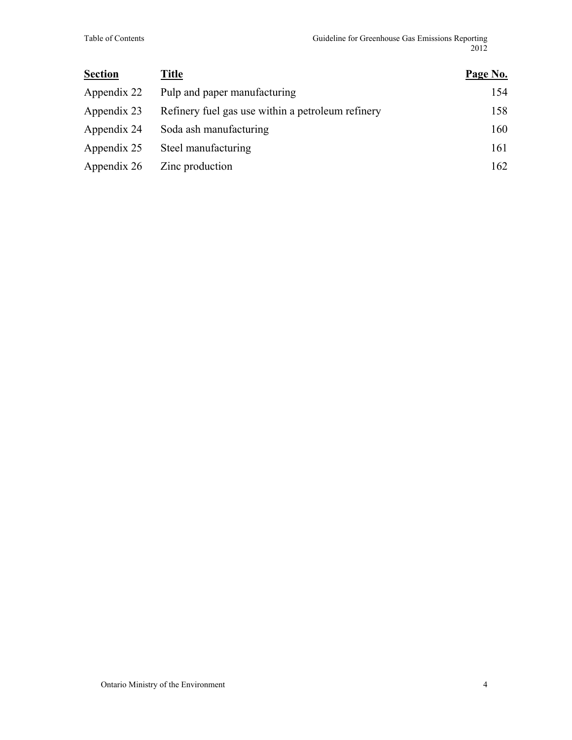| Section | Title | Page No. |
| --- | --- | --- |
| Appendix 22 | Pulp and paper manufacturing | 154 |
| Appendix 23 | Refinery fuel gas use within a petroleum refinery | 158 |
| Appendix 24 | Soda ash manufacturing | 160 |
| Appendix 25 | Steel manufacturing | 161 |
| Appendix 26 | Zinc production | 162 |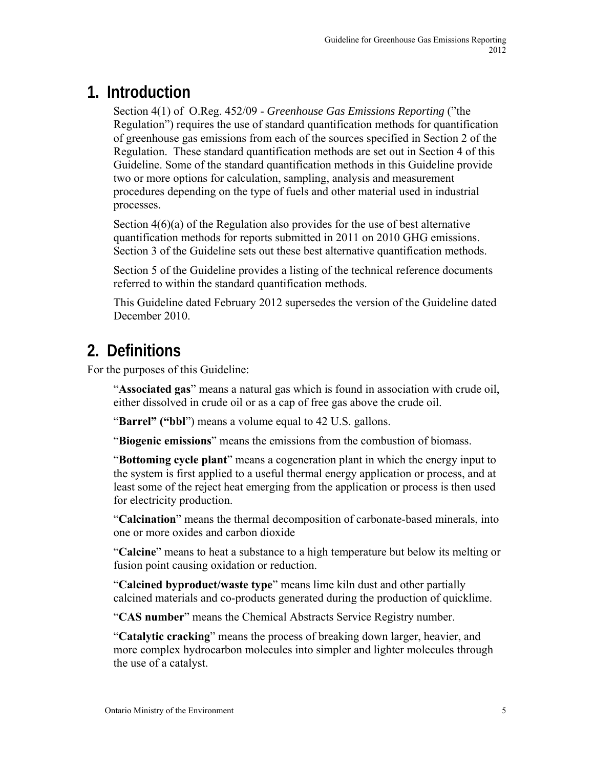# 1. Introduction

Section 4(1) of O.Reg. 452/09 - *Greenhouse Gas Emissions Reporting* ("the Regulation") requires the use of standard quantification methods for quantification of greenhouse gas emissions from each of the sources specified in Section 2 of the Regulation. These standard quantification methods are set out in Section 4 of this Guideline. Some of the standard quantification methods in this Guideline provide two or more options for calculation, sampling, analysis and measurement procedures depending on the type of fuels and other material used in industrial processes.

Section 4(6)(a) of the Regulation also provides for the use of best alternative quantification methods for reports submitted in 2011 on 2010 GHG emissions. Section 3 of the Guideline sets out these best alternative quantification methods.

Section 5 of the Guideline provides a listing of the technical reference documents referred to within the standard quantification methods.

This Guideline dated February 2012 supersedes the version of the Guideline dated December 2010.

# 2. Definitions

For the purposes of this Guideline:

"**Associated gas**" means a natural gas which is found in association with crude oil, either dissolved in crude oil or as a cap of free gas above the crude oil.

"**Barrel" ("bbl**") means a volume equal to 42 U.S. gallons.

"**Biogenic emissions**" means the emissions from the combustion of biomass.

"**Bottoming cycle plant**" means a cogeneration plant in which the energy input to the system is first applied to a useful thermal energy application or process, and at least some of the reject heat emerging from the application or process is then used for electricity production.

"**Calcination**" means the thermal decomposition of carbonate-based minerals, into one or more oxides and carbon dioxide

"**Calcine**" means to heat a substance to a high temperature but below its melting or fusion point causing oxidation or reduction.

"**Calcined byproduct/waste type**" means lime kiln dust and other partially calcined materials and co-products generated during the production of quicklime.

"**CAS number**" means the Chemical Abstracts Service Registry number.

"**Catalytic cracking**" means the process of breaking down larger, heavier, and more complex hydrocarbon molecules into simpler and lighter molecules through the use of a catalyst.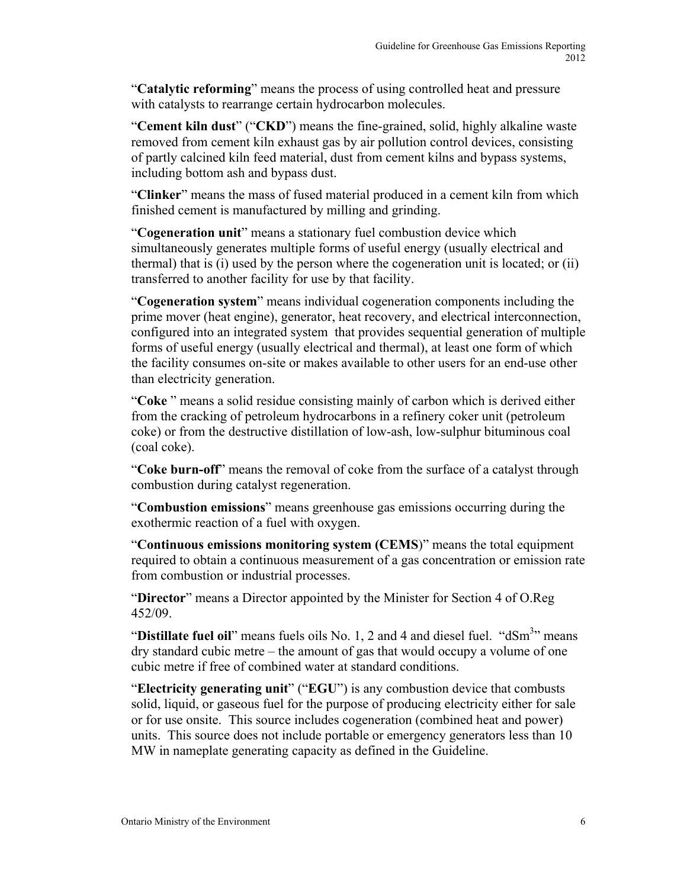"**Catalytic reforming**" means the process of using controlled heat and pressure with catalysts to rearrange certain hydrocarbon molecules.

"**Cement kiln dust**" ("**CKD**") means the fine-grained, solid, highly alkaline waste removed from cement kiln exhaust gas by air pollution control devices, consisting of partly calcined kiln feed material, dust from cement kilns and bypass systems, including bottom ash and bypass dust.

"**Clinker**" means the mass of fused material produced in a cement kiln from which finished cement is manufactured by milling and grinding.

"**Cogeneration unit**" means a stationary fuel combustion device which simultaneously generates multiple forms of useful energy (usually electrical and thermal) that is (i) used by the person where the cogeneration unit is located; or (ii) transferred to another facility for use by that facility.

"**Cogeneration system**" means individual cogeneration components including the prime mover (heat engine), generator, heat recovery, and electrical interconnection, configured into an integrated system that provides sequential generation of multiple forms of useful energy (usually electrical and thermal), at least one form of which the facility consumes on-site or makes available to other users for an end-use other than electricity generation.

"**Coke** " means a solid residue consisting mainly of carbon which is derived either from the cracking of petroleum hydrocarbons in a refinery coker unit (petroleum coke) or from the destructive distillation of low-ash, low-sulphur bituminous coal (coal coke).

"**Coke burn-off**" means the removal of coke from the surface of a catalyst through combustion during catalyst regeneration.

"**Combustion emissions**" means greenhouse gas emissions occurring during the exothermic reaction of a fuel with oxygen.

"**Continuous emissions monitoring system (CEMS**)" means the total equipment required to obtain a continuous measurement of a gas concentration or emission rate from combustion or industrial processes.

"**Director**" means a Director appointed by the Minister for Section 4 of O.Reg 452/09.

"**Distillate fuel oil**" means fuels oils No. 1, 2 and 4 and diesel fuel. "$dSm^3$" means dry standard cubic metre – the amount of gas that would occupy a volume of one cubic metre if free of combined water at standard conditions.

"**Electricity generating unit**" ("**EGU**") is any combustion device that combusts solid, liquid, or gaseous fuel for the purpose of producing electricity either for sale or for use onsite. This source includes cogeneration (combined heat and power) units. This source does not include portable or emergency generators less than 10 MW in nameplate generating capacity as defined in the Guideline.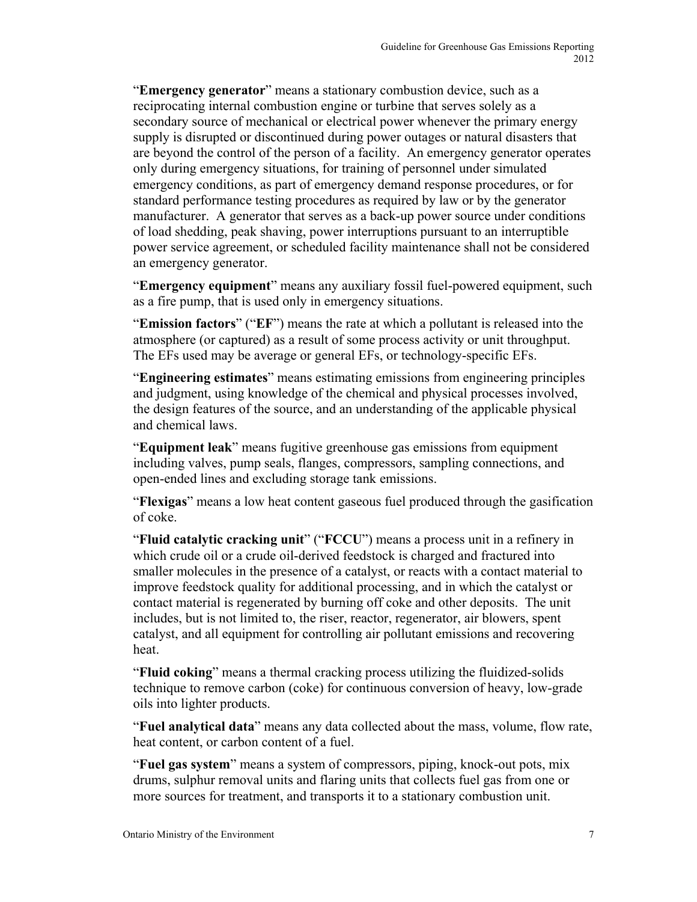"**Emergency generator**" means a stationary combustion device, such as a reciprocating internal combustion engine or turbine that serves solely as a secondary source of mechanical or electrical power whenever the primary energy supply is disrupted or discontinued during power outages or natural disasters that are beyond the control of the person of a facility. An emergency generator operates only during emergency situations, for training of personnel under simulated emergency conditions, as part of emergency demand response procedures, or for standard performance testing procedures as required by law or by the generator manufacturer. A generator that serves as a back-up power source under conditions of load shedding, peak shaving, power interruptions pursuant to an interruptible power service agreement, or scheduled facility maintenance shall not be considered an emergency generator.

"**Emergency equipment**" means any auxiliary fossil fuel-powered equipment, such as a fire pump, that is used only in emergency situations.

"**Emission factors**" ("**EF**") means the rate at which a pollutant is released into the atmosphere (or captured) as a result of some process activity or unit throughput. The EFs used may be average or general EFs, or technology-specific EFs.

"**Engineering estimates**" means estimating emissions from engineering principles and judgment, using knowledge of the chemical and physical processes involved, the design features of the source, and an understanding of the applicable physical and chemical laws.

"**Equipment leak**" means fugitive greenhouse gas emissions from equipment including valves, pump seals, flanges, compressors, sampling connections, and open-ended lines and excluding storage tank emissions.

"**Flexigas**" means a low heat content gaseous fuel produced through the gasification of coke.

"**Fluid catalytic cracking unit**" ("**FCCU**") means a process unit in a refinery in which crude oil or a crude oil-derived feedstock is charged and fractured into smaller molecules in the presence of a catalyst, or reacts with a contact material to improve feedstock quality for additional processing, and in which the catalyst or contact material is regenerated by burning off coke and other deposits. The unit includes, but is not limited to, the riser, reactor, regenerator, air blowers, spent catalyst, and all equipment for controlling air pollutant emissions and recovering heat.

"**Fluid coking**" means a thermal cracking process utilizing the fluidized-solids technique to remove carbon (coke) for continuous conversion of heavy, low-grade oils into lighter products.

"**Fuel analytical data**" means any data collected about the mass, volume, flow rate, heat content, or carbon content of a fuel.

"**Fuel gas system**" means a system of compressors, piping, knock-out pots, mix drums, sulphur removal units and flaring units that collects fuel gas from one or more sources for treatment, and transports it to a stationary combustion unit.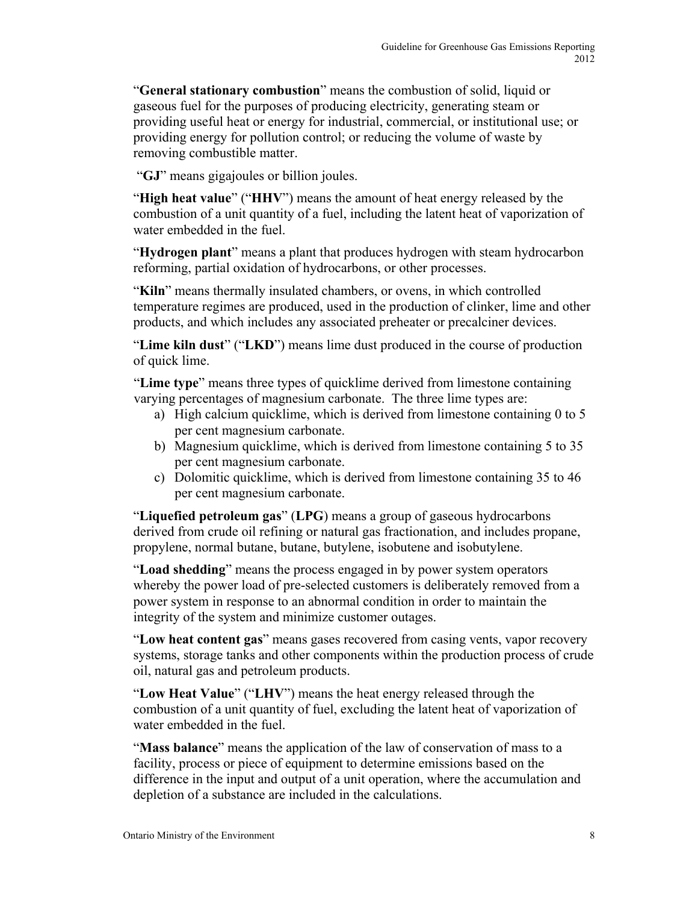"**General stationary combustion**" means the combustion of solid, liquid or gaseous fuel for the purposes of producing electricity, generating steam or providing useful heat or energy for industrial, commercial, or institutional use; or providing energy for pollution control; or reducing the volume of waste by removing combustible matter.

"**GJ**" means gigajoules or billion joules.

"**High heat value**" ("**HHV**") means the amount of heat energy released by the combustion of a unit quantity of a fuel, including the latent heat of vaporization of water embedded in the fuel.

"**Hydrogen plant**" means a plant that produces hydrogen with steam hydrocarbon reforming, partial oxidation of hydrocarbons, or other processes.

"**Kiln**" means thermally insulated chambers, or ovens, in which controlled temperature regimes are produced, used in the production of clinker, lime and other products, and which includes any associated preheater or precalciner devices.

"**Lime kiln dust**" ("**LKD**") means lime dust produced in the course of production of quick lime.

"**Lime type**" means three types of quicklime derived from limestone containing varying percentages of magnesium carbonate. The three lime types are:

a) High calcium quicklime, which is derived from limestone containing 0 to 5 per cent magnesium carbonate.
b) Magnesium quicklime, which is derived from limestone containing 5 to 35 per cent magnesium carbonate.
c) Dolomitic quicklime, which is derived from limestone containing 35 to 46 per cent magnesium carbonate.

"**Liquefied petroleum gas**" (**LPG**) means a group of gaseous hydrocarbons derived from crude oil refining or natural gas fractionation, and includes propane, propylene, normal butane, butane, butylene, isobutene and isobutylene.

"**Load shedding**" means the process engaged in by power system operators whereby the power load of pre-selected customers is deliberately removed from a power system in response to an abnormal condition in order to maintain the integrity of the system and minimize customer outages.

"**Low heat content gas**" means gases recovered from casing vents, vapor recovery systems, storage tanks and other components within the production process of crude oil, natural gas and petroleum products.

"**Low Heat Value**" ("**LHV**") means the heat energy released through the combustion of a unit quantity of fuel, excluding the latent heat of vaporization of water embedded in the fuel.

"**Mass balance**" means the application of the law of conservation of mass to a facility, process or piece of equipment to determine emissions based on the difference in the input and output of a unit operation, where the accumulation and depletion of a substance are included in the calculations.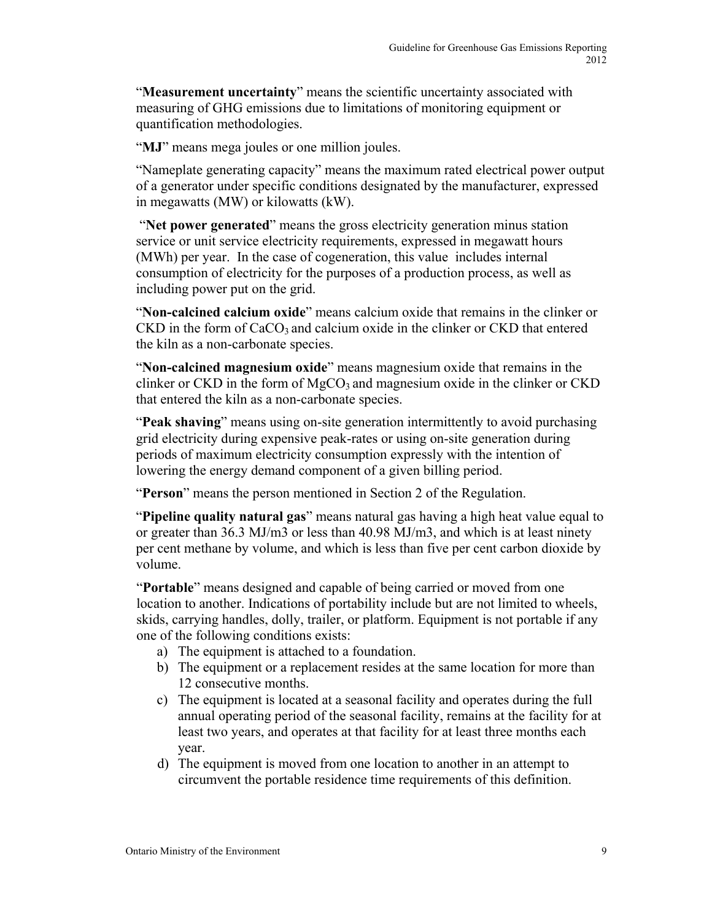"**Measurement uncertainty**" means the scientific uncertainty associated with measuring of GHG emissions due to limitations of monitoring equipment or quantification methodologies.

"**MJ**" means mega joules or one million joules.

"Nameplate generating capacity" means the maximum rated electrical power output of a generator under specific conditions designated by the manufacturer, expressed in megawatts (MW) or kilowatts (kW).

"**Net power generated**" means the gross electricity generation minus station service or unit service electricity requirements, expressed in megawatt hours (MWh) per year. In the case of cogeneration, this value includes internal consumption of electricity for the purposes of a production process, as well as including power put on the grid.

"**Non-calcined calcium oxide**" means calcium oxide that remains in the clinker or CKD in the form of $CaCO_3$ and calcium oxide in the clinker or CKD that entered the kiln as a non-carbonate species.

"**Non-calcined magnesium oxide**" means magnesium oxide that remains in the clinker or CKD in the form of $MgCO_3$ and magnesium oxide in the clinker or CKD that entered the kiln as a non-carbonate species.

"**Peak shaving**" means using on-site generation intermittently to avoid purchasing grid electricity during expensive peak-rates or using on-site generation during periods of maximum electricity consumption expressly with the intention of lowering the energy demand component of a given billing period.

"**Person**" means the person mentioned in Section 2 of the Regulation.

"**Pipeline quality natural gas**" means natural gas having a high heat value equal to or greater than 36.3 MJ/m3 or less than 40.98 MJ/m3, and which is at least ninety per cent methane by volume, and which is less than five per cent carbon dioxide by volume.

"**Portable**" means designed and capable of being carried or moved from one location to another. Indications of portability include but are not limited to wheels, skids, carrying handles, dolly, trailer, or platform. Equipment is not portable if any one of the following conditions exists:

a) The equipment is attached to a foundation.
b) The equipment or a replacement resides at the same location for more than 12 consecutive months.
c) The equipment is located at a seasonal facility and operates during the full annual operating period of the seasonal facility, remains at the facility for at least two years, and operates at that facility for at least three months each year.
d) The equipment is moved from one location to another in an attempt to circumvent the portable residence time requirements of this definition.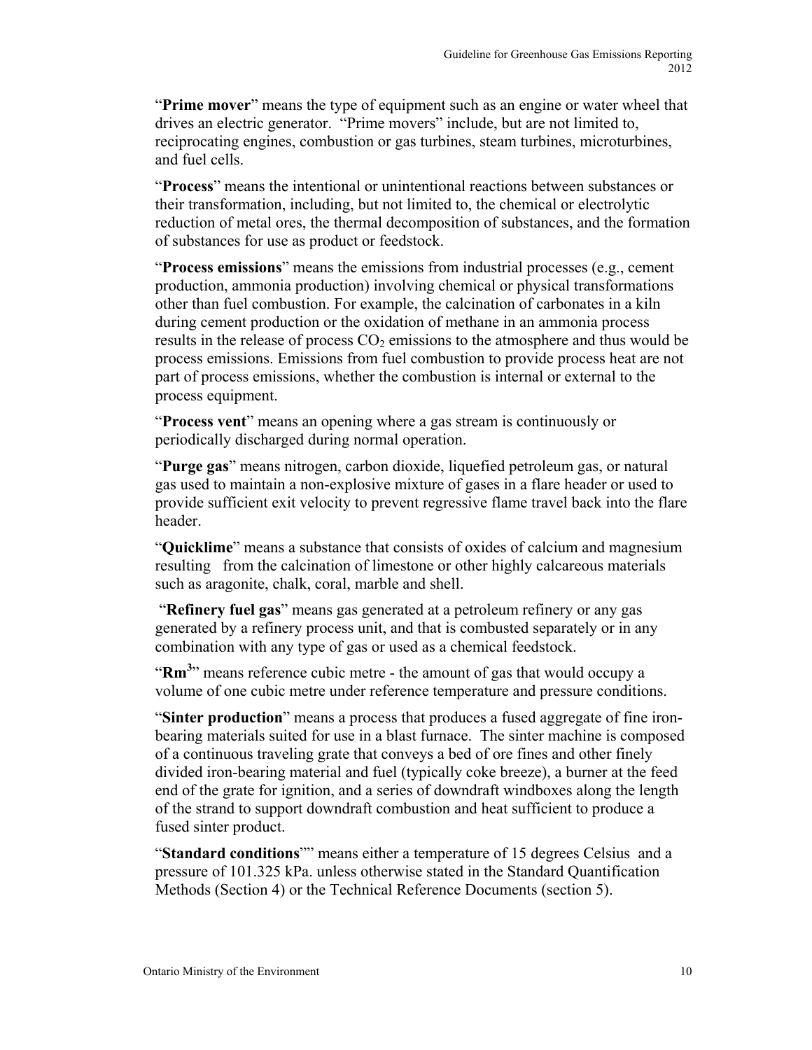"**Prime mover**" means the type of equipment such as an engine or water wheel that drives an electric generator. "Prime movers" include, but are not limited to, reciprocating engines, combustion or gas turbines, steam turbines, microturbines, and fuel cells.

"**Process**" means the intentional or unintentional reactions between substances or their transformation, including, but not limited to, the chemical or electrolytic reduction of metal ores, the thermal decomposition of substances, and the formation of substances for use as product or feedstock.

"**Process emissions**" means the emissions from industrial processes (e.g., cement production, ammonia production) involving chemical or physical transformations other than fuel combustion. For example, the calcination of carbonates in a kiln during cement production or the oxidation of methane in an ammonia process results in the release of process $CO_2$ emissions to the atmosphere and thus would be process emissions. Emissions from fuel combustion to provide process heat are not part of process emissions, whether the combustion is internal or external to the process equipment.

"**Process vent**" means an opening where a gas stream is continuously or periodically discharged during normal operation.

"**Purge gas**" means nitrogen, carbon dioxide, liquefied petroleum gas, or natural gas used to maintain a non-explosive mixture of gases in a flare header or used to provide sufficient exit velocity to prevent regressive flame travel back into the flare header.

"**Quicklime**" means a substance that consists of oxides of calcium and magnesium resulting from the calcination of limestone or other highly calcareous materials such as aragonite, chalk, coral, marble and shell.

"**Refinery fuel gas**" means gas generated at a petroleum refinery or any gas generated by a refinery process unit, and that is combusted separately or in any combination with any type of gas or used as a chemical feedstock.

"**$Rm^3$**" means reference cubic metre - the amount of gas that would occupy a volume of one cubic metre under reference temperature and pressure conditions.

"**Sinter production**" means a process that produces a fused aggregate of fine iron-bearing materials suited for use in a blast furnace. The sinter machine is composed of a continuous traveling grate that conveys a bed of ore fines and other finely divided iron-bearing material and fuel (typically coke breeze), a burner at the feed end of the grate for ignition, and a series of downdraft windboxes along the length of the strand to support downdraft combustion and heat sufficient to produce a fused sinter product.

"**Standard conditions**"" means either a temperature of 15 degrees Celsius and a pressure of 101.325 kPa. unless otherwise stated in the Standard Quantification Methods (Section 4) or the Technical Reference Documents (section 5).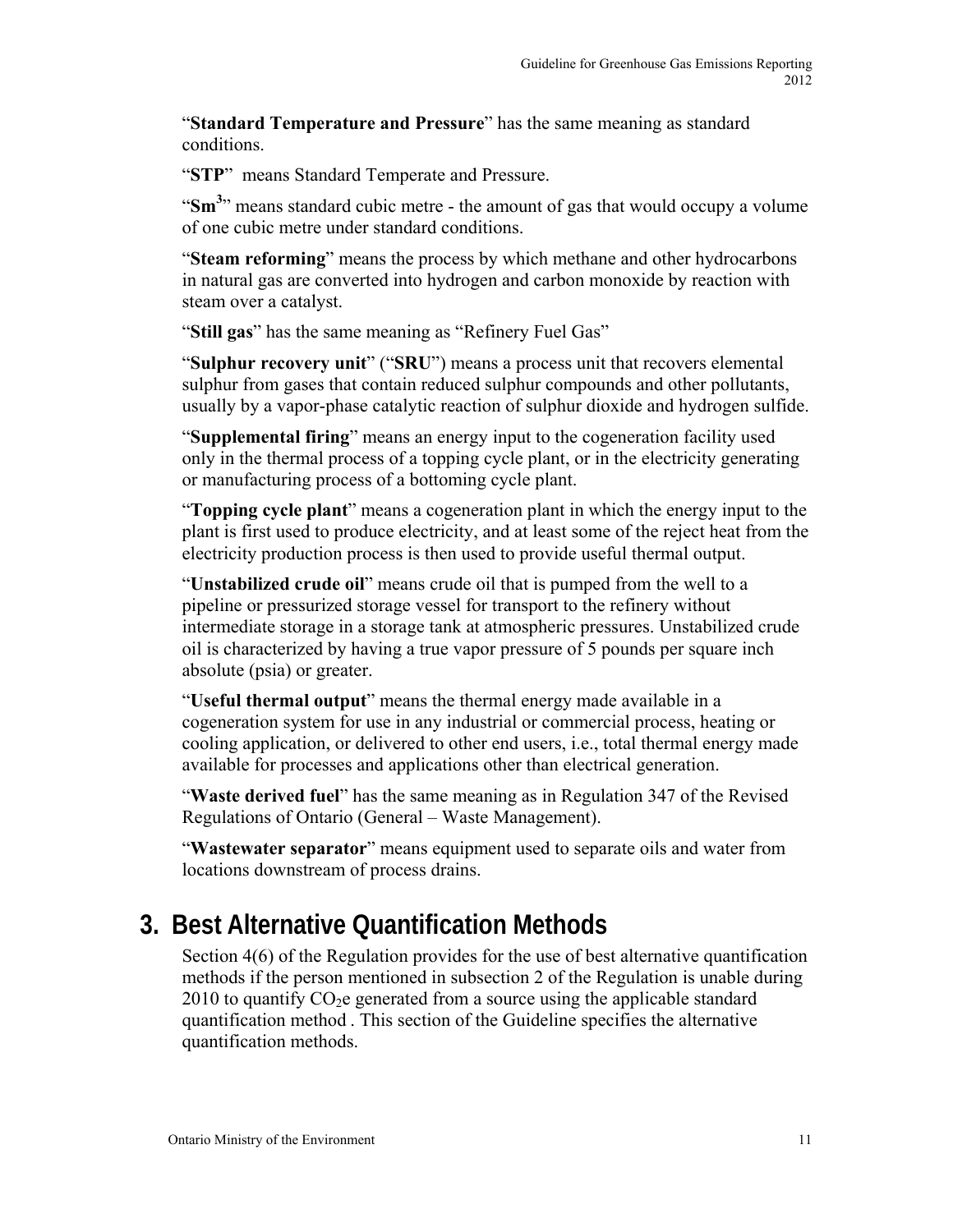"**Standard Temperature and Pressure**" has the same meaning as standard conditions.

"**STP**" means Standard Temperate and Pressure.

"**Sm$^3$**" means standard cubic metre - the amount of gas that would occupy a volume of one cubic metre under standard conditions.

"**Steam reforming**" means the process by which methane and other hydrocarbons in natural gas are converted into hydrogen and carbon monoxide by reaction with steam over a catalyst.

"**Still gas**" has the same meaning as "Refinery Fuel Gas"

"**Sulphur recovery unit**" ("**SRU**") means a process unit that recovers elemental sulphur from gases that contain reduced sulphur compounds and other pollutants, usually by a vapor-phase catalytic reaction of sulphur dioxide and hydrogen sulfide.

"**Supplemental firing**" means an energy input to the cogeneration facility used only in the thermal process of a topping cycle plant, or in the electricity generating or manufacturing process of a bottoming cycle plant.

"**Topping cycle plant**" means a cogeneration plant in which the energy input to the plant is first used to produce electricity, and at least some of the reject heat from the electricity production process is then used to provide useful thermal output.

"**Unstabilized crude oil**" means crude oil that is pumped from the well to a pipeline or pressurized storage vessel for transport to the refinery without intermediate storage in a storage tank at atmospheric pressures. Unstabilized crude oil is characterized by having a true vapor pressure of 5 pounds per square inch absolute (psia) or greater.

"**Useful thermal output**" means the thermal energy made available in a cogeneration system for use in any industrial or commercial process, heating or cooling application, or delivered to other end users, i.e., total thermal energy made available for processes and applications other than electrical generation.

"**Waste derived fuel**" has the same meaning as in Regulation 347 of the Revised Regulations of Ontario (General – Waste Management).

"**Wastewater separator**" means equipment used to separate oils and water from locations downstream of process drains.

# 3. Best Alternative Quantification Methods

Section 4(6) of the Regulation provides for the use of best alternative quantification methods if the person mentioned in subsection 2 of the Regulation is unable during 2010 to quantify $CO_2e$ generated from a source using the applicable standard quantification method . This section of the Guideline specifies the alternative quantification methods.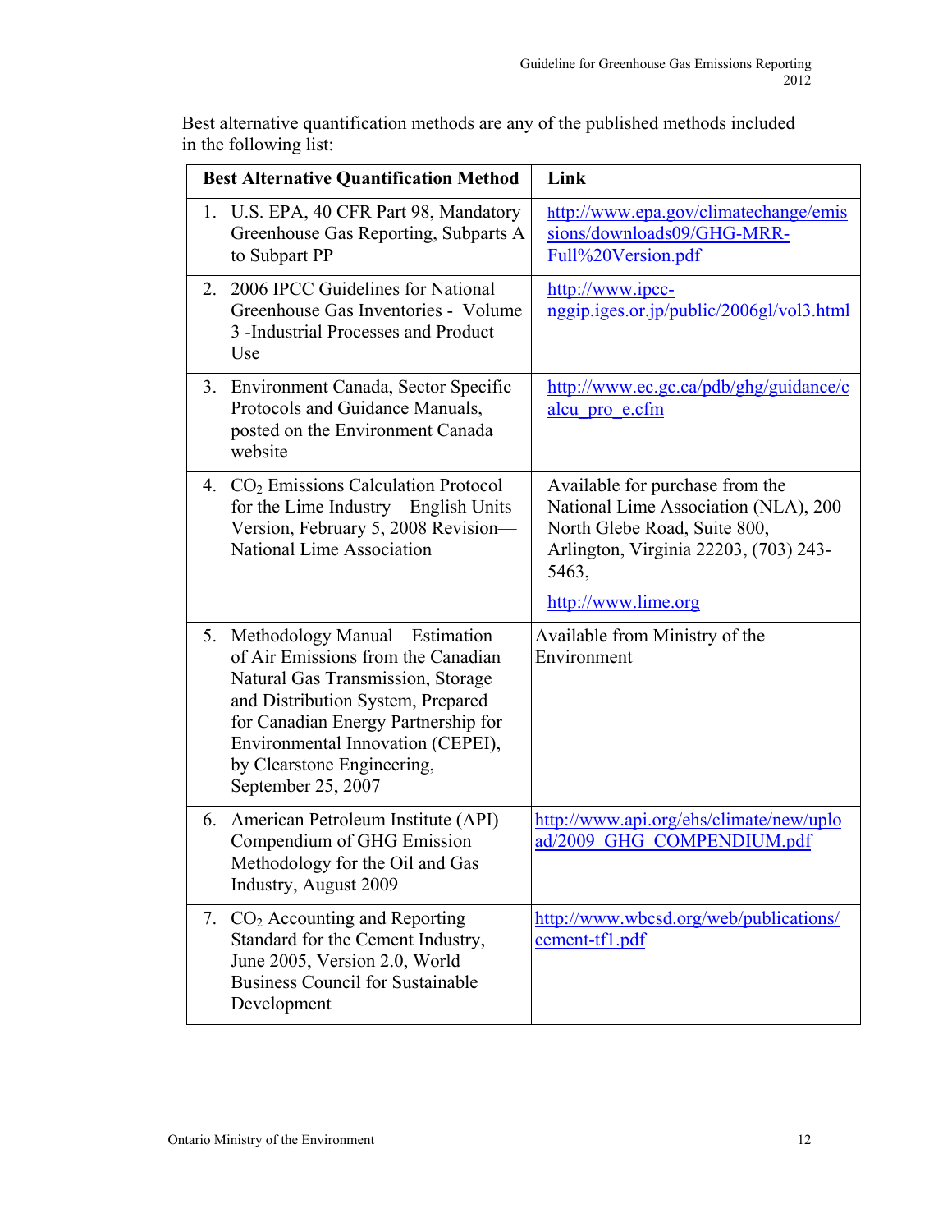Best alternative quantification methods are any of the published methods included in the following list:

| Best Alternative Quantification Method | Link |
|---|---|
| 1. U.S. EPA, 40 CFR Part 98, Mandatory Greenhouse Gas Reporting, Subparts A to Subpart PP | http://www.epa.gov/climatechange/emissions/downloads09/GHG-MRR-Full%20Version.pdf |
| 2. 2006 IPCC Guidelines for National Greenhouse Gas Inventories - Volume 3 -Industrial Processes and Product Use | http://www.ipcc-nggip.iges.or.jp/public/2006gl/vol3.html |
| 3. Environment Canada, Sector Specific Protocols and Guidance Manuals, posted on the Environment Canada website | http://www.ec.gc.ca/pdb/ghg/guidance/calcu_pro_e.cfm |
| 4. $CO_2$ Emissions Calculation Protocol for the Lime Industry—English Units Version, February 5, 2008 Revision—National Lime Association | Available for purchase from the National Lime Association (NLA), 200 North Glebe Road, Suite 800, Arlington, Virginia 22203, (703) 243-5463, http://www.lime.org |
| 5. Methodology Manual – Estimation of Air Emissions from the Canadian Natural Gas Transmission, Storage and Distribution System, Prepared for Canadian Energy Partnership for Environmental Innovation (CEPEI), by Clearstone Engineering, September 25, 2007 | Available from Ministry of the Environment |
| 6. American Petroleum Institute (API) Compendium of GHG Emission Methodology for the Oil and Gas Industry, August 2009 | http://www.api.org/ehs/climate/new/upload/2009_GHG_COMPENDIUM.pdf |
| 7. $CO_2$ Accounting and Reporting Standard for the Cement Industry, June 2005, Version 2.0, World Business Council for Sustainable Development | http://www.wbcsd.org/web/publications/cement-tf1.pdf |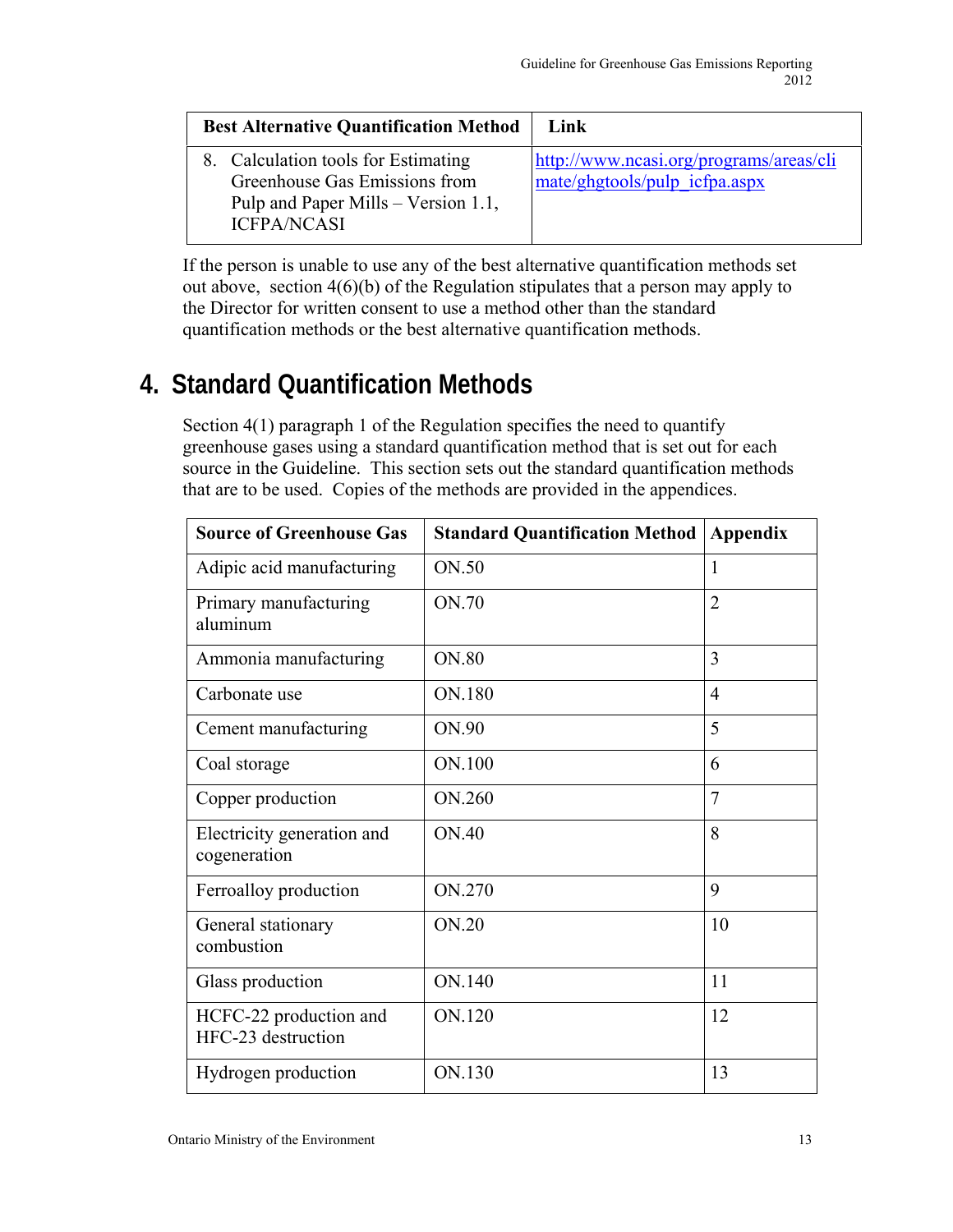| Best Alternative Quantification Method | Link |
| --- | --- |
| 8. Calculation tools for Estimating Greenhouse Gas Emissions from Pulp and Paper Mills – Version 1.1, ICFPA/NCASI | http://www.ncasi.org/programs/areas/climate/ghgtools/pulp_icfpa.aspx |

If the person is unable to use any of the best alternative quantification methods set out above, section 4(6)(b) of the Regulation stipulates that a person may apply to the Director for written consent to use a method other than the standard quantification methods or the best alternative quantification methods.

# 4. Standard Quantification Methods

Section 4(1) paragraph 1 of the Regulation specifies the need to quantify greenhouse gases using a standard quantification method that is set out for each source in the Guideline. This section sets out the standard quantification methods that are to be used. Copies of the methods are provided in the appendices.

| Source of Greenhouse Gas | Standard Quantification Method | Appendix |
| --- | --- | --- |
| Adipic acid manufacturing | ON.50 | 1 |
| Primary manufacturing aluminum | ON.70 | 2 |
| Ammonia manufacturing | ON.80 | 3 |
| Carbonate use | ON.180 | 4 |
| Cement manufacturing | ON.90 | 5 |
| Coal storage | ON.100 | 6 |
| Copper production | ON.260 | 7 |
| Electricity generation and cogeneration | ON.40 | 8 |
| Ferroalloy production | ON.270 | 9 |
| General stationary combustion | ON.20 | 10 |
| Glass production | ON.140 | 11 |
| HCFC-22 production and HFC-23 destruction | ON.120 | 12 |
| Hydrogen production | ON.130 | 13 |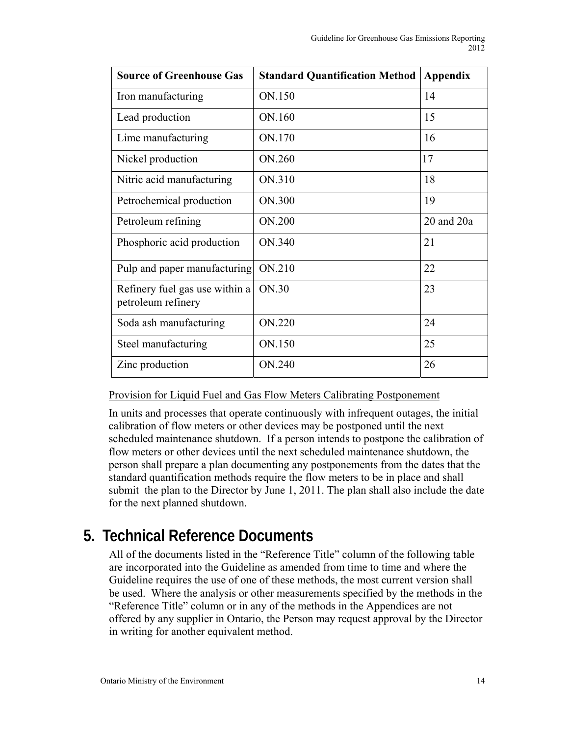| Source of Greenhouse Gas | Standard Quantification Method | Appendix |
|---|---|---|
| Iron manufacturing | ON.150 | 14 |
| Lead production | ON.160 | 15 |
| Lime manufacturing | ON.170 | 16 |
| Nickel production | ON.260 | 17 |
| Nitric acid manufacturing | ON.310 | 18 |
| Petrochemical production | ON.300 | 19 |
| Petroleum refining | ON.200 | 20 and 20a |
| Phosphoric acid production | ON.340 | 21 |
| Pulp and paper manufacturing | ON.210 | 22 |
| Refinery fuel gas use within a petroleum refinery | ON.30 | 23 |
| Soda ash manufacturing | ON.220 | 24 |
| Steel manufacturing | ON.150 | 25 |
| Zinc production | ON.240 | 26 |

Provision for Liquid Fuel and Gas Flow Meters Calibrating Postponement

In units and processes that operate continuously with infrequent outages, the initial calibration of flow meters or other devices may be postponed until the next scheduled maintenance shutdown. If a person intends to postpone the calibration of flow meters or other devices until the next scheduled maintenance shutdown, the person shall prepare a plan documenting any postponements from the dates that the standard quantification methods require the flow meters to be in place and shall submit the plan to the Director by June 1, 2011. The plan shall also include the date for the next planned shutdown.

# 5. Technical Reference Documents

All of the documents listed in the "Reference Title" column of the following table are incorporated into the Guideline as amended from time to time and where the Guideline requires the use of one of these methods, the most current version shall be used. Where the analysis or other measurements specified by the methods in the "Reference Title" column or in any of the methods in the Appendices are not offered by any supplier in Ontario, the Person may request approval by the Director in writing for another equivalent method.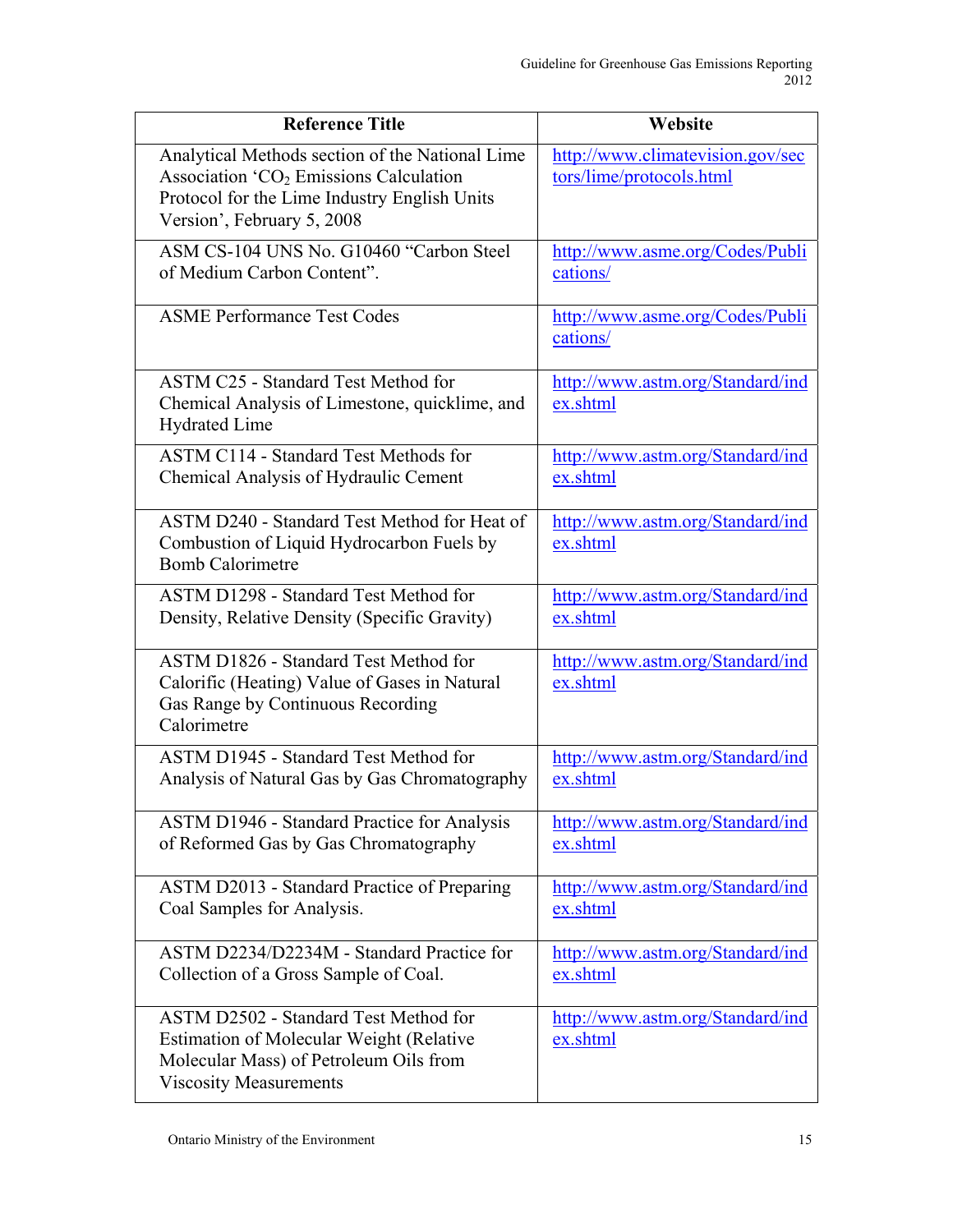| Reference Title | Website |
|---|---|
| Analytical Methods section of the National Lime Association '$CO_2$ Emissions Calculation Protocol for the Lime Industry English Units Version', February 5, 2008 | http://www.climatevision.gov/sectors/lime/protocols.html |
| ASM CS-104 UNS No. G10460 "Carbon Steel of Medium Carbon Content". | http://www.asme.org/Codes/Publications/ |
| ASME Performance Test Codes | http://www.asme.org/Codes/Publications/ |
| ASTM C25 - Standard Test Method for Chemical Analysis of Limestone, quicklime, and Hydrated Lime | http://www.astm.org/Standard/index.shtml |
| ASTM C114 - Standard Test Methods for Chemical Analysis of Hydraulic Cement | http://www.astm.org/Standard/index.shtml |
| ASTM D240 - Standard Test Method for Heat of Combustion of Liquid Hydrocarbon Fuels by Bomb Calorimetre | http://www.astm.org/Standard/index.shtml |
| ASTM D1298 - Standard Test Method for Density, Relative Density (Specific Gravity) | http://www.astm.org/Standard/index.shtml |
| ASTM D1826 - Standard Test Method for Calorific (Heating) Value of Gases in Natural Gas Range by Continuous Recording Calorimetre | http://www.astm.org/Standard/index.shtml |
| ASTM D1945 - Standard Test Method for Analysis of Natural Gas by Gas Chromatography | http://www.astm.org/Standard/index.shtml |
| ASTM D1946 - Standard Practice for Analysis of Reformed Gas by Gas Chromatography | http://www.astm.org/Standard/index.shtml |
| ASTM D2013 - Standard Practice of Preparing Coal Samples for Analysis. | http://www.astm.org/Standard/index.shtml |
| ASTM D2234/D2234M - Standard Practice for Collection of a Gross Sample of Coal. | http://www.astm.org/Standard/index.shtml |
| ASTM D2502 - Standard Test Method for Estimation of Molecular Weight (Relative Molecular Mass) of Petroleum Oils from Viscosity Measurements | http://www.astm.org/Standard/index.shtml |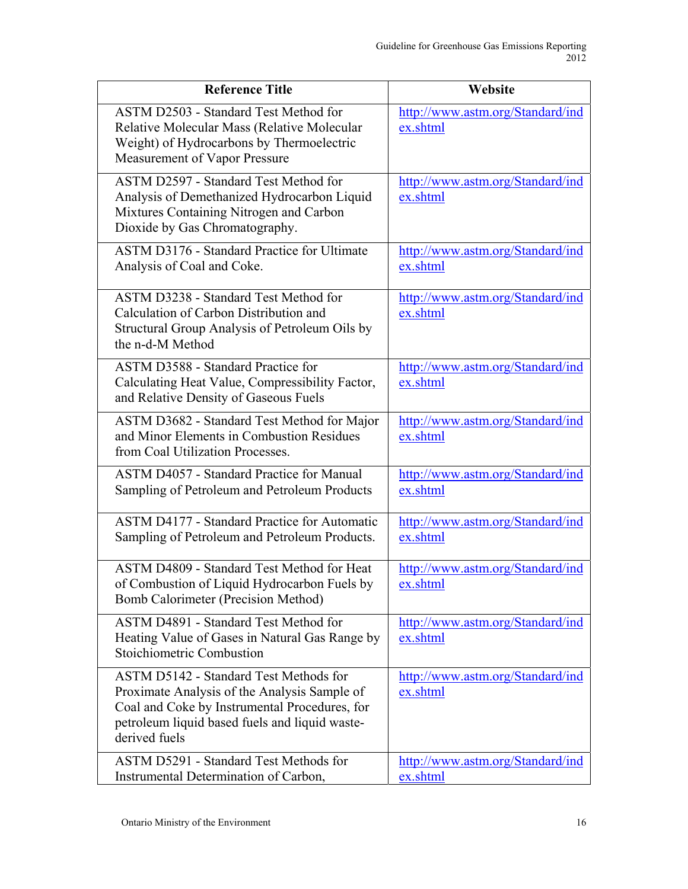| Reference Title | Website |
|---|---|
| ASTM D2503 - Standard Test Method for Relative Molecular Mass (Relative Molecular Weight) of Hydrocarbons by Thermoelectric Measurement of Vapor Pressure | http://www.astm.org/Standard/index.shtml |
| ASTM D2597 - Standard Test Method for Analysis of Demethanized Hydrocarbon Liquid Mixtures Containing Nitrogen and Carbon Dioxide by Gas Chromatography. | http://www.astm.org/Standard/index.shtml |
| ASTM D3176 - Standard Practice for Ultimate Analysis of Coal and Coke. | http://www.astm.org/Standard/index.shtml |
| ASTM D3238 - Standard Test Method for Calculation of Carbon Distribution and Structural Group Analysis of Petroleum Oils by the n-d-M Method | http://www.astm.org/Standard/index.shtml |
| ASTM D3588 - Standard Practice for Calculating Heat Value, Compressibility Factor, and Relative Density of Gaseous Fuels | http://www.astm.org/Standard/index.shtml |
| ASTM D3682 - Standard Test Method for Major and Minor Elements in Combustion Residues from Coal Utilization Processes. | http://www.astm.org/Standard/index.shtml |
| ASTM D4057 - Standard Practice for Manual Sampling of Petroleum and Petroleum Products | http://www.astm.org/Standard/index.shtml |
| ASTM D4177 - Standard Practice for Automatic Sampling of Petroleum and Petroleum Products. | http://www.astm.org/Standard/index.shtml |
| ASTM D4809 - Standard Test Method for Heat of Combustion of Liquid Hydrocarbon Fuels by Bomb Calorimeter (Precision Method) | http://www.astm.org/Standard/index.shtml |
| ASTM D4891 - Standard Test Method for Heating Value of Gases in Natural Gas Range by Stoichiometric Combustion | http://www.astm.org/Standard/index.shtml |
| ASTM D5142 - Standard Test Methods for Proximate Analysis of the Analysis Sample of Coal and Coke by Instrumental Procedures, for petroleum liquid based fuels and liquid waste-derived fuels | http://www.astm.org/Standard/index.shtml |
| ASTM D5291 - Standard Test Methods for Instrumental Determination of Carbon, | http://www.astm.org/Standard/index.shtml |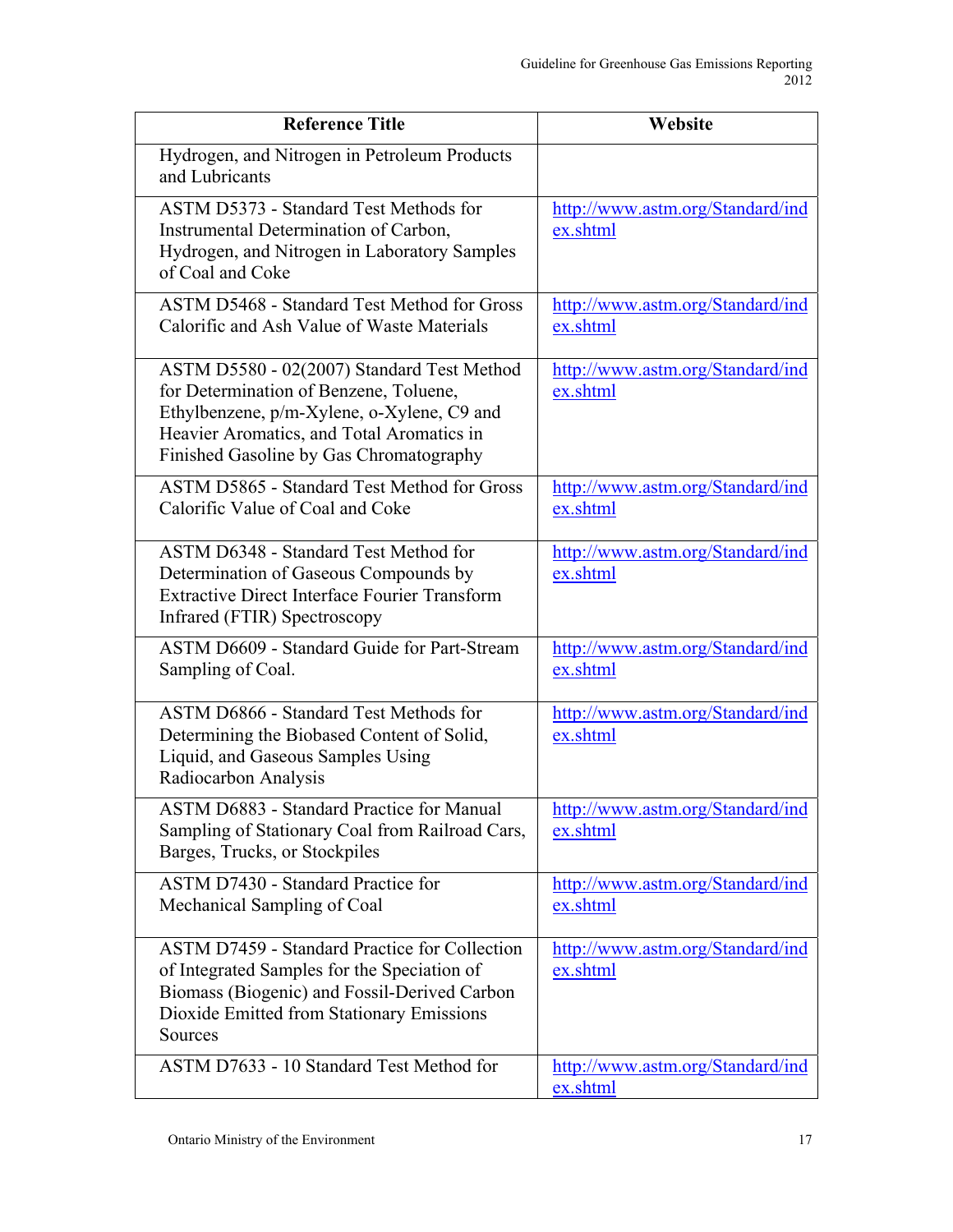| Reference Title | Website |
|---|---|
| Hydrogen, and Nitrogen in Petroleum Products and Lubricants | |
| ASTM D5373 - Standard Test Methods for Instrumental Determination of Carbon, Hydrogen, and Nitrogen in Laboratory Samples of Coal and Coke | http://www.astm.org/Standard/index.shtml |
| ASTM D5468 - Standard Test Method for Gross Calorific and Ash Value of Waste Materials | http://www.astm.org/Standard/index.shtml |
| ASTM D5580 - 02(2007) Standard Test Method for Determination of Benzene, Toluene, Ethylbenzene, p/m-Xylene, o-Xylene, C9 and Heavier Aromatics, and Total Aromatics in Finished Gasoline by Gas Chromatography | http://www.astm.org/Standard/index.shtml |
| ASTM D5865 - Standard Test Method for Gross Calorific Value of Coal and Coke | http://www.astm.org/Standard/index.shtml |
| ASTM D6348 - Standard Test Method for Determination of Gaseous Compounds by Extractive Direct Interface Fourier Transform Infrared (FTIR) Spectroscopy | http://www.astm.org/Standard/index.shtml |
| ASTM D6609 - Standard Guide for Part-Stream Sampling of Coal. | http://www.astm.org/Standard/index.shtml |
| ASTM D6866 - Standard Test Methods for Determining the Biobased Content of Solid, Liquid, and Gaseous Samples Using Radiocarbon Analysis | http://www.astm.org/Standard/index.shtml |
| ASTM D6883 - Standard Practice for Manual Sampling of Stationary Coal from Railroad Cars, Barges, Trucks, or Stockpiles | http://www.astm.org/Standard/index.shtml |
| ASTM D7430 - Standard Practice for Mechanical Sampling of Coal | http://www.astm.org/Standard/index.shtml |
| ASTM D7459 - Standard Practice for Collection of Integrated Samples for the Speciation of Biomass (Biogenic) and Fossil-Derived Carbon Dioxide Emitted from Stationary Emissions Sources | http://www.astm.org/Standard/index.shtml |
| ASTM D7633 - 10 Standard Test Method for | http://www.astm.org/Standard/index.shtml |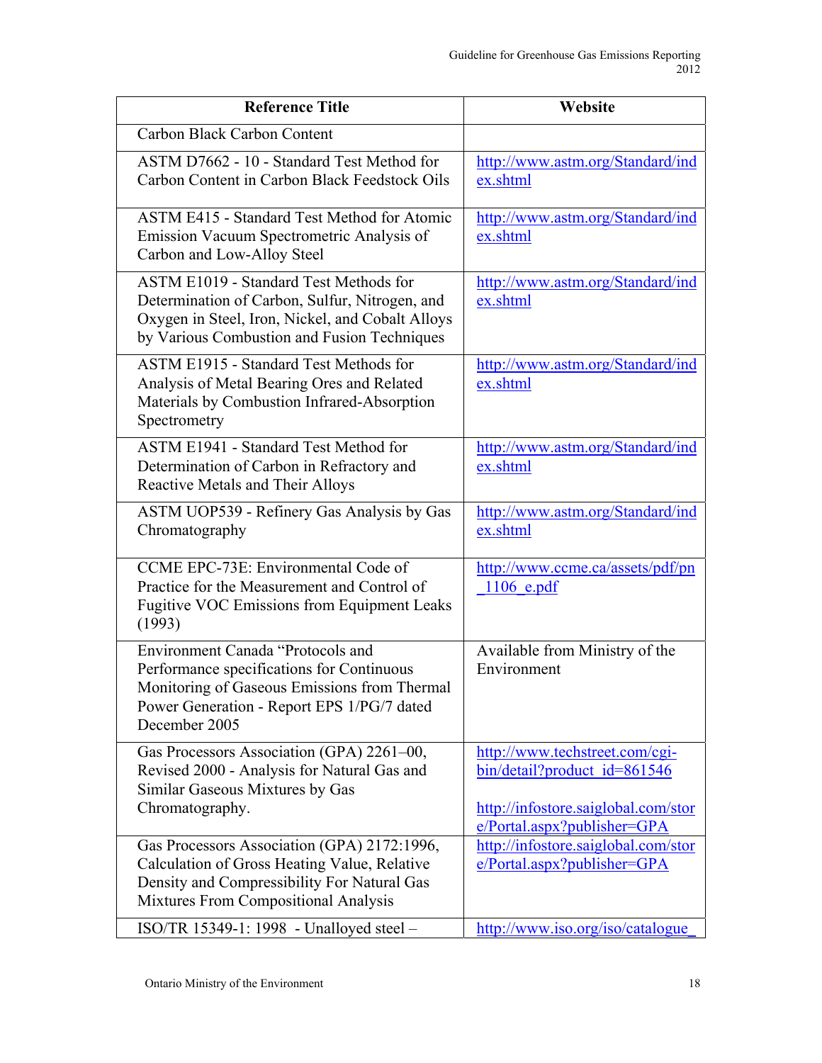| Reference Title | Website |
|---|---|
| Carbon Black Carbon Content | |
| ASTM D7662 - 10 - Standard Test Method for Carbon Content in Carbon Black Feedstock Oils | http://www.astm.org/Standard/index.shtml |
| ASTM E415 - Standard Test Method for Atomic Emission Vacuum Spectrometric Analysis of Carbon and Low-Alloy Steel | http://www.astm.org/Standard/index.shtml |
| ASTM E1019 - Standard Test Methods for Determination of Carbon, Sulfur, Nitrogen, and Oxygen in Steel, Iron, Nickel, and Cobalt Alloys by Various Combustion and Fusion Techniques | http://www.astm.org/Standard/index.shtml |
| ASTM E1915 - Standard Test Methods for Analysis of Metal Bearing Ores and Related Materials by Combustion Infrared-Absorption Spectrometry | http://www.astm.org/Standard/index.shtml |
| ASTM E1941 - Standard Test Method for Determination of Carbon in Refractory and Reactive Metals and Their Alloys | http://www.astm.org/Standard/index.shtml |
| ASTM UOP539 - Refinery Gas Analysis by Gas Chromatography | http://www.astm.org/Standard/index.shtml |
| CCME EPC-73E: Environmental Code of Practice for the Measurement and Control of Fugitive VOC Emissions from Equipment Leaks (1993) | http://www.ccme.ca/assets/pdf/pn_1106_e.pdf |
| Environment Canada "Protocols and Performance specifications for Continuous Monitoring of Gaseous Emissions from Thermal Power Generation - Report EPS 1/PG/7 dated December 2005 | Available from Ministry of the Environment |
| Gas Processors Association (GPA) 2261–00, Revised 2000 - Analysis for Natural Gas and Similar Gaseous Mixtures by Gas Chromatography. | http://www.techstreet.com/cgi-bin/detail?product_id=861546<br><br>http://infostore.saiglobal.com/store/Portal.aspx?publisher=GPA |
| Gas Processors Association (GPA) 2172:1996, Calculation of Gross Heating Value, Relative Density and Compressibility For Natural Gas Mixtures From Compositional Analysis | http://infostore.saiglobal.com/store/Portal.aspx?publisher=GPA |
| ISO/TR 15349-1: 1998 - Unalloyed steel – | http://www.iso.org/iso/catalogue_ |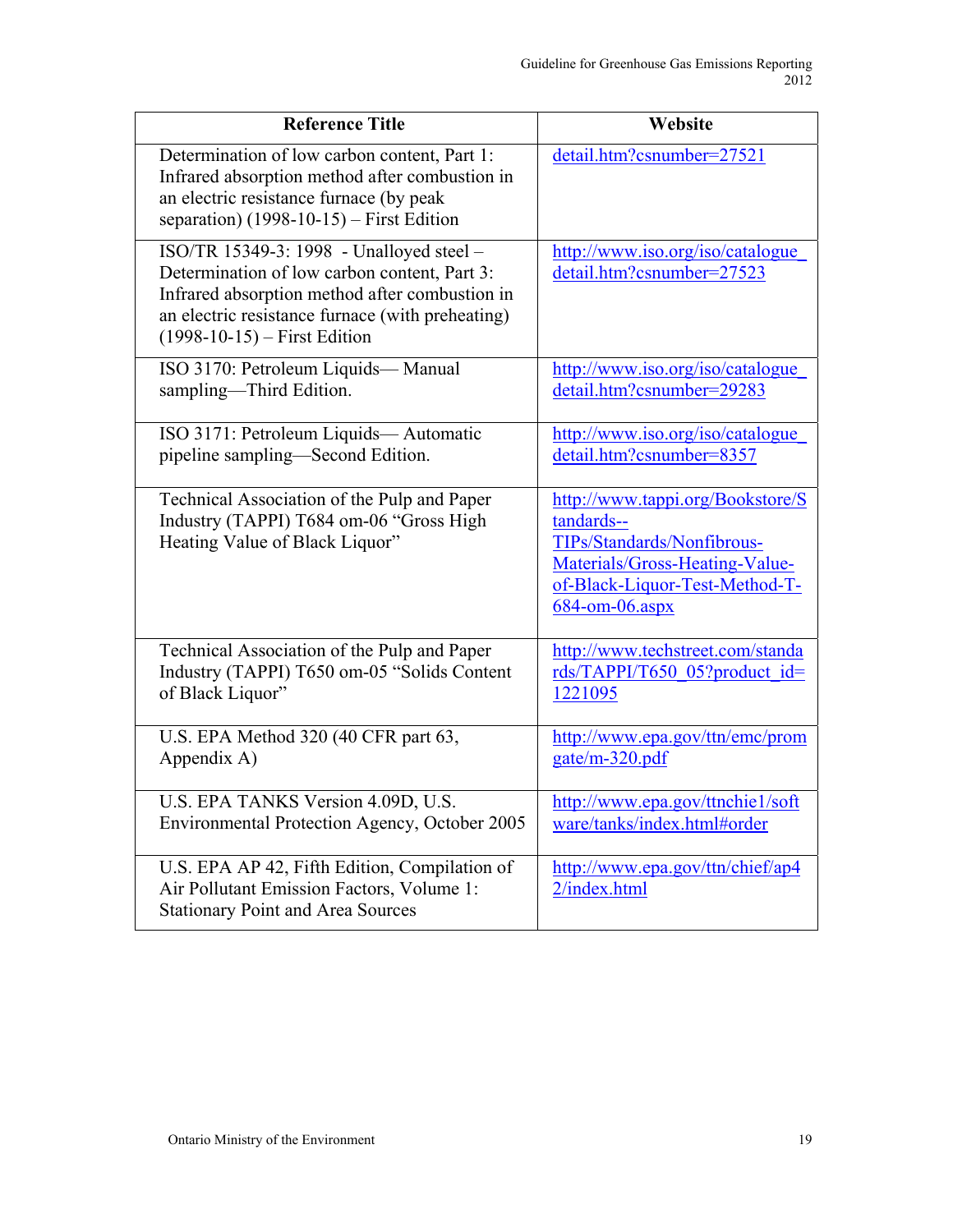| Reference Title | Website |
|---|---|
| Determination of low carbon content, Part 1: Infrared absorption method after combustion in an electric resistance furnace (by peak separation) (1998-10-15) – First Edition | detail.htm?csnumber=27521 |
| ISO/TR 15349-3: 1998 - Unalloyed steel – Determination of low carbon content, Part 3: Infrared absorption method after combustion in an electric resistance furnace (with preheating) (1998-10-15) – First Edition | http://www.iso.org/iso/catalogue_detail.htm?csnumber=27523 |
| ISO 3170: Petroleum Liquids— Manual sampling—Third Edition. | http://www.iso.org/iso/catalogue_detail.htm?csnumber=29283 |
| ISO 3171: Petroleum Liquids— Automatic pipeline sampling—Second Edition. | http://www.iso.org/iso/catalogue_detail.htm?csnumber=8357 |
| Technical Association of the Pulp and Paper Industry (TAPPI) T684 om-06 "Gross High Heating Value of Black Liquor" | http://www.tappi.org/Bookstore/Standards--TIPs/Standards/Nonfibrous-Materials/Gross-Heating-Value-of-Black-Liquor-Test-Method-T-684-om-06.aspx |
| Technical Association of the Pulp and Paper Industry (TAPPI) T650 om-05 "Solids Content of Black Liquor" | http://www.techstreet.com/standards/TAPPI/T650_05?product_id=1221095 |
| U.S. EPA Method 320 (40 CFR part 63, Appendix A) | http://www.epa.gov/ttn/emc/promgate/m-320.pdf |
| U.S. EPA TANKS Version 4.09D, U.S. Environmental Protection Agency, October 2005 | http://www.epa.gov/ttnchie1/software/tanks/index.html#order |
| U.S. EPA AP 42, Fifth Edition, Compilation of Air Pollutant Emission Factors, Volume 1: Stationary Point and Area Sources | http://www.epa.gov/ttn/chief/ap42/index.html |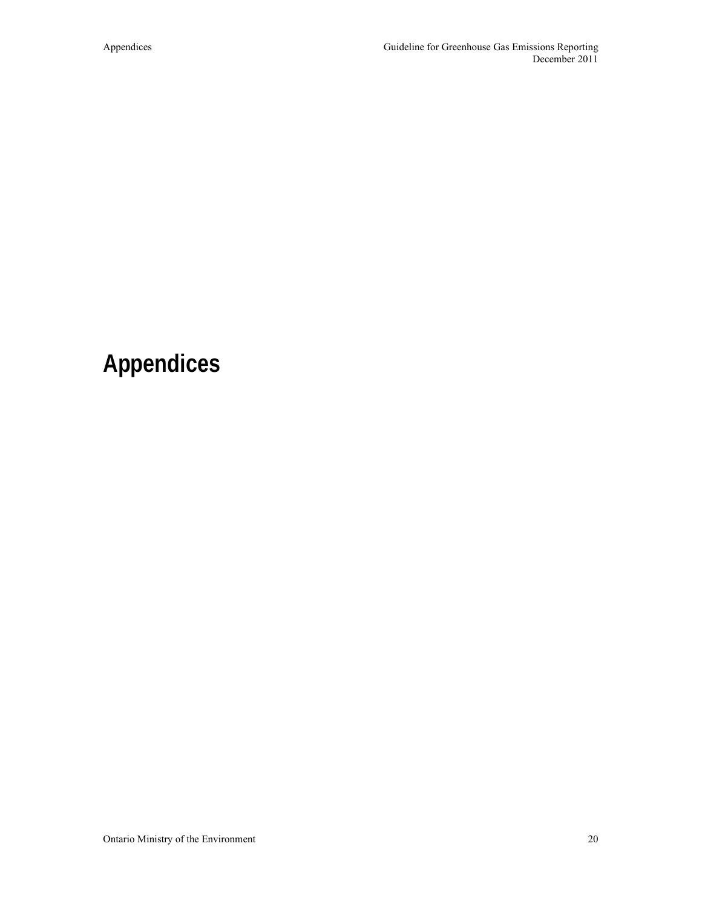# Appendices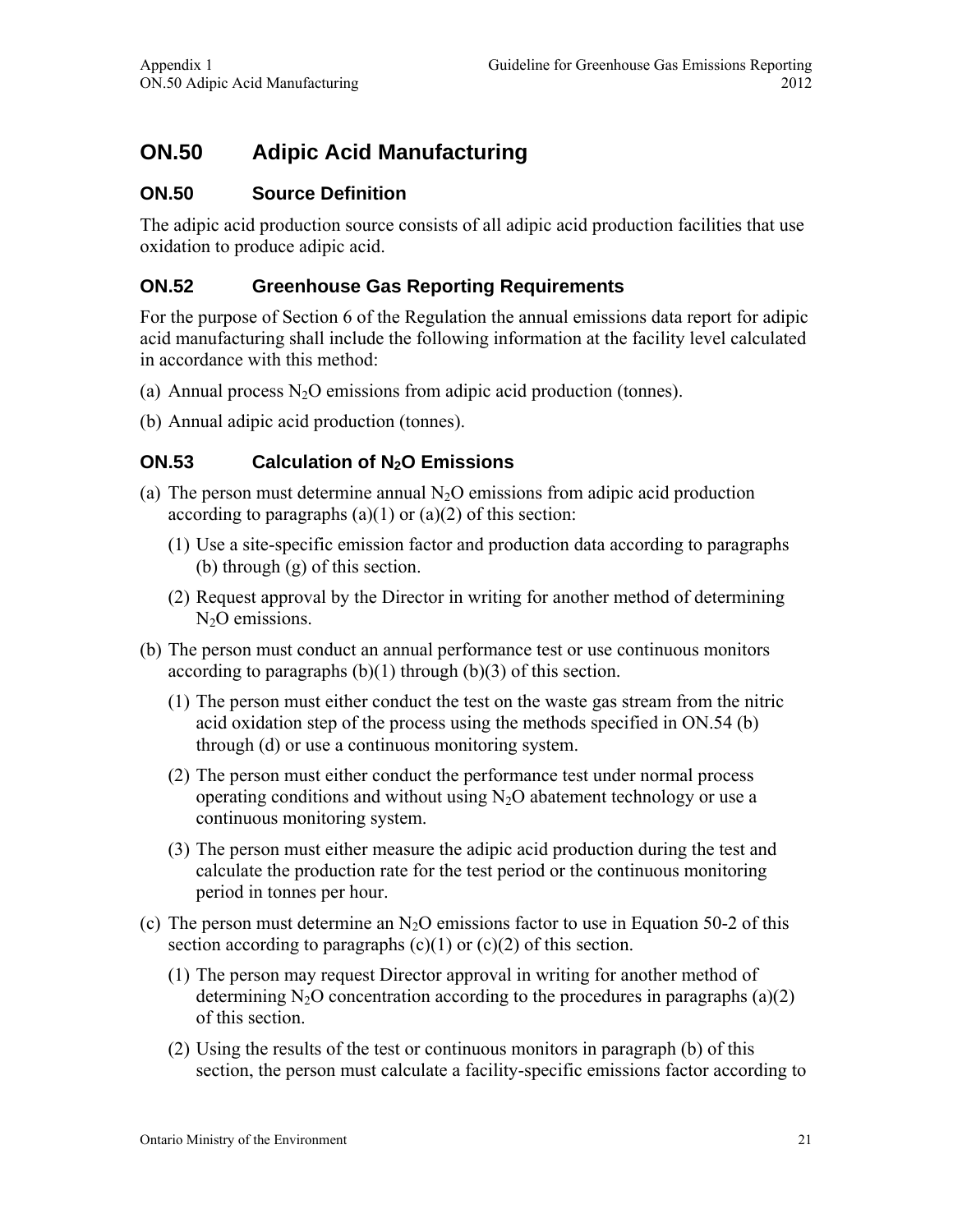# ON.50 Adipic Acid Manufacturing

## ON.50 Source Definition

The adipic acid production source consists of all adipic acid production facilities that use oxidation to produce adipic acid.

## ON.52 Greenhouse Gas Reporting Requirements

For the purpose of Section 6 of the Regulation the annual emissions data report for adipic acid manufacturing shall include the following information at the facility level calculated in accordance with this method:

(a) Annual process $N_2O$ emissions from adipic acid production (tonnes).

(b) Annual adipic acid production (tonnes).

## ON.53 Calculation of $N_2O$ Emissions

(a) The person must determine annual $N_2O$ emissions from adipic acid production according to paragraphs (a)(1) or (a)(2) of this section:

(1) Use a site-specific emission factor and production data according to paragraphs (b) through (g) of this section.

(2) Request approval by the Director in writing for another method of determining $N_2O$ emissions.

(b) The person must conduct an annual performance test or use continuous monitors according to paragraphs (b)(1) through (b)(3) of this section.

(1) The person must either conduct the test on the waste gas stream from the nitric acid oxidation step of the process using the methods specified in ON.54 (b) through (d) or use a continuous monitoring system.

(2) The person must either conduct the performance test under normal process operating conditions and without using $N_2O$ abatement technology or use a continuous monitoring system.

(3) The person must either measure the adipic acid production during the test and calculate the production rate for the test period or the continuous monitoring period in tonnes per hour.

(c) The person must determine an $N_2O$ emissions factor to use in Equation 50-2 of this section according to paragraphs (c)(1) or (c)(2) of this section.

(1) The person may request Director approval in writing for another method of determining $N_2O$ concentration according to the procedures in paragraphs (a)(2) of this section.

(2) Using the results of the test or continuous monitors in paragraph (b) of this section, the person must calculate a facility-specific emissions factor according to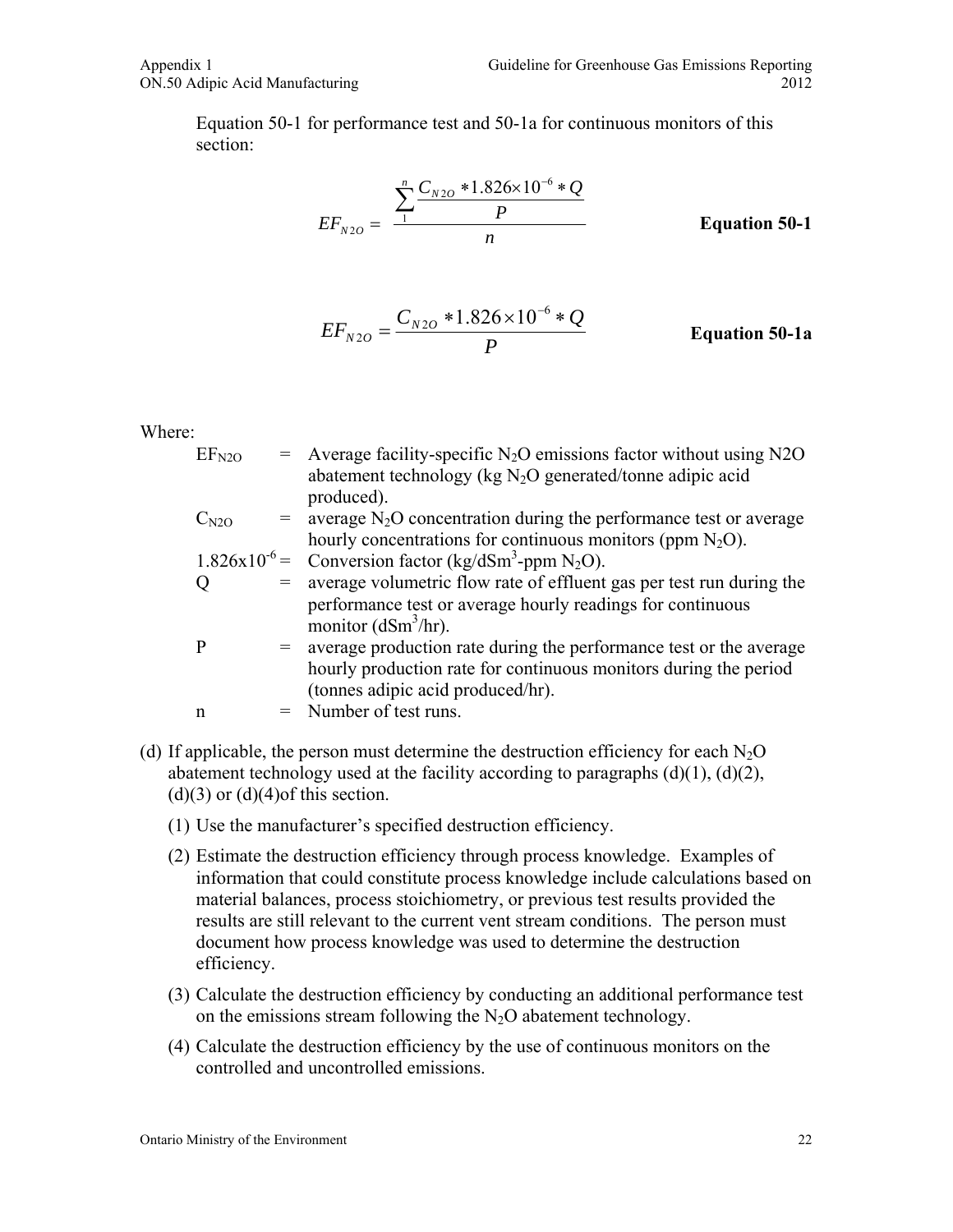Equation 50-1 for performance test and 50-1a for continuous monitors of this section:

$$EF_{N2O} = \frac{\sum_{1}^{n} \frac{C_{N2O} * 1.826 \times 10^{-6} * Q}{P}}{n} \qquad \textbf{Equation 50-1}$$

$$EF_{N2O} = \frac{C_{N2O} * 1.826 \times 10^{-6} * Q}{P} \qquad \textbf{Equation 50-1a}$$

Where:

$EF_{N2O}$ = Average facility-specific $N_2O$ emissions factor without using N2O abatement technology (kg $N_2O$ generated/tonne adipic acid produced).

$C_{N2O}$ = average $N_2O$ concentration during the performance test or average hourly concentrations for continuous monitors (ppm $N_2O$).

$1.826 \times 10^{-6}$ = Conversion factor (kg/dSm$^3$-ppm $N_2O$).

Q = average volumetric flow rate of effluent gas per test run during the performance test or average hourly readings for continuous monitor (dSm$^3$/hr).

P = average production rate during the performance test or the average hourly production rate for continuous monitors during the period (tonnes adipic acid produced/hr).

n = Number of test runs.

(d) If applicable, the person must determine the destruction efficiency for each $N_2O$ abatement technology used at the facility according to paragraphs (d)(1), (d)(2), (d)(3) or (d)(4)of this section.

(1) Use the manufacturer's specified destruction efficiency.

(2) Estimate the destruction efficiency through process knowledge. Examples of information that could constitute process knowledge include calculations based on material balances, process stoichiometry, or previous test results provided the results are still relevant to the current vent stream conditions. The person must document how process knowledge was used to determine the destruction efficiency.

(3) Calculate the destruction efficiency by conducting an additional performance test on the emissions stream following the $N_2O$ abatement technology.

(4) Calculate the destruction efficiency by the use of continuous monitors on the controlled and uncontrolled emissions.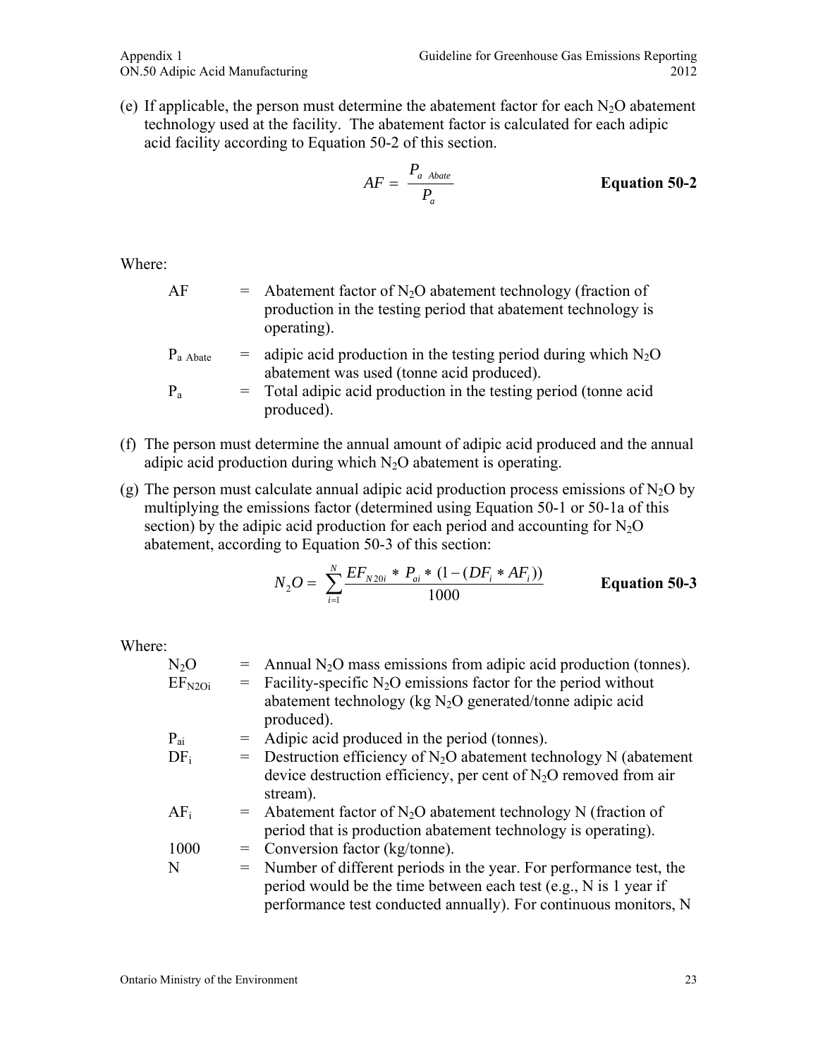(e) If applicable, the person must determine the abatement factor for each $N_2O$ abatement technology used at the facility. The abatement factor is calculated for each adipic acid facility according to Equation 50-2 of this section.

$$AF = \frac{P_{a\ Abate}}{P_a} \qquad \textbf{Equation 50-2}$$

Where:

| | | |
|---|---|---|
| AF | = | Abatement factor of $N_2O$ abatement technology (fraction of production in the testing period that abatement technology is operating). |
| $P_{a\ Abate}$ | = | adipic acid production in the testing period during which $N_2O$ abatement was used (tonne acid produced). |
| $P_a$ | = | Total adipic acid production in the testing period (tonne acid produced). |

(f) The person must determine the annual amount of adipic acid produced and the annual adipic acid production during which $N_2O$ abatement is operating.

(g) The person must calculate annual adipic acid production process emissions of $N_2O$ by multiplying the emissions factor (determined using Equation 50-1 or 50-1a of this section) by the adipic acid production for each period and accounting for $N_2O$ abatement, according to Equation 50-3 of this section:

$$N_2O = \sum_{i=1}^{N} \frac{EF_{N2Oi} * P_{ai} * (1-(DF_i * AF_i))}{1000} \qquad \textbf{Equation 50-3}$$

Where:

| | | |
|---|---|---|
| $N_2O$ | = | Annual $N_2O$ mass emissions from adipic acid production (tonnes). |
| $EF_{N2Oi}$ | = | Facility-specific $N_2O$ emissions factor for the period without abatement technology (kg $N_2O$ generated/tonne adipic acid produced). |
| $P_{ai}$ | = | Adipic acid produced in the period (tonnes). |
| $DF_i$ | = | Destruction efficiency of $N_2O$ abatement technology N (abatement device destruction efficiency, per cent of $N_2O$ removed from air stream). |
| $AF_i$ | = | Abatement factor of $N_2O$ abatement technology N (fraction of period that is production abatement technology is operating). |
| 1000 | = | Conversion factor (kg/tonne). |
| N | = | Number of different periods in the year. For performance test, the period would be the time between each test (e.g., N is 1 year if performance test conducted annually). For continuous monitors, N |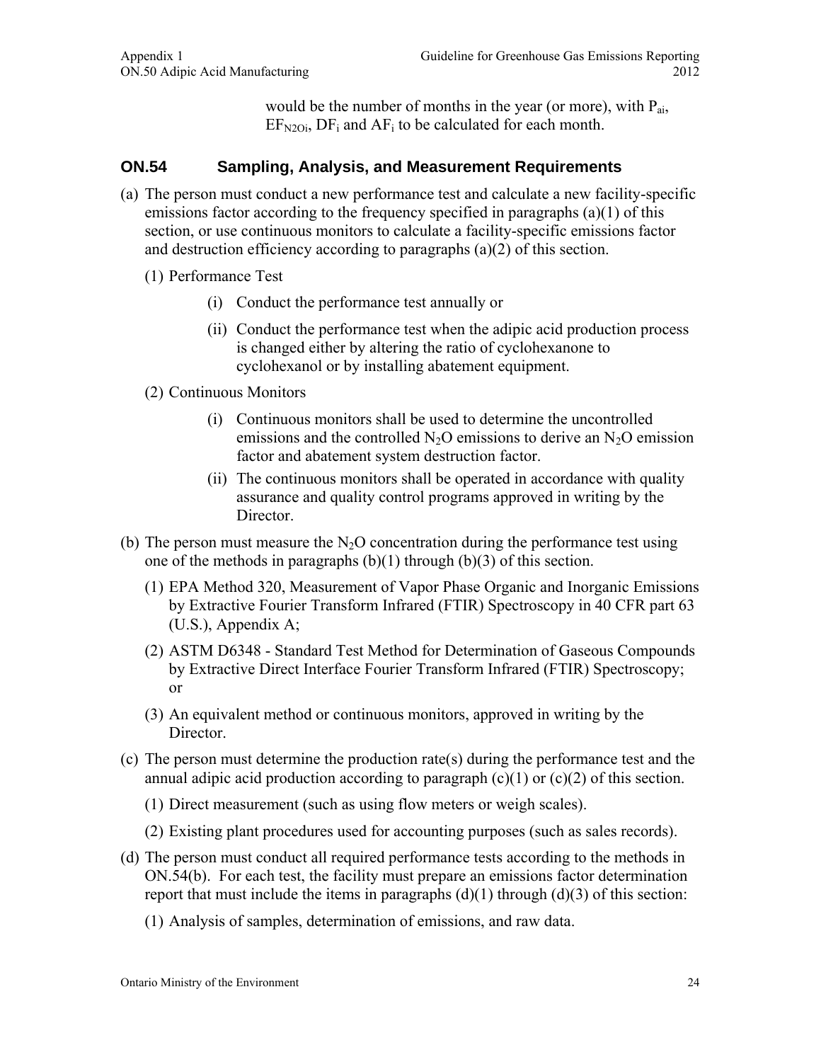would be the number of months in the year (or more), with $P_{ai}$, $EF_{N2Oi}$, $DF_i$ and $AF_i$ to be calculated for each month.

## ON.54 Sampling, Analysis, and Measurement Requirements

(a) The person must conduct a new performance test and calculate a new facility-specific emissions factor according to the frequency specified in paragraphs (a)(1) of this section, or use continuous monitors to calculate a facility-specific emissions factor and destruction efficiency according to paragraphs (a)(2) of this section.

(1) Performance Test

(i) Conduct the performance test annually or

(ii) Conduct the performance test when the adipic acid production process is changed either by altering the ratio of cyclohexanone to cyclohexanol or by installing abatement equipment.

(2) Continuous Monitors

(i) Continuous monitors shall be used to determine the uncontrolled emissions and the controlled $N_2O$ emissions to derive an $N_2O$ emission factor and abatement system destruction factor.

(ii) The continuous monitors shall be operated in accordance with quality assurance and quality control programs approved in writing by the Director.

(b) The person must measure the $N_2O$ concentration during the performance test using one of the methods in paragraphs (b)(1) through (b)(3) of this section.

(1) EPA Method 320, Measurement of Vapor Phase Organic and Inorganic Emissions by Extractive Fourier Transform Infrared (FTIR) Spectroscopy in 40 CFR part 63 (U.S.), Appendix A;

(2) ASTM D6348 - Standard Test Method for Determination of Gaseous Compounds by Extractive Direct Interface Fourier Transform Infrared (FTIR) Spectroscopy; or

(3) An equivalent method or continuous monitors, approved in writing by the Director.

(c) The person must determine the production rate(s) during the performance test and the annual adipic acid production according to paragraph (c)(1) or (c)(2) of this section.

(1) Direct measurement (such as using flow meters or weigh scales).

(2) Existing plant procedures used for accounting purposes (such as sales records).

(d) The person must conduct all required performance tests according to the methods in ON.54(b). For each test, the facility must prepare an emissions factor determination report that must include the items in paragraphs (d)(1) through (d)(3) of this section:

(1) Analysis of samples, determination of emissions, and raw data.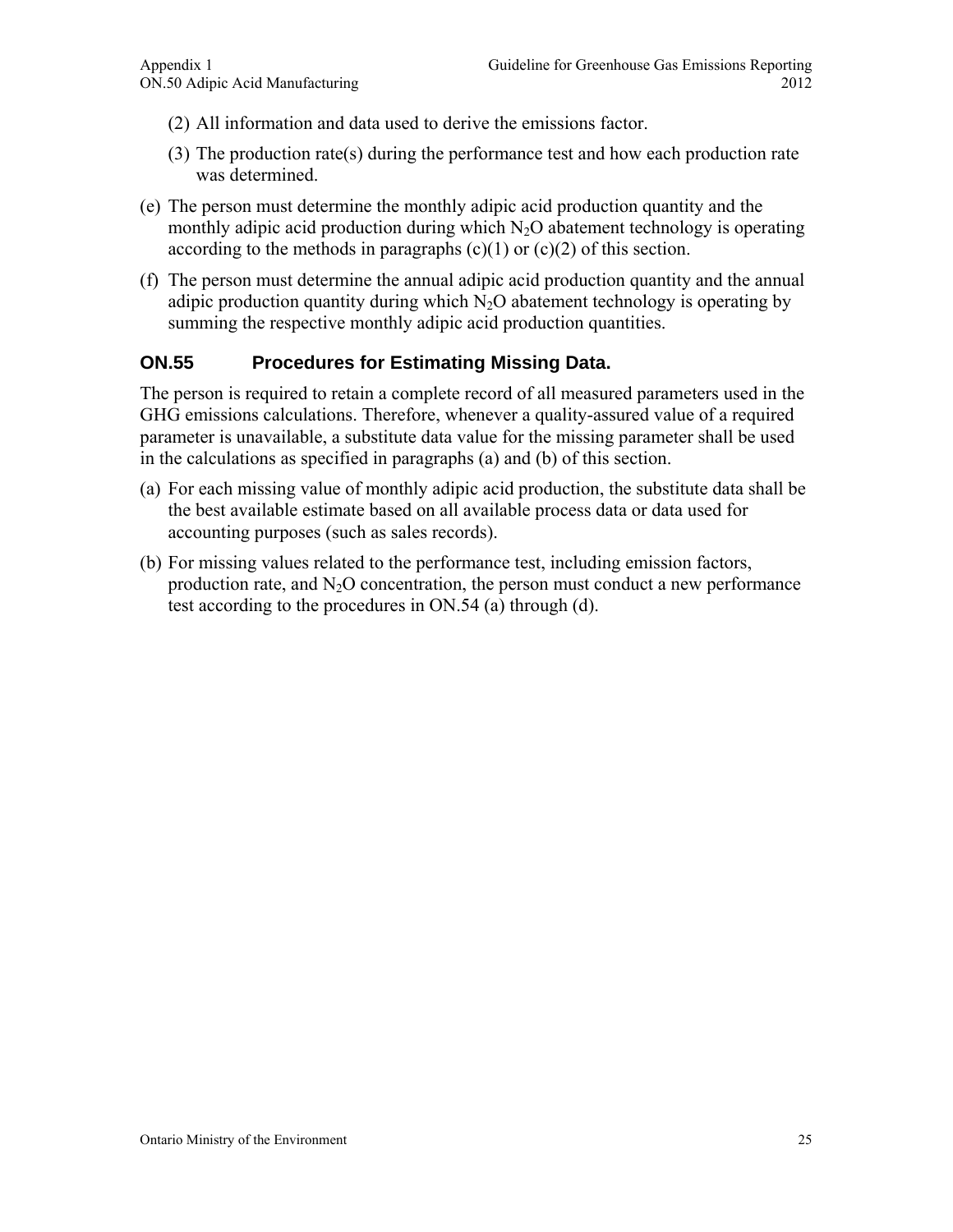(2) All information and data used to derive the emissions factor.

(3) The production rate(s) during the performance test and how each production rate was determined.

(e) The person must determine the monthly adipic acid production quantity and the monthly adipic acid production during which $N_2O$ abatement technology is operating according to the methods in paragraphs (c)(1) or (c)(2) of this section.

(f) The person must determine the annual adipic acid production quantity and the annual adipic production quantity during which $N_2O$ abatement technology is operating by summing the respective monthly adipic acid production quantities.

## ON.55 Procedures for Estimating Missing Data.

The person is required to retain a complete record of all measured parameters used in the GHG emissions calculations. Therefore, whenever a quality-assured value of a required parameter is unavailable, a substitute data value for the missing parameter shall be used in the calculations as specified in paragraphs (a) and (b) of this section.

(a) For each missing value of monthly adipic acid production, the substitute data shall be the best available estimate based on all available process data or data used for accounting purposes (such as sales records).

(b) For missing values related to the performance test, including emission factors, production rate, and $N_2O$ concentration, the person must conduct a new performance test according to the procedures in ON.54 (a) through (d).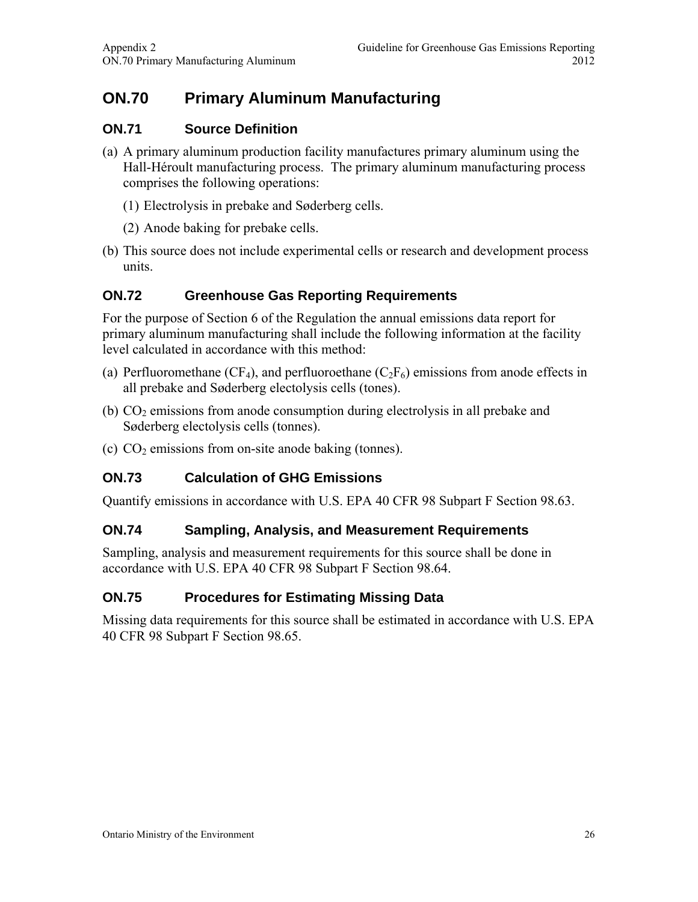# ON.70 Primary Aluminum Manufacturing

## ON.71 Source Definition

(a) A primary aluminum production facility manufactures primary aluminum using the Hall-Héroult manufacturing process. The primary aluminum manufacturing process comprises the following operations:

(1) Electrolysis in prebake and Søderberg cells.

(2) Anode baking for prebake cells.

(b) This source does not include experimental cells or research and development process units.

## ON.72 Greenhouse Gas Reporting Requirements

For the purpose of Section 6 of the Regulation the annual emissions data report for primary aluminum manufacturing shall include the following information at the facility level calculated in accordance with this method:

(a) Perfluoromethane ($CF_4$), and perfluoroethane ($C_2F_6$) emissions from anode effects in all prebake and Søderberg electolysis cells (tones).

(b) $CO_2$ emissions from anode consumption during electrolysis in all prebake and Søderberg electolysis cells (tonnes).

(c) $CO_2$ emissions from on-site anode baking (tonnes).

## ON.73 Calculation of GHG Emissions

Quantify emissions in accordance with U.S. EPA 40 CFR 98 Subpart F Section 98.63.

## ON.74 Sampling, Analysis, and Measurement Requirements

Sampling, analysis and measurement requirements for this source shall be done in accordance with U.S. EPA 40 CFR 98 Subpart F Section 98.64.

## ON.75 Procedures for Estimating Missing Data

Missing data requirements for this source shall be estimated in accordance with U.S. EPA 40 CFR 98 Subpart F Section 98.65.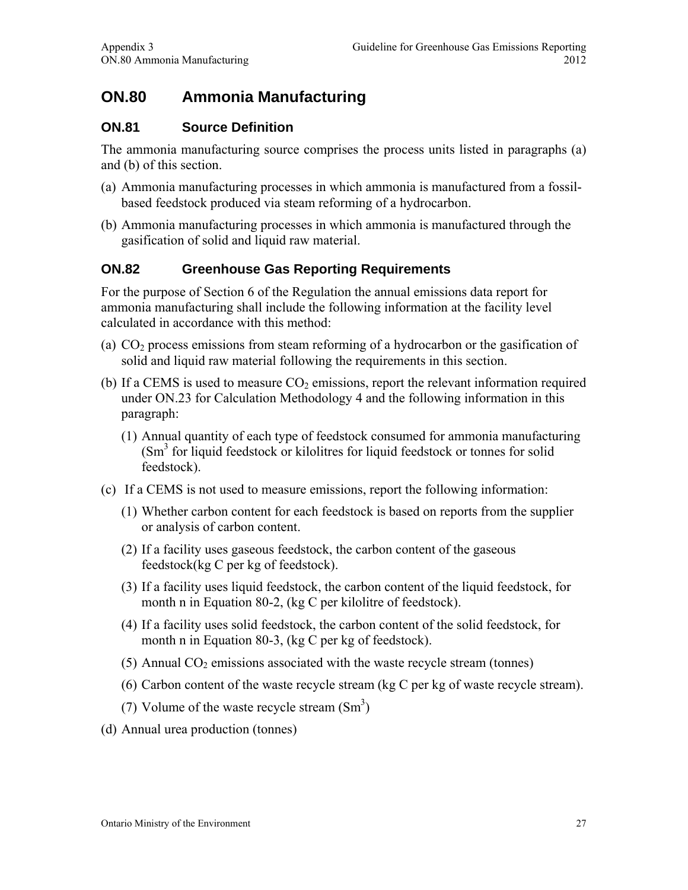# ON.80 Ammonia Manufacturing

## ON.81 Source Definition

The ammonia manufacturing source comprises the process units listed in paragraphs (a) and (b) of this section.

(a) Ammonia manufacturing processes in which ammonia is manufactured from a fossil-based feedstock produced via steam reforming of a hydrocarbon.

(b) Ammonia manufacturing processes in which ammonia is manufactured through the gasification of solid and liquid raw material.

## ON.82 Greenhouse Gas Reporting Requirements

For the purpose of Section 6 of the Regulation the annual emissions data report for ammonia manufacturing shall include the following information at the facility level calculated in accordance with this method:

(a) $CO_2$ process emissions from steam reforming of a hydrocarbon or the gasification of solid and liquid raw material following the requirements in this section.

(b) If a CEMS is used to measure $CO_2$ emissions, report the relevant information required under ON.23 for Calculation Methodology 4 and the following information in this paragraph:

 (1) Annual quantity of each type of feedstock consumed for ammonia manufacturing ($Sm^3$ for liquid feedstock or kilolitres for liquid feedstock or tonnes for solid feedstock).

(c) If a CEMS is not used to measure emissions, report the following information:

 (1) Whether carbon content for each feedstock is based on reports from the supplier or analysis of carbon content.

 (2) If a facility uses gaseous feedstock, the carbon content of the gaseous feedstock(kg C per kg of feedstock).

 (3) If a facility uses liquid feedstock, the carbon content of the liquid feedstock, for month n in Equation 80-2, (kg C per kilolitre of feedstock).

 (4) If a facility uses solid feedstock, the carbon content of the solid feedstock, for month n in Equation 80-3, (kg C per kg of feedstock).

 (5) Annual $CO_2$ emissions associated with the waste recycle stream (tonnes)

 (6) Carbon content of the waste recycle stream (kg C per kg of waste recycle stream).

 (7) Volume of the waste recycle stream ($Sm^3$)

(d) Annual urea production (tonnes)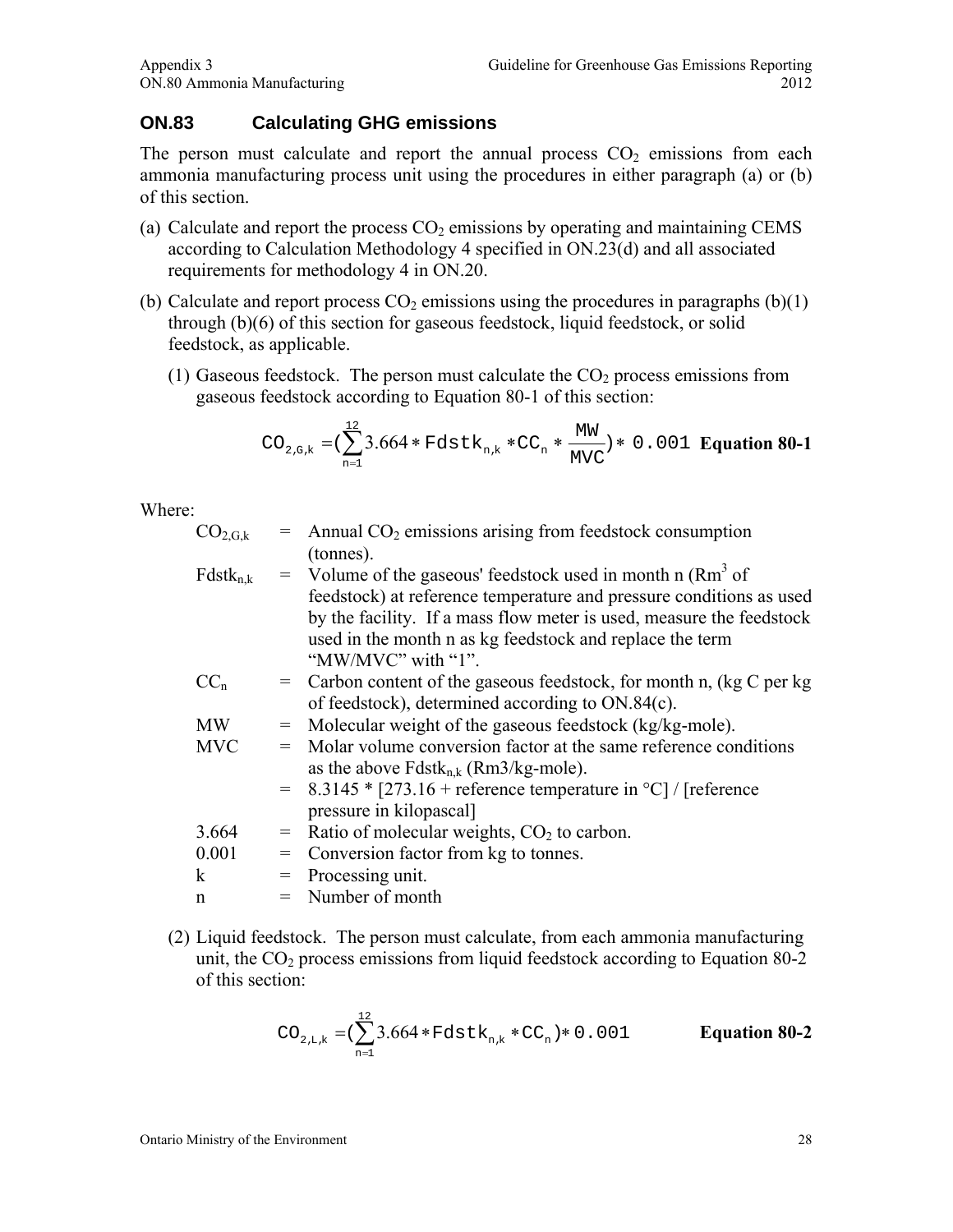## ON.83 Calculating GHG emissions

The person must calculate and report the annual process $CO_2$ emissions from each ammonia manufacturing process unit using the procedures in either paragraph (a) or (b) of this section.

(a) Calculate and report the process $CO_2$ emissions by operating and maintaining CEMS according to Calculation Methodology 4 specified in ON.23(d) and all associated requirements for methodology 4 in ON.20.

(b) Calculate and report process $CO_2$ emissions using the procedures in paragraphs (b)(1) through (b)(6) of this section for gaseous feedstock, liquid feedstock, or solid feedstock, as applicable.

(1) Gaseous feedstock. The person must calculate the $CO_2$ process emissions from gaseous feedstock according to Equation 80-1 of this section:

$$CO_{2,G,k} = \left(\sum_{n=1}^{12} 3.664 * Fdstk_{n,k} * CC_n * \frac{MW}{MVC}\right) * 0.001 \quad \textbf{Equation 80-1}$$

Where:

| | | |
|---|---|---|
| $CO_{2,G,k}$ | = | Annual $CO_2$ emissions arising from feedstock consumption (tonnes). |
| $Fdstk_{n,k}$ | = | Volume of the gaseous' feedstock used in month n ($Rm^3$ of feedstock) at reference temperature and pressure conditions as used by the facility. If a mass flow meter is used, measure the feedstock used in the month n as kg feedstock and replace the term "MW/MVC" with "1". |
| $CC_n$ | = | Carbon content of the gaseous feedstock, for month n, (kg C per kg of feedstock), determined according to ON.84(c). |
| MW | = | Molecular weight of the gaseous feedstock (kg/kg-mole). |
| MVC | = | Molar volume conversion factor at the same reference conditions as the above $Fdstk_{n,k}$ (Rm3/kg-mole). |
| | = | 8.3145 * [273.16 + reference temperature in °C] / [reference pressure in kilopascal] |
| 3.664 | = | Ratio of molecular weights, $CO_2$ to carbon. |
| 0.001 | = | Conversion factor from kg to tonnes. |
| k | = | Processing unit. |
| n | = | Number of month |

(2) Liquid feedstock. The person must calculate, from each ammonia manufacturing unit, the $CO_2$ process emissions from liquid feedstock according to Equation 80-2 of this section:

$$CO_{2,L,k} = \left(\sum_{n=1}^{12} 3.664 * Fdstk_{n,k} * CC_n\right) * 0.001 \quad \textbf{Equation 80-2}$$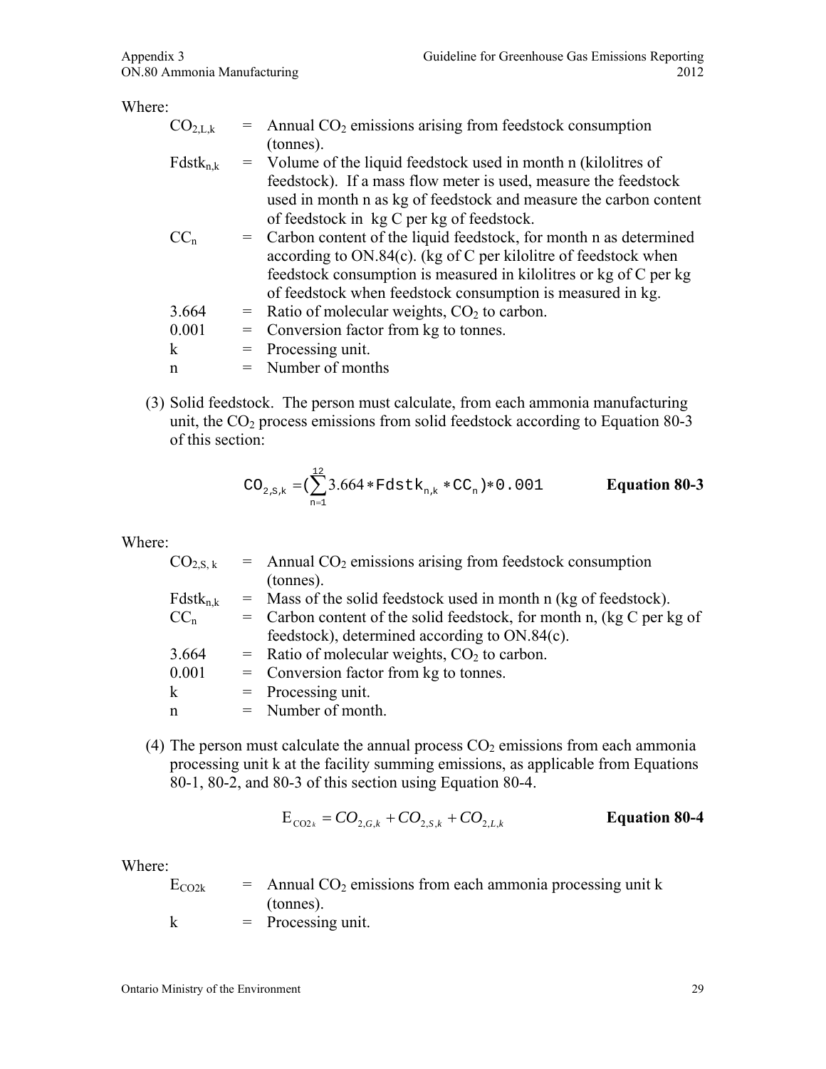Where:

| | | |
|---|---|---|
| $CO_{2,L,k}$ | = | Annual $CO_2$ emissions arising from feedstock consumption (tonnes). |
| $Fdstk_{n,k}$ | = | Volume of the liquid feedstock used in month n (kilolitres of feedstock). If a mass flow meter is used, measure the feedstock used in month n as kg of feedstock and measure the carbon content of feedstock in kg C per kg of feedstock. |
| $CC_n$ | = | Carbon content of the liquid feedstock, for month n as determined according to ON.84(c). (kg of C per kilolitre of feedstock when feedstock consumption is measured in kilolitres or kg of C per kg of feedstock when feedstock consumption is measured in kg. |
| 3.664 | = | Ratio of molecular weights, $CO_2$ to carbon. |
| 0.001 | = | Conversion factor from kg to tonnes. |
| k | = | Processing unit. |
| n | = | Number of months |

(3) Solid feedstock. The person must calculate, from each ammonia manufacturing unit, the $CO_2$ process emissions from solid feedstock according to Equation 80-3 of this section:

$$CO_{2,S,k} = \left(\sum_{n=1}^{12} 3.664 * Fdstk_{n,k} * CC_n\right) * 0.001 \qquad \textbf{Equation 80-3}$$

Where:

| | | |
|---|---|---|
| $CO_{2,S,k}$ | = | Annual $CO_2$ emissions arising from feedstock consumption (tonnes). |
| $Fdstk_{n,k}$ | = | Mass of the solid feedstock used in month n (kg of feedstock). |
| $CC_n$ | = | Carbon content of the solid feedstock, for month n, (kg C per kg of feedstock), determined according to ON.84(c). |
| 3.664 | = | Ratio of molecular weights, $CO_2$ to carbon. |
| 0.001 | = | Conversion factor from kg to tonnes. |
| k | = | Processing unit. |
| n | = | Number of month. |

(4) The person must calculate the annual process $CO_2$ emissions from each ammonia processing unit k at the facility summing emissions, as applicable from Equations 80-1, 80-2, and 80-3 of this section using Equation 80-4.

$$E_{CO2k} = CO_{2,G,k} + CO_{2,S,k} + CO_{2,L,k} \qquad \textbf{Equation 80-4}$$

Where:

| | | |
|---|---|---|
| $E_{CO2k}$ | = | Annual $CO_2$ emissions from each ammonia processing unit k (tonnes). |
| k | = | Processing unit. |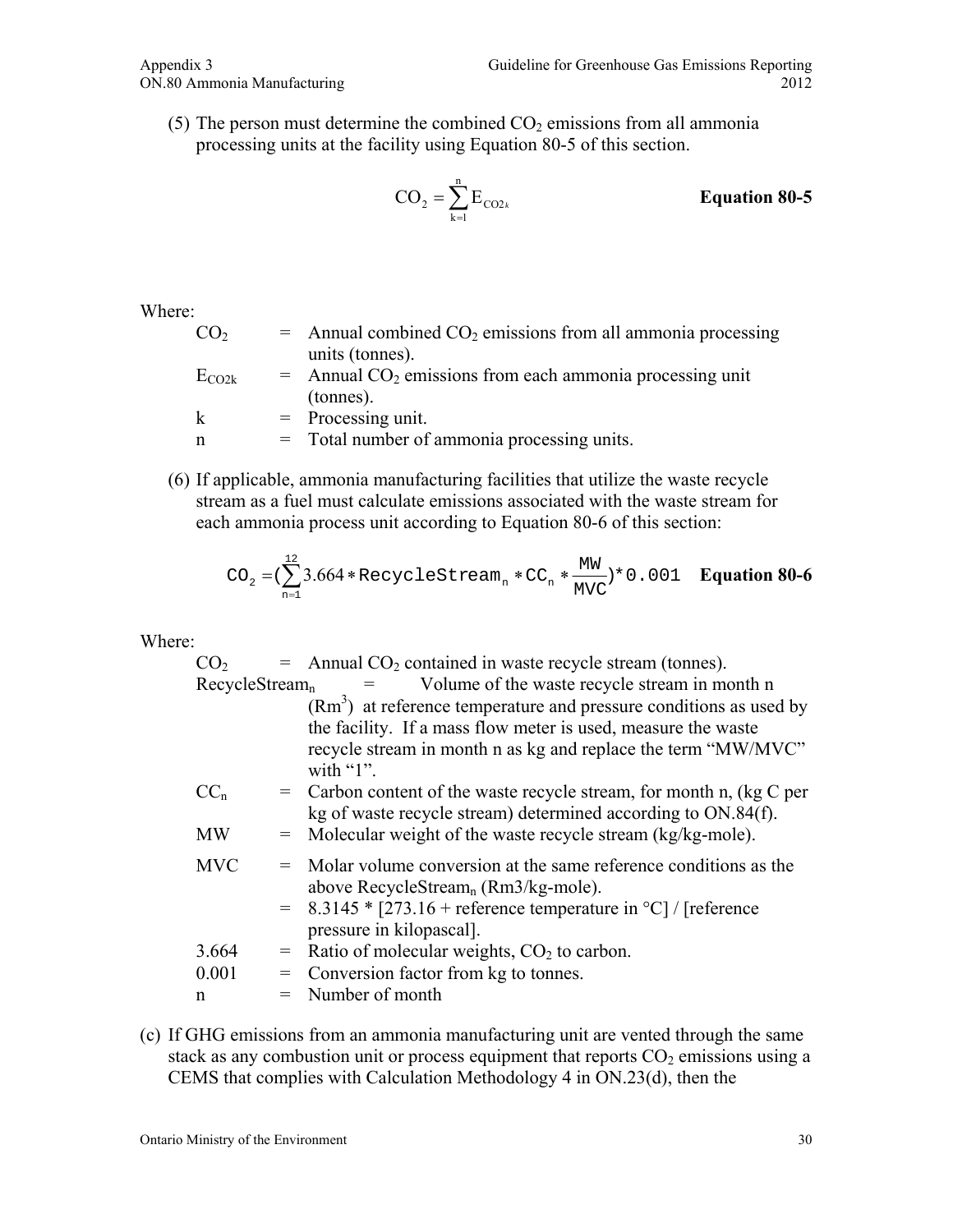(5) The person must determine the combined $CO_2$ emissions from all ammonia processing units at the facility using Equation 80-5 of this section.

$$CO_2 = \sum_{k=1}^{n} E_{CO2k} \qquad \textbf{Equation 80-5}$$

Where:

$CO_2$ = Annual combined $CO_2$ emissions from all ammonia processing units (tonnes).

$E_{CO2k}$ = Annual $CO_2$ emissions from each ammonia processing unit (tonnes).

k = Processing unit.

n = Total number of ammonia processing units.

(6) If applicable, ammonia manufacturing facilities that utilize the waste recycle stream as a fuel must calculate emissions associated with the waste stream for each ammonia process unit according to Equation 80-6 of this section:

$$CO_2 = \left(\sum_{n=1}^{12} 3.664 * RecycleStream_n * CC_n * \frac{MW}{MVC}\right) * 0.001 \qquad \textbf{Equation 80-6}$$

Where:

$CO_2$ = Annual $CO_2$ contained in waste recycle stream (tonnes).

$RecycleStream_n$ = Volume of the waste recycle stream in month n ($Rm^3$) at reference temperature and pressure conditions as used by the facility. If a mass flow meter is used, measure the waste recycle stream in month n as kg and replace the term "MW/MVC" with "1".

$CC_n$ = Carbon content of the waste recycle stream, for month n, (kg C per kg of waste recycle stream) determined according to ON.84(f).

MW = Molecular weight of the waste recycle stream (kg/kg-mole).

MVC = Molar volume conversion at the same reference conditions as the above $RecycleStream_n$ (Rm3/kg-mole).

= 8.3145 * [273.16 + reference temperature in °C] / [reference pressure in kilopascal].

3.664 = Ratio of molecular weights, $CO_2$ to carbon.

0.001 = Conversion factor from kg to tonnes.

n = Number of month

(c) If GHG emissions from an ammonia manufacturing unit are vented through the same stack as any combustion unit or process equipment that reports $CO_2$ emissions using a CEMS that complies with Calculation Methodology 4 in ON.23(d), then the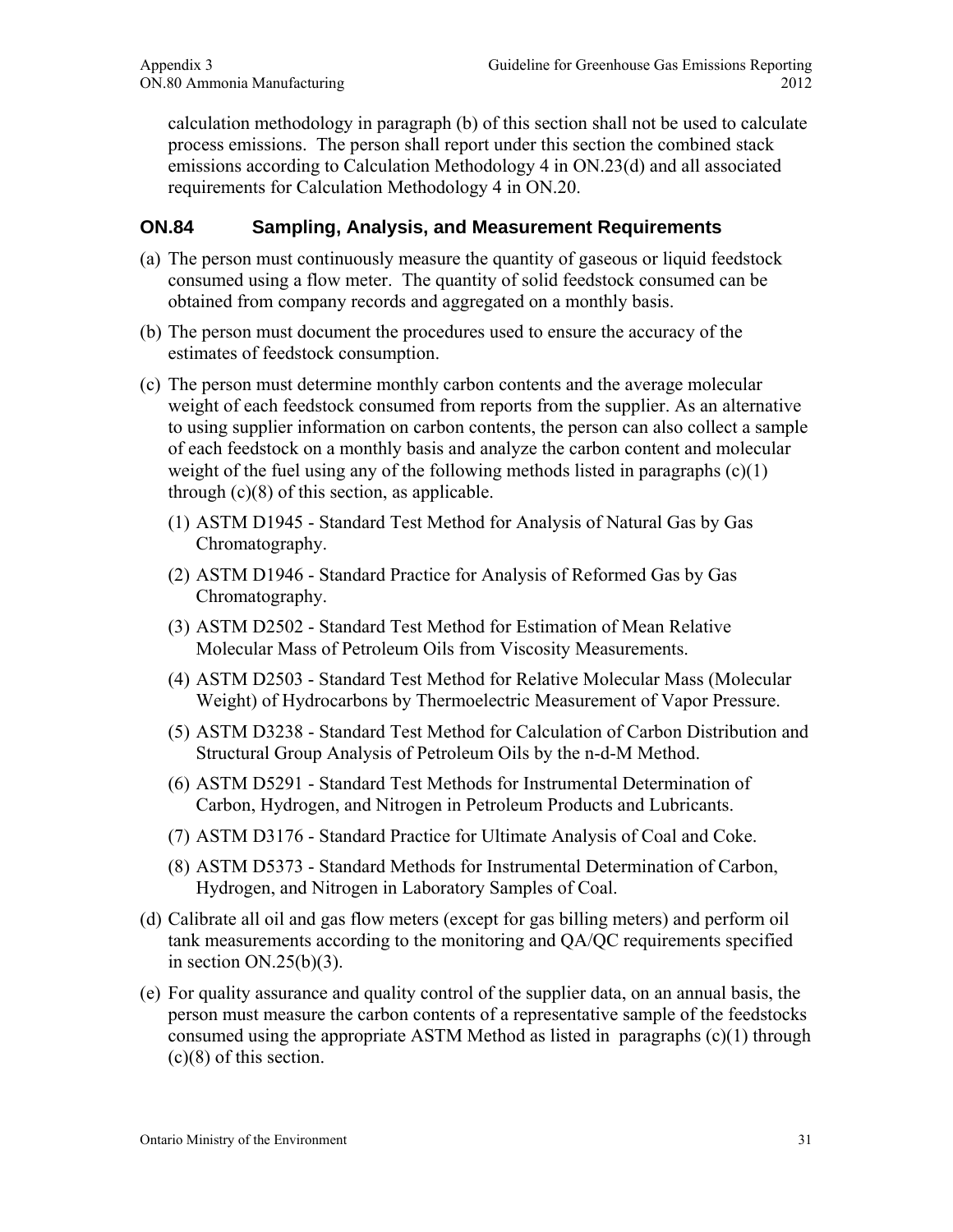calculation methodology in paragraph (b) of this section shall not be used to calculate process emissions. The person shall report under this section the combined stack emissions according to Calculation Methodology 4 in ON.23(d) and all associated requirements for Calculation Methodology 4 in ON.20.

## ON.84 Sampling, Analysis, and Measurement Requirements

(a) The person must continuously measure the quantity of gaseous or liquid feedstock consumed using a flow meter. The quantity of solid feedstock consumed can be obtained from company records and aggregated on a monthly basis.

(b) The person must document the procedures used to ensure the accuracy of the estimates of feedstock consumption.

(c) The person must determine monthly carbon contents and the average molecular weight of each feedstock consumed from reports from the supplier. As an alternative to using supplier information on carbon contents, the person can also collect a sample of each feedstock on a monthly basis and analyze the carbon content and molecular weight of the fuel using any of the following methods listed in paragraphs (c)(1) through (c)(8) of this section, as applicable.

(1) ASTM D1945 - Standard Test Method for Analysis of Natural Gas by Gas Chromatography.

(2) ASTM D1946 - Standard Practice for Analysis of Reformed Gas by Gas Chromatography.

(3) ASTM D2502 - Standard Test Method for Estimation of Mean Relative Molecular Mass of Petroleum Oils from Viscosity Measurements.

(4) ASTM D2503 - Standard Test Method for Relative Molecular Mass (Molecular Weight) of Hydrocarbons by Thermoelectric Measurement of Vapor Pressure.

(5) ASTM D3238 - Standard Test Method for Calculation of Carbon Distribution and Structural Group Analysis of Petroleum Oils by the n-d-M Method.

(6) ASTM D5291 - Standard Test Methods for Instrumental Determination of Carbon, Hydrogen, and Nitrogen in Petroleum Products and Lubricants.

(7) ASTM D3176 - Standard Practice for Ultimate Analysis of Coal and Coke.

(8) ASTM D5373 - Standard Methods for Instrumental Determination of Carbon, Hydrogen, and Nitrogen in Laboratory Samples of Coal.

(d) Calibrate all oil and gas flow meters (except for gas billing meters) and perform oil tank measurements according to the monitoring and QA/QC requirements specified in section ON.25(b)(3).

(e) For quality assurance and quality control of the supplier data, on an annual basis, the person must measure the carbon contents of a representative sample of the feedstocks consumed using the appropriate ASTM Method as listed in paragraphs (c)(1) through (c)(8) of this section.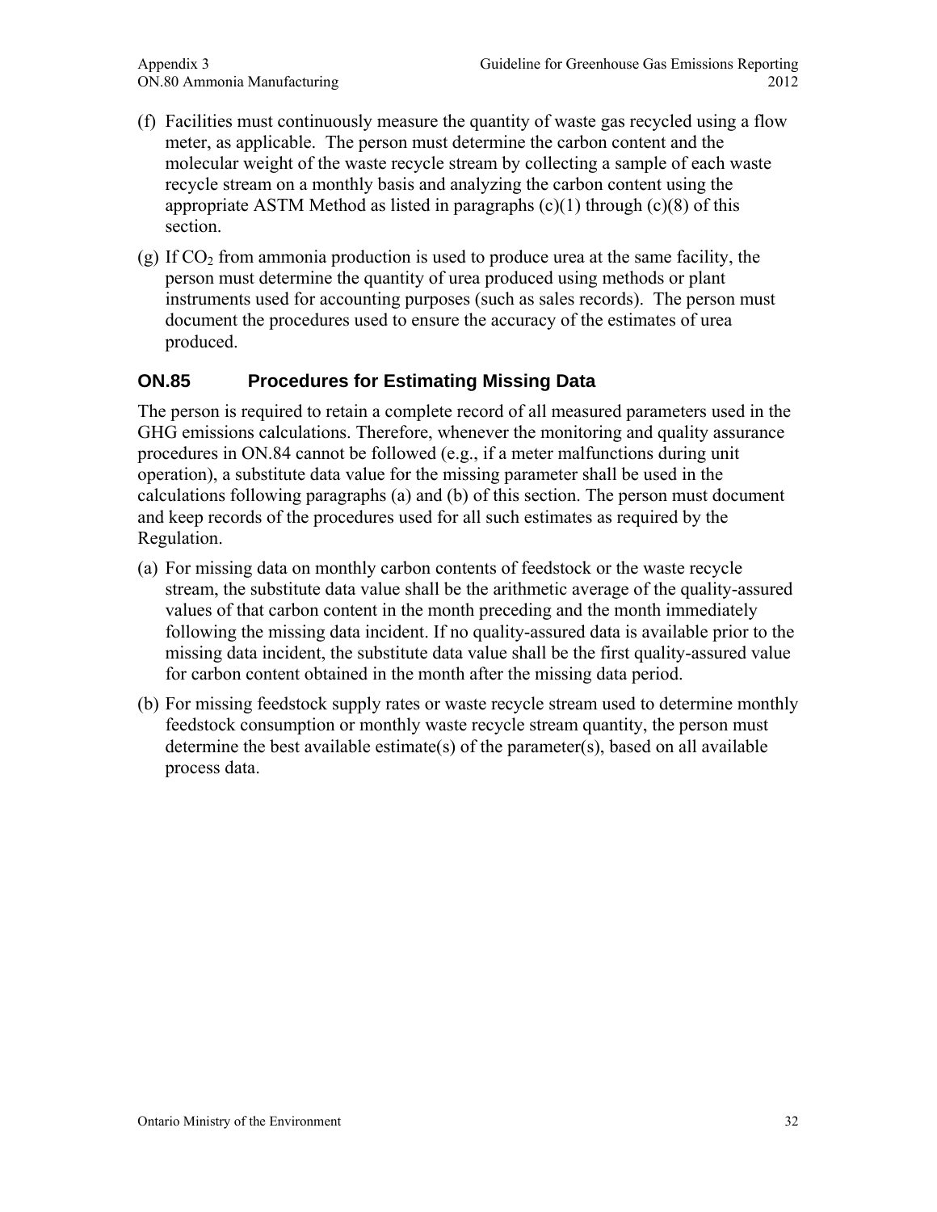(f) Facilities must continuously measure the quantity of waste gas recycled using a flow meter, as applicable. The person must determine the carbon content and the molecular weight of the waste recycle stream by collecting a sample of each waste recycle stream on a monthly basis and analyzing the carbon content using the appropriate ASTM Method as listed in paragraphs (c)(1) through (c)(8) of this section.

(g) If $CO_2$ from ammonia production is used to produce urea at the same facility, the person must determine the quantity of urea produced using methods or plant instruments used for accounting purposes (such as sales records). The person must document the procedures used to ensure the accuracy of the estimates of urea produced.

## ON.85 Procedures for Estimating Missing Data

The person is required to retain a complete record of all measured parameters used in the GHG emissions calculations. Therefore, whenever the monitoring and quality assurance procedures in ON.84 cannot be followed (e.g., if a meter malfunctions during unit operation), a substitute data value for the missing parameter shall be used in the calculations following paragraphs (a) and (b) of this section. The person must document and keep records of the procedures used for all such estimates as required by the Regulation.

(a) For missing data on monthly carbon contents of feedstock or the waste recycle stream, the substitute data value shall be the arithmetic average of the quality-assured values of that carbon content in the month preceding and the month immediately following the missing data incident. If no quality-assured data is available prior to the missing data incident, the substitute data value shall be the first quality-assured value for carbon content obtained in the month after the missing data period.

(b) For missing feedstock supply rates or waste recycle stream used to determine monthly feedstock consumption or monthly waste recycle stream quantity, the person must determine the best available estimate(s) of the parameter(s), based on all available process data.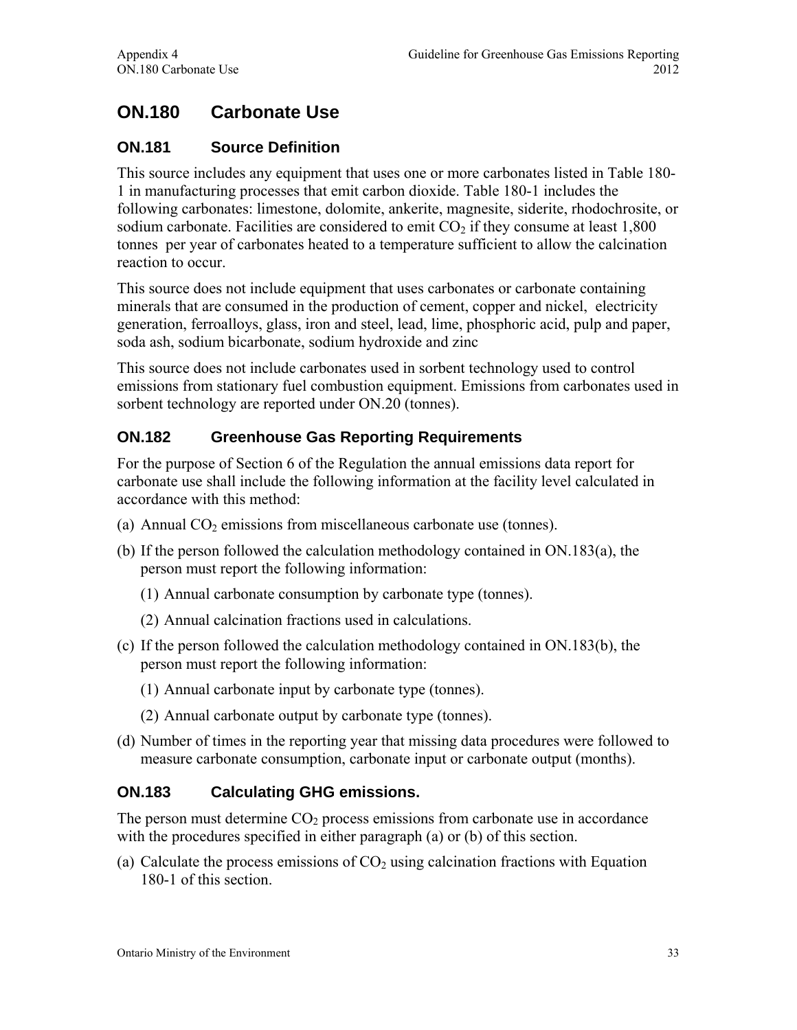# ON.180 Carbonate Use

## ON.181 Source Definition

This source includes any equipment that uses one or more carbonates listed in Table 180-1 in manufacturing processes that emit carbon dioxide. Table 180-1 includes the following carbonates: limestone, dolomite, ankerite, magnesite, siderite, rhodochrosite, or sodium carbonate. Facilities are considered to emit $CO_2$ if they consume at least 1,800 tonnes per year of carbonates heated to a temperature sufficient to allow the calcination reaction to occur.

This source does not include equipment that uses carbonates or carbonate containing minerals that are consumed in the production of cement, copper and nickel, electricity generation, ferroalloys, glass, iron and steel, lead, lime, phosphoric acid, pulp and paper, soda ash, sodium bicarbonate, sodium hydroxide and zinc

This source does not include carbonates used in sorbent technology used to control emissions from stationary fuel combustion equipment. Emissions from carbonates used in sorbent technology are reported under ON.20 (tonnes).

## ON.182 Greenhouse Gas Reporting Requirements

For the purpose of Section 6 of the Regulation the annual emissions data report for carbonate use shall include the following information at the facility level calculated in accordance with this method:

(a) Annual $CO_2$ emissions from miscellaneous carbonate use (tonnes).

(b) If the person followed the calculation methodology contained in ON.183(a), the person must report the following information:

   (1) Annual carbonate consumption by carbonate type (tonnes).

   (2) Annual calcination fractions used in calculations.

(c) If the person followed the calculation methodology contained in ON.183(b), the person must report the following information:

   (1) Annual carbonate input by carbonate type (tonnes).

   (2) Annual carbonate output by carbonate type (tonnes).

(d) Number of times in the reporting year that missing data procedures were followed to measure carbonate consumption, carbonate input or carbonate output (months).

## ON.183 Calculating GHG emissions.

The person must determine $CO_2$ process emissions from carbonate use in accordance with the procedures specified in either paragraph (a) or (b) of this section.

(a) Calculate the process emissions of $CO_2$ using calcination fractions with Equation 180-1 of this section.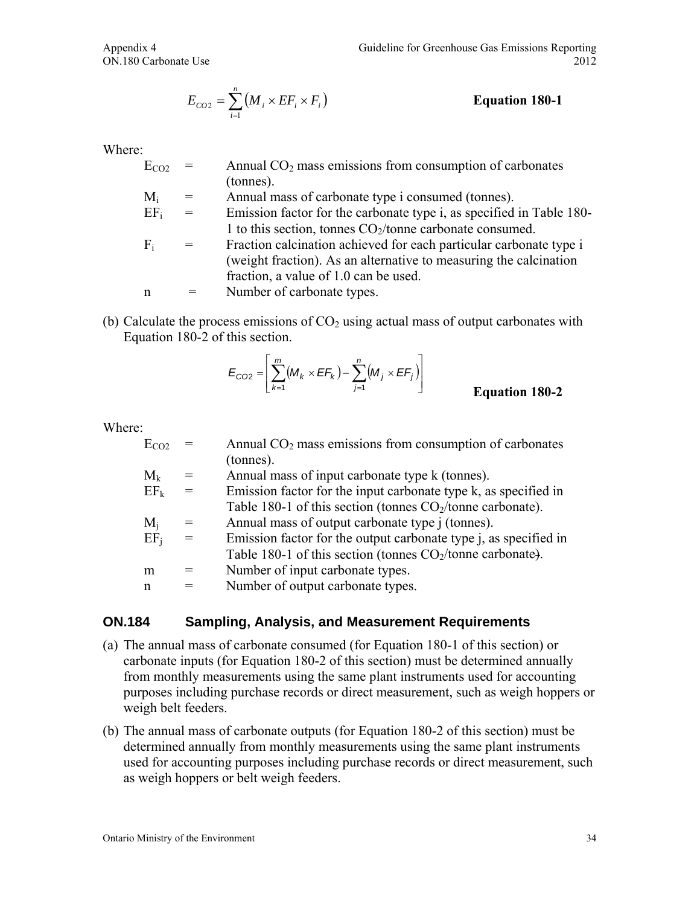$$E_{CO2} = \sum_{i=1}^{n} \left( M_i \times EF_i \times F_i \right) \qquad \textbf{Equation 180-1}$$

Where:

| | | |
|---|---|---|
| $E_{CO2}$ | = | Annual $CO_2$ mass emissions from consumption of carbonates (tonnes). |
| $M_i$ | = | Annual mass of carbonate type i consumed (tonnes). |
| $EF_i$ | = | Emission factor for the carbonate type i, as specified in Table 180-1 to this section, tonnes $CO_2$/tonne carbonate consumed. |
| $F_i$ | = | Fraction calcination achieved for each particular carbonate type i (weight fraction). As an alternative to measuring the calcination fraction, a value of 1.0 can be used. |
| n | = | Number of carbonate types. |

(b) Calculate the process emissions of $CO_2$ using actual mass of output carbonates with Equation 180-2 of this section.

$$E_{CO2} = \left[ \sum_{k=1}^{m} \left( M_k \times EF_k \right) - \sum_{j=1}^{n} \left( M_j \times EF_j \right) \right] \qquad \textbf{Equation 180-2}$$

Where:

| | | |
|---|---|---|
| $E_{CO2}$ | = | Annual $CO_2$ mass emissions from consumption of carbonates (tonnes). |
| $M_k$ | = | Annual mass of input carbonate type k (tonnes). |
| $EF_k$ | = | Emission factor for the input carbonate type k, as specified in Table 180-1 of this section (tonnes $CO_2$/tonne carbonate). |
| $M_j$ | = | Annual mass of output carbonate type j (tonnes). |
| $EF_j$ | = | Emission factor for the output carbonate type j, as specified in Table 180-1 of this section (tonnes $CO_2$/tonne carbonate). |
| m | = | Number of input carbonate types. |
| n | = | Number of output carbonate types. |

## ON.184 Sampling, Analysis, and Measurement Requirements

(a) The annual mass of carbonate consumed (for Equation 180-1 of this section) or carbonate inputs (for Equation 180-2 of this section) must be determined annually from monthly measurements using the same plant instruments used for accounting purposes including purchase records or direct measurement, such as weigh hoppers or weigh belt feeders.

(b) The annual mass of carbonate outputs (for Equation 180-2 of this section) must be determined annually from monthly measurements using the same plant instruments used for accounting purposes including purchase records or direct measurement, such as weigh hoppers or belt weigh feeders.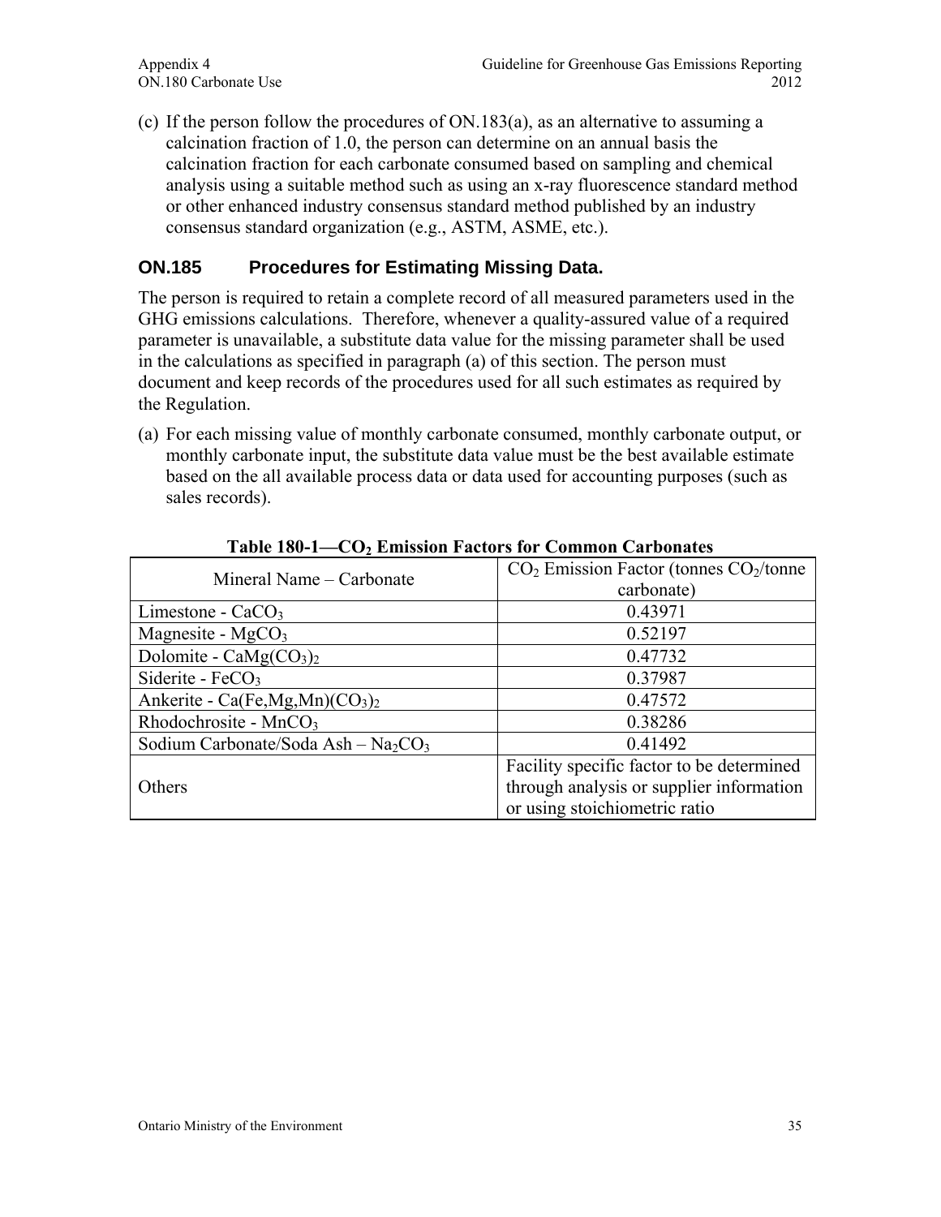(c) If the person follow the procedures of ON.183(a), as an alternative to assuming a calcination fraction of 1.0, the person can determine on an annual basis the calcination fraction for each carbonate consumed based on sampling and chemical analysis using a suitable method such as using an x-ray fluorescence standard method or other enhanced industry consensus standard method published by an industry consensus standard organization (e.g., ASTM, ASME, etc.).

## ON.185 Procedures for Estimating Missing Data.

The person is required to retain a complete record of all measured parameters used in the GHG emissions calculations. Therefore, whenever a quality-assured value of a required parameter is unavailable, a substitute data value for the missing parameter shall be used in the calculations as specified in paragraph (a) of this section. The person must document and keep records of the procedures used for all such estimates as required by the Regulation.

(a) For each missing value of monthly carbonate consumed, monthly carbonate output, or monthly carbonate input, the substitute data value must be the best available estimate based on the all available process data or data used for accounting purposes (such as sales records).

**Table 180-1—$CO_2$ Emission Factors for Common Carbonates**

| Mineral Name – Carbonate | $CO_2$ Emission Factor (tonnes $CO_2$/tonne carbonate) |
|---|---|
| Limestone - $CaCO_3$ | 0.43971 |
| Magnesite - $MgCO_3$ | 0.52197 |
| Dolomite - $CaMg(CO_3)_2$ | 0.47732 |
| Siderite - $FeCO_3$ | 0.37987 |
| Ankerite - $Ca(Fe,Mg,Mn)(CO_3)_2$ | 0.47572 |
| Rhodochrosite - $MnCO_3$ | 0.38286 |
| Sodium Carbonate/Soda Ash – $Na_2CO_3$ | 0.41492 |
| Others | Facility specific factor to be determined through analysis or supplier information or using stoichiometric ratio |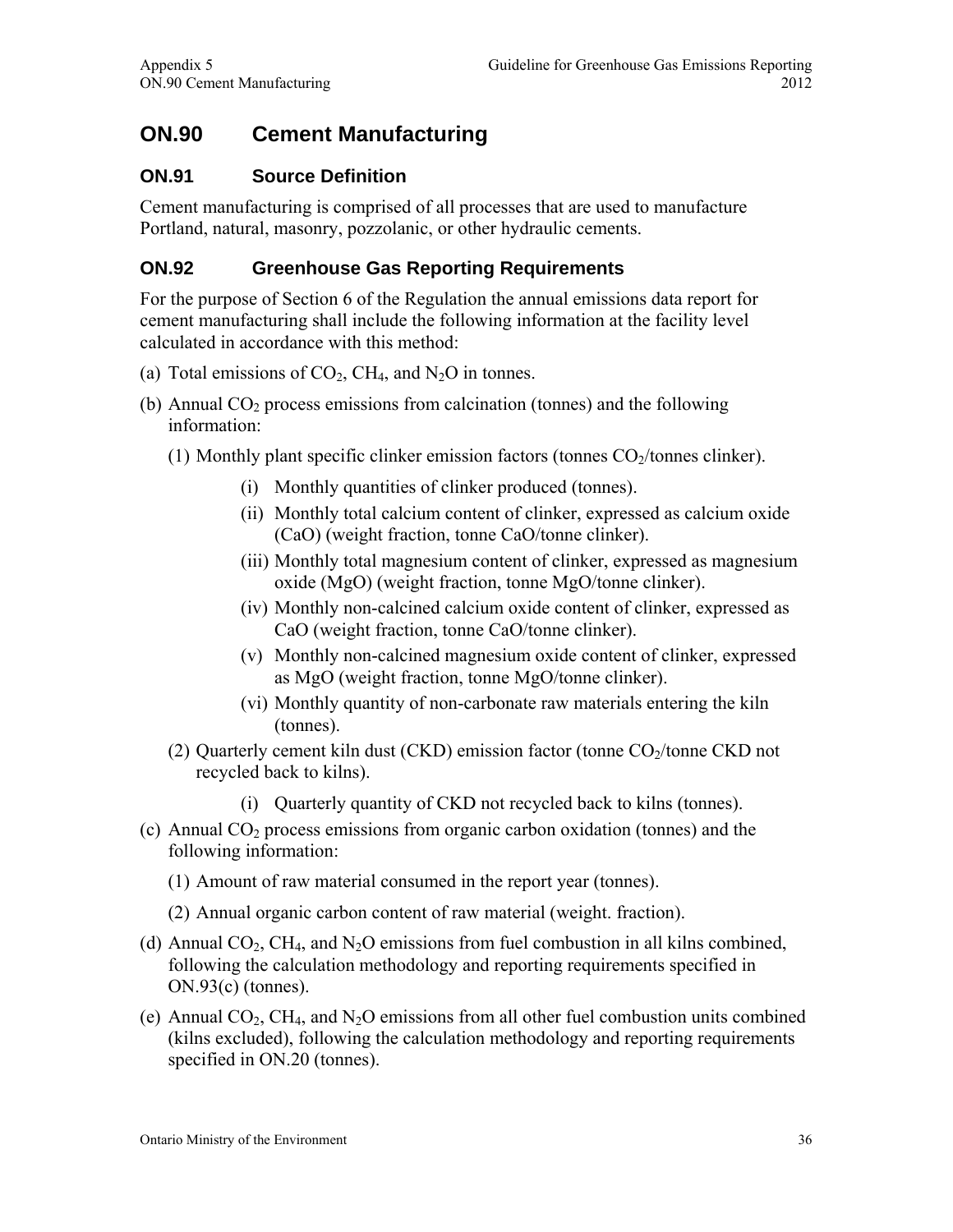# ON.90 Cement Manufacturing

## ON.91 Source Definition

Cement manufacturing is comprised of all processes that are used to manufacture Portland, natural, masonry, pozzolanic, or other hydraulic cements.

## ON.92 Greenhouse Gas Reporting Requirements

For the purpose of Section 6 of the Regulation the annual emissions data report for cement manufacturing shall include the following information at the facility level calculated in accordance with this method:

(a) Total emissions of $CO_2$, $CH_4$, and $N_2O$ in tonnes.

(b) Annual $CO_2$ process emissions from calcination (tonnes) and the following information:

(1) Monthly plant specific clinker emission factors (tonnes $CO_2$/tonnes clinker).

(i) Monthly quantities of clinker produced (tonnes).

(ii) Monthly total calcium content of clinker, expressed as calcium oxide (CaO) (weight fraction, tonne CaO/tonne clinker).

(iii) Monthly total magnesium content of clinker, expressed as magnesium oxide (MgO) (weight fraction, tonne MgO/tonne clinker).

(iv) Monthly non-calcined calcium oxide content of clinker, expressed as CaO (weight fraction, tonne CaO/tonne clinker).

(v) Monthly non-calcined magnesium oxide content of clinker, expressed as MgO (weight fraction, tonne MgO/tonne clinker).

(vi) Monthly quantity of non-carbonate raw materials entering the kiln (tonnes).

(2) Quarterly cement kiln dust (CKD) emission factor (tonne $CO_2$/tonne CKD not recycled back to kilns).

(i) Quarterly quantity of CKD not recycled back to kilns (tonnes).

(c) Annual $CO_2$ process emissions from organic carbon oxidation (tonnes) and the following information:

(1) Amount of raw material consumed in the report year (tonnes).

(2) Annual organic carbon content of raw material (weight. fraction).

(d) Annual $CO_2$, $CH_4$, and $N_2O$ emissions from fuel combustion in all kilns combined, following the calculation methodology and reporting requirements specified in ON.93(c) (tonnes).

(e) Annual $CO_2$, $CH_4$, and $N_2O$ emissions from all other fuel combustion units combined (kilns excluded), following the calculation methodology and reporting requirements specified in ON.20 (tonnes).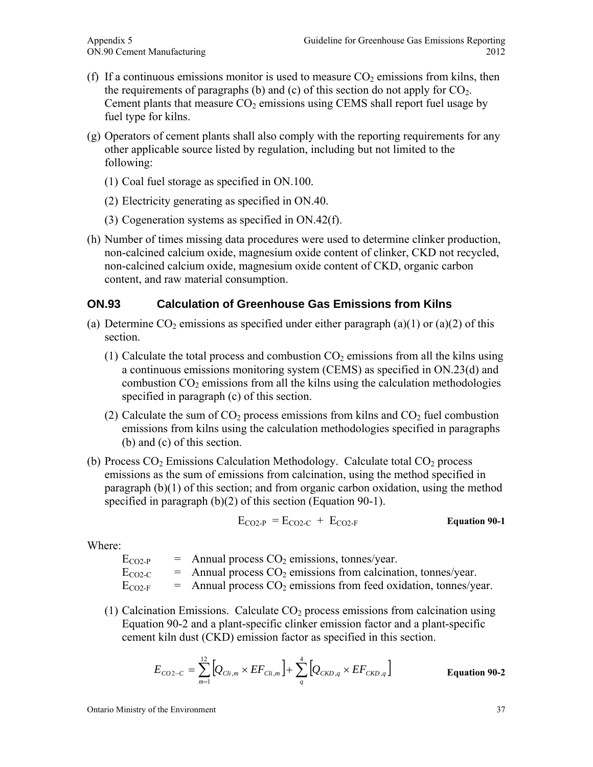(f) If a continuous emissions monitor is used to measure $CO_2$ emissions from kilns, then the requirements of paragraphs (b) and (c) of this section do not apply for $CO_2$. Cement plants that measure $CO_2$ emissions using CEMS shall report fuel usage by fuel type for kilns.

(g) Operators of cement plants shall also comply with the reporting requirements for any other applicable source listed by regulation, including but not limited to the following:

(1) Coal fuel storage as specified in ON.100.

(2) Electricity generating as specified in ON.40.

(3) Cogeneration systems as specified in ON.42(f).

(h) Number of times missing data procedures were used to determine clinker production, non-calcined calcium oxide, magnesium oxide content of clinker, CKD not recycled, non-calcined calcium oxide, magnesium oxide content of CKD, organic carbon content, and raw material consumption.

## ON.93 Calculation of Greenhouse Gas Emissions from Kilns

(a) Determine $CO_2$ emissions as specified under either paragraph (a)(1) or (a)(2) of this section.

(1) Calculate the total process and combustion $CO_2$ emissions from all the kilns using a continuous emissions monitoring system (CEMS) as specified in ON.23(d) and combustion $CO_2$ emissions from all the kilns using the calculation methodologies specified in paragraph (c) of this section.

(2) Calculate the sum of $CO_2$ process emissions from kilns and $CO_2$ fuel combustion emissions from kilns using the calculation methodologies specified in paragraphs (b) and (c) of this section.

(b) Process $CO_2$ Emissions Calculation Methodology. Calculate total $CO_2$ process emissions as the sum of emissions from calcination, using the method specified in paragraph (b)(1) of this section; and from organic carbon oxidation, using the method specified in paragraph (b)(2) of this section (Equation 90-1).

$$E_{CO2\text{-}P} = E_{CO2\text{-}C} + E_{CO2\text{-}F} \qquad \textbf{Equation 90-1}$$

Where:

$E_{CO2\text{-}P}$ = Annual process $CO_2$ emissions, tonnes/year.
$E_{CO2\text{-}C}$ = Annual process $CO_2$ emissions from calcination, tonnes/year.
$E_{CO2\text{-}F}$ = Annual process $CO_2$ emissions from feed oxidation, tonnes/year.

(1) Calcination Emissions. Calculate $CO_2$ process emissions from calcination using Equation 90-2 and a plant-specific clinker emission factor and a plant-specific cement kiln dust (CKD) emission factor as specified in this section.

$$E_{CO2-C} = \sum_{m=1}^{12}\left[Q_{Cli,m} \times EF_{Cli,m}\right] + \sum_{q}^{4}\left[Q_{CKD,q} \times EF_{CKD,q}\right] \qquad \textbf{Equation 90-2}$$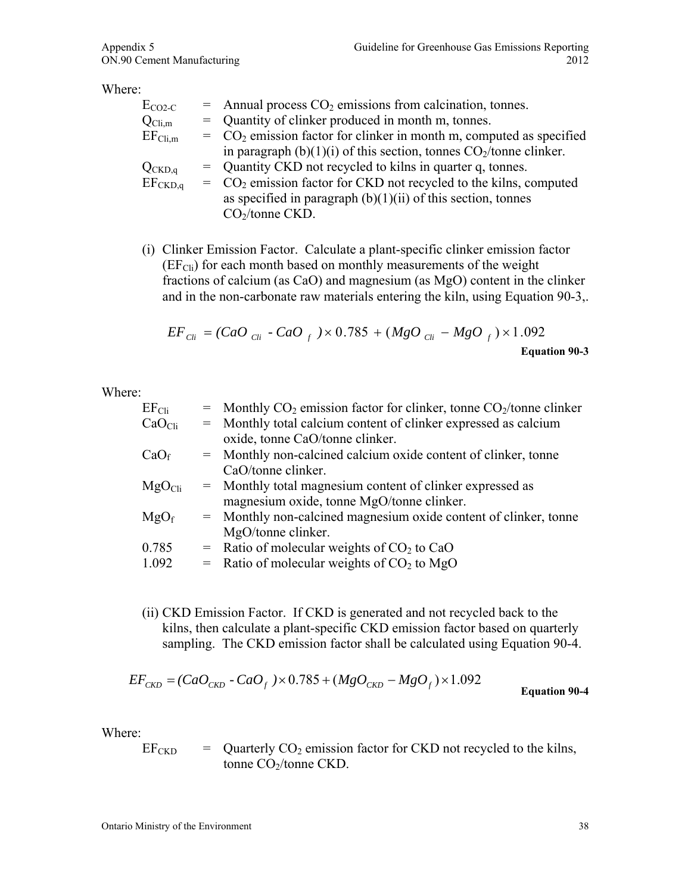Where:

| | | |
|---|---|---|
| $E_{CO2\text{-}C}$ | = | Annual process $CO_2$ emissions from calcination, tonnes. |
| $Q_{Cli,m}$ | = | Quantity of clinker produced in month m, tonnes. |
| $EF_{Cli,m}$ | = | $CO_2$ emission factor for clinker in month m, computed as specified in paragraph (b)(1)(i) of this section, tonnes $CO_2$/tonne clinker. |
| $Q_{CKD,q}$ | = | Quantity CKD not recycled to kilns in quarter q, tonnes. |
| $EF_{CKD,q}$ | = | $CO_2$ emission factor for CKD not recycled to the kilns, computed as specified in paragraph (b)(1)(ii) of this section, tonnes $CO_2$/tonne CKD. |

(i) Clinker Emission Factor. Calculate a plant-specific clinker emission factor ($EF_{Cli}$) for each month based on monthly measurements of the weight fractions of calcium (as CaO) and magnesium (as MgO) content in the clinker and in the non-carbonate raw materials entering the kiln, using Equation 90-3,.

$$EF_{Cli} = (CaO_{Cli} - CaO_{f}) \times 0.785 + (MgO_{Cli} - MgO_{f}) \times 1.092$$

**Equation 90-3**

Where:

| | | |
|---|---|---|
| $EF_{Cli}$ | = | Monthly $CO_2$ emission factor for clinker, tonne $CO_2$/tonne clinker |
| $CaO_{Cli}$ | = | Monthly total calcium content of clinker expressed as calcium oxide, tonne CaO/tonne clinker. |
| $CaO_f$ | = | Monthly non-calcined calcium oxide content of clinker, tonne CaO/tonne clinker. |
| $MgO_{Cli}$ | = | Monthly total magnesium content of clinker expressed as magnesium oxide, tonne MgO/tonne clinker. |
| $MgO_f$ | = | Monthly non-calcined magnesium oxide content of clinker, tonne MgO/tonne clinker. |
| 0.785 | = | Ratio of molecular weights of $CO_2$ to CaO |
| 1.092 | = | Ratio of molecular weights of $CO_2$ to MgO |

(ii) CKD Emission Factor. If CKD is generated and not recycled back to the kilns, then calculate a plant-specific CKD emission factor based on quarterly sampling. The CKD emission factor shall be calculated using Equation 90-4.

$$EF_{CKD} = (CaO_{CKD} - CaO_{f}) \times 0.785 + (MgO_{CKD} - MgO_{f}) \times 1.092$$

**Equation 90-4**

Where:

| | | |
|---|---|---|
| $EF_{CKD}$ | = | Quarterly $CO_2$ emission factor for CKD not recycled to the kilns, tonne $CO_2$/tonne CKD. |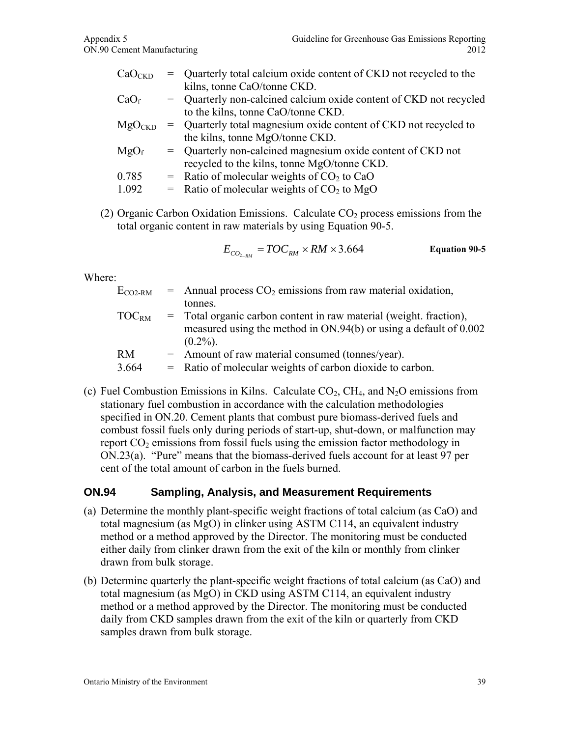| | | |
|---|---|---|
| $CaO_{CKD}$ | = | Quarterly total calcium oxide content of CKD not recycled to the kilns, tonne CaO/tonne CKD. |
| $CaO_f$ | = | Quarterly non-calcined calcium oxide content of CKD not recycled to the kilns, tonne CaO/tonne CKD. |
| $MgO_{CKD}$ | = | Quarterly total magnesium oxide content of CKD not recycled to the kilns, tonne MgO/tonne CKD. |
| $MgO_f$ | = | Quarterly non-calcined magnesium oxide content of CKD not recycled to the kilns, tonne MgO/tonne CKD. |
| 0.785 | = | Ratio of molecular weights of $CO_2$ to CaO |
| 1.092 | = | Ratio of molecular weights of $CO_2$ to MgO |

(2) Organic Carbon Oxidation Emissions. Calculate $CO_2$ process emissions from the total organic content in raw materials by using Equation 90-5.

$$E_{CO_{2-RM}} = TOC_{RM} \times RM \times 3.664 \qquad \textbf{Equation 90-5}$$

Where:

| | | |
|---|---|---|
| $E_{CO2\text{-}RM}$ | = | Annual process $CO_2$ emissions from raw material oxidation, tonnes. |
| $TOC_{RM}$ | = | Total organic carbon content in raw material (weight. fraction), measured using the method in ON.94(b) or using a default of 0.002 (0.2%). |
| RM | = | Amount of raw material consumed (tonnes/year). |
| 3.664 | = | Ratio of molecular weights of carbon dioxide to carbon. |

(c) Fuel Combustion Emissions in Kilns. Calculate $CO_2$, $CH_4$, and $N_2O$ emissions from stationary fuel combustion in accordance with the calculation methodologies specified in ON.20. Cement plants that combust pure biomass-derived fuels and combust fossil fuels only during periods of start-up, shut-down, or malfunction may report $CO_2$ emissions from fossil fuels using the emission factor methodology in ON.23(a). "Pure" means that the biomass-derived fuels account for at least 97 per cent of the total amount of carbon in the fuels burned.

## ON.94 Sampling, Analysis, and Measurement Requirements

(a) Determine the monthly plant-specific weight fractions of total calcium (as CaO) and total magnesium (as MgO) in clinker using ASTM C114, an equivalent industry method or a method approved by the Director. The monitoring must be conducted either daily from clinker drawn from the exit of the kiln or monthly from clinker drawn from bulk storage.

(b) Determine quarterly the plant-specific weight fractions of total calcium (as CaO) and total magnesium (as MgO) in CKD using ASTM C114, an equivalent industry method or a method approved by the Director. The monitoring must be conducted daily from CKD samples drawn from the exit of the kiln or quarterly from CKD samples drawn from bulk storage.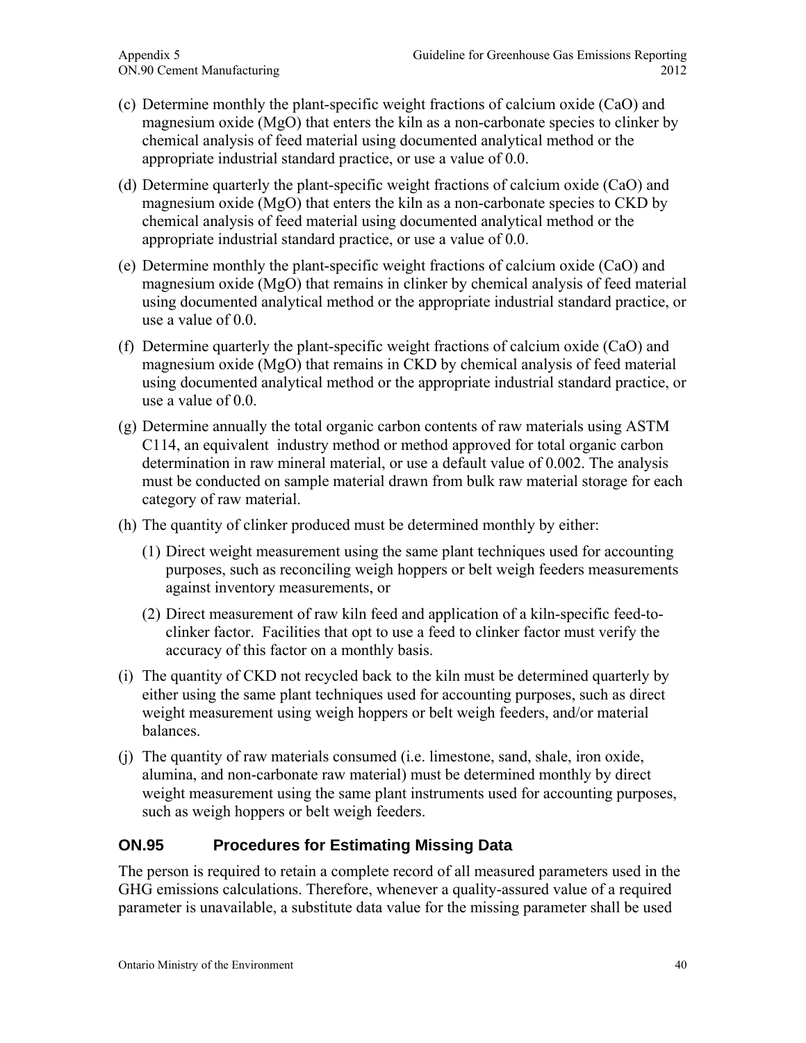(c) Determine monthly the plant-specific weight fractions of calcium oxide (CaO) and magnesium oxide (MgO) that enters the kiln as a non-carbonate species to clinker by chemical analysis of feed material using documented analytical method or the appropriate industrial standard practice, or use a value of 0.0.

(d) Determine quarterly the plant-specific weight fractions of calcium oxide (CaO) and magnesium oxide (MgO) that enters the kiln as a non-carbonate species to CKD by chemical analysis of feed material using documented analytical method or the appropriate industrial standard practice, or use a value of 0.0.

(e) Determine monthly the plant-specific weight fractions of calcium oxide (CaO) and magnesium oxide (MgO) that remains in clinker by chemical analysis of feed material using documented analytical method or the appropriate industrial standard practice, or use a value of 0.0.

(f) Determine quarterly the plant-specific weight fractions of calcium oxide (CaO) and magnesium oxide (MgO) that remains in CKD by chemical analysis of feed material using documented analytical method or the appropriate industrial standard practice, or use a value of 0.0.

(g) Determine annually the total organic carbon contents of raw materials using ASTM C114, an equivalent industry method or method approved for total organic carbon determination in raw mineral material, or use a default value of 0.002. The analysis must be conducted on sample material drawn from bulk raw material storage for each category of raw material.

(h) The quantity of clinker produced must be determined monthly by either:

   (1) Direct weight measurement using the same plant techniques used for accounting purposes, such as reconciling weigh hoppers or belt weigh feeders measurements against inventory measurements, or

   (2) Direct measurement of raw kiln feed and application of a kiln-specific feed-to-clinker factor. Facilities that opt to use a feed to clinker factor must verify the accuracy of this factor on a monthly basis.

(i) The quantity of CKD not recycled back to the kiln must be determined quarterly by either using the same plant techniques used for accounting purposes, such as direct weight measurement using weigh hoppers or belt weigh feeders, and/or material balances.

(j) The quantity of raw materials consumed (i.e. limestone, sand, shale, iron oxide, alumina, and non-carbonate raw material) must be determined monthly by direct weight measurement using the same plant instruments used for accounting purposes, such as weigh hoppers or belt weigh feeders.

## ON.95 Procedures for Estimating Missing Data

The person is required to retain a complete record of all measured parameters used in the GHG emissions calculations. Therefore, whenever a quality-assured value of a required parameter is unavailable, a substitute data value for the missing parameter shall be used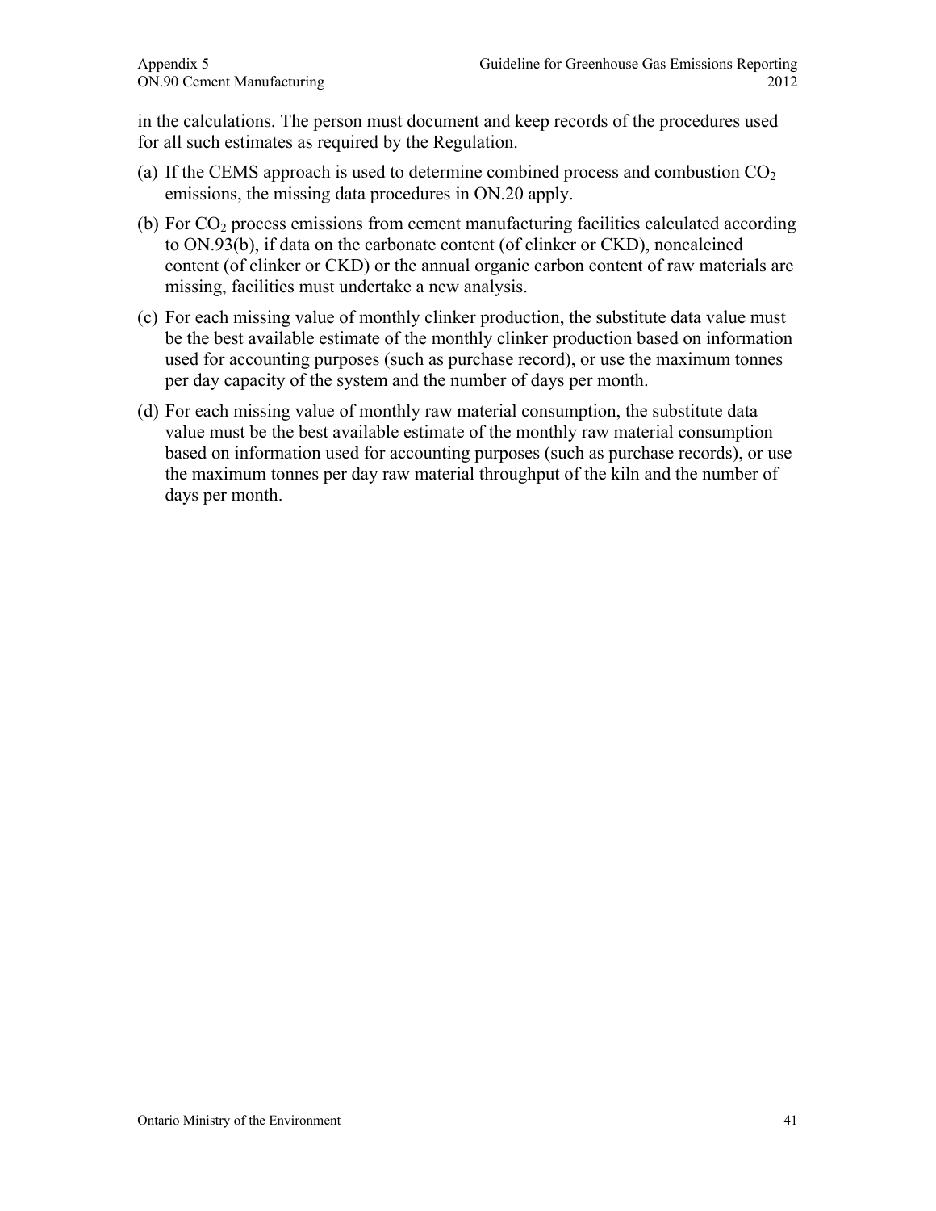in the calculations. The person must document and keep records of the procedures used for all such estimates as required by the Regulation.

(a) If the CEMS approach is used to determine combined process and combustion $CO_2$ emissions, the missing data procedures in ON.20 apply.

(b) For $CO_2$ process emissions from cement manufacturing facilities calculated according to ON.93(b), if data on the carbonate content (of clinker or CKD), noncalcined content (of clinker or CKD) or the annual organic carbon content of raw materials are missing, facilities must undertake a new analysis.

(c) For each missing value of monthly clinker production, the substitute data value must be the best available estimate of the monthly clinker production based on information used for accounting purposes (such as purchase record), or use the maximum tonnes per day capacity of the system and the number of days per month.

(d) For each missing value of monthly raw material consumption, the substitute data value must be the best available estimate of the monthly raw material consumption based on information used for accounting purposes (such as purchase records), or use the maximum tonnes per day raw material throughput of the kiln and the number of days per month.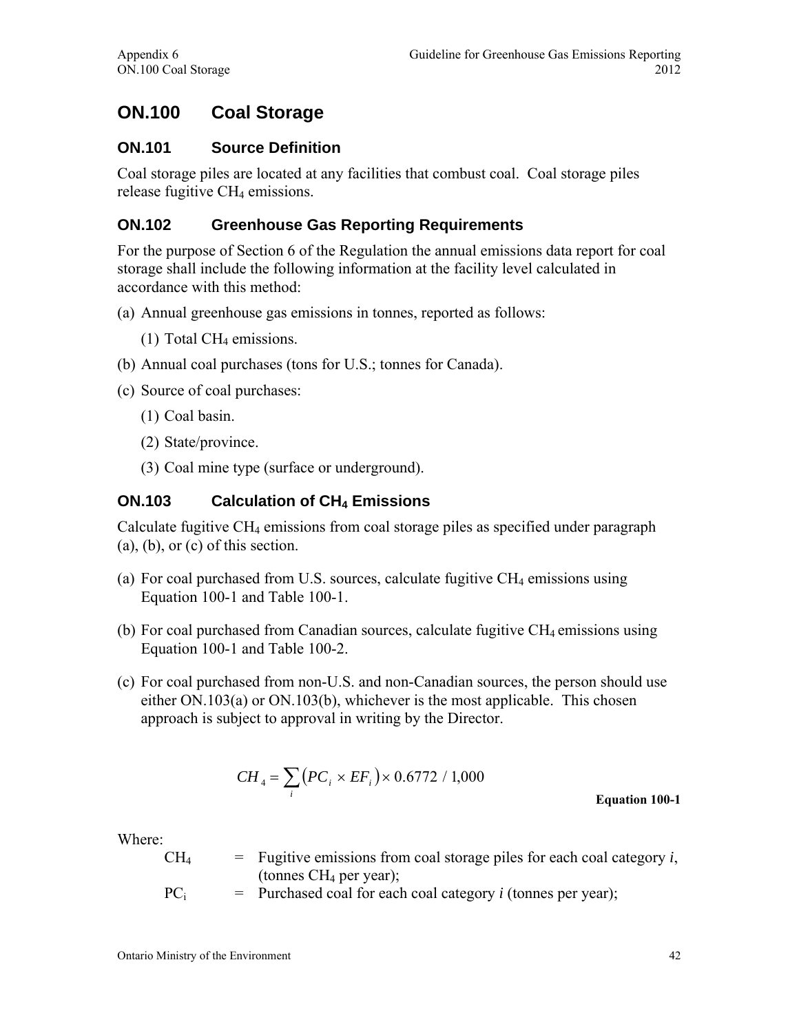# ON.100 Coal Storage

## ON.101 Source Definition

Coal storage piles are located at any facilities that combust coal. Coal storage piles release fugitive $CH_4$ emissions.

## ON.102 Greenhouse Gas Reporting Requirements

For the purpose of Section 6 of the Regulation the annual emissions data report for coal storage shall include the following information at the facility level calculated in accordance with this method:

(a) Annual greenhouse gas emissions in tonnes, reported as follows:

  (1) Total $CH_4$ emissions.

(b) Annual coal purchases (tons for U.S.; tonnes for Canada).

(c) Source of coal purchases:

  (1) Coal basin.

  (2) State/province.

  (3) Coal mine type (surface or underground).

## ON.103 Calculation of $CH_4$ Emissions

Calculate fugitive $CH_4$ emissions from coal storage piles as specified under paragraph (a), (b), or (c) of this section.

(a) For coal purchased from U.S. sources, calculate fugitive $CH_4$ emissions using Equation 100-1 and Table 100-1.

(b) For coal purchased from Canadian sources, calculate fugitive $CH_4$ emissions using Equation 100-1 and Table 100-2.

(c) For coal purchased from non-U.S. and non-Canadian sources, the person should use either ON.103(a) or ON.103(b), whichever is the most applicable. This chosen approach is subject to approval in writing by the Director.

$$CH_4 = \sum_i \left(PC_i \times EF_i\right) \times 0.6772 \ / \ 1{,}000$$

**Equation 100-1**

Where:

$CH_4$ = Fugitive emissions from coal storage piles for each coal category $i$, (tonnes $CH_4$ per year);

$PC_i$ = Purchased coal for each coal category $i$ (tonnes per year);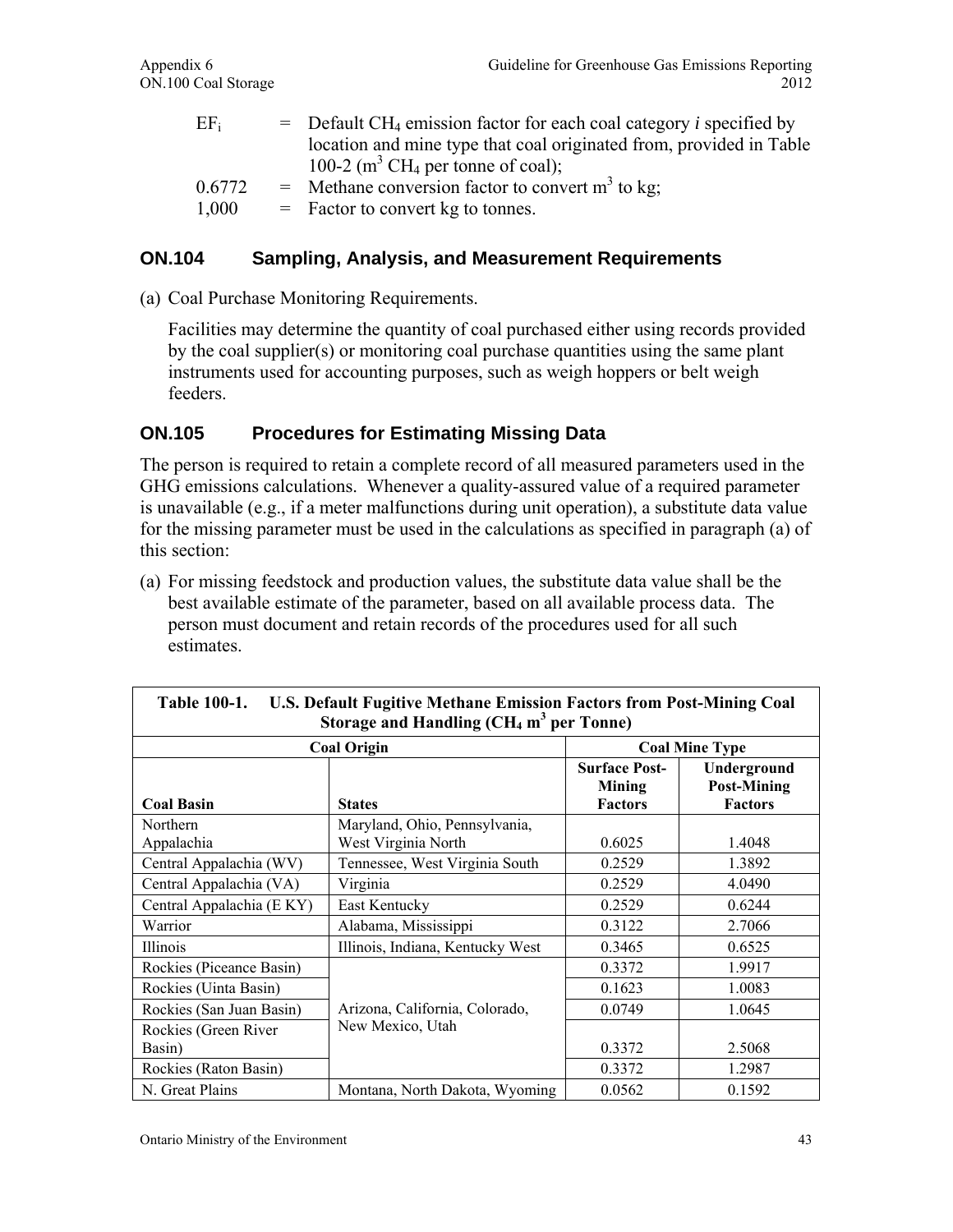| | | |
|---|---|---|
| $EF_i$ | = | Default $CH_4$ emission factor for each coal category *i* specified by location and mine type that coal originated from, provided in Table 100-2 ($m^3$ $CH_4$ per tonne of coal); |
| 0.6772 | = | Methane conversion factor to convert $m^3$ to kg; |
| 1,000 | = | Factor to convert kg to tonnes. |

## ON.104 Sampling, Analysis, and Measurement Requirements

(a) Coal Purchase Monitoring Requirements.

Facilities may determine the quantity of coal purchased either using records provided by the coal supplier(s) or monitoring coal purchase quantities using the same plant instruments used for accounting purposes, such as weigh hoppers or belt weigh feeders.

## ON.105 Procedures for Estimating Missing Data

The person is required to retain a complete record of all measured parameters used in the GHG emissions calculations. Whenever a quality-assured value of a required parameter is unavailable (e.g., if a meter malfunctions during unit operation), a substitute data value for the missing parameter must be used in the calculations as specified in paragraph (a) of this section:

(a) For missing feedstock and production values, the substitute data value shall be the best available estimate of the parameter, based on all available process data. The person must document and retain records of the procedures used for all such estimates.

**Table 100-1. U.S. Default Fugitive Methane Emission Factors from Post-Mining Coal Storage and Handling ($CH_4$ $m^3$ per Tonne)**

| Coal Origin | | Coal Mine Type | |
|---|---|---|---|
| **Coal Basin** | **States** | **Surface Post-Mining Factors** | **Underground Post-Mining Factors** |
| Northern Appalachia | Maryland, Ohio, Pennsylvania, West Virginia North | 0.6025 | 1.4048 |
| Central Appalachia (WV) | Tennessee, West Virginia South | 0.2529 | 1.3892 |
| Central Appalachia (VA) | Virginia | 0.2529 | 4.0490 |
| Central Appalachia (E KY) | East Kentucky | 0.2529 | 0.6244 |
| Warrior | Alabama, Mississippi | 0.3122 | 2.7066 |
| Illinois | Illinois, Indiana, Kentucky West | 0.3465 | 0.6525 |
| Rockies (Piceance Basin) | Arizona, California, Colorado, New Mexico, Utah | 0.3372 | 1.9917 |
| Rockies (Uinta Basin) | | 0.1623 | 1.0083 |
| Rockies (San Juan Basin) | | 0.0749 | 1.0645 |
| Rockies (Green River Basin) | | 0.3372 | 2.5068 |
| Rockies (Raton Basin) | | 0.3372 | 1.2987 |
| N. Great Plains | Montana, North Dakota, Wyoming | 0.0562 | 0.1592 |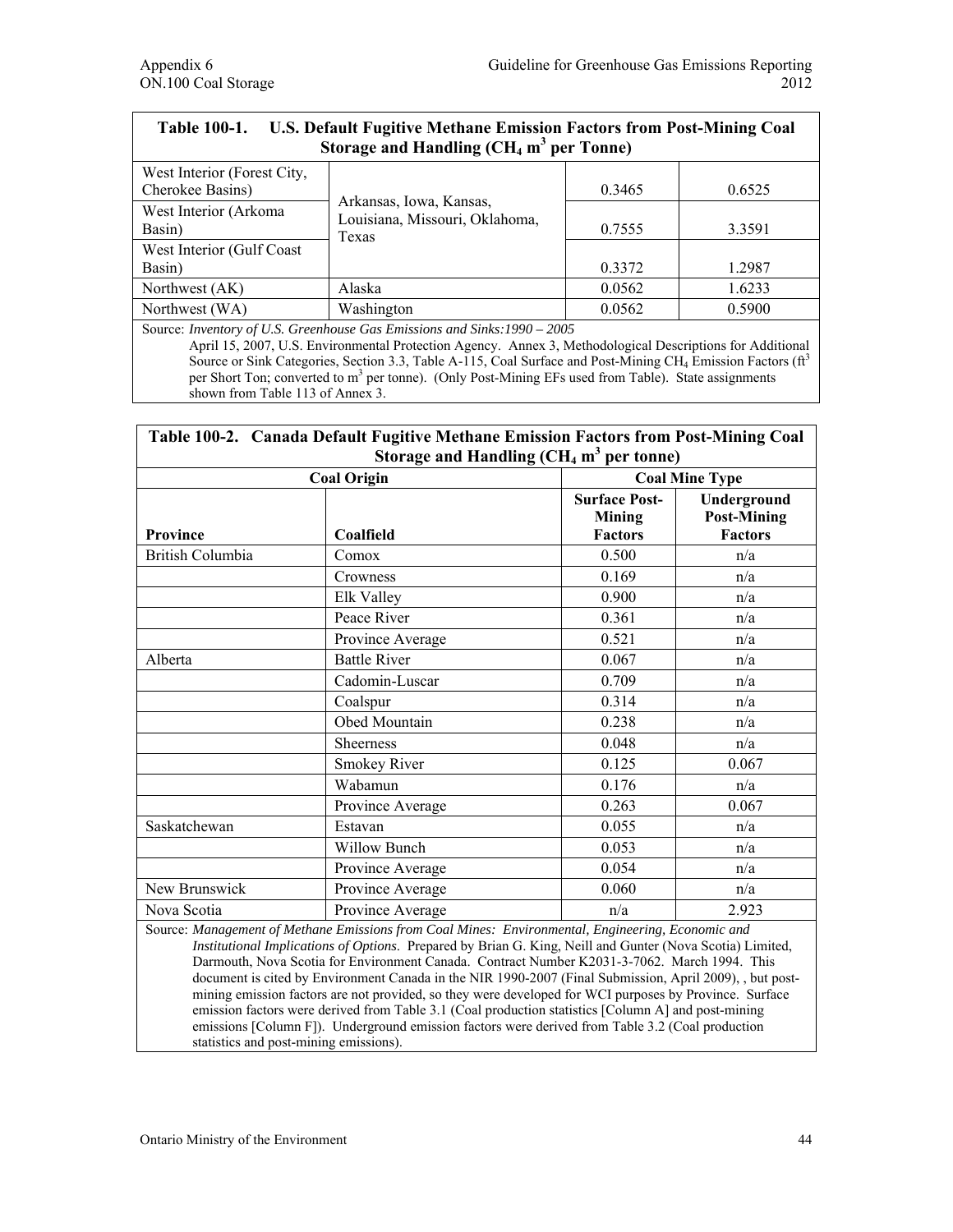| Table 100-1. U.S. Default Fugitive Methane Emission Factors from Post-Mining Coal Storage and Handling ($CH_4$ $m^3$ per Tonne) | | | |
|---|---|---|---|
| West Interior (Forest City, Cherokee Basins) | Arkansas, Iowa, Kansas, Louisiana, Missouri, Oklahoma, Texas | 0.3465 | 0.6525 |
| West Interior (Arkoma Basin) | | 0.7555 | 3.3591 |
| West Interior (Gulf Coast Basin) | | 0.3372 | 1.2987 |
| Northwest (AK) | Alaska | 0.0562 | 1.6233 |
| Northwest (WA) | Washington | 0.0562 | 0.5900 |

Source: *Inventory of U.S. Greenhouse Gas Emissions and Sinks:1990 – 2005* April 15, 2007, U.S. Environmental Protection Agency. Annex 3, Methodological Descriptions for Additional Source or Sink Categories, Section 3.3, Table A-115, Coal Surface and Post-Mining $CH_4$ Emission Factors ($ft^3$ per Short Ton; converted to $m^3$ per tonne). (Only Post-Mining EFs used from Table). State assignments shown from Table 113 of Annex 3.

| Table 100-2. Canada Default Fugitive Methane Emission Factors from Post-Mining Coal Storage and Handling ($CH_4$ $m^3$ per tonne) | | | |
|---|---|---|---|
| **Coal Origin** | | **Coal Mine Type** | |
| **Province** | **Coalfield** | **Surface Post-Mining Factors** | **Underground Post-Mining Factors** |
| British Columbia | Comox | 0.500 | n/a |
| | Crowness | 0.169 | n/a |
| | Elk Valley | 0.900 | n/a |
| | Peace River | 0.361 | n/a |
| | Province Average | 0.521 | n/a |
| Alberta | Battle River | 0.067 | n/a |
| | Cadomin-Luscar | 0.709 | n/a |
| | Coalspur | 0.314 | n/a |
| | Obed Mountain | 0.238 | n/a |
| | Sheerness | 0.048 | n/a |
| | Smokey River | 0.125 | 0.067 |
| | Wabamun | 0.176 | n/a |
| | Province Average | 0.263 | 0.067 |
| Saskatchewan | Estavan | 0.055 | n/a |
| | Willow Bunch | 0.053 | n/a |
| | Province Average | 0.054 | n/a |
| New Brunswick | Province Average | 0.060 | n/a |
| Nova Scotia | Province Average | n/a | 2.923 |

Source: *Management of Methane Emissions from Coal Mines: Environmental, Engineering, Economic and Institutional Implications of Options*. Prepared by Brian G. King, Neill and Gunter (Nova Scotia) Limited, Darmouth, Nova Scotia for Environment Canada. Contract Number K2031-3-7062. March 1994. This document is cited by Environment Canada in the NIR 1990-2007 (Final Submission, April 2009), , but post-mining emission factors are not provided, so they were developed for WCI purposes by Province. Surface emission factors were derived from Table 3.1 (Coal production statistics [Column A] and post-mining emissions [Column F]). Underground emission factors were derived from Table 3.2 (Coal production statistics and post-mining emissions).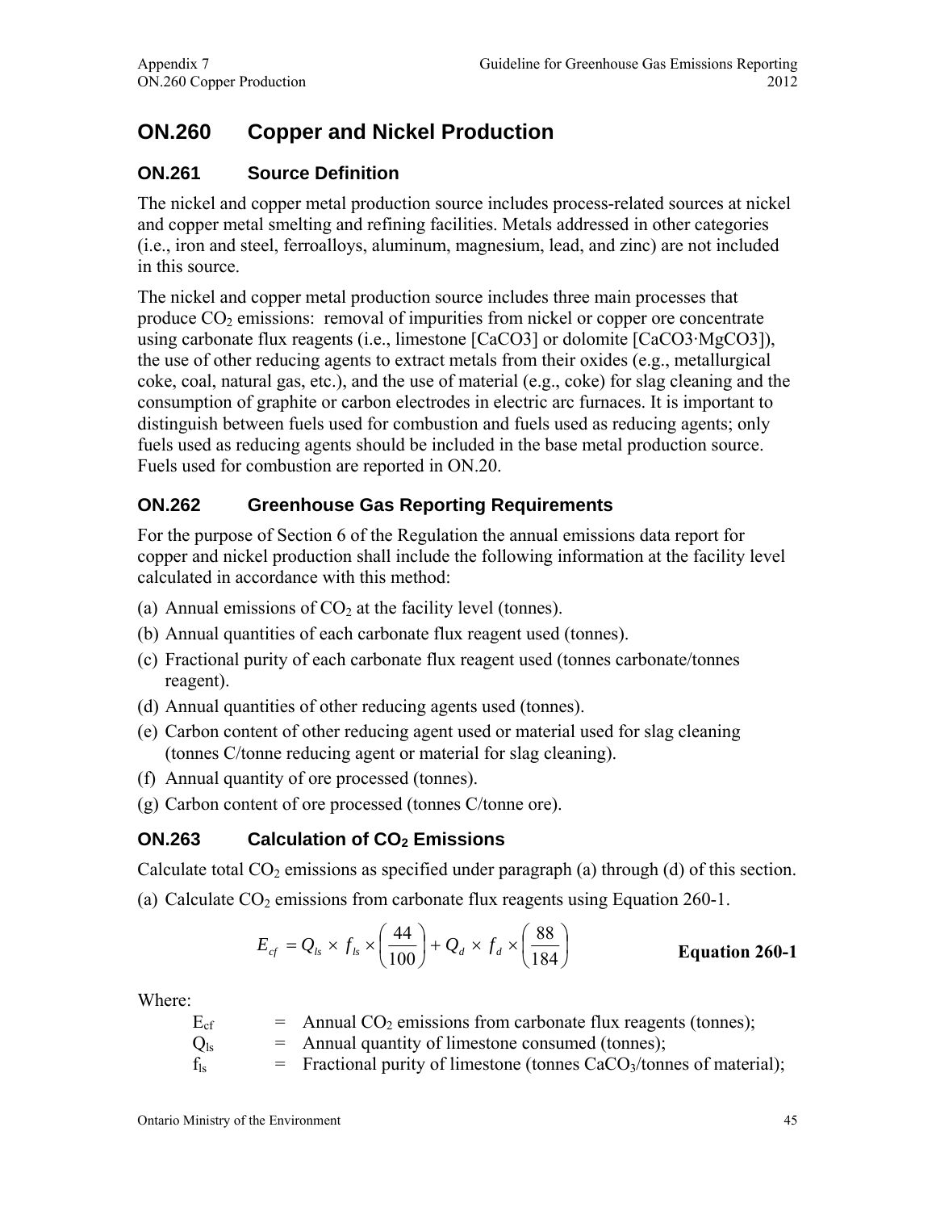# ON.260 Copper and Nickel Production

## ON.261 Source Definition

The nickel and copper metal production source includes process-related sources at nickel and copper metal smelting and refining facilities. Metals addressed in other categories (i.e., iron and steel, ferroalloys, aluminum, magnesium, lead, and zinc) are not included in this source.

The nickel and copper metal production source includes three main processes that produce $CO_2$ emissions: removal of impurities from nickel or copper ore concentrate using carbonate flux reagents (i.e., limestone [CaCO3] or dolomite [CaCO3·MgCO3]), the use of other reducing agents to extract metals from their oxides (e.g., metallurgical coke, coal, natural gas, etc.), and the use of material (e.g., coke) for slag cleaning and the consumption of graphite or carbon electrodes in electric arc furnaces. It is important to distinguish between fuels used for combustion and fuels used as reducing agents; only fuels used as reducing agents should be included in the base metal production source. Fuels used for combustion are reported in ON.20.

## ON.262 Greenhouse Gas Reporting Requirements

For the purpose of Section 6 of the Regulation the annual emissions data report for copper and nickel production shall include the following information at the facility level calculated in accordance with this method:

(a) Annual emissions of $CO_2$ at the facility level (tonnes).

(b) Annual quantities of each carbonate flux reagent used (tonnes).

(c) Fractional purity of each carbonate flux reagent used (tonnes carbonate/tonnes reagent).

(d) Annual quantities of other reducing agents used (tonnes).

(e) Carbon content of other reducing agent used or material used for slag cleaning (tonnes C/tonne reducing agent or material for slag cleaning).

(f) Annual quantity of ore processed (tonnes).

(g) Carbon content of ore processed (tonnes C/tonne ore).

## ON.263 Calculation of $CO_2$ Emissions

Calculate total $CO_2$ emissions as specified under paragraph (a) through (d) of this section.

(a) Calculate $CO_2$ emissions from carbonate flux reagents using Equation 260-1.

$$E_{cf} = Q_{ls} \times f_{ls} \times \left(\frac{44}{100}\right) + Q_d \times f_d \times \left(\frac{88}{184}\right) \qquad \textbf{Equation 260-1}$$

Where:

$E_{cf}$ = Annual $CO_2$ emissions from carbonate flux reagents (tonnes);

$Q_{ls}$ = Annual quantity of limestone consumed (tonnes);

$f_{ls}$ = Fractional purity of limestone (tonnes $CaCO_3$/tonnes of material);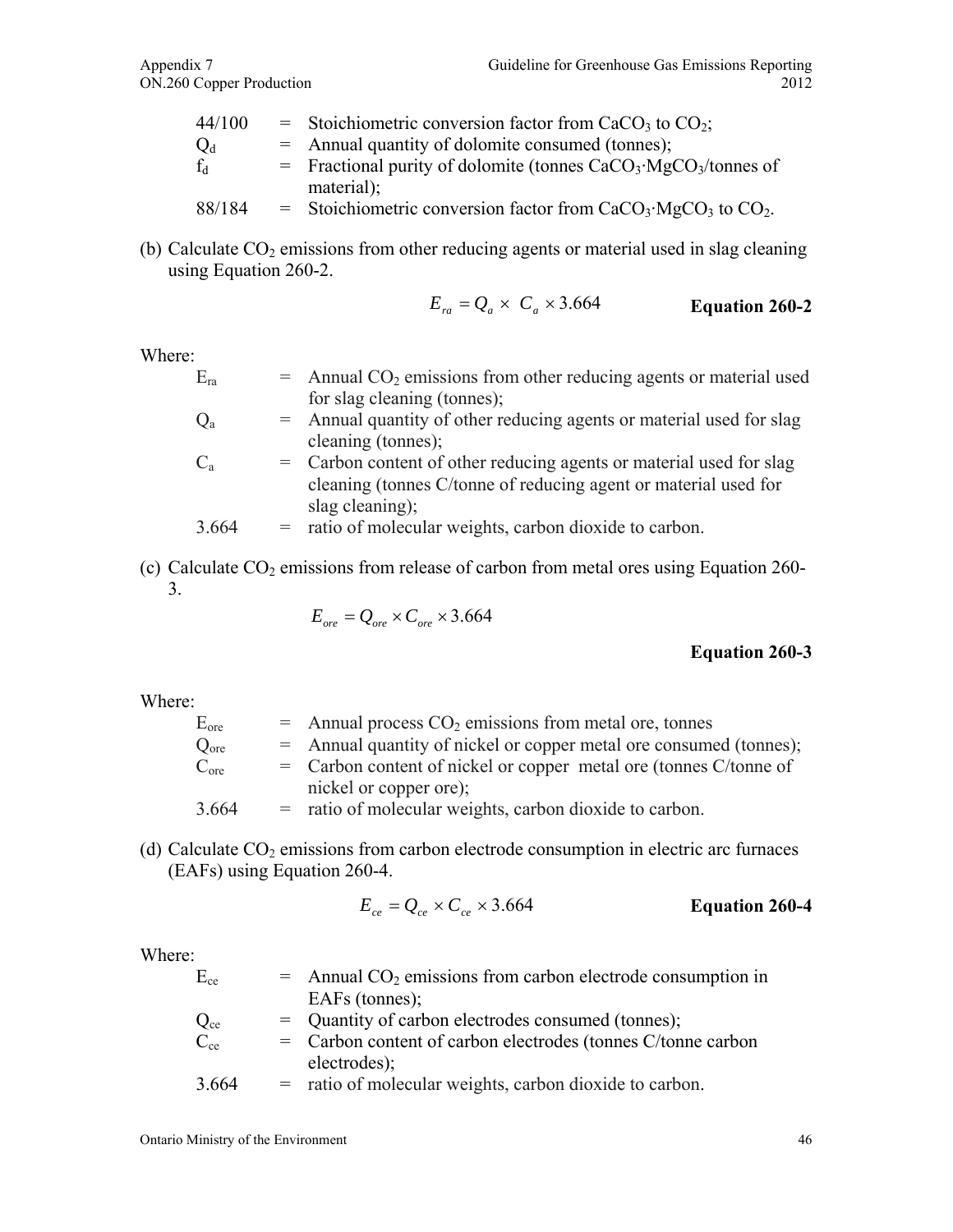| | | |
|---|---|---|
| 44/100 | = | Stoichiometric conversion factor from $CaCO_3$ to $CO_2$; |
| $Q_d$ | = | Annual quantity of dolomite consumed (tonnes); |
| $f_d$ | = | Fractional purity of dolomite (tonnes $CaCO_3 \cdot MgCO_3$/tonnes of material); |
| 88/184 | = | Stoichiometric conversion factor from $CaCO_3 \cdot MgCO_3$ to $CO_2$. |

(b) Calculate $CO_2$ emissions from other reducing agents or material used in slag cleaning using Equation 260-2.

$$E_{ra} = Q_a \times C_a \times 3.664 \qquad \textbf{Equation 260-2}$$

Where:

| | | |
|---|---|---|
| $E_{ra}$ | = | Annual $CO_2$ emissions from other reducing agents or material used for slag cleaning (tonnes); |
| $Q_a$ | = | Annual quantity of other reducing agents or material used for slag cleaning (tonnes); |
| $C_a$ | = | Carbon content of other reducing agents or material used for slag cleaning (tonnes C/tonne of reducing agent or material used for slag cleaning); |
| 3.664 | = | ratio of molecular weights, carbon dioxide to carbon. |

(c) Calculate $CO_2$ emissions from release of carbon from metal ores using Equation 260-3.

$$E_{ore} = Q_{ore} \times C_{ore} \times 3.664$$

**Equation 260-3**

Where:

| | | |
|---|---|---|
| $E_{ore}$ | = | Annual process $CO_2$ emissions from metal ore, tonnes |
| $Q_{ore}$ | = | Annual quantity of nickel or copper metal ore consumed (tonnes); |
| $C_{ore}$ | = | Carbon content of nickel or copper metal ore (tonnes C/tonne of nickel or copper ore); |
| 3.664 | = | ratio of molecular weights, carbon dioxide to carbon. |

(d) Calculate $CO_2$ emissions from carbon electrode consumption in electric arc furnaces (EAFs) using Equation 260-4.

$$E_{ce} = Q_{ce} \times C_{ce} \times 3.664 \qquad \textbf{Equation 260-4}$$

Where:

| | | |
|---|---|---|
| $E_{ce}$ | = | Annual $CO_2$ emissions from carbon electrode consumption in EAFs (tonnes); |
| $Q_{ce}$ | = | Quantity of carbon electrodes consumed (tonnes); |
| $C_{ce}$ | = | Carbon content of carbon electrodes (tonnes C/tonne carbon electrodes); |
| 3.664 | = | ratio of molecular weights, carbon dioxide to carbon. |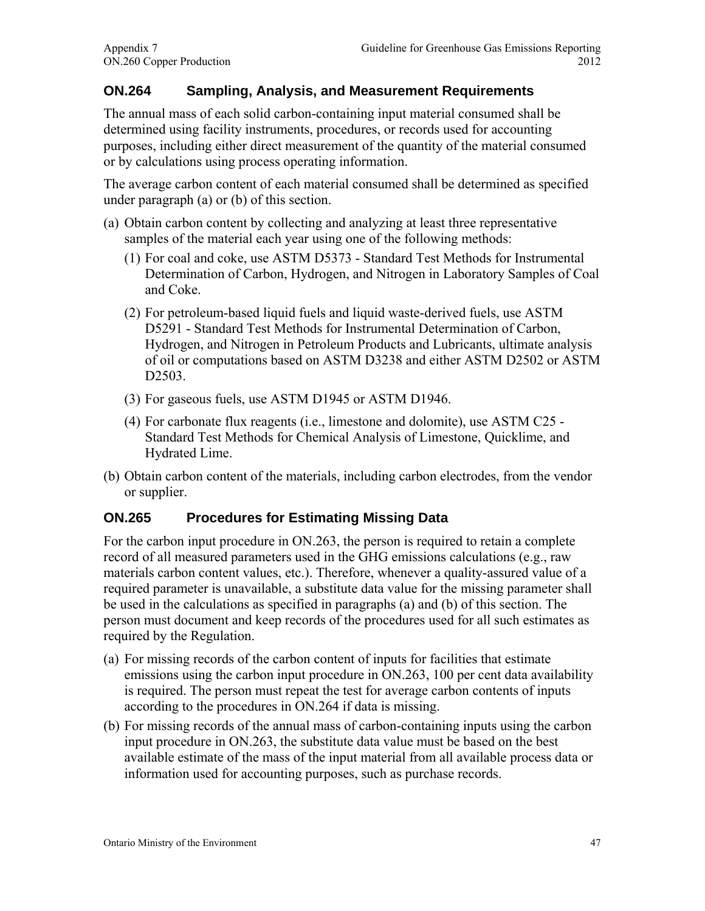## ON.264 Sampling, Analysis, and Measurement Requirements

The annual mass of each solid carbon-containing input material consumed shall be determined using facility instruments, procedures, or records used for accounting purposes, including either direct measurement of the quantity of the material consumed or by calculations using process operating information.

The average carbon content of each material consumed shall be determined as specified under paragraph (a) or (b) of this section.

(a) Obtain carbon content by collecting and analyzing at least three representative samples of the material each year using one of the following methods:

  (1) For coal and coke, use ASTM D5373 - Standard Test Methods for Instrumental Determination of Carbon, Hydrogen, and Nitrogen in Laboratory Samples of Coal and Coke.

  (2) For petroleum-based liquid fuels and liquid waste-derived fuels, use ASTM D5291 - Standard Test Methods for Instrumental Determination of Carbon, Hydrogen, and Nitrogen in Petroleum Products and Lubricants, ultimate analysis of oil or computations based on ASTM D3238 and either ASTM D2502 or ASTM D2503.

  (3) For gaseous fuels, use ASTM D1945 or ASTM D1946.

  (4) For carbonate flux reagents (i.e., limestone and dolomite), use ASTM C25 - Standard Test Methods for Chemical Analysis of Limestone, Quicklime, and Hydrated Lime.

(b) Obtain carbon content of the materials, including carbon electrodes, from the vendor or supplier.

## ON.265 Procedures for Estimating Missing Data

For the carbon input procedure in ON.263, the person is required to retain a complete record of all measured parameters used in the GHG emissions calculations (e.g., raw materials carbon content values, etc.). Therefore, whenever a quality-assured value of a required parameter is unavailable, a substitute data value for the missing parameter shall be used in the calculations as specified in paragraphs (a) and (b) of this section. The person must document and keep records of the procedures used for all such estimates as required by the Regulation.

(a) For missing records of the carbon content of inputs for facilities that estimate emissions using the carbon input procedure in ON.263, 100 per cent data availability is required. The person must repeat the test for average carbon contents of inputs according to the procedures in ON.264 if data is missing.

(b) For missing records of the annual mass of carbon-containing inputs using the carbon input procedure in ON.263, the substitute data value must be based on the best available estimate of the mass of the input material from all available process data or information used for accounting purposes, such as purchase records.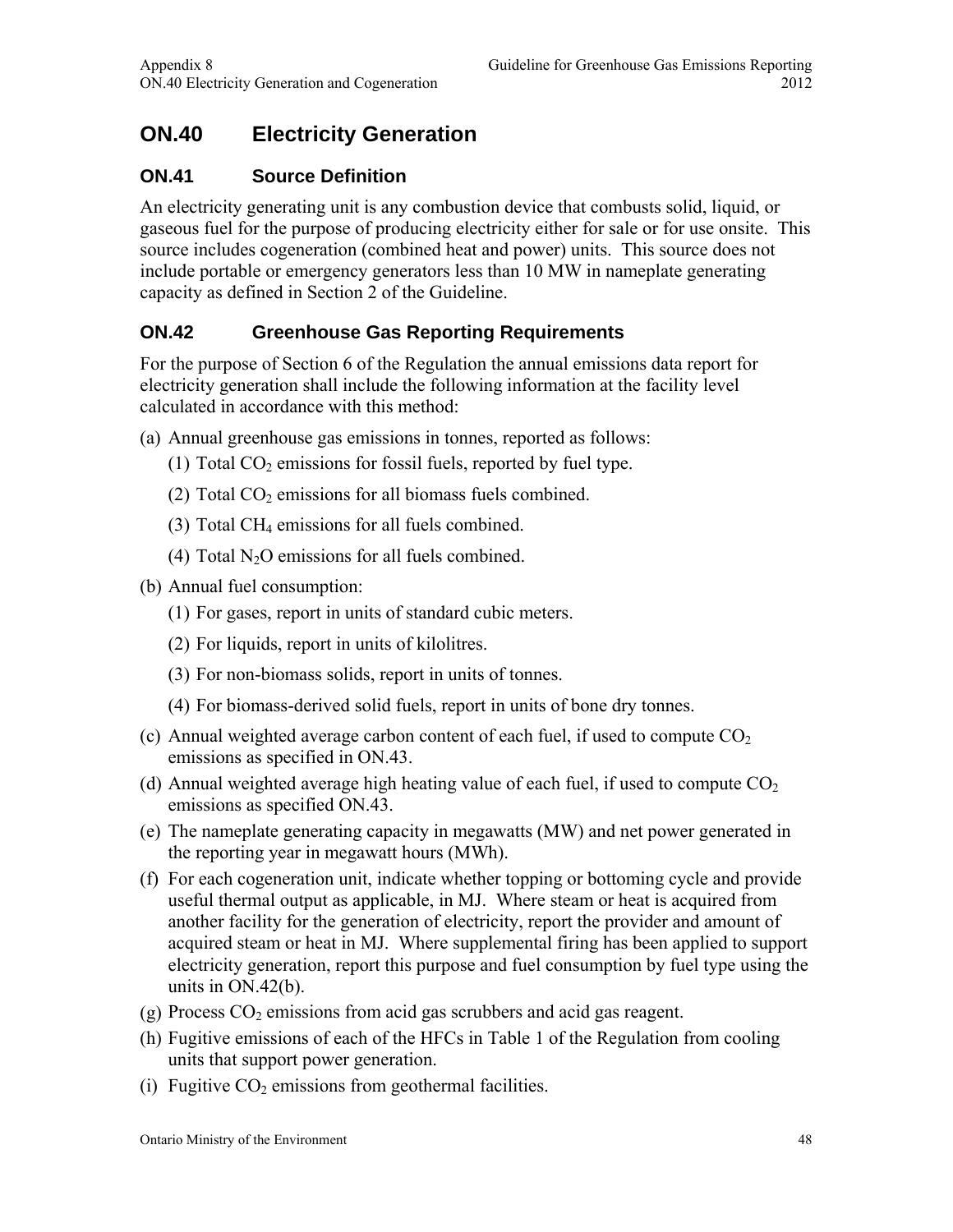# ON.40 Electricity Generation

## ON.41 Source Definition

An electricity generating unit is any combustion device that combusts solid, liquid, or gaseous fuel for the purpose of producing electricity either for sale or for use onsite. This source includes cogeneration (combined heat and power) units. This source does not include portable or emergency generators less than 10 MW in nameplate generating capacity as defined in Section 2 of the Guideline.

## ON.42 Greenhouse Gas Reporting Requirements

For the purpose of Section 6 of the Regulation the annual emissions data report for electricity generation shall include the following information at the facility level calculated in accordance with this method:

(a) Annual greenhouse gas emissions in tonnes, reported as follows:

(1) Total $CO_2$ emissions for fossil fuels, reported by fuel type.

(2) Total $CO_2$ emissions for all biomass fuels combined.

(3) Total $CH_4$ emissions for all fuels combined.

(4) Total $N_2O$ emissions for all fuels combined.

(b) Annual fuel consumption:

(1) For gases, report in units of standard cubic meters.

(2) For liquids, report in units of kilolitres.

(3) For non-biomass solids, report in units of tonnes.

(4) For biomass-derived solid fuels, report in units of bone dry tonnes.

(c) Annual weighted average carbon content of each fuel, if used to compute $CO_2$ emissions as specified in ON.43.

(d) Annual weighted average high heating value of each fuel, if used to compute $CO_2$ emissions as specified ON.43.

(e) The nameplate generating capacity in megawatts (MW) and net power generated in the reporting year in megawatt hours (MWh).

(f) For each cogeneration unit, indicate whether topping or bottoming cycle and provide useful thermal output as applicable, in MJ. Where steam or heat is acquired from another facility for the generation of electricity, report the provider and amount of acquired steam or heat in MJ. Where supplemental firing has been applied to support electricity generation, report this purpose and fuel consumption by fuel type using the units in ON.42(b).

(g) Process $CO_2$ emissions from acid gas scrubbers and acid gas reagent.

(h) Fugitive emissions of each of the HFCs in Table 1 of the Regulation from cooling units that support power generation.

(i) Fugitive $CO_2$ emissions from geothermal facilities.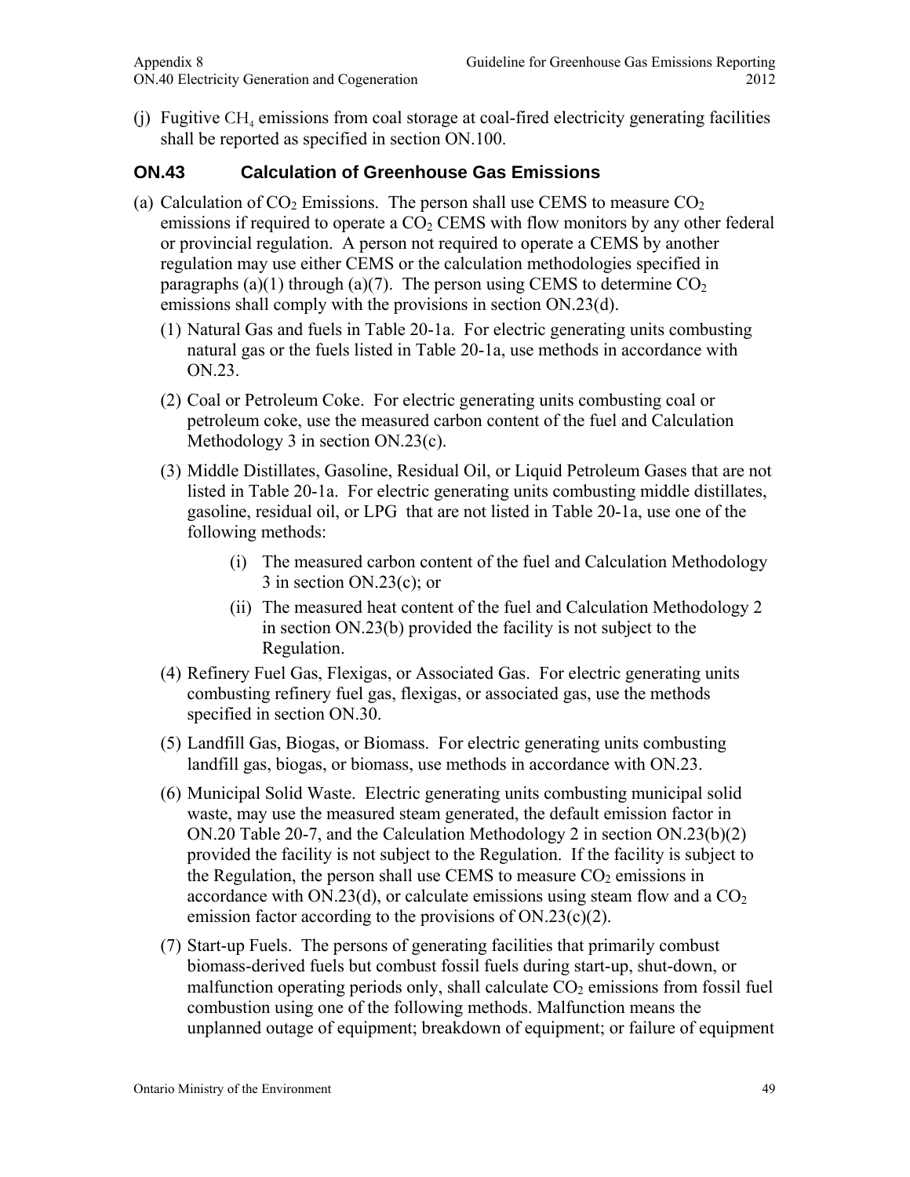(j) Fugitive $CH_4$ emissions from coal storage at coal-fired electricity generating facilities shall be reported as specified in section ON.100.

## ON.43 Calculation of Greenhouse Gas Emissions

(a) Calculation of $CO_2$ Emissions. The person shall use CEMS to measure $CO_2$ emissions if required to operate a $CO_2$ CEMS with flow monitors by any other federal or provincial regulation. A person not required to operate a CEMS by another regulation may use either CEMS or the calculation methodologies specified in paragraphs (a)(1) through (a)(7). The person using CEMS to determine $CO_2$ emissions shall comply with the provisions in section ON.23(d).

(1) Natural Gas and fuels in Table 20-1a. For electric generating units combusting natural gas or the fuels listed in Table 20-1a, use methods in accordance with ON.23.

(2) Coal or Petroleum Coke. For electric generating units combusting coal or petroleum coke, use the measured carbon content of the fuel and Calculation Methodology 3 in section ON.23(c).

(3) Middle Distillates, Gasoline, Residual Oil, or Liquid Petroleum Gases that are not listed in Table 20-1a. For electric generating units combusting middle distillates, gasoline, residual oil, or LPG that are not listed in Table 20-1a, use one of the following methods:

(i) The measured carbon content of the fuel and Calculation Methodology 3 in section ON.23(c); or

(ii) The measured heat content of the fuel and Calculation Methodology 2 in section ON.23(b) provided the facility is not subject to the Regulation.

(4) Refinery Fuel Gas, Flexigas, or Associated Gas. For electric generating units combusting refinery fuel gas, flexigas, or associated gas, use the methods specified in section ON.30.

(5) Landfill Gas, Biogas, or Biomass. For electric generating units combusting landfill gas, biogas, or biomass, use methods in accordance with ON.23.

(6) Municipal Solid Waste. Electric generating units combusting municipal solid waste, may use the measured steam generated, the default emission factor in ON.20 Table 20-7, and the Calculation Methodology 2 in section ON.23(b)(2) provided the facility is not subject to the Regulation. If the facility is subject to the Regulation, the person shall use CEMS to measure $CO_2$ emissions in accordance with ON.23(d), or calculate emissions using steam flow and a $CO_2$ emission factor according to the provisions of ON.23(c)(2).

(7) Start-up Fuels. The persons of generating facilities that primarily combust biomass-derived fuels but combust fossil fuels during start-up, shut-down, or malfunction operating periods only, shall calculate $CO_2$ emissions from fossil fuel combustion using one of the following methods. Malfunction means the unplanned outage of equipment; breakdown of equipment; or failure of equipment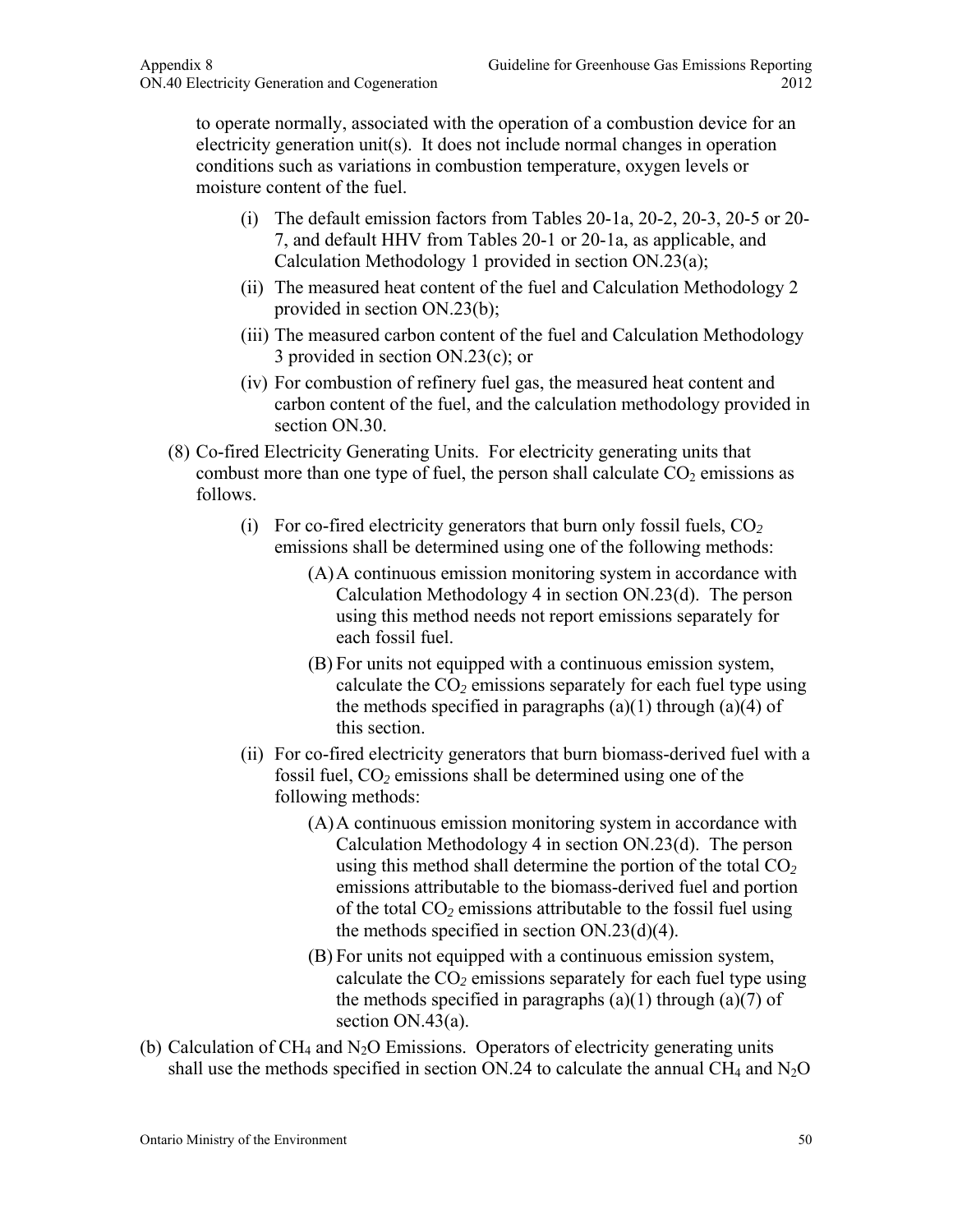to operate normally, associated with the operation of a combustion device for an electricity generation unit(s). It does not include normal changes in operation conditions such as variations in combustion temperature, oxygen levels or moisture content of the fuel.

- (i) The default emission factors from Tables 20-1a, 20-2, 20-3, 20-5 or 20-7, and default HHV from Tables 20-1 or 20-1a, as applicable, and Calculation Methodology 1 provided in section ON.23(a);
- (ii) The measured heat content of the fuel and Calculation Methodology 2 provided in section ON.23(b);
- (iii) The measured carbon content of the fuel and Calculation Methodology 3 provided in section ON.23(c); or
- (iv) For combustion of refinery fuel gas, the measured heat content and carbon content of the fuel, and the calculation methodology provided in section ON.30.

(8) Co-fired Electricity Generating Units. For electricity generating units that combust more than one type of fuel, the person shall calculate $CO_2$ emissions as follows.

- (i) For co-fired electricity generators that burn only fossil fuels, $CO_2$ emissions shall be determined using one of the following methods:
  - (A) A continuous emission monitoring system in accordance with Calculation Methodology 4 in section ON.23(d). The person using this method needs not report emissions separately for each fossil fuel.
  - (B) For units not equipped with a continuous emission system, calculate the $CO_2$ emissions separately for each fuel type using the methods specified in paragraphs (a)(1) through (a)(4) of this section.
- (ii) For co-fired electricity generators that burn biomass-derived fuel with a fossil fuel, $CO_2$ emissions shall be determined using one of the following methods:
  - (A) A continuous emission monitoring system in accordance with Calculation Methodology 4 in section ON.23(d). The person using this method shall determine the portion of the total $CO_2$ emissions attributable to the biomass-derived fuel and portion of the total $CO_2$ emissions attributable to the fossil fuel using the methods specified in section ON.23(d)(4).
  - (B) For units not equipped with a continuous emission system, calculate the $CO_2$ emissions separately for each fuel type using the methods specified in paragraphs (a)(1) through (a)(7) of section ON.43(a).

(b) Calculation of $CH_4$ and $N_2O$ Emissions. Operators of electricity generating units shall use the methods specified in section ON.24 to calculate the annual $CH_4$ and $N_2O$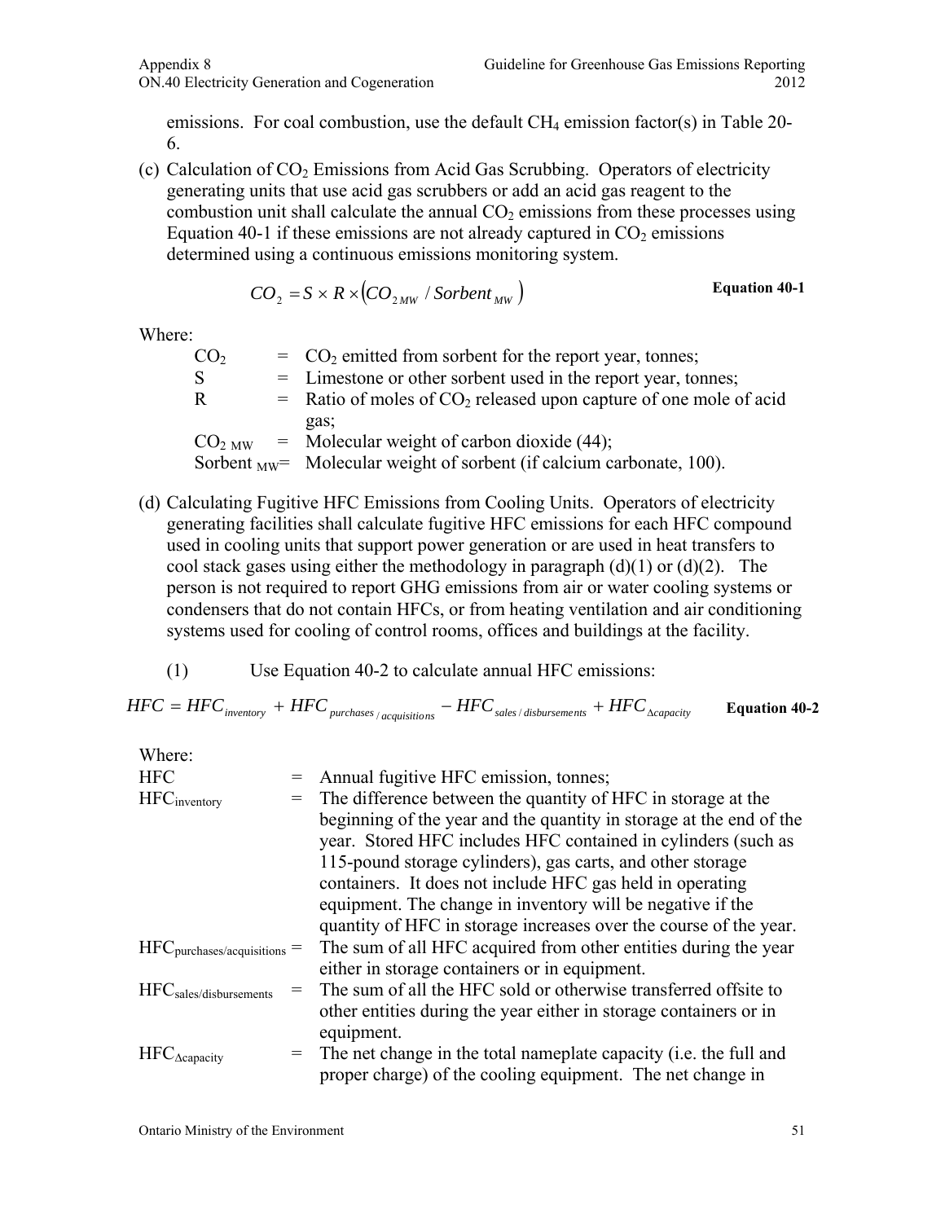emissions. For coal combustion, use the default $CH_4$ emission factor(s) in Table 20-6.

(c) Calculation of $CO_2$ Emissions from Acid Gas Scrubbing. Operators of electricity generating units that use acid gas scrubbers or add an acid gas reagent to the combustion unit shall calculate the annual $CO_2$ emissions from these processes using Equation 40-1 if these emissions are not already captured in $CO_2$ emissions determined using a continuous emissions monitoring system.

$$CO_2 = S \times R \times \left(CO_{2\,MW} / Sorbent_{MW}\right) \qquad \textbf{Equation 40-1}$$

Where:

| | | |
|---|---|---|
| $CO_2$ | = | $CO_2$ emitted from sorbent for the report year, tonnes; |
| S | = | Limestone or other sorbent used in the report year, tonnes; |
| R | = | Ratio of moles of $CO_2$ released upon capture of one mole of acid gas; |
| $CO_{2\,MW}$ | = | Molecular weight of carbon dioxide (44); |
| $Sorbent_{MW}$ | = | Molecular weight of sorbent (if calcium carbonate, 100). |

(d) Calculating Fugitive HFC Emissions from Cooling Units. Operators of electricity generating facilities shall calculate fugitive HFC emissions for each HFC compound used in cooling units that support power generation or are used in heat transfers to cool stack gases using either the methodology in paragraph (d)(1) or (d)(2). The person is not required to report GHG emissions from air or water cooling systems or condensers that do not contain HFCs, or from heating ventilation and air conditioning systems used for cooling of control rooms, offices and buildings at the facility.

(1) Use Equation 40-2 to calculate annual HFC emissions:

$$HFC = HFC_{inventory} + HFC_{purchases/acquisitions} - HFC_{sales/disbursements} + HFC_{\Delta capacity} \qquad \textbf{Equation 40-2}$$

Where:

| | | |
|---|---|---|
| $HFC$ | = | Annual fugitive HFC emission, tonnes; |
| $HFC_{inventory}$ | = | The difference between the quantity of HFC in storage at the beginning of the year and the quantity in storage at the end of the year. Stored HFC includes HFC contained in cylinders (such as 115-pound storage cylinders), gas carts, and other storage containers. It does not include HFC gas held in operating equipment. The change in inventory will be negative if the quantity of HFC in storage increases over the course of the year. |
| $HFC_{purchases/acquisitions}$ | = | The sum of all HFC acquired from other entities during the year either in storage containers or in equipment. |
| $HFC_{sales/disbursements}$ | = | The sum of all the HFC sold or otherwise transferred offsite to other entities during the year either in storage containers or in equipment. |
| $HFC_{\Delta capacity}$ | = | The net change in the total nameplate capacity (i.e. the full and proper charge) of the cooling equipment. The net change in |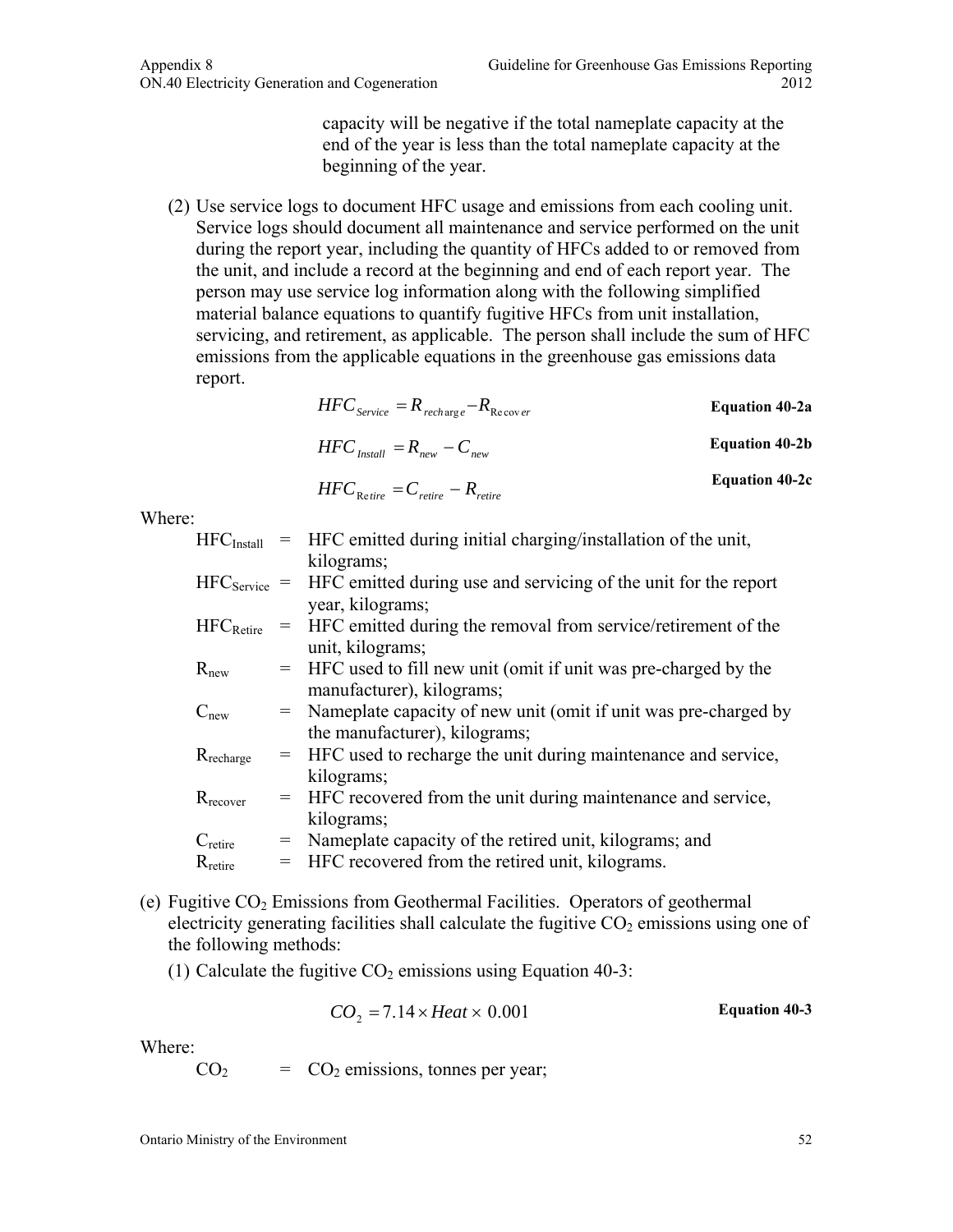capacity will be negative if the total nameplate capacity at the end of the year is less than the total nameplate capacity at the beginning of the year.

(2) Use service logs to document HFC usage and emissions from each cooling unit. Service logs should document all maintenance and service performed on the unit during the report year, including the quantity of HFCs added to or removed from the unit, and include a record at the beginning and end of each report year. The person may use service log information along with the following simplified material balance equations to quantify fugitive HFCs from unit installation, servicing, and retirement, as applicable. The person shall include the sum of HFC emissions from the applicable equations in the greenhouse gas emissions data report.

$$HFC_{Service} = R_{recharge} - R_{Recover} \qquad \textbf{Equation 40-2a}$$

$$HFC_{Install} = R_{new} - C_{new} \qquad \textbf{Equation 40-2b}$$

$$HFC_{Retire} = C_{retire} - R_{retire} \qquad \textbf{Equation 40-2c}$$

Where:

$HFC_{Install}$ = HFC emitted during initial charging/installation of the unit, kilograms;

$HFC_{Service}$ = HFC emitted during use and servicing of the unit for the report year, kilograms;

$HFC_{Retire}$ = HFC emitted during the removal from service/retirement of the unit, kilograms;

$R_{new}$ = HFC used to fill new unit (omit if unit was pre-charged by the manufacturer), kilograms;

$C_{new}$ = Nameplate capacity of new unit (omit if unit was pre-charged by the manufacturer), kilograms;

$R_{recharge}$ = HFC used to recharge the unit during maintenance and service, kilograms;

$R_{recover}$ = HFC recovered from the unit during maintenance and service, kilograms;

$C_{retire}$ = Nameplate capacity of the retired unit, kilograms; and

$R_{retire}$ = HFC recovered from the retired unit, kilograms.

(e) Fugitive $CO_2$ Emissions from Geothermal Facilities. Operators of geothermal electricity generating facilities shall calculate the fugitive $CO_2$ emissions using one of the following methods:

(1) Calculate the fugitive $CO_2$ emissions using Equation 40-3:

$$CO_2 = 7.14 \times Heat \times 0.001 \qquad \textbf{Equation 40-3}$$

Where:

$CO_2$ = $CO_2$ emissions, tonnes per year;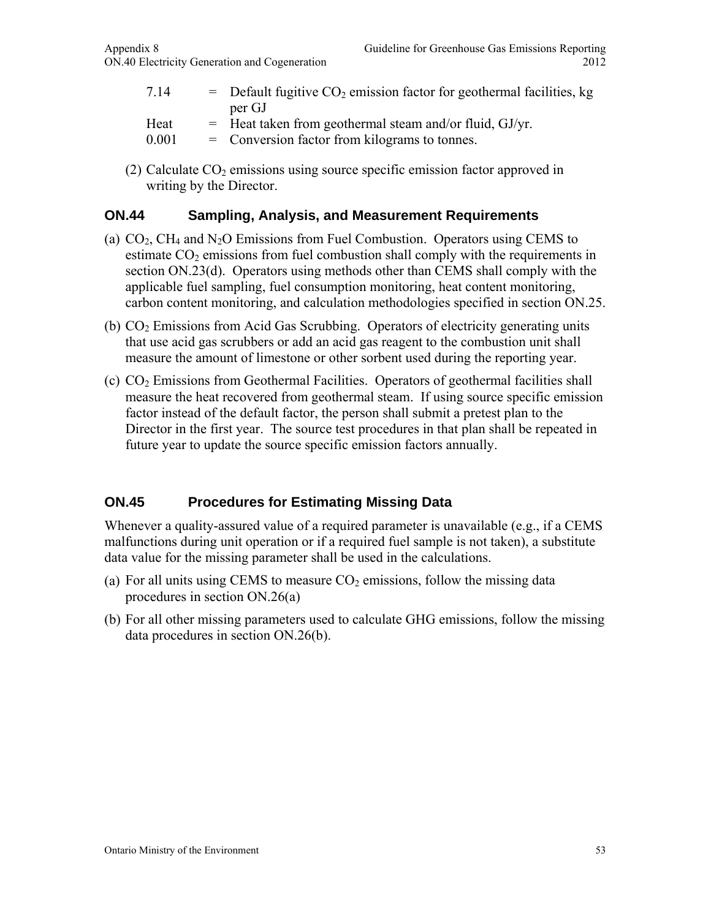| | | |
|---|---|---|
| 7.14 | = | Default fugitive $CO_2$ emission factor for geothermal facilities, kg per GJ |
| Heat | = | Heat taken from geothermal steam and/or fluid, GJ/yr. |
| 0.001 | = | Conversion factor from kilograms to tonnes. |

(2) Calculate $CO_2$ emissions using source specific emission factor approved in writing by the Director.

## ON.44 Sampling, Analysis, and Measurement Requirements

(a) $CO_2$, $CH_4$ and $N_2O$ Emissions from Fuel Combustion. Operators using CEMS to estimate $CO_2$ emissions from fuel combustion shall comply with the requirements in section ON.23(d). Operators using methods other than CEMS shall comply with the applicable fuel sampling, fuel consumption monitoring, heat content monitoring, carbon content monitoring, and calculation methodologies specified in section ON.25.

(b) $CO_2$ Emissions from Acid Gas Scrubbing. Operators of electricity generating units that use acid gas scrubbers or add an acid gas reagent to the combustion unit shall measure the amount of limestone or other sorbent used during the reporting year.

(c) $CO_2$ Emissions from Geothermal Facilities. Operators of geothermal facilities shall measure the heat recovered from geothermal steam. If using source specific emission factor instead of the default factor, the person shall submit a pretest plan to the Director in the first year. The source test procedures in that plan shall be repeated in future year to update the source specific emission factors annually.

## ON.45 Procedures for Estimating Missing Data

Whenever a quality-assured value of a required parameter is unavailable (e.g., if a CEMS malfunctions during unit operation or if a required fuel sample is not taken), a substitute data value for the missing parameter shall be used in the calculations.

(a) For all units using CEMS to measure $CO_2$ emissions, follow the missing data procedures in section ON.26(a)

(b) For all other missing parameters used to calculate GHG emissions, follow the missing data procedures in section ON.26(b).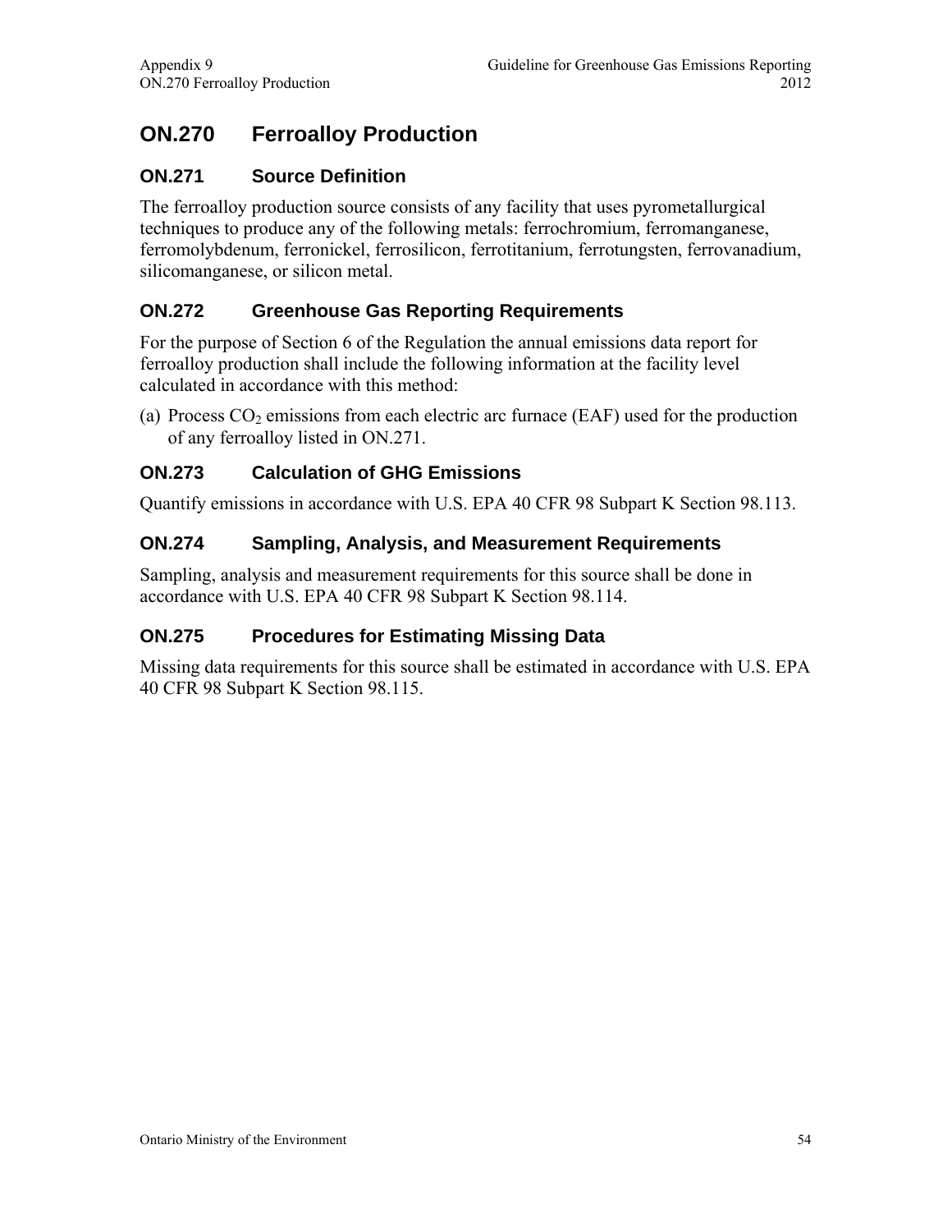# ON.270 Ferroalloy Production

## ON.271 Source Definition

The ferroalloy production source consists of any facility that uses pyrometallurgical techniques to produce any of the following metals: ferrochromium, ferromanganese, ferromolybdenum, ferronickel, ferrosilicon, ferrotitanium, ferrotungsten, ferrovanadium, silicomanganese, or silicon metal.

## ON.272 Greenhouse Gas Reporting Requirements

For the purpose of Section 6 of the Regulation the annual emissions data report for ferroalloy production shall include the following information at the facility level calculated in accordance with this method:

(a) Process $CO_2$ emissions from each electric arc furnace (EAF) used for the production of any ferroalloy listed in ON.271.

## ON.273 Calculation of GHG Emissions

Quantify emissions in accordance with U.S. EPA 40 CFR 98 Subpart K Section 98.113.

## ON.274 Sampling, Analysis, and Measurement Requirements

Sampling, analysis and measurement requirements for this source shall be done in accordance with U.S. EPA 40 CFR 98 Subpart K Section 98.114.

## ON.275 Procedures for Estimating Missing Data

Missing data requirements for this source shall be estimated in accordance with U.S. EPA 40 CFR 98 Subpart K Section 98.115.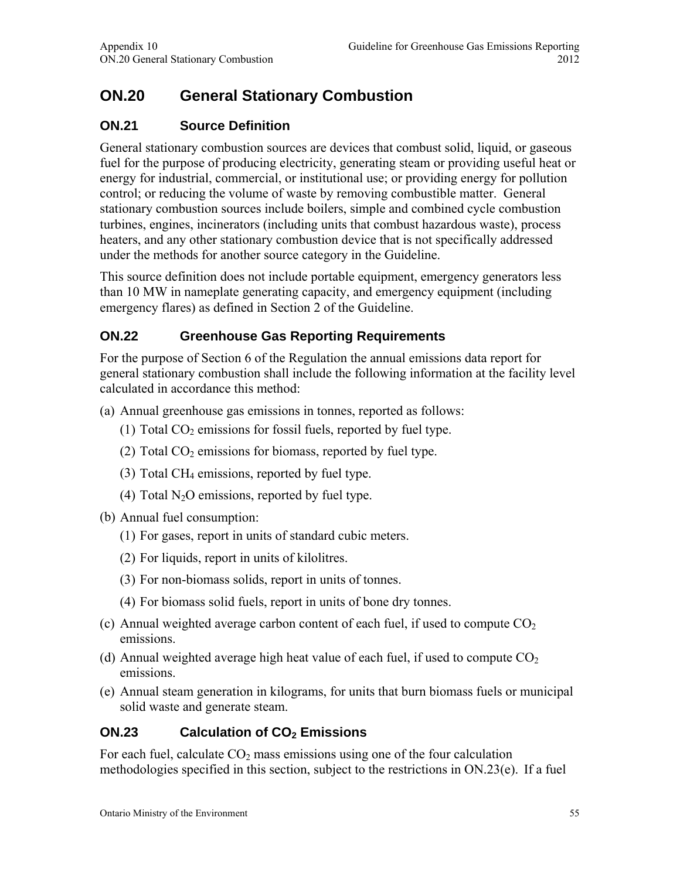# ON.20 General Stationary Combustion

## ON.21 Source Definition

General stationary combustion sources are devices that combust solid, liquid, or gaseous fuel for the purpose of producing electricity, generating steam or providing useful heat or energy for industrial, commercial, or institutional use; or providing energy for pollution control; or reducing the volume of waste by removing combustible matter. General stationary combustion sources include boilers, simple and combined cycle combustion turbines, engines, incinerators (including units that combust hazardous waste), process heaters, and any other stationary combustion device that is not specifically addressed under the methods for another source category in the Guideline.

This source definition does not include portable equipment, emergency generators less than 10 MW in nameplate generating capacity, and emergency equipment (including emergency flares) as defined in Section 2 of the Guideline.

## ON.22 Greenhouse Gas Reporting Requirements

For the purpose of Section 6 of the Regulation the annual emissions data report for general stationary combustion shall include the following information at the facility level calculated in accordance this method:

(a) Annual greenhouse gas emissions in tonnes, reported as follows:

   (1) Total $CO_2$ emissions for fossil fuels, reported by fuel type.

   (2) Total $CO_2$ emissions for biomass, reported by fuel type.

   (3) Total $CH_4$ emissions, reported by fuel type.

   (4) Total $N_2O$ emissions, reported by fuel type.

(b) Annual fuel consumption:

   (1) For gases, report in units of standard cubic meters.

   (2) For liquids, report in units of kilolitres.

   (3) For non-biomass solids, report in units of tonnes.

   (4) For biomass solid fuels, report in units of bone dry tonnes.

(c) Annual weighted average carbon content of each fuel, if used to compute $CO_2$ emissions.

(d) Annual weighted average high heat value of each fuel, if used to compute $CO_2$ emissions.

(e) Annual steam generation in kilograms, for units that burn biomass fuels or municipal solid waste and generate steam.

## ON.23 Calculation of $CO_2$ Emissions

For each fuel, calculate $CO_2$ mass emissions using one of the four calculation methodologies specified in this section, subject to the restrictions in ON.23(e). If a fuel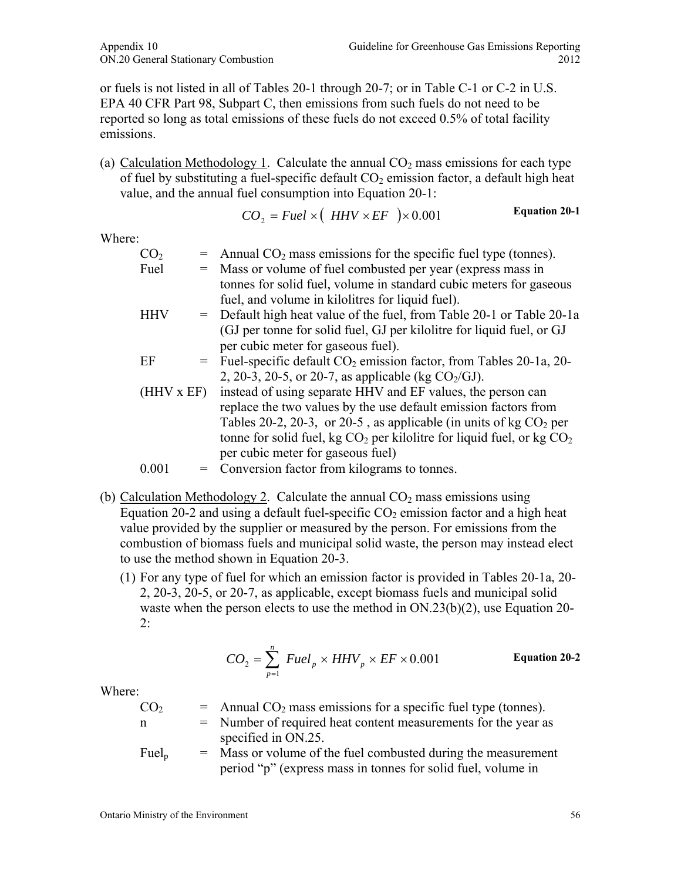or fuels is not listed in all of Tables 20-1 through 20-7; or in Table C-1 or C-2 in U.S. EPA 40 CFR Part 98, Subpart C, then emissions from such fuels do not need to be reported so long as total emissions of these fuels do not exceed 0.5% of total facility emissions.

(a) Calculation Methodology 1. Calculate the annual $CO_2$ mass emissions for each type of fuel by substituting a fuel-specific default $CO_2$ emission factor, a default high heat value, and the annual fuel consumption into Equation 20-1:

$$CO_2 = Fuel \times ( HHV \times EF ) \times 0.001 \qquad \textbf{Equation 20-1}$$

Where:

| | | |
|---|---|---|
| $CO_2$ | = | Annual $CO_2$ mass emissions for the specific fuel type (tonnes). |
| Fuel | = | Mass or volume of fuel combusted per year (express mass in tonnes for solid fuel, volume in standard cubic meters for gaseous fuel, and volume in kilolitres for liquid fuel). |
| HHV | = | Default high heat value of the fuel, from Table 20-1 or Table 20-1a (GJ per tonne for solid fuel, GJ per kilolitre for liquid fuel, or GJ per cubic meter for gaseous fuel). |
| EF | = | Fuel-specific default $CO_2$ emission factor, from Tables 20-1a, 20-2, 20-3, 20-5, or 20-7, as applicable (kg $CO_2$/GJ). |
| (HHV x EF) | | instead of using separate HHV and EF values, the person can replace the two values by the use default emission factors from Tables 20-2, 20-3, or 20-5 , as applicable (in units of kg $CO_2$ per tonne for solid fuel, kg $CO_2$ per kilolitre for liquid fuel, or kg $CO_2$ per cubic meter for gaseous fuel) |
| 0.001 | = | Conversion factor from kilograms to tonnes. |

(b) Calculation Methodology 2. Calculate the annual $CO_2$ mass emissions using Equation 20-2 and using a default fuel-specific $CO_2$ emission factor and a high heat value provided by the supplier or measured by the person. For emissions from the combustion of biomass fuels and municipal solid waste, the person may instead elect to use the method shown in Equation 20-3.

(1) For any type of fuel for which an emission factor is provided in Tables 20-1a, 20-2, 20-3, 20-5, or 20-7, as applicable, except biomass fuels and municipal solid waste when the person elects to use the method in ON.23(b)(2), use Equation 20-2:

$$CO_2 = \sum_{p=1}^{n} Fuel_p \times HHV_p \times EF \times 0.001 \qquad \textbf{Equation 20-2}$$

Where:

| | | |
|---|---|---|
| $CO_2$ | = | Annual $CO_2$ mass emissions for a specific fuel type (tonnes). |
| n | = | Number of required heat content measurements for the year as specified in ON.25. |
| $Fuel_p$ | = | Mass or volume of the fuel combusted during the measurement period "p" (express mass in tonnes for solid fuel, volume in |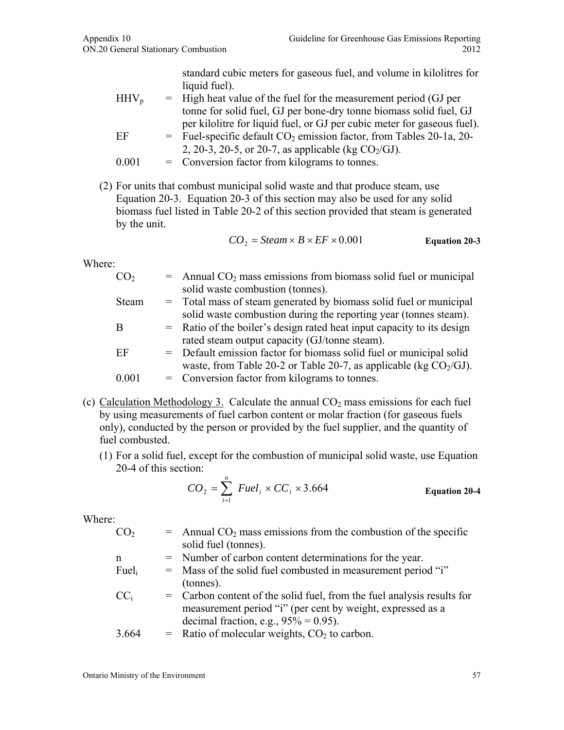standard cubic meters for gaseous fuel, and volume in kilolitres for liquid fuel).

| | | |
|---|---|---|
| $HHV_p$ | = | High heat value of the fuel for the measurement period (GJ per tonne for solid fuel, GJ per bone-dry tonne biomass solid fuel, GJ per kilolitre for liquid fuel, or GJ per cubic meter for gaseous fuel). |
| EF | = | Fuel-specific default $CO_2$ emission factor, from Tables 20-1a, 20-2, 20-3, 20-5, or 20-7, as applicable (kg $CO_2$/GJ). |
| 0.001 | = | Conversion factor from kilograms to tonnes. |

(2) For units that combust municipal solid waste and that produce steam, use Equation 20-3. Equation 20-3 of this section may also be used for any solid biomass fuel listed in Table 20-2 of this section provided that steam is generated by the unit.

$$CO_2 = Steam \times B \times EF \times 0.001 \qquad \textbf{Equation 20-3}$$

Where:

| | | |
|---|---|---|
| $CO_2$ | = | Annual $CO_2$ mass emissions from biomass solid fuel or municipal solid waste combustion (tonnes). |
| Steam | = | Total mass of steam generated by biomass solid fuel or municipal solid waste combustion during the reporting year (tonnes steam). |
| B | = | Ratio of the boiler's design rated heat input capacity to its design rated steam output capacity (GJ/tonne steam). |
| EF | = | Default emission factor for biomass solid fuel or municipal solid waste, from Table 20-2 or Table 20-7, as applicable (kg $CO_2$/GJ). |
| 0.001 | = | Conversion factor from kilograms to tonnes. |

(c) Calculation Methodology 3. Calculate the annual $CO_2$ mass emissions for each fuel by using measurements of fuel carbon content or molar fraction (for gaseous fuels only), conducted by the person or provided by the fuel supplier, and the quantity of fuel combusted.

(1) For a solid fuel, except for the combustion of municipal solid waste, use Equation 20-4 of this section:

$$CO_2 = \sum_{i=1}^{n} Fuel_i \times CC_i \times 3.664 \qquad \textbf{Equation 20-4}$$

Where:

| | | |
|---|---|---|
| $CO_2$ | = | Annual $CO_2$ mass emissions from the combustion of the specific solid fuel (tonnes). |
| n | = | Number of carbon content determinations for the year. |
| $Fuel_i$ | = | Mass of the solid fuel combusted in measurement period "i" (tonnes). |
| $CC_i$ | = | Carbon content of the solid fuel, from the fuel analysis results for measurement period "i" (per cent by weight, expressed as a decimal fraction, e.g., 95% = 0.95). |
| 3.664 | = | Ratio of molecular weights, $CO_2$ to carbon. |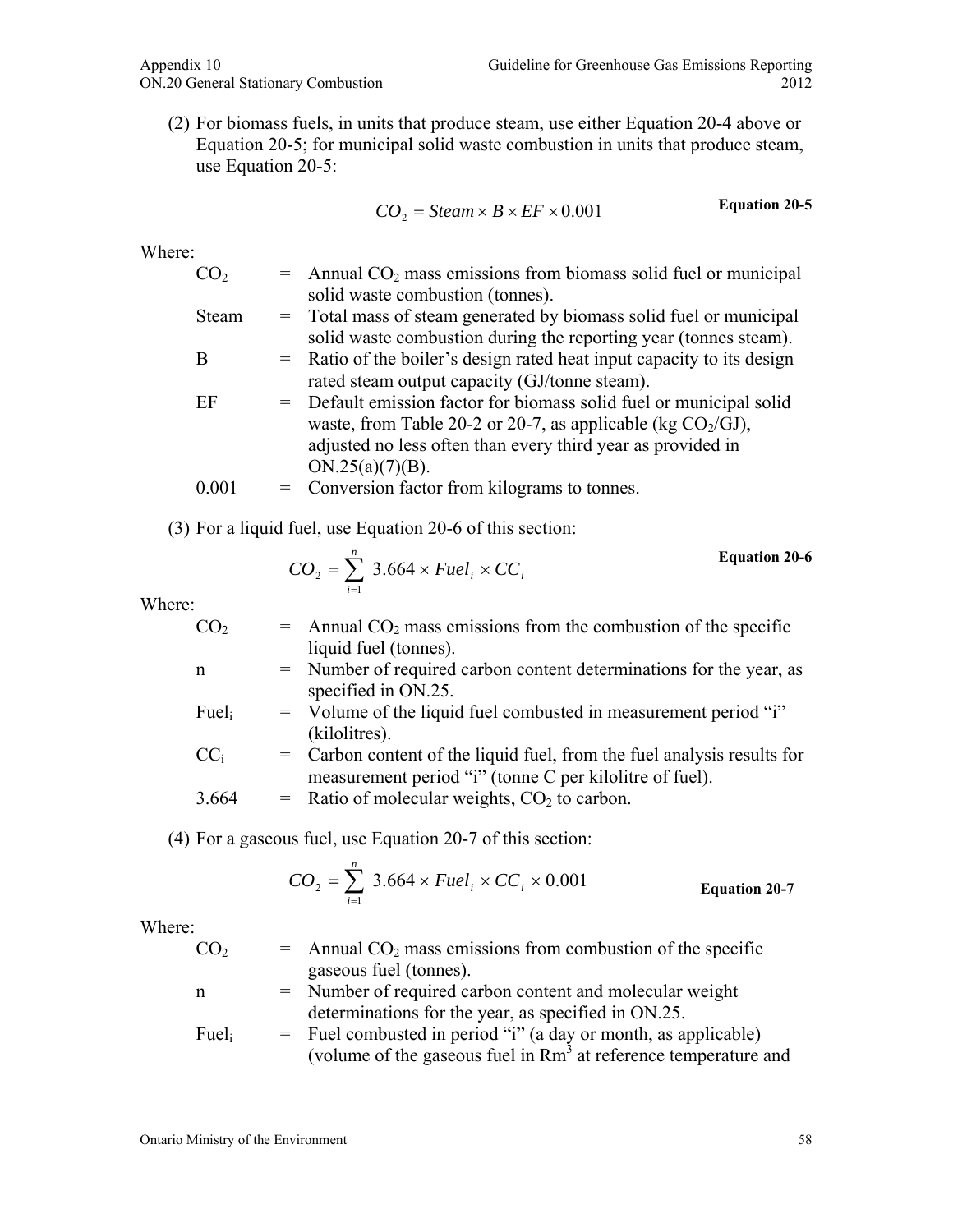(2) For biomass fuels, in units that produce steam, use either Equation 20-4 above or Equation 20-5; for municipal solid waste combustion in units that produce steam, use Equation 20-5:

$$CO_2 = Steam \times B \times EF \times 0.001 \qquad \textbf{Equation 20-5}$$

Where:

| | | |
|---|---|---|
| $CO_2$ | = | Annual $CO_2$ mass emissions from biomass solid fuel or municipal solid waste combustion (tonnes). |
| Steam | = | Total mass of steam generated by biomass solid fuel or municipal solid waste combustion during the reporting year (tonnes steam). |
| B | = | Ratio of the boiler's design rated heat input capacity to its design rated steam output capacity (GJ/tonne steam). |
| EF | = | Default emission factor for biomass solid fuel or municipal solid waste, from Table 20-2 or 20-7, as applicable (kg $CO_2$/GJ), adjusted no less often than every third year as provided in ON.25(a)(7)(B). |
| 0.001 | = | Conversion factor from kilograms to tonnes. |

(3) For a liquid fuel, use Equation 20-6 of this section:

$$CO_2 = \sum_{i=1}^{n} 3.664 \times Fuel_i \times CC_i \qquad \textbf{Equation 20-6}$$

Where:

| | | |
|---|---|---|
| $CO_2$ | = | Annual $CO_2$ mass emissions from the combustion of the specific liquid fuel (tonnes). |
| n | = | Number of required carbon content determinations for the year, as specified in ON.25. |
| $Fuel_i$ | = | Volume of the liquid fuel combusted in measurement period "i" (kilolitres). |
| $CC_i$ | = | Carbon content of the liquid fuel, from the fuel analysis results for measurement period "i" (tonne C per kilolitre of fuel). |
| 3.664 | = | Ratio of molecular weights, $CO_2$ to carbon. |

(4) For a gaseous fuel, use Equation 20-7 of this section:

$$CO_2 = \sum_{i=1}^{n} 3.664 \times Fuel_i \times CC_i \times 0.001 \qquad \textbf{Equation 20-7}$$

Where:

| | | |
|---|---|---|
| $CO_2$ | = | Annual $CO_2$ mass emissions from combustion of the specific gaseous fuel (tonnes). |
| n | = | Number of required carbon content and molecular weight determinations for the year, as specified in ON.25. |
| $Fuel_i$ | = | Fuel combusted in period "i" (a day or month, as applicable) (volume of the gaseous fuel in $Rm^3$ at reference temperature and |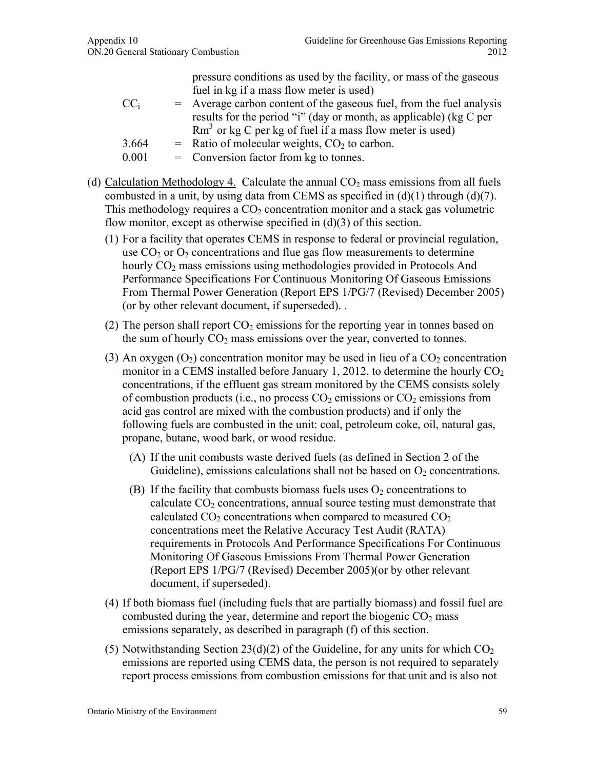pressure conditions as used by the facility, or mass of the gaseous fuel in kg if a mass flow meter is used)

$CC_i$ = Average carbon content of the gaseous fuel, from the fuel analysis results for the period "i" (day or month, as applicable) (kg C per $Rm^3$ or kg C per kg of fuel if a mass flow meter is used)

3.664 = Ratio of molecular weights, $CO_2$ to carbon.

0.001 = Conversion factor from kg to tonnes.

(d) Calculation Methodology 4. Calculate the annual $CO_2$ mass emissions from all fuels combusted in a unit, by using data from CEMS as specified in (d)(1) through (d)(7). This methodology requires a $CO_2$ concentration monitor and a stack gas volumetric flow monitor, except as otherwise specified in (d)(3) of this section.

(1) For a facility that operates CEMS in response to federal or provincial regulation, use $CO_2$ or $O_2$ concentrations and flue gas flow measurements to determine hourly $CO_2$ mass emissions using methodologies provided in Protocols And Performance Specifications For Continuous Monitoring Of Gaseous Emissions From Thermal Power Generation (Report EPS 1/PG/7 (Revised) December 2005) (or by other relevant document, if superseded). .

(2) The person shall report $CO_2$ emissions for the reporting year in tonnes based on the sum of hourly $CO_2$ mass emissions over the year, converted to tonnes.

(3) An oxygen ($O_2$) concentration monitor may be used in lieu of a $CO_2$ concentration monitor in a CEMS installed before January 1, 2012, to determine the hourly $CO_2$ concentrations, if the effluent gas stream monitored by the CEMS consists solely of combustion products (i.e., no process $CO_2$ emissions or $CO_2$ emissions from acid gas control are mixed with the combustion products) and if only the following fuels are combusted in the unit: coal, petroleum coke, oil, natural gas, propane, butane, wood bark, or wood residue.

(A) If the unit combusts waste derived fuels (as defined in Section 2 of the Guideline), emissions calculations shall not be based on $O_2$ concentrations.

(B) If the facility that combusts biomass fuels uses $O_2$ concentrations to calculate $CO_2$ concentrations, annual source testing must demonstrate that calculated $CO_2$ concentrations when compared to measured $CO_2$ concentrations meet the Relative Accuracy Test Audit (RATA) requirements in Protocols And Performance Specifications For Continuous Monitoring Of Gaseous Emissions From Thermal Power Generation (Report EPS 1/PG/7 (Revised) December 2005)(or by other relevant document, if superseded).

(4) If both biomass fuel (including fuels that are partially biomass) and fossil fuel are combusted during the year, determine and report the biogenic $CO_2$ mass emissions separately, as described in paragraph (f) of this section.

(5) Notwithstanding Section 23(d)(2) of the Guideline, for any units for which $CO_2$ emissions are reported using CEMS data, the person is not required to separately report process emissions from combustion emissions for that unit and is also not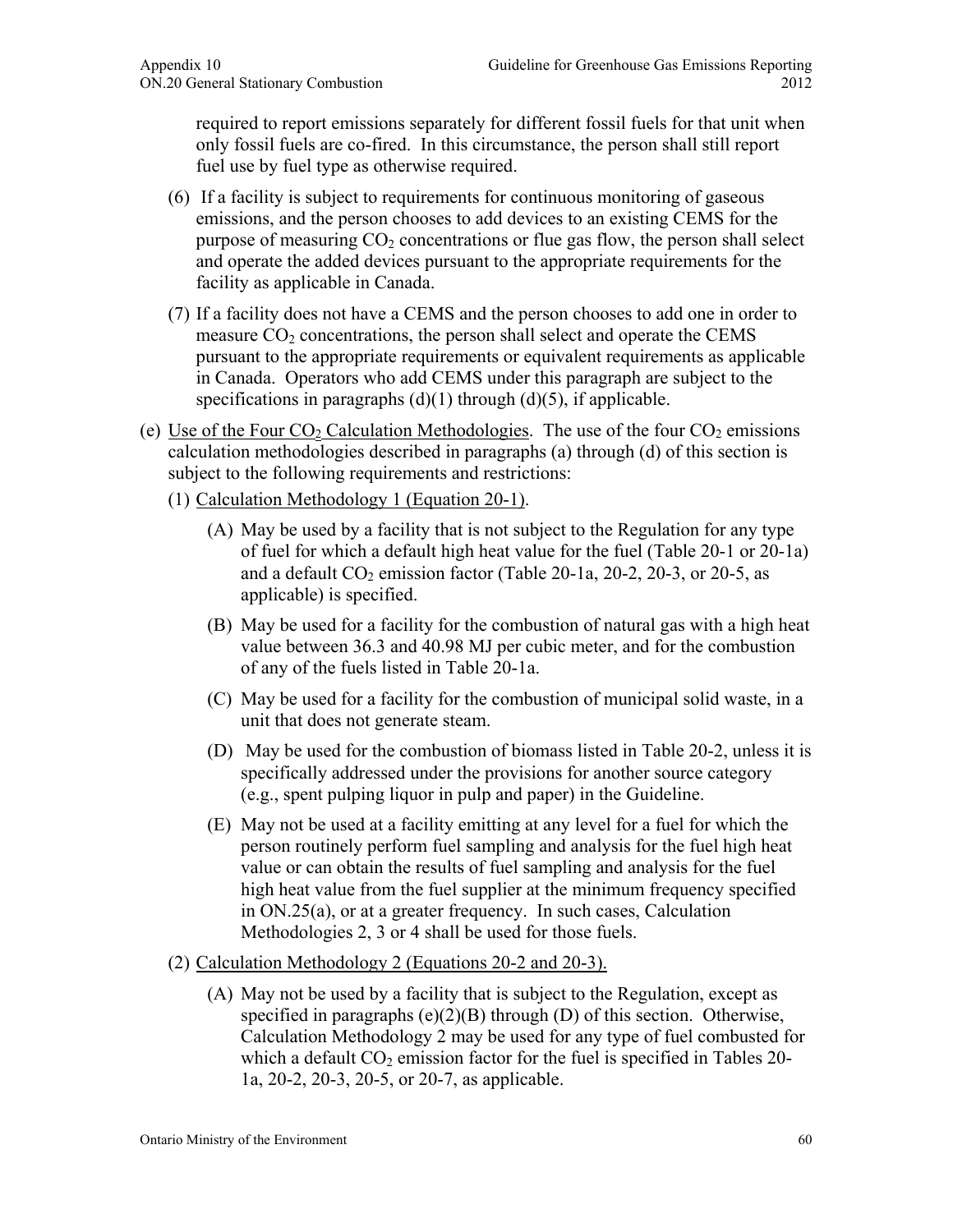required to report emissions separately for different fossil fuels for that unit when only fossil fuels are co-fired. In this circumstance, the person shall still report fuel use by fuel type as otherwise required.

(6) If a facility is subject to requirements for continuous monitoring of gaseous emissions, and the person chooses to add devices to an existing CEMS for the purpose of measuring $CO_2$ concentrations or flue gas flow, the person shall select and operate the added devices pursuant to the appropriate requirements for the facility as applicable in Canada.

(7) If a facility does not have a CEMS and the person chooses to add one in order to measure $CO_2$ concentrations, the person shall select and operate the CEMS pursuant to the appropriate requirements or equivalent requirements as applicable in Canada. Operators who add CEMS under this paragraph are subject to the specifications in paragraphs (d)(1) through (d)(5), if applicable.

(e) Use of the Four $CO_2$ Calculation Methodologies. The use of the four $CO_2$ emissions calculation methodologies described in paragraphs (a) through (d) of this section is subject to the following requirements and restrictions:

(1) Calculation Methodology 1 (Equation 20-1).

(A) May be used by a facility that is not subject to the Regulation for any type of fuel for which a default high heat value for the fuel (Table 20-1 or 20-1a) and a default $CO_2$ emission factor (Table 20-1a, 20-2, 20-3, or 20-5, as applicable) is specified.

(B) May be used for a facility for the combustion of natural gas with a high heat value between 36.3 and 40.98 MJ per cubic meter, and for the combustion of any of the fuels listed in Table 20-1a.

(C) May be used for a facility for the combustion of municipal solid waste, in a unit that does not generate steam.

(D) May be used for the combustion of biomass listed in Table 20-2, unless it is specifically addressed under the provisions for another source category (e.g., spent pulping liquor in pulp and paper) in the Guideline.

(E) May not be used at a facility emitting at any level for a fuel for which the person routinely perform fuel sampling and analysis for the fuel high heat value or can obtain the results of fuel sampling and analysis for the fuel high heat value from the fuel supplier at the minimum frequency specified in ON.25(a), or at a greater frequency. In such cases, Calculation Methodologies 2, 3 or 4 shall be used for those fuels.

(2) Calculation Methodology 2 (Equations 20-2 and 20-3).

(A) May not be used by a facility that is subject to the Regulation, except as specified in paragraphs (e)(2)(B) through (D) of this section. Otherwise, Calculation Methodology 2 may be used for any type of fuel combusted for which a default $CO_2$ emission factor for the fuel is specified in Tables 20-1a, 20-2, 20-3, 20-5, or 20-7, as applicable.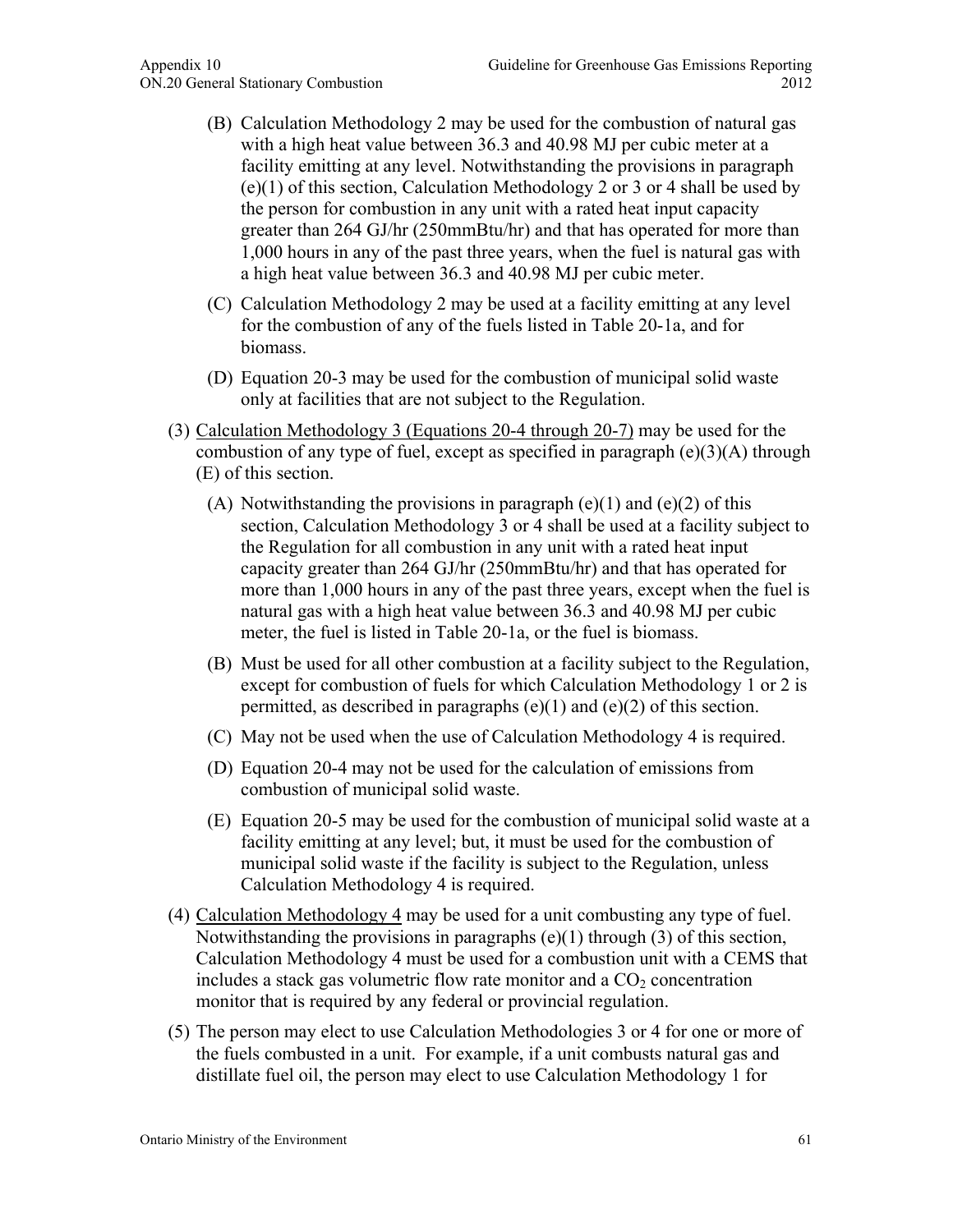(B) Calculation Methodology 2 may be used for the combustion of natural gas with a high heat value between 36.3 and 40.98 MJ per cubic meter at a facility emitting at any level. Notwithstanding the provisions in paragraph (e)(1) of this section, Calculation Methodology 2 or 3 or 4 shall be used by the person for combustion in any unit with a rated heat input capacity greater than 264 GJ/hr (250mmBtu/hr) and that has operated for more than 1,000 hours in any of the past three years, when the fuel is natural gas with a high heat value between 36.3 and 40.98 MJ per cubic meter.

(C) Calculation Methodology 2 may be used at a facility emitting at any level for the combustion of any of the fuels listed in Table 20-1a, and for biomass.

(D) Equation 20-3 may be used for the combustion of municipal solid waste only at facilities that are not subject to the Regulation.

(3) Calculation Methodology 3 (Equations 20-4 through 20-7) may be used for the combustion of any type of fuel, except as specified in paragraph (e)(3)(A) through (E) of this section.

(A) Notwithstanding the provisions in paragraph (e)(1) and (e)(2) of this section, Calculation Methodology 3 or 4 shall be used at a facility subject to the Regulation for all combustion in any unit with a rated heat input capacity greater than 264 GJ/hr (250mmBtu/hr) and that has operated for more than 1,000 hours in any of the past three years, except when the fuel is natural gas with a high heat value between 36.3 and 40.98 MJ per cubic meter, the fuel is listed in Table 20-1a, or the fuel is biomass.

(B) Must be used for all other combustion at a facility subject to the Regulation, except for combustion of fuels for which Calculation Methodology 1 or 2 is permitted, as described in paragraphs (e)(1) and (e)(2) of this section.

(C) May not be used when the use of Calculation Methodology 4 is required.

(D) Equation 20-4 may not be used for the calculation of emissions from combustion of municipal solid waste.

(E) Equation 20-5 may be used for the combustion of municipal solid waste at a facility emitting at any level; but, it must be used for the combustion of municipal solid waste if the facility is subject to the Regulation, unless Calculation Methodology 4 is required.

(4) Calculation Methodology 4 may be used for a unit combusting any type of fuel. Notwithstanding the provisions in paragraphs (e)(1) through (3) of this section, Calculation Methodology 4 must be used for a combustion unit with a CEMS that includes a stack gas volumetric flow rate monitor and a $CO_2$ concentration monitor that is required by any federal or provincial regulation.

(5) The person may elect to use Calculation Methodologies 3 or 4 for one or more of the fuels combusted in a unit. For example, if a unit combusts natural gas and distillate fuel oil, the person may elect to use Calculation Methodology 1 for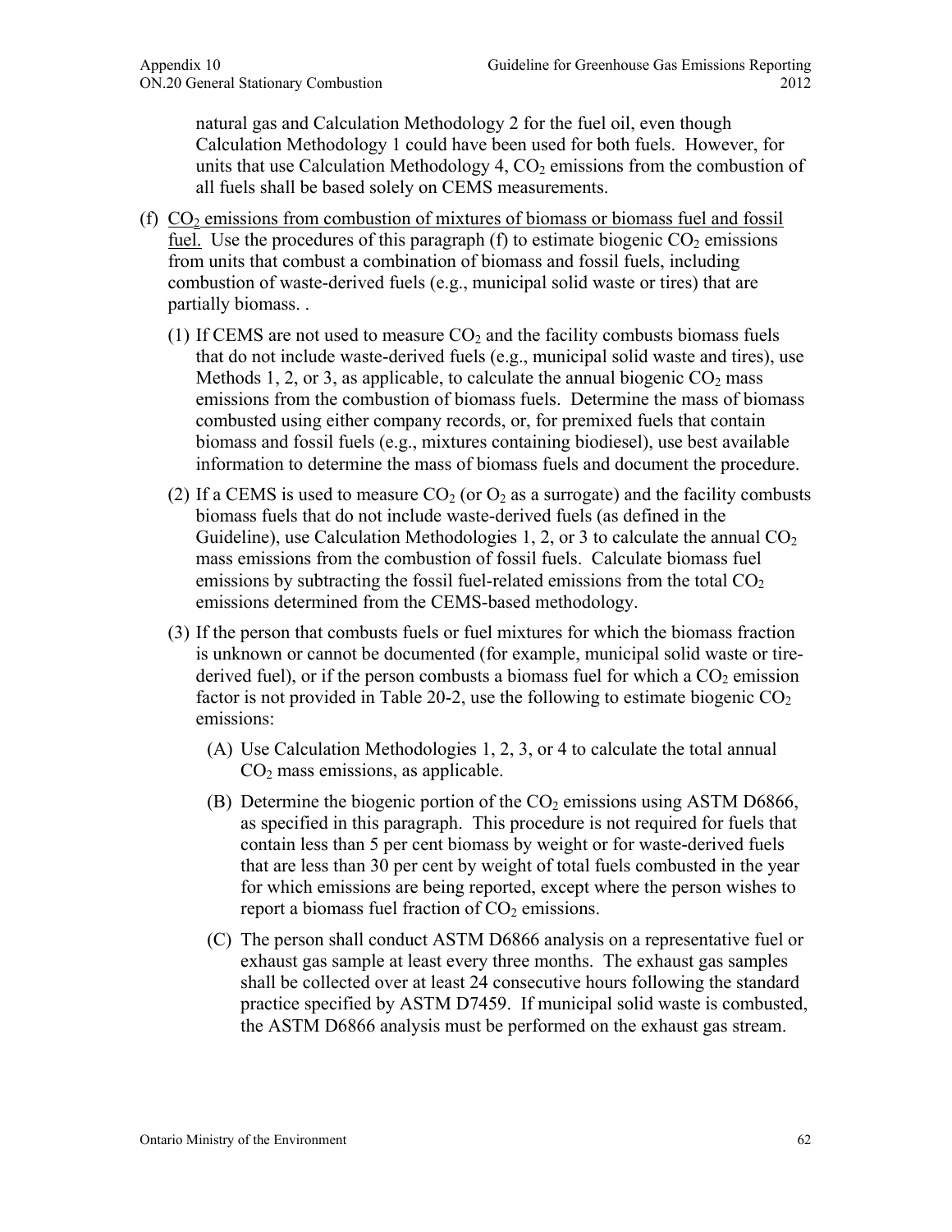natural gas and Calculation Methodology 2 for the fuel oil, even though Calculation Methodology 1 could have been used for both fuels. However, for units that use Calculation Methodology 4, $CO_2$ emissions from the combustion of all fuels shall be based solely on CEMS measurements.

(f) $CO_2$ emissions from combustion of mixtures of biomass or biomass fuel and fossil fuel. Use the procedures of this paragraph (f) to estimate biogenic $CO_2$ emissions from units that combust a combination of biomass and fossil fuels, including combustion of waste-derived fuels (e.g., municipal solid waste or tires) that are partially biomass. .

(1) If CEMS are not used to measure $CO_2$ and the facility combusts biomass fuels that do not include waste-derived fuels (e.g., municipal solid waste and tires), use Methods 1, 2, or 3, as applicable, to calculate the annual biogenic $CO_2$ mass emissions from the combustion of biomass fuels. Determine the mass of biomass combusted using either company records, or, for premixed fuels that contain biomass and fossil fuels (e.g., mixtures containing biodiesel), use best available information to determine the mass of biomass fuels and document the procedure.

(2) If a CEMS is used to measure $CO_2$ (or $O_2$ as a surrogate) and the facility combusts biomass fuels that do not include waste-derived fuels (as defined in the Guideline), use Calculation Methodologies 1, 2, or 3 to calculate the annual $CO_2$ mass emissions from the combustion of fossil fuels. Calculate biomass fuel emissions by subtracting the fossil fuel-related emissions from the total $CO_2$ emissions determined from the CEMS-based methodology.

(3) If the person that combusts fuels or fuel mixtures for which the biomass fraction is unknown or cannot be documented (for example, municipal solid waste or tire-derived fuel), or if the person combusts a biomass fuel for which a $CO_2$ emission factor is not provided in Table 20-2, use the following to estimate biogenic $CO_2$ emissions:

(A) Use Calculation Methodologies 1, 2, 3, or 4 to calculate the total annual $CO_2$ mass emissions, as applicable.

(B) Determine the biogenic portion of the $CO_2$ emissions using ASTM D6866, as specified in this paragraph. This procedure is not required for fuels that contain less than 5 per cent biomass by weight or for waste-derived fuels that are less than 30 per cent by weight of total fuels combusted in the year for which emissions are being reported, except where the person wishes to report a biomass fuel fraction of $CO_2$ emissions.

(C) The person shall conduct ASTM D6866 analysis on a representative fuel or exhaust gas sample at least every three months. The exhaust gas samples shall be collected over at least 24 consecutive hours following the standard practice specified by ASTM D7459. If municipal solid waste is combusted, the ASTM D6866 analysis must be performed on the exhaust gas stream.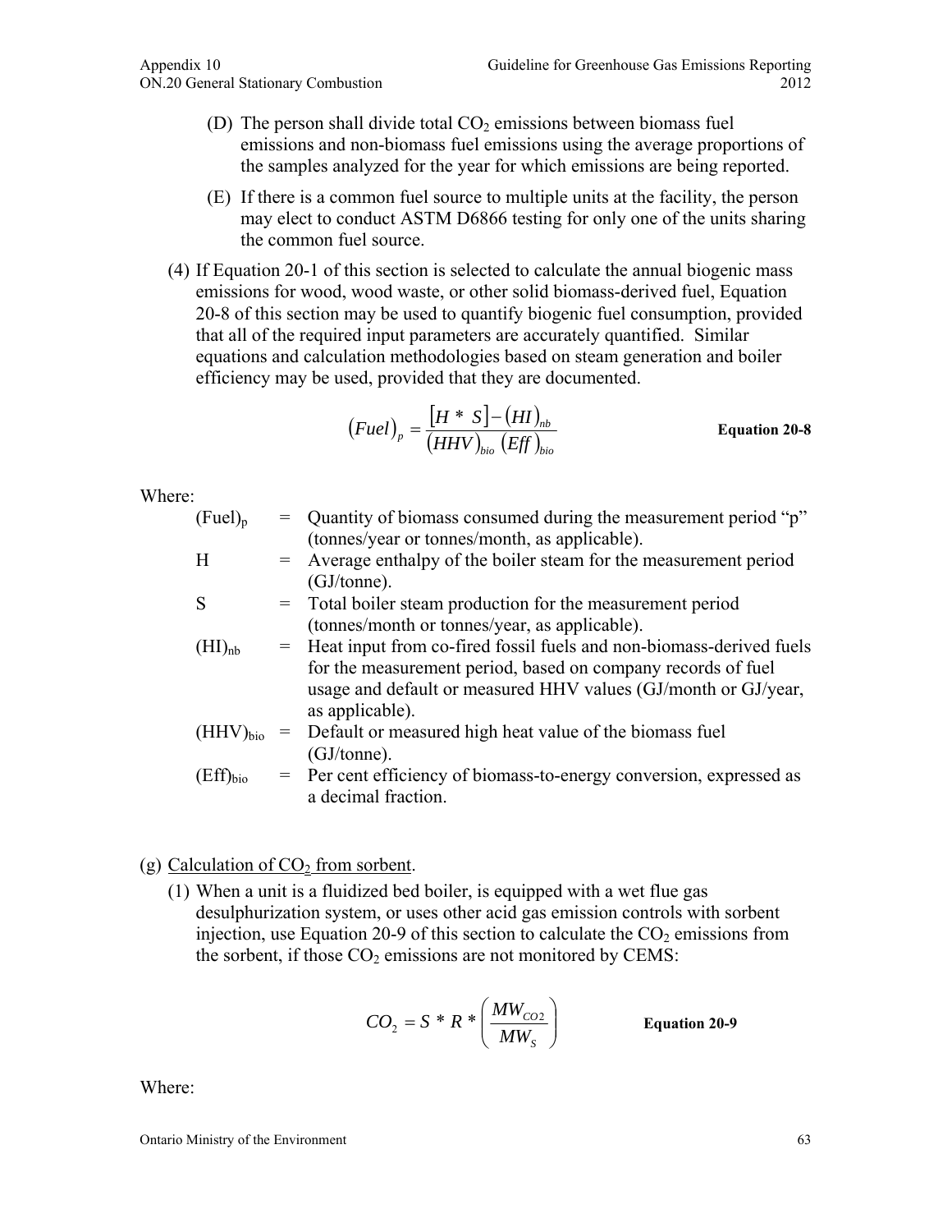(D) The person shall divide total $CO_2$ emissions between biomass fuel emissions and non-biomass fuel emissions using the average proportions of the samples analyzed for the year for which emissions are being reported.

(E) If there is a common fuel source to multiple units at the facility, the person may elect to conduct ASTM D6866 testing for only one of the units sharing the common fuel source.

(4) If Equation 20-1 of this section is selected to calculate the annual biogenic mass emissions for wood, wood waste, or other solid biomass-derived fuel, Equation 20-8 of this section may be used to quantify biogenic fuel consumption, provided that all of the required input parameters are accurately quantified. Similar equations and calculation methodologies based on steam generation and boiler efficiency may be used, provided that they are documented.

$$(Fuel)_p = \frac{[H * S] - (HI)_{nb}}{(HHV)_{bio}\,(Eff)_{bio}} \qquad \textbf{Equation 20-8}$$

Where:

| | | |
|---|---|---|
| $(Fuel)_p$ | = | Quantity of biomass consumed during the measurement period "p" (tonnes/year or tonnes/month, as applicable). |
| H | = | Average enthalpy of the boiler steam for the measurement period (GJ/tonne). |
| S | = | Total boiler steam production for the measurement period (tonnes/month or tonnes/year, as applicable). |
| $(HI)_{nb}$ | = | Heat input from co-fired fossil fuels and non-biomass-derived fuels for the measurement period, based on company records of fuel usage and default or measured HHV values (GJ/month or GJ/year, as applicable). |
| $(HHV)_{bio}$ | = | Default or measured high heat value of the biomass fuel (GJ/tonne). |
| $(Eff)_{bio}$ | = | Per cent efficiency of biomass-to-energy conversion, expressed as a decimal fraction. |

(g) <u>Calculation of $CO_2$ from sorbent</u>.

(1) When a unit is a fluidized bed boiler, is equipped with a wet flue gas desulphurization system, or uses other acid gas emission controls with sorbent injection, use Equation 20-9 of this section to calculate the $CO_2$ emissions from the sorbent, if those $CO_2$ emissions are not monitored by CEMS:

$$CO_2 = S * R * \left(\frac{MW_{CO2}}{MW_S}\right) \qquad \textbf{Equation 20-9}$$

Where: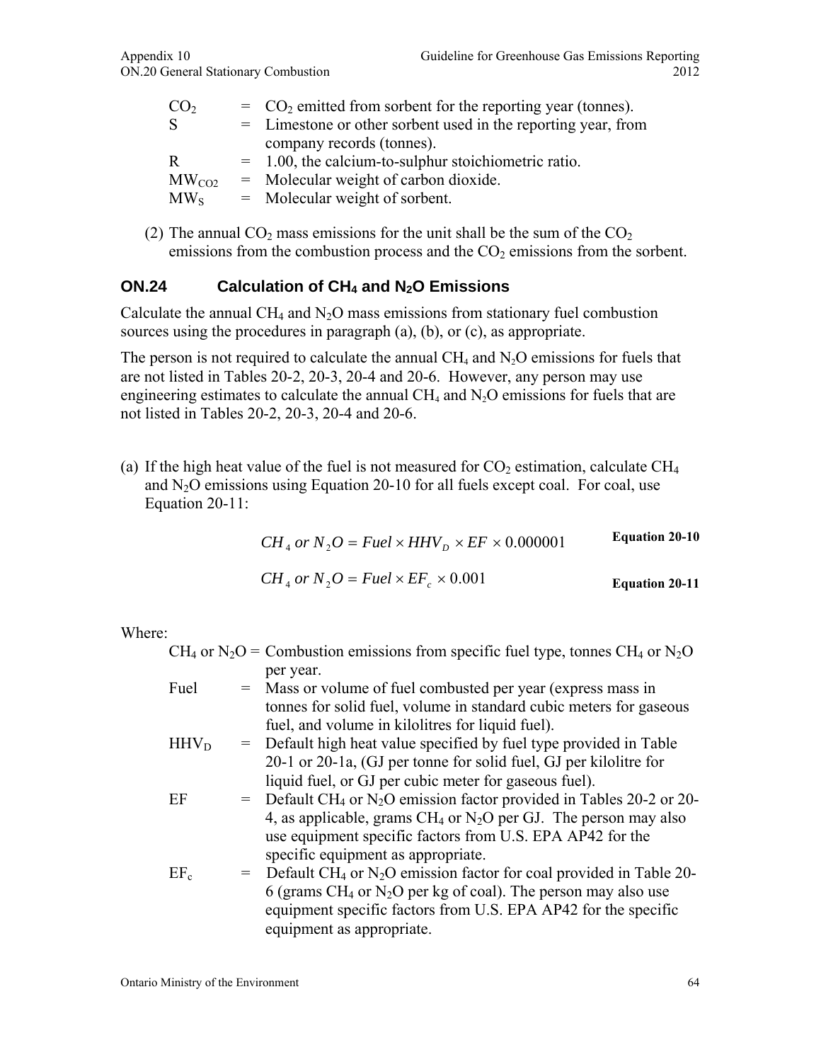$CO_2$ = $CO_2$ emitted from sorbent for the reporting year (tonnes).
S = Limestone or other sorbent used in the reporting year, from company records (tonnes).
R = 1.00, the calcium-to-sulphur stoichiometric ratio.
$MW_{CO2}$ = Molecular weight of carbon dioxide.
$MW_S$ = Molecular weight of sorbent.

(2) The annual $CO_2$ mass emissions for the unit shall be the sum of the $CO_2$ emissions from the combustion process and the $CO_2$ emissions from the sorbent.

## ON.24 Calculation of $CH_4$ and $N_2O$ Emissions

Calculate the annual $CH_4$ and $N_2O$ mass emissions from stationary fuel combustion sources using the procedures in paragraph (a), (b), or (c), as appropriate.

The person is not required to calculate the annual $CH_4$ and $N_2O$ emissions for fuels that are not listed in Tables 20-2, 20-3, 20-4 and 20-6. However, any person may use engineering estimates to calculate the annual $CH_4$ and $N_2O$ emissions for fuels that are not listed in Tables 20-2, 20-3, 20-4 and 20-6.

(a) If the high heat value of the fuel is not measured for $CO_2$ estimation, calculate $CH_4$ and $N_2O$ emissions using Equation 20-10 for all fuels except coal. For coal, use Equation 20-11:

$$CH_4 \ or \ N_2O = Fuel \times HHV_D \times EF \times 0.000001 \qquad \textbf{Equation 20-10}$$

$$CH_4 \ or \ N_2O = Fuel \times EF_c \times 0.001 \qquad \textbf{Equation 20-11}$$

Where:

$CH_4$ or $N_2O$ = Combustion emissions from specific fuel type, tonnes $CH_4$ or $N_2O$ per year.
Fuel = Mass or volume of fuel combusted per year (express mass in tonnes for solid fuel, volume in standard cubic meters for gaseous fuel, and volume in kilolitres for liquid fuel).
$HHV_D$ = Default high heat value specified by fuel type provided in Table 20-1 or 20-1a, (GJ per tonne for solid fuel, GJ per kilolitre for liquid fuel, or GJ per cubic meter for gaseous fuel).
EF = Default $CH_4$ or $N_2O$ emission factor provided in Tables 20-2 or 20-4, as applicable, grams $CH_4$ or $N_2O$ per GJ. The person may also use equipment specific factors from U.S. EPA AP42 for the specific equipment as appropriate.
$EF_c$ = Default $CH_4$ or $N_2O$ emission factor for coal provided in Table 20-6 (grams $CH_4$ or $N_2O$ per kg of coal). The person may also use equipment specific factors from U.S. EPA AP42 for the specific equipment as appropriate.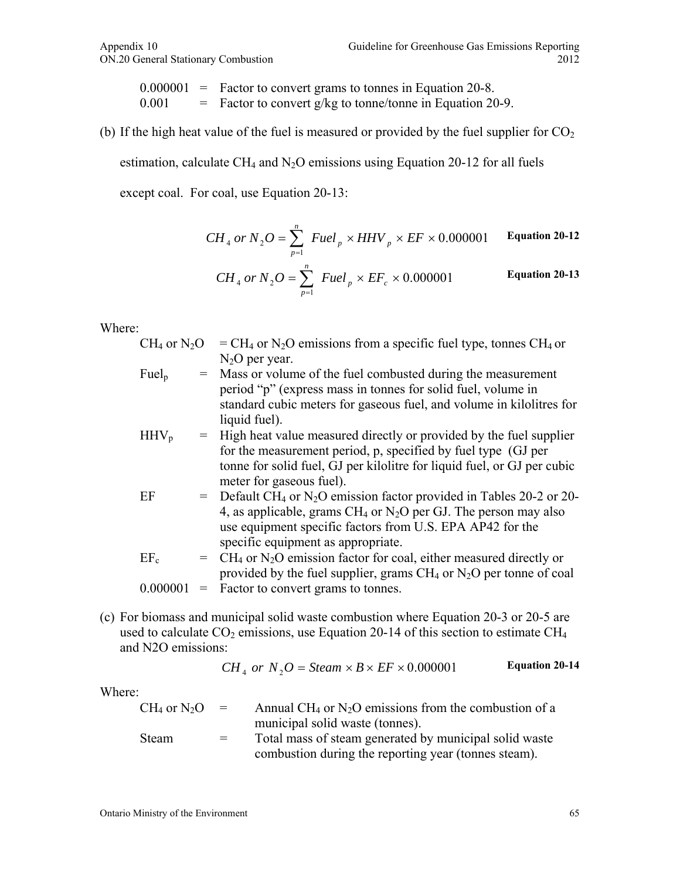0.000001 = Factor to convert grams to tonnes in Equation 20-8.
0.001 = Factor to convert g/kg to tonne/tonne in Equation 20-9.

(b) If the high heat value of the fuel is measured or provided by the fuel supplier for $CO_2$ estimation, calculate $CH_4$ and $N_2O$ emissions using Equation 20-12 for all fuels except coal. For coal, use Equation 20-13:

$$CH_4 \text{ or } N_2O = \sum_{p=1}^{n} Fuel_p \times HHV_p \times EF \times 0.000001 \quad \textbf{Equation 20-12}$$

$$CH_4 \text{ or } N_2O = \sum_{p=1}^{n} Fuel_p \times EF_c \times 0.000001 \quad \textbf{Equation 20-13}$$

Where:

| | | |
|---|---|---|
| $CH_4$ or $N_2O$ | = | $CH_4$ or $N_2O$ emissions from a specific fuel type, tonnes $CH_4$ or $N_2O$ per year. |
| $Fuel_p$ | = | Mass or volume of the fuel combusted during the measurement period "p" (express mass in tonnes for solid fuel, volume in standard cubic meters for gaseous fuel, and volume in kilolitres for liquid fuel). |
| $HHV_p$ | = | High heat value measured directly or provided by the fuel supplier for the measurement period, p, specified by fuel type (GJ per tonne for solid fuel, GJ per kilolitre for liquid fuel, or GJ per cubic meter for gaseous fuel). |
| EF | = | Default $CH_4$ or $N_2O$ emission factor provided in Tables 20-2 or 20-4, as applicable, grams $CH_4$ or $N_2O$ per GJ. The person may also use equipment specific factors from U.S. EPA AP42 for the specific equipment as appropriate. |
| $EF_c$ | = | $CH_4$ or $N_2O$ emission factor for coal, either measured directly or provided by the fuel supplier, grams $CH_4$ or $N_2O$ per tonne of coal |
| 0.000001 | = | Factor to convert grams to tonnes. |

(c) For biomass and municipal solid waste combustion where Equation 20-3 or 20-5 are used to calculate $CO_2$ emissions, use Equation 20-14 of this section to estimate $CH_4$ and N2O emissions:

$$CH_4 \text{ or } N_2O = Steam \times B \times EF \times 0.000001 \quad \textbf{Equation 20-14}$$

Where:

| | | |
|---|---|---|
| $CH_4$ or $N_2O$ | = | Annual $CH_4$ or $N_2O$ emissions from the combustion of a municipal solid waste (tonnes). |
| Steam | = | Total mass of steam generated by municipal solid waste combustion during the reporting year (tonnes steam). |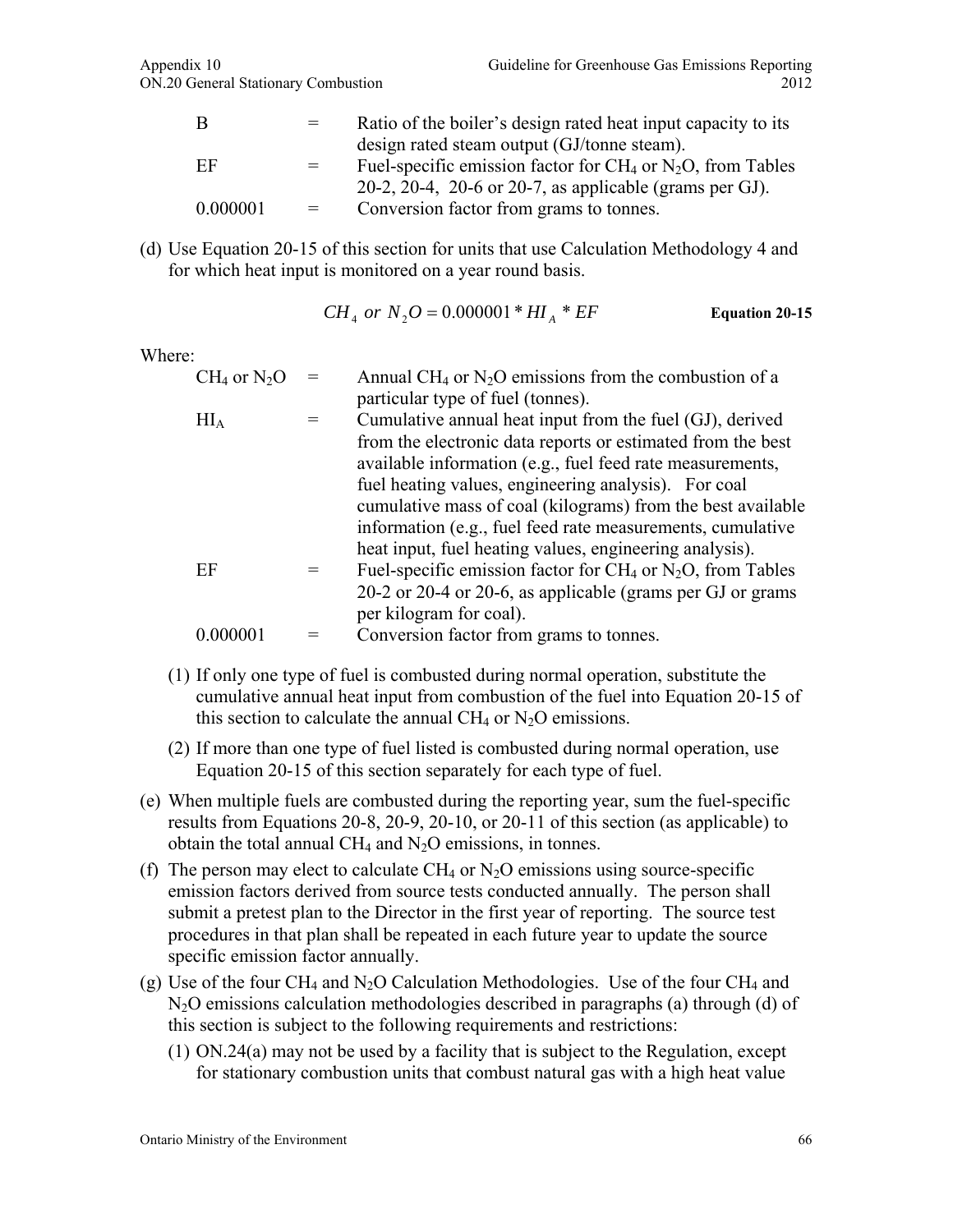| | | |
|---|---|---|
| B | = | Ratio of the boiler's design rated heat input capacity to its design rated steam output (GJ/tonne steam). |
| EF | = | Fuel-specific emission factor for $CH_4$ or $N_2O$, from Tables 20-2, 20-4, 20-6 or 20-7, as applicable (grams per GJ). |
| 0.000001 | = | Conversion factor from grams to tonnes. |

(d) Use Equation 20-15 of this section for units that use Calculation Methodology 4 and for which heat input is monitored on a year round basis.

$$CH_4 \ or \ N_2O = 0.000001 * HI_A * EF \qquad \textbf{Equation 20-15}$$

Where:

| | | |
|---|---|---|
| $CH_4$ or $N_2O$ | = | Annual $CH_4$ or $N_2O$ emissions from the combustion of a particular type of fuel (tonnes). |
| $HI_A$ | = | Cumulative annual heat input from the fuel (GJ), derived from the electronic data reports or estimated from the best available information (e.g., fuel feed rate measurements, fuel heating values, engineering analysis). For coal cumulative mass of coal (kilograms) from the best available information (e.g., fuel feed rate measurements, cumulative heat input, fuel heating values, engineering analysis). |
| EF | = | Fuel-specific emission factor for $CH_4$ or $N_2O$, from Tables 20-2 or 20-4 or 20-6, as applicable (grams per GJ or grams per kilogram for coal). |
| 0.000001 | = | Conversion factor from grams to tonnes. |

(1) If only one type of fuel is combusted during normal operation, substitute the cumulative annual heat input from combustion of the fuel into Equation 20-15 of this section to calculate the annual $CH_4$ or $N_2O$ emissions.

(2) If more than one type of fuel listed is combusted during normal operation, use Equation 20-15 of this section separately for each type of fuel.

(e) When multiple fuels are combusted during the reporting year, sum the fuel-specific results from Equations 20-8, 20-9, 20-10, or 20-11 of this section (as applicable) to obtain the total annual $CH_4$ and $N_2O$ emissions, in tonnes.

(f) The person may elect to calculate $CH_4$ or $N_2O$ emissions using source-specific emission factors derived from source tests conducted annually. The person shall submit a pretest plan to the Director in the first year of reporting. The source test procedures in that plan shall be repeated in each future year to update the source specific emission factor annually.

(g) Use of the four $CH_4$ and $N_2O$ Calculation Methodologies. Use of the four $CH_4$ and $N_2O$ emissions calculation methodologies described in paragraphs (a) through (d) of this section is subject to the following requirements and restrictions:

(1) ON.24(a) may not be used by a facility that is subject to the Regulation, except for stationary combustion units that combust natural gas with a high heat value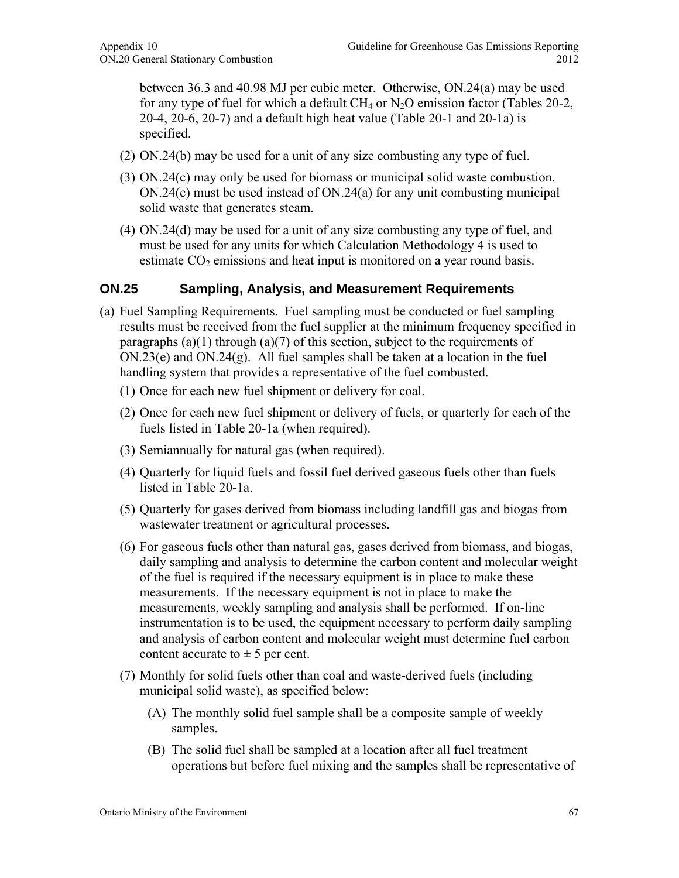between 36.3 and 40.98 MJ per cubic meter. Otherwise, ON.24(a) may be used for any type of fuel for which a default $CH_4$ or $N_2O$ emission factor (Tables 20-2, 20-4, 20-6, 20-7) and a default high heat value (Table 20-1 and 20-1a) is specified.

(2) ON.24(b) may be used for a unit of any size combusting any type of fuel.

(3) ON.24(c) may only be used for biomass or municipal solid waste combustion. ON.24(c) must be used instead of ON.24(a) for any unit combusting municipal solid waste that generates steam.

(4) ON.24(d) may be used for a unit of any size combusting any type of fuel, and must be used for any units for which Calculation Methodology 4 is used to estimate $CO_2$ emissions and heat input is monitored on a year round basis.

## ON.25 Sampling, Analysis, and Measurement Requirements

(a) Fuel Sampling Requirements. Fuel sampling must be conducted or fuel sampling results must be received from the fuel supplier at the minimum frequency specified in paragraphs (a)(1) through (a)(7) of this section, subject to the requirements of ON.23(e) and ON.24(g). All fuel samples shall be taken at a location in the fuel handling system that provides a representative of the fuel combusted.

(1) Once for each new fuel shipment or delivery for coal.

(2) Once for each new fuel shipment or delivery of fuels, or quarterly for each of the fuels listed in Table 20-1a (when required).

(3) Semiannually for natural gas (when required).

(4) Quarterly for liquid fuels and fossil fuel derived gaseous fuels other than fuels listed in Table 20-1a.

(5) Quarterly for gases derived from biomass including landfill gas and biogas from wastewater treatment or agricultural processes.

(6) For gaseous fuels other than natural gas, gases derived from biomass, and biogas, daily sampling and analysis to determine the carbon content and molecular weight of the fuel is required if the necessary equipment is in place to make these measurements. If the necessary equipment is not in place to make the measurements, weekly sampling and analysis shall be performed. If on-line instrumentation is to be used, the equipment necessary to perform daily sampling and analysis of carbon content and molecular weight must determine fuel carbon content accurate to ± 5 per cent.

(7) Monthly for solid fuels other than coal and waste-derived fuels (including municipal solid waste), as specified below:

(A) The monthly solid fuel sample shall be a composite sample of weekly samples.

(B) The solid fuel shall be sampled at a location after all fuel treatment operations but before fuel mixing and the samples shall be representative of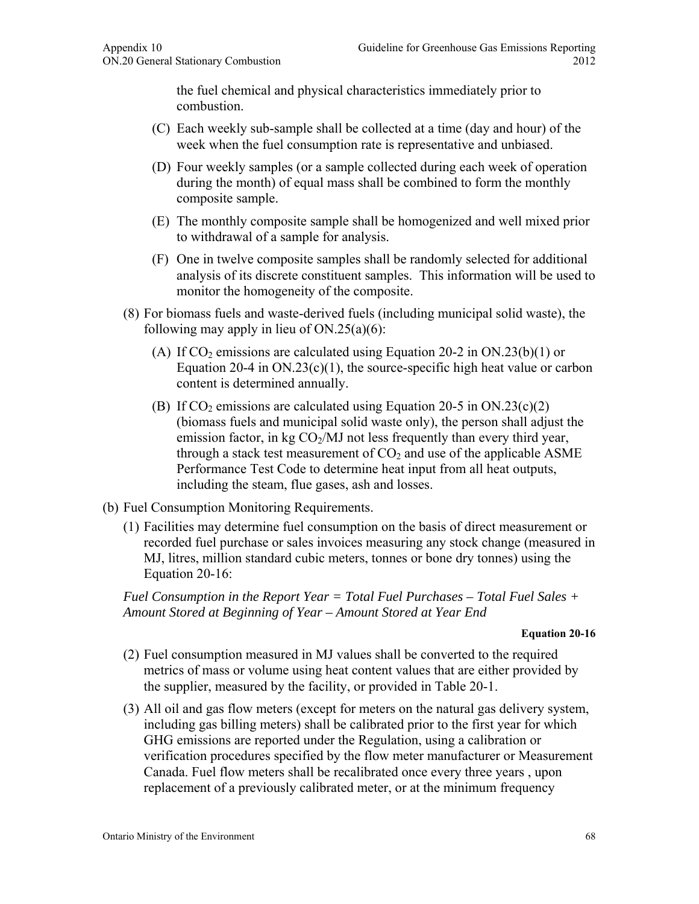the fuel chemical and physical characteristics immediately prior to combustion.

(C) Each weekly sub-sample shall be collected at a time (day and hour) of the week when the fuel consumption rate is representative and unbiased.

(D) Four weekly samples (or a sample collected during each week of operation during the month) of equal mass shall be combined to form the monthly composite sample.

(E) The monthly composite sample shall be homogenized and well mixed prior to withdrawal of a sample for analysis.

(F) One in twelve composite samples shall be randomly selected for additional analysis of its discrete constituent samples. This information will be used to monitor the homogeneity of the composite.

(8) For biomass fuels and waste-derived fuels (including municipal solid waste), the following may apply in lieu of ON.25(a)(6):

(A) If $CO_2$ emissions are calculated using Equation 20-2 in ON.23(b)(1) or Equation 20-4 in ON.23(c)(1), the source-specific high heat value or carbon content is determined annually.

(B) If $CO_2$ emissions are calculated using Equation 20-5 in ON.23(c)(2) (biomass fuels and municipal solid waste only), the person shall adjust the emission factor, in kg $CO_2$/MJ not less frequently than every third year, through a stack test measurement of $CO_2$ and use of the applicable ASME Performance Test Code to determine heat input from all heat outputs, including the steam, flue gases, ash and losses.

(b) Fuel Consumption Monitoring Requirements.

(1) Facilities may determine fuel consumption on the basis of direct measurement or recorded fuel purchase or sales invoices measuring any stock change (measured in MJ, litres, million standard cubic meters, tonnes or bone dry tonnes) using the Equation 20-16:

*Fuel Consumption in the Report Year = Total Fuel Purchases – Total Fuel Sales + Amount Stored at Beginning of Year – Amount Stored at Year End*

**Equation 20-16**

(2) Fuel consumption measured in MJ values shall be converted to the required metrics of mass or volume using heat content values that are either provided by the supplier, measured by the facility, or provided in Table 20-1.

(3) All oil and gas flow meters (except for meters on the natural gas delivery system, including gas billing meters) shall be calibrated prior to the first year for which GHG emissions are reported under the Regulation, using a calibration or verification procedures specified by the flow meter manufacturer or Measurement Canada. Fuel flow meters shall be recalibrated once every three years , upon replacement of a previously calibrated meter, or at the minimum frequency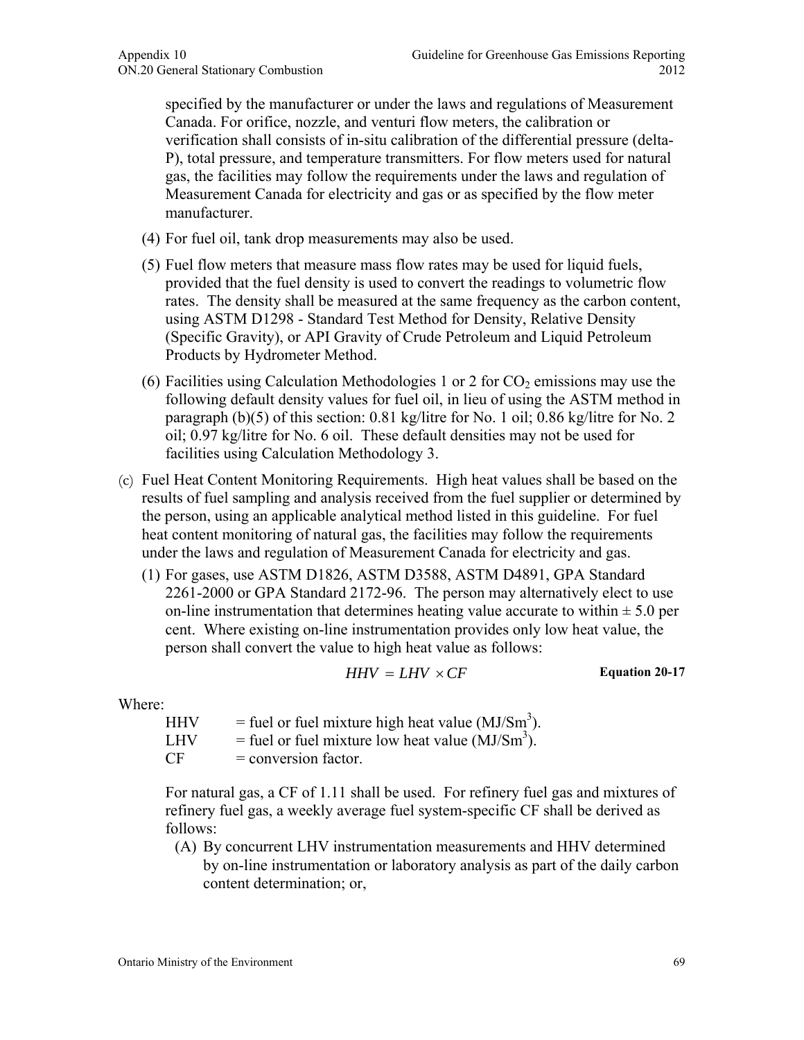specified by the manufacturer or under the laws and regulations of Measurement Canada. For orifice, nozzle, and venturi flow meters, the calibration or verification shall consists of in-situ calibration of the differential pressure (delta-P), total pressure, and temperature transmitters. For flow meters used for natural gas, the facilities may follow the requirements under the laws and regulation of Measurement Canada for electricity and gas or as specified by the flow meter manufacturer.

(4) For fuel oil, tank drop measurements may also be used.

(5) Fuel flow meters that measure mass flow rates may be used for liquid fuels, provided that the fuel density is used to convert the readings to volumetric flow rates. The density shall be measured at the same frequency as the carbon content, using ASTM D1298 - Standard Test Method for Density, Relative Density (Specific Gravity), or API Gravity of Crude Petroleum and Liquid Petroleum Products by Hydrometer Method.

(6) Facilities using Calculation Methodologies 1 or 2 for $CO_2$ emissions may use the following default density values for fuel oil, in lieu of using the ASTM method in paragraph (b)(5) of this section: 0.81 kg/litre for No. 1 oil; 0.86 kg/litre for No. 2 oil; 0.97 kg/litre for No. 6 oil. These default densities may not be used for facilities using Calculation Methodology 3.

(c) Fuel Heat Content Monitoring Requirements. High heat values shall be based on the results of fuel sampling and analysis received from the fuel supplier or determined by the person, using an applicable analytical method listed in this guideline. For fuel heat content monitoring of natural gas, the facilities may follow the requirements under the laws and regulation of Measurement Canada for electricity and gas.

(1) For gases, use ASTM D1826, ASTM D3588, ASTM D4891, GPA Standard 2261-2000 or GPA Standard 2172-96. The person may alternatively elect to use on-line instrumentation that determines heating value accurate to within ± 5.0 per cent. Where existing on-line instrumentation provides only low heat value, the person shall convert the value to high heat value as follows:

$$HHV = LHV \times CF$$ **Equation 20-17**

Where:

HHV = fuel or fuel mixture high heat value ($MJ/Sm^3$).

LHV = fuel or fuel mixture low heat value ($MJ/Sm^3$).

CF = conversion factor.

For natural gas, a CF of 1.11 shall be used. For refinery fuel gas and mixtures of refinery fuel gas, a weekly average fuel system-specific CF shall be derived as follows:

(A) By concurrent LHV instrumentation measurements and HHV determined by on-line instrumentation or laboratory analysis as part of the daily carbon content determination; or,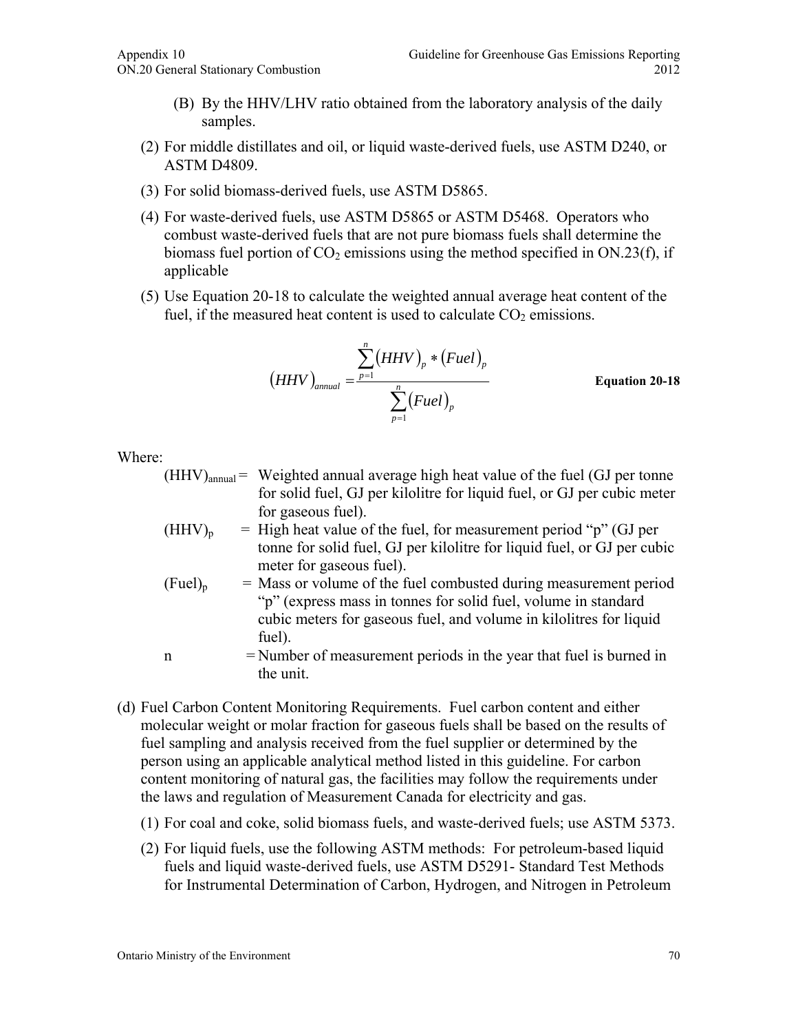(B) By the HHV/LHV ratio obtained from the laboratory analysis of the daily samples.

(2) For middle distillates and oil, or liquid waste-derived fuels, use ASTM D240, or ASTM D4809.

(3) For solid biomass-derived fuels, use ASTM D5865.

(4) For waste-derived fuels, use ASTM D5865 or ASTM D5468. Operators who combust waste-derived fuels that are not pure biomass fuels shall determine the biomass fuel portion of $CO_2$ emissions using the method specified in ON.23(f), if applicable

(5) Use Equation 20-18 to calculate the weighted annual average heat content of the fuel, if the measured heat content is used to calculate $CO_2$ emissions.

$$(HHV)_{annual} = \frac{\sum_{p=1}^{n} (HHV)_p * (Fuel)_p}{\sum_{p=1}^{n} (Fuel)_p} \qquad \textbf{Equation 20-18}$$

Where:

$(HHV)_{annual}$ = Weighted annual average high heat value of the fuel (GJ per tonne for solid fuel, GJ per kilolitre for liquid fuel, or GJ per cubic meter for gaseous fuel).

$(HHV)_p$ = High heat value of the fuel, for measurement period "p" (GJ per tonne for solid fuel, GJ per kilolitre for liquid fuel, or GJ per cubic meter for gaseous fuel).

$(Fuel)_p$ = Mass or volume of the fuel combusted during measurement period "p" (express mass in tonnes for solid fuel, volume in standard cubic meters for gaseous fuel, and volume in kilolitres for liquid fuel).

n = Number of measurement periods in the year that fuel is burned in the unit.

(d) Fuel Carbon Content Monitoring Requirements. Fuel carbon content and either molecular weight or molar fraction for gaseous fuels shall be based on the results of fuel sampling and analysis received from the fuel supplier or determined by the person using an applicable analytical method listed in this guideline. For carbon content monitoring of natural gas, the facilities may follow the requirements under the laws and regulation of Measurement Canada for electricity and gas.

(1) For coal and coke, solid biomass fuels, and waste-derived fuels; use ASTM 5373.

(2) For liquid fuels, use the following ASTM methods: For petroleum-based liquid fuels and liquid waste-derived fuels, use ASTM D5291- Standard Test Methods for Instrumental Determination of Carbon, Hydrogen, and Nitrogen in Petroleum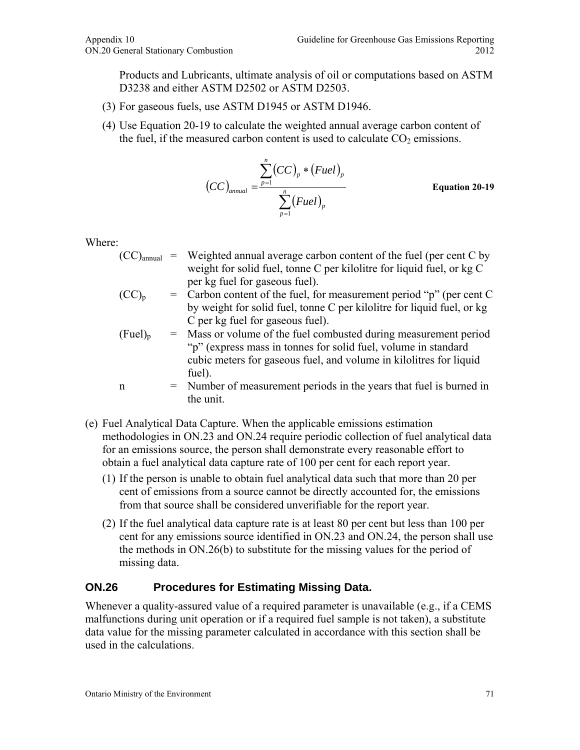Products and Lubricants, ultimate analysis of oil or computations based on ASTM D3238 and either ASTM D2502 or ASTM D2503.

(3) For gaseous fuels, use ASTM D1945 or ASTM D1946.

(4) Use Equation 20-19 to calculate the weighted annual average carbon content of the fuel, if the measured carbon content is used to calculate $CO_2$ emissions.

$$(CC)_{annual} = \frac{\sum_{p=1}^{n} (CC)_p * (Fuel)_p}{\sum_{p=1}^{n} (Fuel)_p} \qquad \textbf{Equation 20-19}$$

Where:

| | | |
|---|---|---|
| $(CC)_{annual}$ | = | Weighted annual average carbon content of the fuel (per cent C by weight for solid fuel, tonne C per kilolitre for liquid fuel, or kg C per kg fuel for gaseous fuel). |
| $(CC)_p$ | = | Carbon content of the fuel, for measurement period "p" (per cent C by weight for solid fuel, tonne C per kilolitre for liquid fuel, or kg C per kg fuel for gaseous fuel). |
| $(Fuel)_p$ | = | Mass or volume of the fuel combusted during measurement period "p" (express mass in tonnes for solid fuel, volume in standard cubic meters for gaseous fuel, and volume in kilolitres for liquid fuel). |
| n | = | Number of measurement periods in the years that fuel is burned in the unit. |

(e) Fuel Analytical Data Capture. When the applicable emissions estimation methodologies in ON.23 and ON.24 require periodic collection of fuel analytical data for an emissions source, the person shall demonstrate every reasonable effort to obtain a fuel analytical data capture rate of 100 per cent for each report year.

(1) If the person is unable to obtain fuel analytical data such that more than 20 per cent of emissions from a source cannot be directly accounted for, the emissions from that source shall be considered unverifiable for the report year.

(2) If the fuel analytical data capture rate is at least 80 per cent but less than 100 per cent for any emissions source identified in ON.23 and ON.24, the person shall use the methods in ON.26(b) to substitute for the missing values for the period of missing data.

## ON.26 Procedures for Estimating Missing Data.

Whenever a quality-assured value of a required parameter is unavailable (e.g., if a CEMS malfunctions during unit operation or if a required fuel sample is not taken), a substitute data value for the missing parameter calculated in accordance with this section shall be used in the calculations.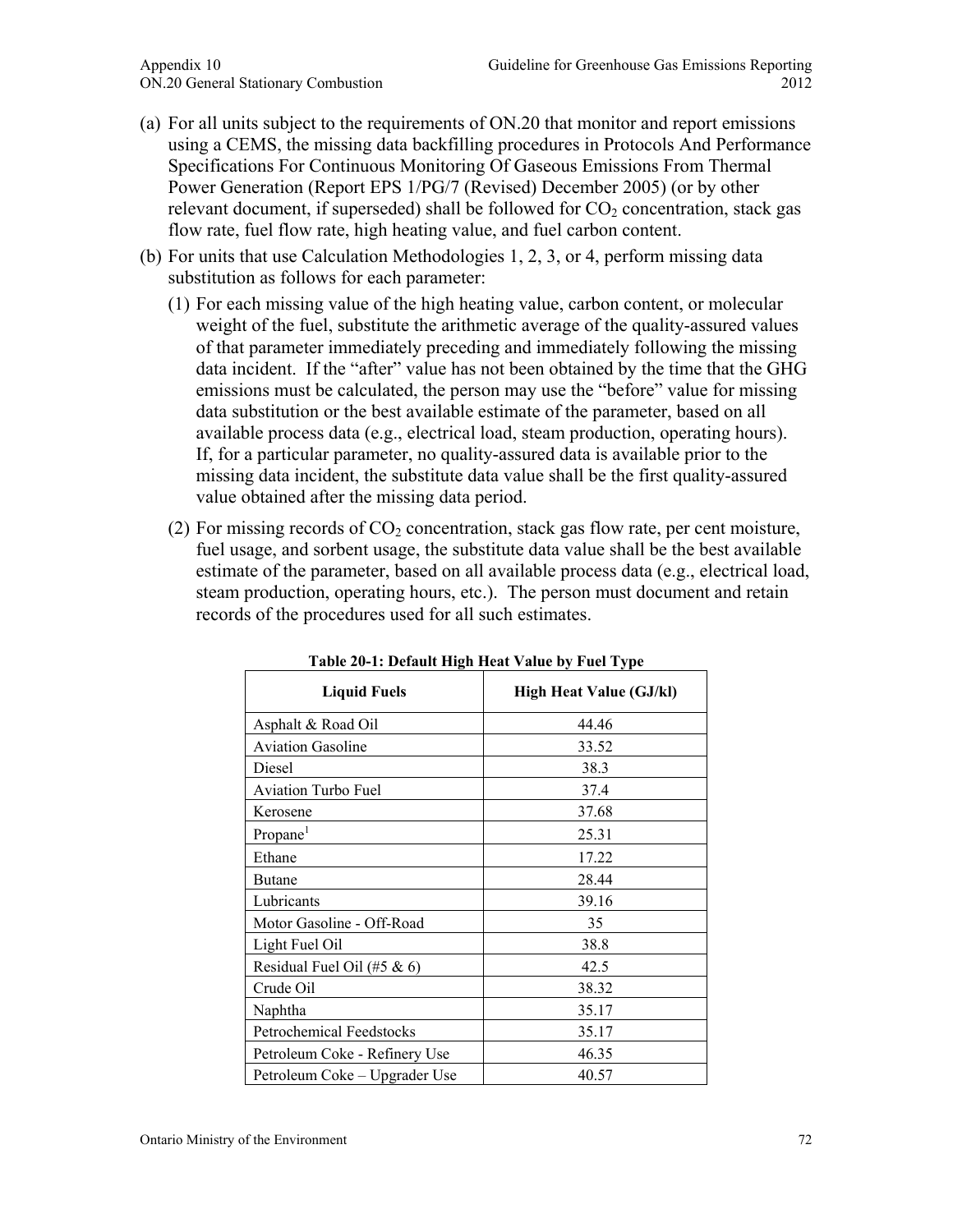(a) For all units subject to the requirements of ON.20 that monitor and report emissions using a CEMS, the missing data backfilling procedures in Protocols And Performance Specifications For Continuous Monitoring Of Gaseous Emissions From Thermal Power Generation (Report EPS 1/PG/7 (Revised) December 2005) (or by other relevant document, if superseded) shall be followed for $CO_2$ concentration, stack gas flow rate, fuel flow rate, high heating value, and fuel carbon content.

(b) For units that use Calculation Methodologies 1, 2, 3, or 4, perform missing data substitution as follows for each parameter:

   (1) For each missing value of the high heating value, carbon content, or molecular weight of the fuel, substitute the arithmetic average of the quality-assured values of that parameter immediately preceding and immediately following the missing data incident. If the "after" value has not been obtained by the time that the GHG emissions must be calculated, the person may use the "before" value for missing data substitution or the best available estimate of the parameter, based on all available process data (e.g., electrical load, steam production, operating hours). If, for a particular parameter, no quality-assured data is available prior to the missing data incident, the substitute data value shall be the first quality-assured value obtained after the missing data period.

   (2) For missing records of $CO_2$ concentration, stack gas flow rate, per cent moisture, fuel usage, and sorbent usage, the substitute data value shall be the best available estimate of the parameter, based on all available process data (e.g., electrical load, steam production, operating hours, etc.). The person must document and retain records of the procedures used for all such estimates.

**Table 20-1: Default High Heat Value by Fuel Type**

| Liquid Fuels | High Heat Value (GJ/kl) |
|---|---|
| Asphalt & Road Oil | 44.46 |
| Aviation Gasoline | 33.52 |
| Diesel | 38.3 |
| Aviation Turbo Fuel | 37.4 |
| Kerosene | 37.68 |
| Propane[1] | 25.31 |
| Ethane | 17.22 |
| Butane | 28.44 |
| Lubricants | 39.16 |
| Motor Gasoline - Off-Road | 35 |
| Light Fuel Oil | 38.8 |
| Residual Fuel Oil (#5 & 6) | 42.5 |
| Crude Oil | 38.32 |
| Naphtha | 35.17 |
| Petrochemical Feedstocks | 35.17 |
| Petroleum Coke - Refinery Use | 46.35 |
| Petroleum Coke – Upgrader Use | 40.57 |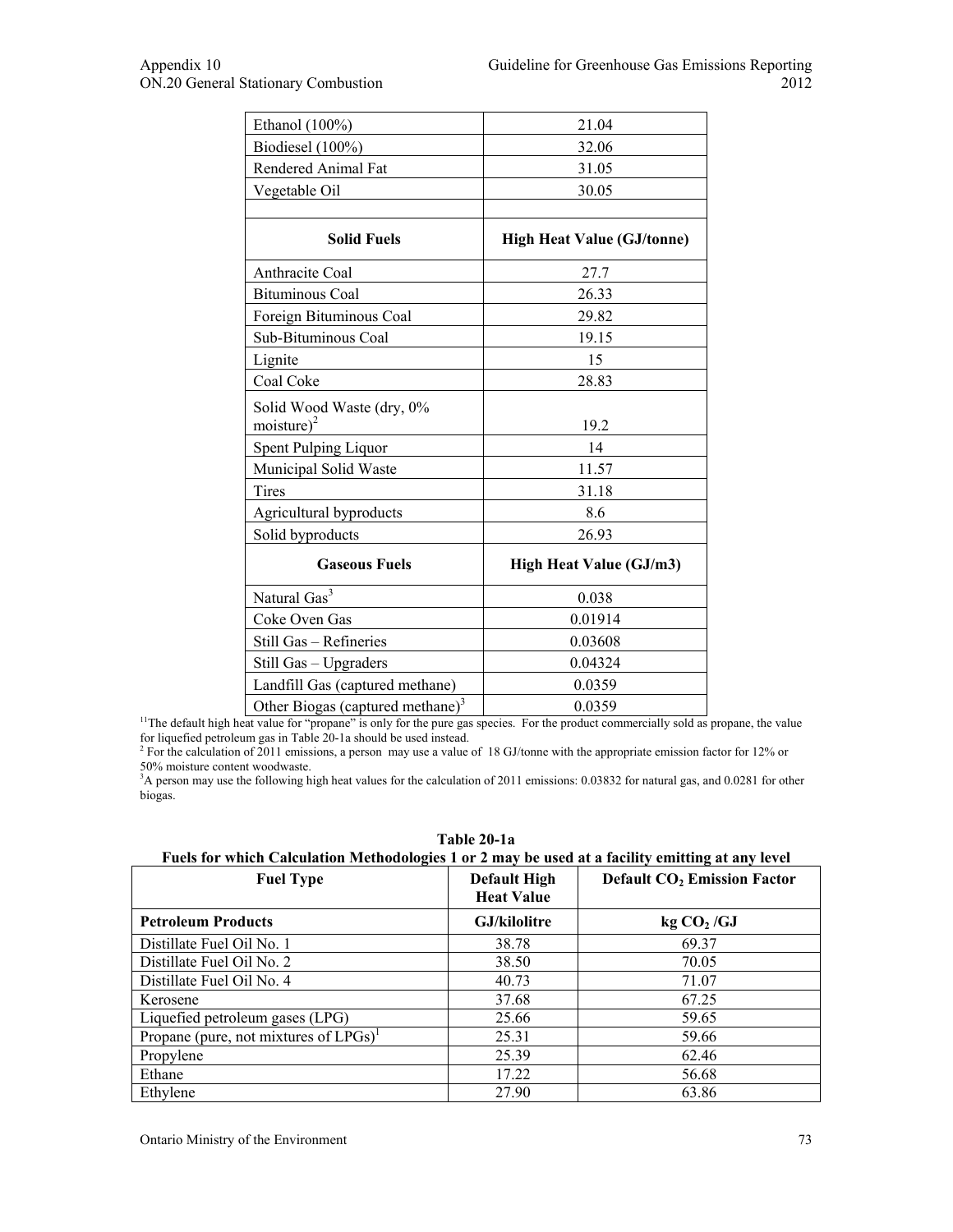| | |
|---|---|
| Ethanol (100%) | 21.04 |
| Biodiesel (100%) | 32.06 |
| Rendered Animal Fat | 31.05 |
| Vegetable Oil | 30.05 |
| | |
| **Solid Fuels** | **High Heat Value (GJ/tonne)** |
| Anthracite Coal | 27.7 |
| Bituminous Coal | 26.33 |
| Foreign Bituminous Coal | 29.82 |
| Sub-Bituminous Coal | 19.15 |
| Lignite | 15 |
| Coal Coke | 28.83 |
| Solid Wood Waste (dry, 0% moisture)[2] | 19.2 |
| Spent Pulping Liquor | 14 |
| Municipal Solid Waste | 11.57 |
| Tires | 31.18 |
| Agricultural byproducts | 8.6 |
| Solid byproducts | 26.93 |
| **Gaseous Fuels** | **High Heat Value (GJ/m3)** |
| Natural Gas[3] | 0.038 |
| Coke Oven Gas | 0.01914 |
| Still Gas – Refineries | 0.03608 |
| Still Gas – Upgraders | 0.04324 |
| Landfill Gas (captured methane) | 0.0359 |
| Other Biogas (captured methane)[3] | 0.0359 |

[11]The default high heat value for "propane" is only for the pure gas species. For the product commercially sold as propane, the value for liquefied petroleum gas in Table 20-1a should be used instead.

[2] For the calculation of 2011 emissions, a person may use a value of 18 GJ/tonne with the appropriate emission factor for 12% or 50% moisture content woodwaste.

[3]A person may use the following high heat values for the calculation of 2011 emissions: 0.03832 for natural gas, and 0.0281 for other biogas.

**Table 20-1a**
**Fuels for which Calculation Methodologies 1 or 2 may be used at a facility emitting at any level**

| Fuel Type | Default High Heat Value | Default $CO_2$ Emission Factor |
|---|---|---|
| **Petroleum Products** | **GJ/kilolitre** | **kg $CO_2$ /GJ** |
| Distillate Fuel Oil No. 1 | 38.78 | 69.37 |
| Distillate Fuel Oil No. 2 | 38.50 | 70.05 |
| Distillate Fuel Oil No. 4 | 40.73 | 71.07 |
| Kerosene | 37.68 | 67.25 |
| Liquefied petroleum gases (LPG) | 25.66 | 59.65 |
| Propane (pure, not mixtures of LPGs)[1] | 25.31 | 59.66 |
| Propylene | 25.39 | 62.46 |
| Ethane | 17.22 | 56.68 |
| Ethylene | 27.90 | 63.86 |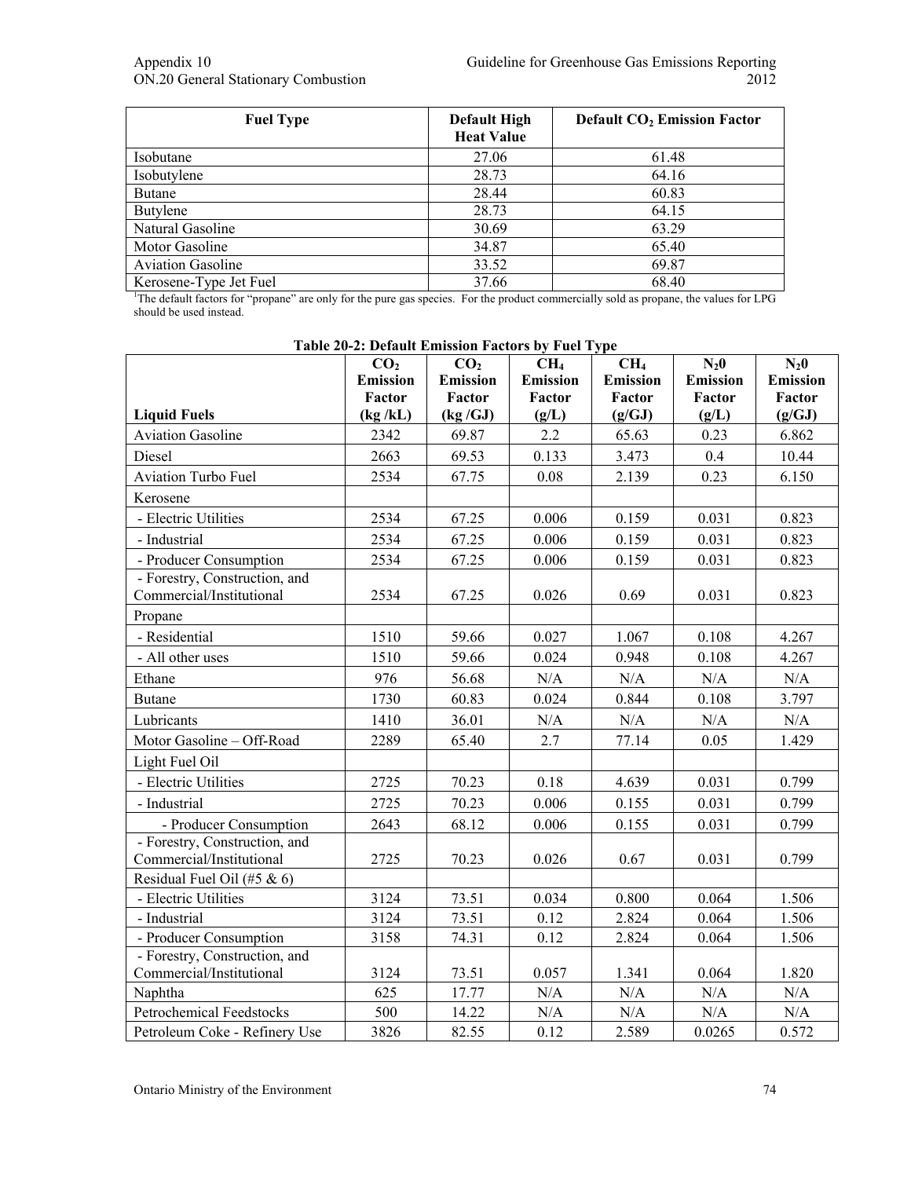| Fuel Type | Default High Heat Value | Default $CO_2$ Emission Factor |
|---|---|---|
| Isobutane | 27.06 | 61.48 |
| Isobutylene | 28.73 | 64.16 |
| Butane | 28.44 | 60.83 |
| Butylene | 28.73 | 64.15 |
| Natural Gasoline | 30.69 | 63.29 |
| Motor Gasoline | 34.87 | 65.40 |
| Aviation Gasoline | 33.52 | 69.87 |
| Kerosene-Type Jet Fuel | 37.66 | 68.40 |

[1]The default factors for "propane" are only for the pure gas species. For the product commercially sold as propane, the values for LPG should be used instead.

**Table 20-2: Default Emission Factors by Fuel Type**

| Liquid Fuels | $CO_2$ Emission Factor (kg /kL) | $CO_2$ Emission Factor (kg /GJ) | $CH_4$ Emission Factor (g/L) | $CH_4$ Emission Factor (g/GJ) | $N_20$ Emission Factor (g/L) | $N_20$ Emission Factor (g/GJ) |
|---|---|---|---|---|---|---|
| Aviation Gasoline | 2342 | 69.87 | 2.2 | 65.63 | 0.23 | 6.862 |
| Diesel | 2663 | 69.53 | 0.133 | 3.473 | 0.4 | 10.44 |
| Aviation Turbo Fuel | 2534 | 67.75 | 0.08 | 2.139 | 0.23 | 6.150 |
| Kerosene | | | | | | |
| - Electric Utilities | 2534 | 67.25 | 0.006 | 0.159 | 0.031 | 0.823 |
| - Industrial | 2534 | 67.25 | 0.006 | 0.159 | 0.031 | 0.823 |
| - Producer Consumption | 2534 | 67.25 | 0.006 | 0.159 | 0.031 | 0.823 |
| - Forestry, Construction, and Commercial/Institutional | 2534 | 67.25 | 0.026 | 0.69 | 0.031 | 0.823 |
| Propane | | | | | | |
| - Residential | 1510 | 59.66 | 0.027 | 1.067 | 0.108 | 4.267 |
| - All other uses | 1510 | 59.66 | 0.024 | 0.948 | 0.108 | 4.267 |
| Ethane | 976 | 56.68 | N/A | N/A | N/A | N/A |
| Butane | 1730 | 60.83 | 0.024 | 0.844 | 0.108 | 3.797 |
| Lubricants | 1410 | 36.01 | N/A | N/A | N/A | N/A |
| Motor Gasoline – Off-Road | 2289 | 65.40 | 2.7 | 77.14 | 0.05 | 1.429 |
| Light Fuel Oil | | | | | | |
| - Electric Utilities | 2725 | 70.23 | 0.18 | 4.639 | 0.031 | 0.799 |
| - Industrial | 2725 | 70.23 | 0.006 | 0.155 | 0.031 | 0.799 |
| - Producer Consumption | 2643 | 68.12 | 0.006 | 0.155 | 0.031 | 0.799 |
| - Forestry, Construction, and Commercial/Institutional | 2725 | 70.23 | 0.026 | 0.67 | 0.031 | 0.799 |
| Residual Fuel Oil (#5 & 6) | | | | | | |
| - Electric Utilities | 3124 | 73.51 | 0.034 | 0.800 | 0.064 | 1.506 |
| - Industrial | 3124 | 73.51 | 0.12 | 2.824 | 0.064 | 1.506 |
| - Producer Consumption | 3158 | 74.31 | 0.12 | 2.824 | 0.064 | 1.506 |
| - Forestry, Construction, and Commercial/Institutional | 3124 | 73.51 | 0.057 | 1.341 | 0.064 | 1.820 |
| Naphtha | 625 | 17.77 | N/A | N/A | N/A | N/A |
| Petrochemical Feedstocks | 500 | 14.22 | N/A | N/A | N/A | N/A |
| Petroleum Coke - Refinery Use | 3826 | 82.55 | 0.12 | 2.589 | 0.0265 | 0.572 |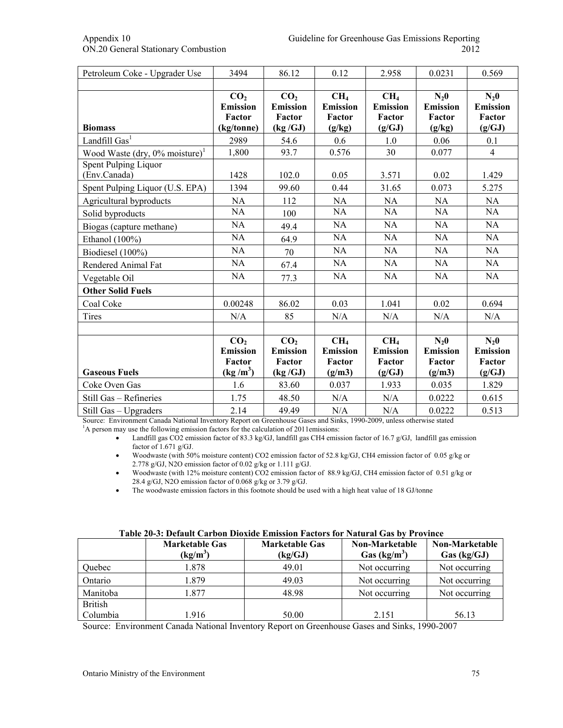| Petroleum Coke - Upgrader Use | 3494 | 86.12 | 0.12 | 2.958 | 0.0231 | 0.569 |
|---|---|---|---|---|---|---|
| | | | | | | |
| **Biomass** | **$CO_2$ Emission Factor (kg/tonne)** | **$CO_2$ Emission Factor (kg /GJ)** | **$CH_4$ Emission Factor (g/kg)** | **$CH_4$ Emission Factor (g/GJ)** | **$N_20$ Emission Factor (g/kg)** | **$N_20$ Emission Factor (g/GJ)** |
| Landfill Gas[1] | 2989 | 54.6 | 0.6 | 1.0 | 0.06 | 0.1 |
| Wood Waste (dry, 0% moisture)[1] | 1,800 | 93.7 | 0.576 | 30 | 0.077 | 4 |
| Spent Pulping Liquor (Env.Canada) | 1428 | 102.0 | 0.05 | 3.571 | 0.02 | 1.429 |
| Spent Pulping Liquor (U.S. EPA) | 1394 | 99.60 | 0.44 | 31.65 | 0.073 | 5.275 |
| Agricultural byproducts | NA | 112 | NA | NA | NA | NA |
| Solid byproducts | NA | 100 | NA | NA | NA | NA |
| Biogas (capture methane) | NA | 49.4 | NA | NA | NA | NA |
| Ethanol (100%) | NA | 64.9 | NA | NA | NA | NA |
| Biodiesel (100%) | NA | 70 | NA | NA | NA | NA |
| Rendered Animal Fat | NA | 67.4 | NA | NA | NA | NA |
| Vegetable Oil | NA | 77.3 | NA | NA | NA | NA |
| **Other Solid Fuels** | | | | | | |
| Coal Coke | 0.00248 | 86.02 | 0.03 | 1.041 | 0.02 | 0.694 |
| Tires | N/A | 85 | N/A | N/A | N/A | N/A |
| | | | | | | |
| **Gaseous Fuels** | **$CO_2$ Emission Factor (kg /m$^3$)** | **$CO_2$ Emission Factor (kg /GJ)** | **$CH_4$ Emission Factor (g/m3)** | **$CH_4$ Emission Factor (g/GJ)** | **$N_20$ Emission Factor (g/m3)** | **$N_20$ Emission Factor (g/GJ)** |
| Coke Oven Gas | 1.6 | 83.60 | 0.037 | 1.933 | 0.035 | 1.829 |
| Still Gas – Refineries | 1.75 | 48.50 | N/A | N/A | 0.0222 | 0.615 |
| Still Gas – Upgraders | 2.14 | 49.49 | N/A | N/A | 0.0222 | 0.513 |

Source: Environment Canada National Inventory Report on Greenhouse Gases and Sinks, 1990-2009, unless otherwise stated

[1]A person may use the following emission factors for the calculation of 2011emissions:

- Landfill gas CO2 emission factor of 83.3 kg/GJ, landfill gas CH4 emission factor of 16.7 g/GJ, landfill gas emission factor of 1.671 g/GJ.
- Woodwaste (with 50% moisture content) CO2 emission factor of 52.8 kg/GJ, CH4 emission factor of 0.05 g/kg or 2.778 g/GJ, N2O emission factor of 0.02 g/kg or 1.111 g/GJ.
- Woodwaste (with 12% moisture content) CO2 emission factor of 88.9 kg/GJ, CH4 emission factor of 0.51 g/kg or 28.4 g/GJ, N2O emission factor of 0.068 g/kg or 3.79 g/GJ.
- The woodwaste emission factors in this footnote should be used with a high heat value of 18 GJ/tonne

**Table 20-3: Default Carbon Dioxide Emission Factors for Natural Gas by Province**

| | Marketable Gas (kg/m$^3$) | Marketable Gas (kg/GJ) | Non-Marketable Gas (kg/m$^3$) | Non-Marketable Gas (kg/GJ) |
|---|---|---|---|---|
| Quebec | 1.878 | 49.01 | Not occurring | Not occurring |
| Ontario | 1.879 | 49.03 | Not occurring | Not occurring |
| Manitoba | 1.877 | 48.98 | Not occurring | Not occurring |
| British Columbia | 1.916 | 50.00 | 2.151 | 56.13 |

Source: Environment Canada National Inventory Report on Greenhouse Gases and Sinks, 1990-2007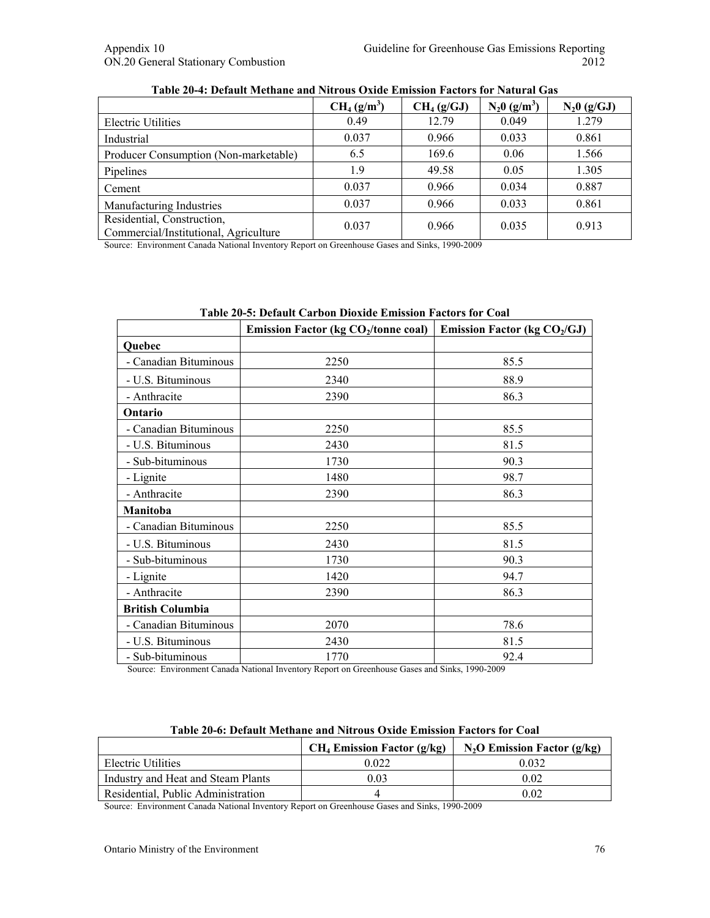**Table 20-4: Default Methane and Nitrous Oxide Emission Factors for Natural Gas**

| | $CH_4$ ($g/m^3$) | $CH_4$ (g/GJ) | $N_20$ ($g/m^3$) | $N_20$ (g/GJ) |
|---|---|---|---|---|
| Electric Utilities | 0.49 | 12.79 | 0.049 | 1.279 |
| Industrial | 0.037 | 0.966 | 0.033 | 0.861 |
| Producer Consumption (Non-marketable) | 6.5 | 169.6 | 0.06 | 1.566 |
| Pipelines | 1.9 | 49.58 | 0.05 | 1.305 |
| Cement | 0.037 | 0.966 | 0.034 | 0.887 |
| Manufacturing Industries | 0.037 | 0.966 | 0.033 | 0.861 |
| Residential, Construction, Commercial/Institutional, Agriculture | 0.037 | 0.966 | 0.035 | 0.913 |

Source: Environment Canada National Inventory Report on Greenhouse Gases and Sinks, 1990-2009

**Table 20-5: Default Carbon Dioxide Emission Factors for Coal**

| | Emission Factor (kg $CO_2$/tonne coal) | Emission Factor (kg $CO_2$/GJ) |
|---|---|---|
| **Quebec** | | |
| - Canadian Bituminous | 2250 | 85.5 |
| - U.S. Bituminous | 2340 | 88.9 |
| - Anthracite | 2390 | 86.3 |
| **Ontario** | | |
| - Canadian Bituminous | 2250 | 85.5 |
| - U.S. Bituminous | 2430 | 81.5 |
| - Sub-bituminous | 1730 | 90.3 |
| - Lignite | 1480 | 98.7 |
| - Anthracite | 2390 | 86.3 |
| **Manitoba** | | |
| - Canadian Bituminous | 2250 | 85.5 |
| - U.S. Bituminous | 2430 | 81.5 |
| - Sub-bituminous | 1730 | 90.3 |
| - Lignite | 1420 | 94.7 |
| - Anthracite | 2390 | 86.3 |
| **British Columbia** | | |
| - Canadian Bituminous | 2070 | 78.6 |
| - U.S. Bituminous | 2430 | 81.5 |
| - Sub-bituminous | 1770 | 92.4 |

Source: Environment Canada National Inventory Report on Greenhouse Gases and Sinks, 1990-2009

**Table 20-6: Default Methane and Nitrous Oxide Emission Factors for Coal**

| | $CH_4$ Emission Factor (g/kg) | $N_2O$ Emission Factor (g/kg) |
|---|---|---|
| Electric Utilities | 0.022 | 0.032 |
| Industry and Heat and Steam Plants | 0.03 | 0.02 |
| Residential, Public Administration | 4 | 0.02 |

Source: Environment Canada National Inventory Report on Greenhouse Gases and Sinks, 1990-2009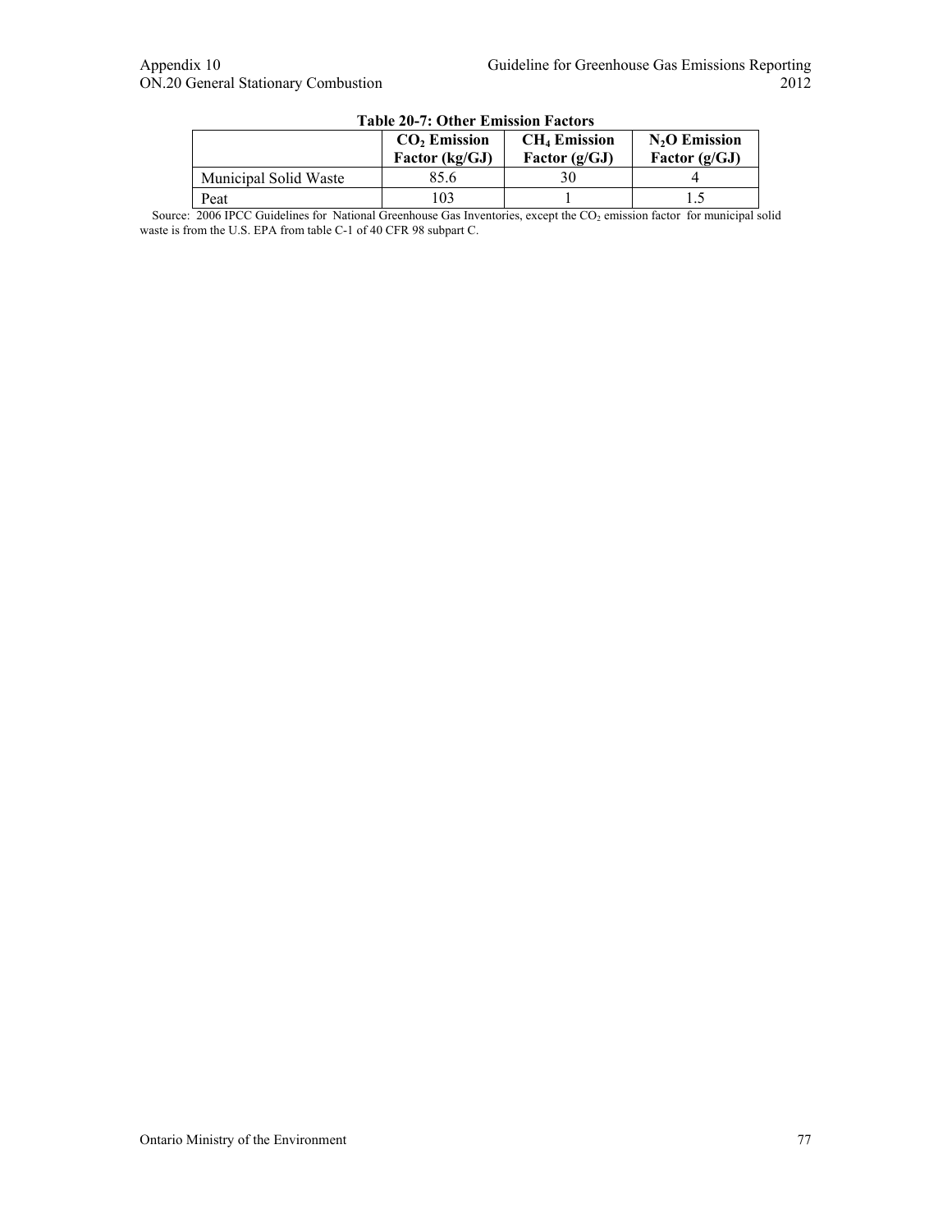**Table 20-7: Other Emission Factors**

| | $CO_2$ Emission Factor (kg/GJ) | $CH_4$ Emission Factor (g/GJ) | $N_2O$ Emission Factor (g/GJ) |
|---|---|---|---|
| Municipal Solid Waste | 85.6 | 30 | 4 |
| Peat | 103 | 1 | 1.5 |

Source: 2006 IPCC Guidelines for National Greenhouse Gas Inventories, except the $CO_2$ emission factor for municipal solid waste is from the U.S. EPA from table C-1 of 40 CFR 98 subpart C.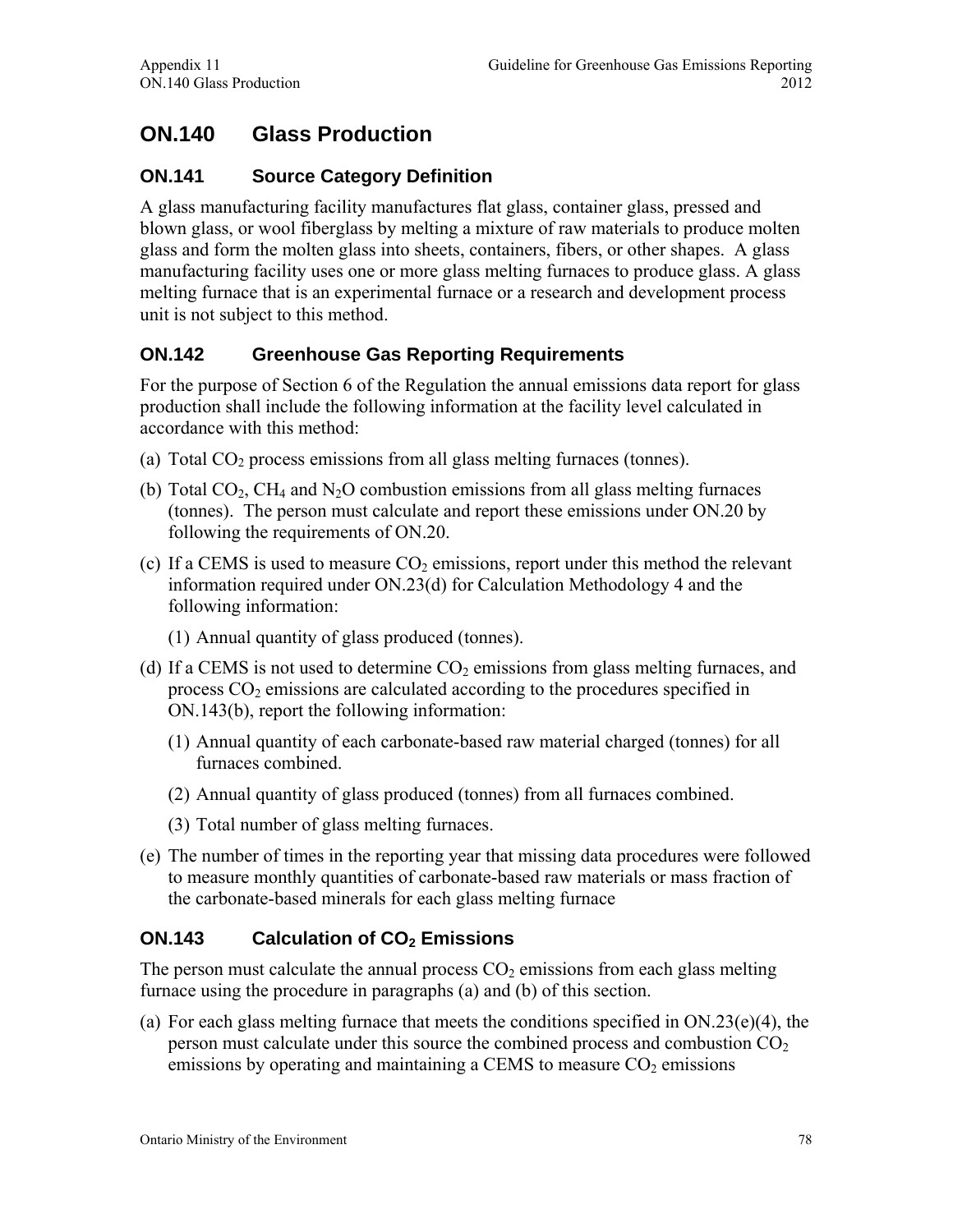# ON.140 Glass Production

## ON.141 Source Category Definition

A glass manufacturing facility manufactures flat glass, container glass, pressed and blown glass, or wool fiberglass by melting a mixture of raw materials to produce molten glass and form the molten glass into sheets, containers, fibers, or other shapes. A glass manufacturing facility uses one or more glass melting furnaces to produce glass. A glass melting furnace that is an experimental furnace or a research and development process unit is not subject to this method.

## ON.142 Greenhouse Gas Reporting Requirements

For the purpose of Section 6 of the Regulation the annual emissions data report for glass production shall include the following information at the facility level calculated in accordance with this method:

(a) Total $CO_2$ process emissions from all glass melting furnaces (tonnes).

(b) Total $CO_2$, $CH_4$ and $N_2O$ combustion emissions from all glass melting furnaces (tonnes). The person must calculate and report these emissions under ON.20 by following the requirements of ON.20.

(c) If a CEMS is used to measure $CO_2$ emissions, report under this method the relevant information required under ON.23(d) for Calculation Methodology 4 and the following information:

  (1) Annual quantity of glass produced (tonnes).

(d) If a CEMS is not used to determine $CO_2$ emissions from glass melting furnaces, and process $CO_2$ emissions are calculated according to the procedures specified in ON.143(b), report the following information:

  (1) Annual quantity of each carbonate-based raw material charged (tonnes) for all furnaces combined.

  (2) Annual quantity of glass produced (tonnes) from all furnaces combined.

  (3) Total number of glass melting furnaces.

(e) The number of times in the reporting year that missing data procedures were followed to measure monthly quantities of carbonate-based raw materials or mass fraction of the carbonate-based minerals for each glass melting furnace

## ON.143 Calculation of $CO_2$ Emissions

The person must calculate the annual process $CO_2$ emissions from each glass melting furnace using the procedure in paragraphs (a) and (b) of this section.

(a) For each glass melting furnace that meets the conditions specified in ON.23(e)(4), the person must calculate under this source the combined process and combustion $CO_2$ emissions by operating and maintaining a CEMS to measure $CO_2$ emissions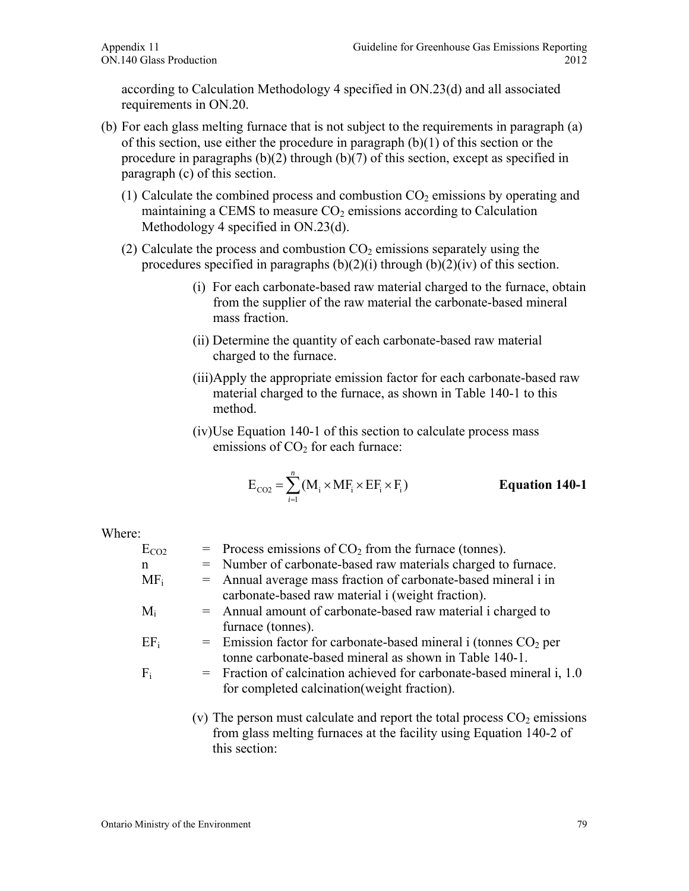according to Calculation Methodology 4 specified in ON.23(d) and all associated requirements in ON.20.

(b) For each glass melting furnace that is not subject to the requirements in paragraph (a) of this section, use either the procedure in paragraph (b)(1) of this section or the procedure in paragraphs (b)(2) through (b)(7) of this section, except as specified in paragraph (c) of this section.

(1) Calculate the combined process and combustion $CO_2$ emissions by operating and maintaining a CEMS to measure $CO_2$ emissions according to Calculation Methodology 4 specified in ON.23(d).

(2) Calculate the process and combustion $CO_2$ emissions separately using the procedures specified in paragraphs (b)(2)(i) through (b)(2)(iv) of this section.

(i) For each carbonate-based raw material charged to the furnace, obtain from the supplier of the raw material the carbonate-based mineral mass fraction.

(ii) Determine the quantity of each carbonate-based raw material charged to the furnace.

(iii) Apply the appropriate emission factor for each carbonate-based raw material charged to the furnace, as shown in Table 140-1 to this method.

(iv) Use Equation 140-1 of this section to calculate process mass emissions of $CO_2$ for each furnace:

$$E_{CO2} = \sum_{i=1}^{n} (M_i \times MF_i \times EF_i \times F_i) \qquad \textbf{Equation 140-1}$$

Where:

$E_{CO2}$ = Process emissions of $CO_2$ from the furnace (tonnes).

n = Number of carbonate-based raw materials charged to furnace.

$MF_i$ = Annual average mass fraction of carbonate-based mineral i in carbonate-based raw material i (weight fraction).

$M_i$ = Annual amount of carbonate-based raw material i charged to furnace (tonnes).

$EF_i$ = Emission factor for carbonate-based mineral i (tonnes $CO_2$ per tonne carbonate-based mineral as shown in Table 140-1.

$F_i$ = Fraction of calcination achieved for carbonate-based mineral i, 1.0 for completed calcination(weight fraction).

(v) The person must calculate and report the total process $CO_2$ emissions from glass melting furnaces at the facility using Equation 140-2 of this section: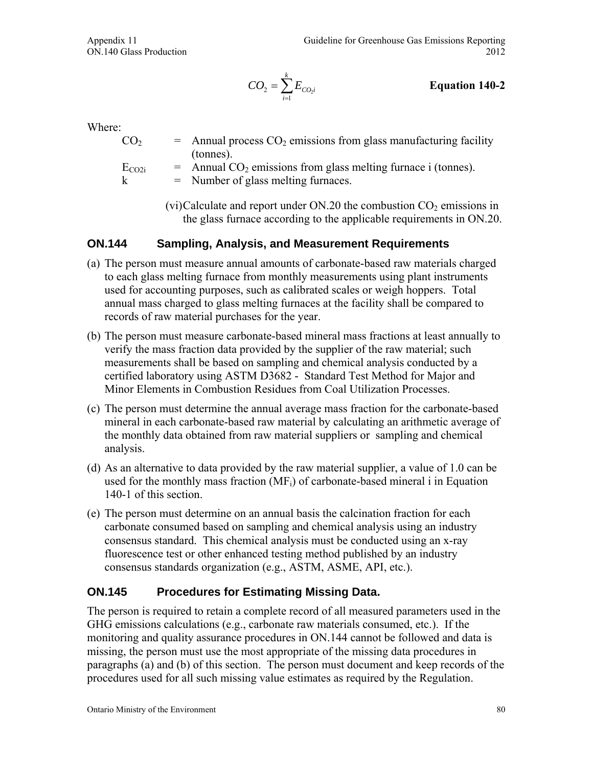$$CO_2 = \sum_{i=1}^{k} E_{CO_2i} \qquad \textbf{Equation 140-2}$$

Where:

| | | |
|---|---|---|
| $CO_2$ | = | Annual process $CO_2$ emissions from glass manufacturing facility (tonnes). |
| $E_{CO2i}$ | = | Annual $CO_2$ emissions from glass melting furnace i (tonnes). |
| k | = | Number of glass melting furnaces. |

(vi) Calculate and report under ON.20 the combustion $CO_2$ emissions in the glass furnace according to the applicable requirements in ON.20.

## ON.144 Sampling, Analysis, and Measurement Requirements

(a) The person must measure annual amounts of carbonate-based raw materials charged to each glass melting furnace from monthly measurements using plant instruments used for accounting purposes, such as calibrated scales or weigh hoppers. Total annual mass charged to glass melting furnaces at the facility shall be compared to records of raw material purchases for the year.

(b) The person must measure carbonate-based mineral mass fractions at least annually to verify the mass fraction data provided by the supplier of the raw material; such measurements shall be based on sampling and chemical analysis conducted by a certified laboratory using ASTM D3682 - Standard Test Method for Major and Minor Elements in Combustion Residues from Coal Utilization Processes.

(c) The person must determine the annual average mass fraction for the carbonate-based mineral in each carbonate-based raw material by calculating an arithmetic average of the monthly data obtained from raw material suppliers or sampling and chemical analysis.

(d) As an alternative to data provided by the raw material supplier, a value of 1.0 can be used for the monthly mass fraction ($MF_i$) of carbonate-based mineral i in Equation 140-1 of this section.

(e) The person must determine on an annual basis the calcination fraction for each carbonate consumed based on sampling and chemical analysis using an industry consensus standard. This chemical analysis must be conducted using an x-ray fluorescence test or other enhanced testing method published by an industry consensus standards organization (e.g., ASTM, ASME, API, etc.).

## ON.145 Procedures for Estimating Missing Data.

The person is required to retain a complete record of all measured parameters used in the GHG emissions calculations (e.g., carbonate raw materials consumed, etc.). If the monitoring and quality assurance procedures in ON.144 cannot be followed and data is missing, the person must use the most appropriate of the missing data procedures in paragraphs (a) and (b) of this section. The person must document and keep records of the procedures used for all such missing value estimates as required by the Regulation.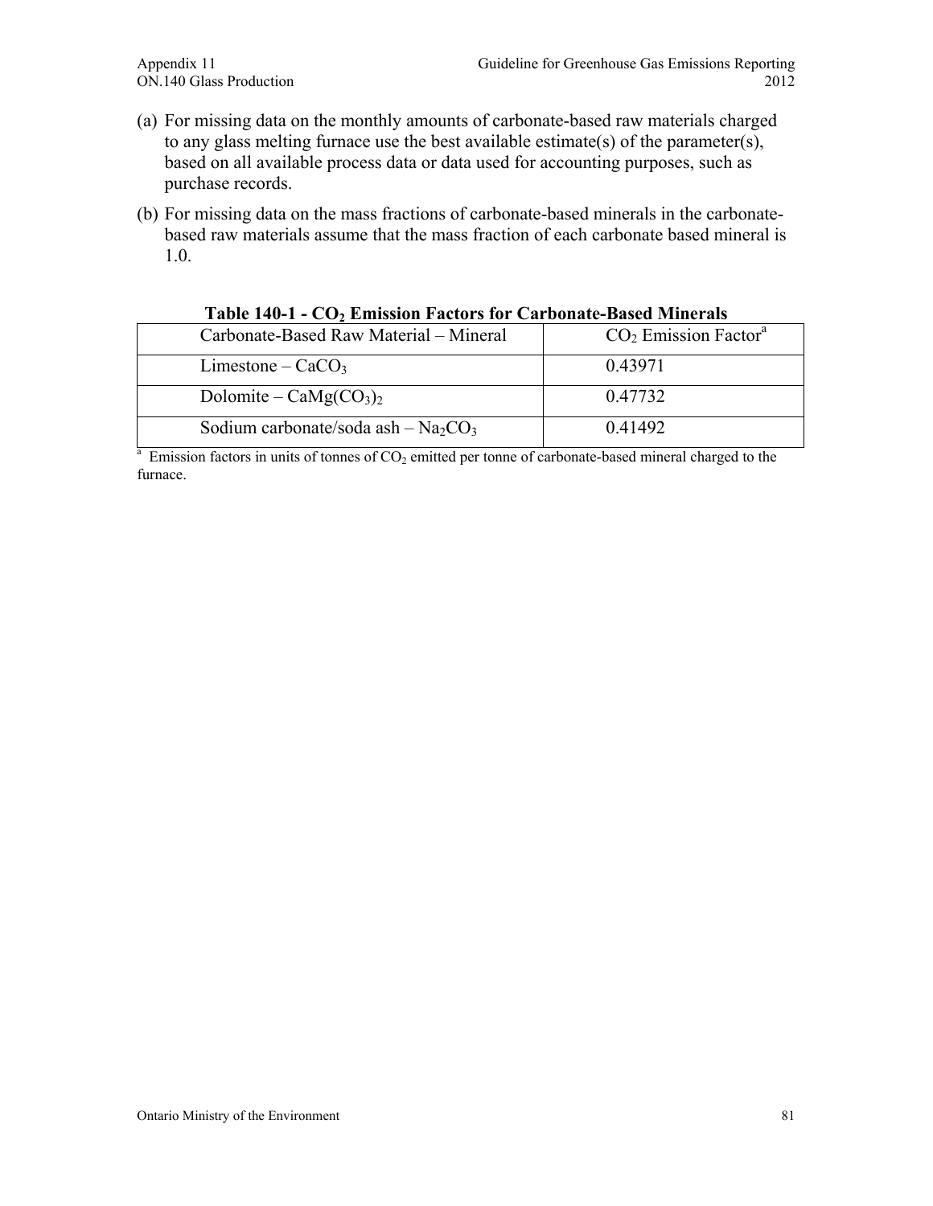(a) For missing data on the monthly amounts of carbonate-based raw materials charged to any glass melting furnace use the best available estimate(s) of the parameter(s), based on all available process data or data used for accounting purposes, such as purchase records.

(b) For missing data on the mass fractions of carbonate-based minerals in the carbonate-based raw materials assume that the mass fraction of each carbonate based mineral is 1.0.

**Table 140-1 - $CO_2$ Emission Factors for Carbonate-Based Minerals**

| Carbonate-Based Raw Material – Mineral | $CO_2$ Emission Factor[a] |
|---|---|
| Limestone – $CaCO_3$ | 0.43971 |
| Dolomite – $CaMg(CO_3)_2$ | 0.47732 |
| Sodium carbonate/soda ash – $Na_2CO_3$ | 0.41492 |

[a] Emission factors in units of tonnes of $CO_2$ emitted per tonne of carbonate-based mineral charged to the furnace.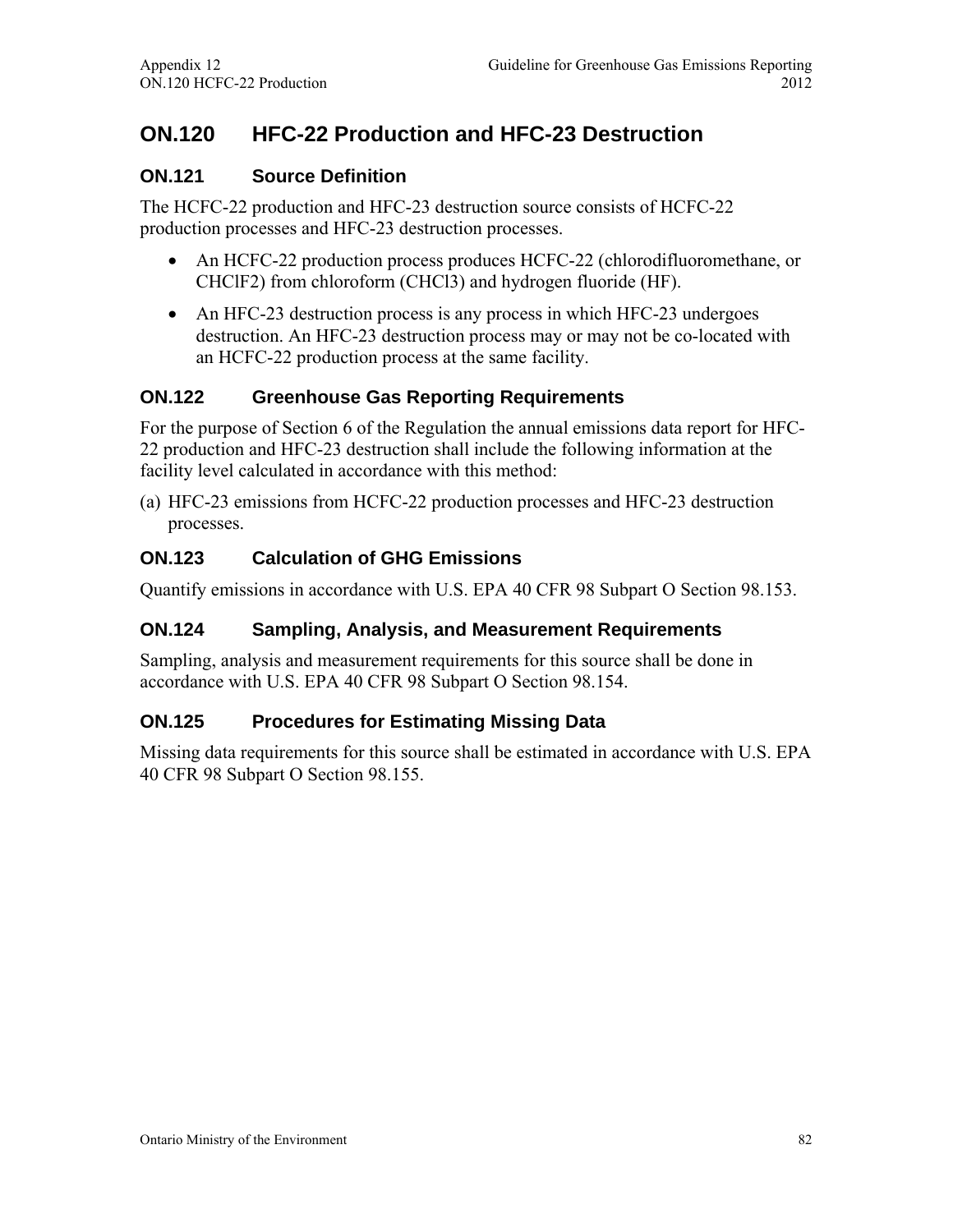# ON.120 HFC-22 Production and HFC-23 Destruction

## ON.121 Source Definition

The HCFC-22 production and HFC-23 destruction source consists of HCFC-22 production processes and HFC-23 destruction processes.

- An HCFC-22 production process produces HCFC-22 (chlorodifluoromethane, or $CHClF_2$) from chloroform ($CHCl_3$) and hydrogen fluoride (HF).
- An HFC-23 destruction process is any process in which HFC-23 undergoes destruction. An HFC-23 destruction process may or may not be co-located with an HCFC-22 production process at the same facility.

## ON.122 Greenhouse Gas Reporting Requirements

For the purpose of Section 6 of the Regulation the annual emissions data report for HFC-22 production and HFC-23 destruction shall include the following information at the facility level calculated in accordance with this method:

(a) HFC-23 emissions from HCFC-22 production processes and HFC-23 destruction processes.

## ON.123 Calculation of GHG Emissions

Quantify emissions in accordance with U.S. EPA 40 CFR 98 Subpart O Section 98.153.

## ON.124 Sampling, Analysis, and Measurement Requirements

Sampling, analysis and measurement requirements for this source shall be done in accordance with U.S. EPA 40 CFR 98 Subpart O Section 98.154.

## ON.125 Procedures for Estimating Missing Data

Missing data requirements for this source shall be estimated in accordance with U.S. EPA 40 CFR 98 Subpart O Section 98.155.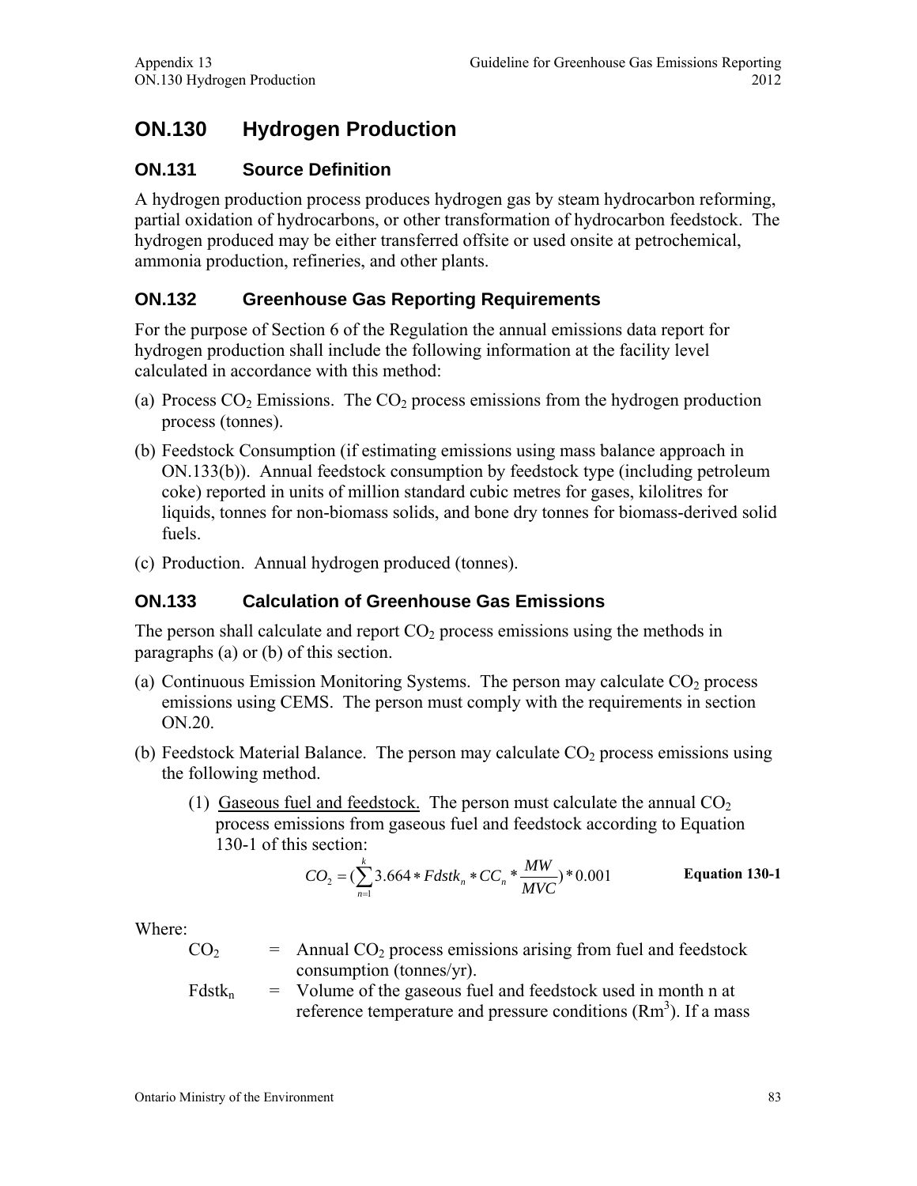# ON.130 Hydrogen Production

## ON.131 Source Definition

A hydrogen production process produces hydrogen gas by steam hydrocarbon reforming, partial oxidation of hydrocarbons, or other transformation of hydrocarbon feedstock. The hydrogen produced may be either transferred offsite or used onsite at petrochemical, ammonia production, refineries, and other plants.

## ON.132 Greenhouse Gas Reporting Requirements

For the purpose of Section 6 of the Regulation the annual emissions data report for hydrogen production shall include the following information at the facility level calculated in accordance with this method:

(a) Process $CO_2$ Emissions. The $CO_2$ process emissions from the hydrogen production process (tonnes).

(b) Feedstock Consumption (if estimating emissions using mass balance approach in ON.133(b)). Annual feedstock consumption by feedstock type (including petroleum coke) reported in units of million standard cubic metres for gases, kilolitres for liquids, tonnes for non-biomass solids, and bone dry tonnes for biomass-derived solid fuels.

(c) Production. Annual hydrogen produced (tonnes).

## ON.133 Calculation of Greenhouse Gas Emissions

The person shall calculate and report $CO_2$ process emissions using the methods in paragraphs (a) or (b) of this section.

(a) Continuous Emission Monitoring Systems. The person may calculate $CO_2$ process emissions using CEMS. The person must comply with the requirements in section ON.20.

(b) Feedstock Material Balance. The person may calculate $CO_2$ process emissions using the following method.

(1) Gaseous fuel and feedstock. The person must calculate the annual $CO_2$ process emissions from gaseous fuel and feedstock according to Equation 130-1 of this section:

$$CO_2 = \left(\sum_{n=1}^{k} 3.664 * Fdstk_n * CC_n * \frac{MW}{MVC}\right) * 0.001 \qquad \textbf{Equation 130-1}$$

Where:

$CO_2$ = Annual $CO_2$ process emissions arising from fuel and feedstock consumption (tonnes/yr).

$Fdstk_n$ = Volume of the gaseous fuel and feedstock used in month n at reference temperature and pressure conditions ($Rm^3$). If a mass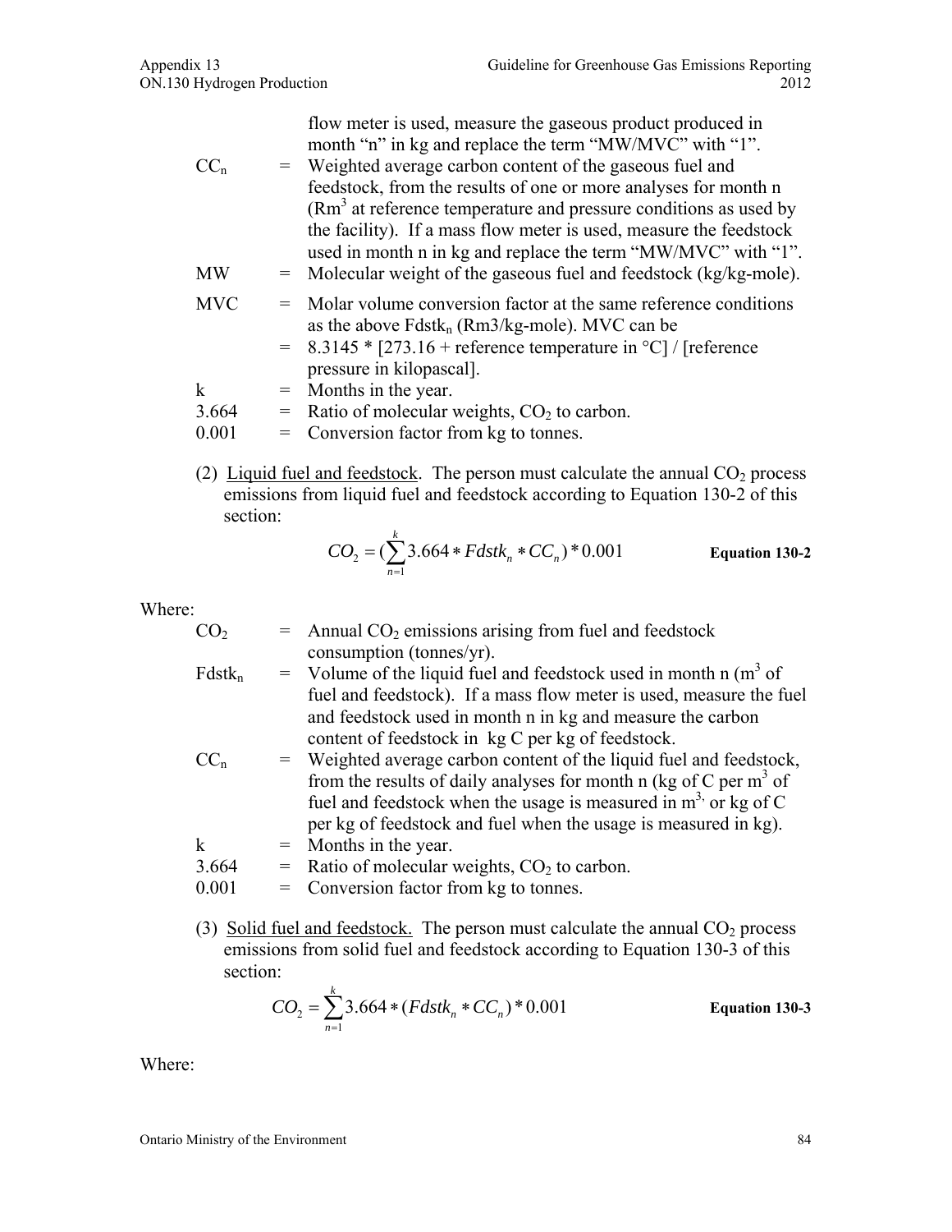flow meter is used, measure the gaseous product produced in month "n" in kg and replace the term "MW/MVC" with "1".

$CC_n$ = Weighted average carbon content of the gaseous fuel and feedstock, from the results of one or more analyses for month n ($Rm^3$ at reference temperature and pressure conditions as used by the facility). If a mass flow meter is used, measure the feedstock used in month n in kg and replace the term "MW/MVC" with "1".

MW = Molecular weight of the gaseous fuel and feedstock (kg/kg-mole).

MVC = Molar volume conversion factor at the same reference conditions as the above $Fdstk_n$ (Rm3/kg-mole). MVC can be
= 8.3145 * [273.16 + reference temperature in °C] / [reference pressure in kilopascal].

k = Months in the year.

3.664 = Ratio of molecular weights, $CO_2$ to carbon.

0.001 = Conversion factor from kg to tonnes.

(2) Liquid fuel and feedstock. The person must calculate the annual $CO_2$ process emissions from liquid fuel and feedstock according to Equation 130-2 of this section:

$$CO_2 = (\sum_{n=1}^{k} 3.664 * Fdstk_n * CC_n) * 0.001 \qquad \textbf{Equation 130-2}$$

Where:

$CO_2$ = Annual $CO_2$ emissions arising from fuel and feedstock consumption (tonnes/yr).

$Fdstk_n$ = Volume of the liquid fuel and feedstock used in month n ($m^3$ of fuel and feedstock). If a mass flow meter is used, measure the fuel and feedstock used in month n in kg and measure the carbon content of feedstock in kg C per kg of feedstock.

$CC_n$ = Weighted average carbon content of the liquid fuel and feedstock, from the results of daily analyses for month n (kg of C per $m^3$ of fuel and feedstock when the usage is measured in $m^3$, or kg of C per kg of feedstock and fuel when the usage is measured in kg).

k = Months in the year.

3.664 = Ratio of molecular weights, $CO_2$ to carbon.

0.001 = Conversion factor from kg to tonnes.

(3) Solid fuel and feedstock. The person must calculate the annual $CO_2$ process emissions from solid fuel and feedstock according to Equation 130-3 of this section:

$$CO_2 = \sum_{n=1}^{k} 3.664 * (Fdstk_n * CC_n) * 0.001 \qquad \textbf{Equation 130-3}$$

Where: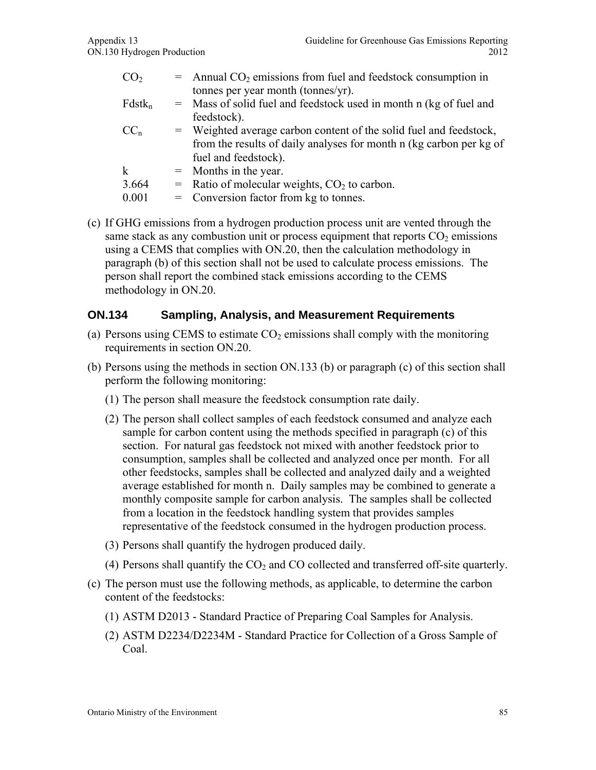| | | |
|---|---|---|
| $CO_2$ | = | Annual $CO_2$ emissions from fuel and feedstock consumption in tonnes per year month (tonnes/yr). |
| $Fdstk_n$ | = | Mass of solid fuel and feedstock used in month n (kg of fuel and feedstock). |
| $CC_n$ | = | Weighted average carbon content of the solid fuel and feedstock, from the results of daily analyses for month n (kg carbon per kg of fuel and feedstock). |
| k | = | Months in the year. |
| 3.664 | = | Ratio of molecular weights, $CO_2$ to carbon. |
| 0.001 | = | Conversion factor from kg to tonnes. |

(c) If GHG emissions from a hydrogen production process unit are vented through the same stack as any combustion unit or process equipment that reports $CO_2$ emissions using a CEMS that complies with ON.20, then the calculation methodology in paragraph (b) of this section shall not be used to calculate process emissions. The person shall report the combined stack emissions according to the CEMS methodology in ON.20.

## ON.134 Sampling, Analysis, and Measurement Requirements

(a) Persons using CEMS to estimate $CO_2$ emissions shall comply with the monitoring requirements in section ON.20.

(b) Persons using the methods in section ON.133 (b) or paragraph (c) of this section shall perform the following monitoring:

(1) The person shall measure the feedstock consumption rate daily.

(2) The person shall collect samples of each feedstock consumed and analyze each sample for carbon content using the methods specified in paragraph (c) of this section. For natural gas feedstock not mixed with another feedstock prior to consumption, samples shall be collected and analyzed once per month. For all other feedstocks, samples shall be collected and analyzed daily and a weighted average established for month n. Daily samples may be combined to generate a monthly composite sample for carbon analysis. The samples shall be collected from a location in the feedstock handling system that provides samples representative of the feedstock consumed in the hydrogen production process.

(3) Persons shall quantify the hydrogen produced daily.

(4) Persons shall quantify the $CO_2$ and CO collected and transferred off-site quarterly.

(c) The person must use the following methods, as applicable, to determine the carbon content of the feedstocks:

(1) ASTM D2013 - Standard Practice of Preparing Coal Samples for Analysis.

(2) ASTM D2234/D2234M - Standard Practice for Collection of a Gross Sample of Coal.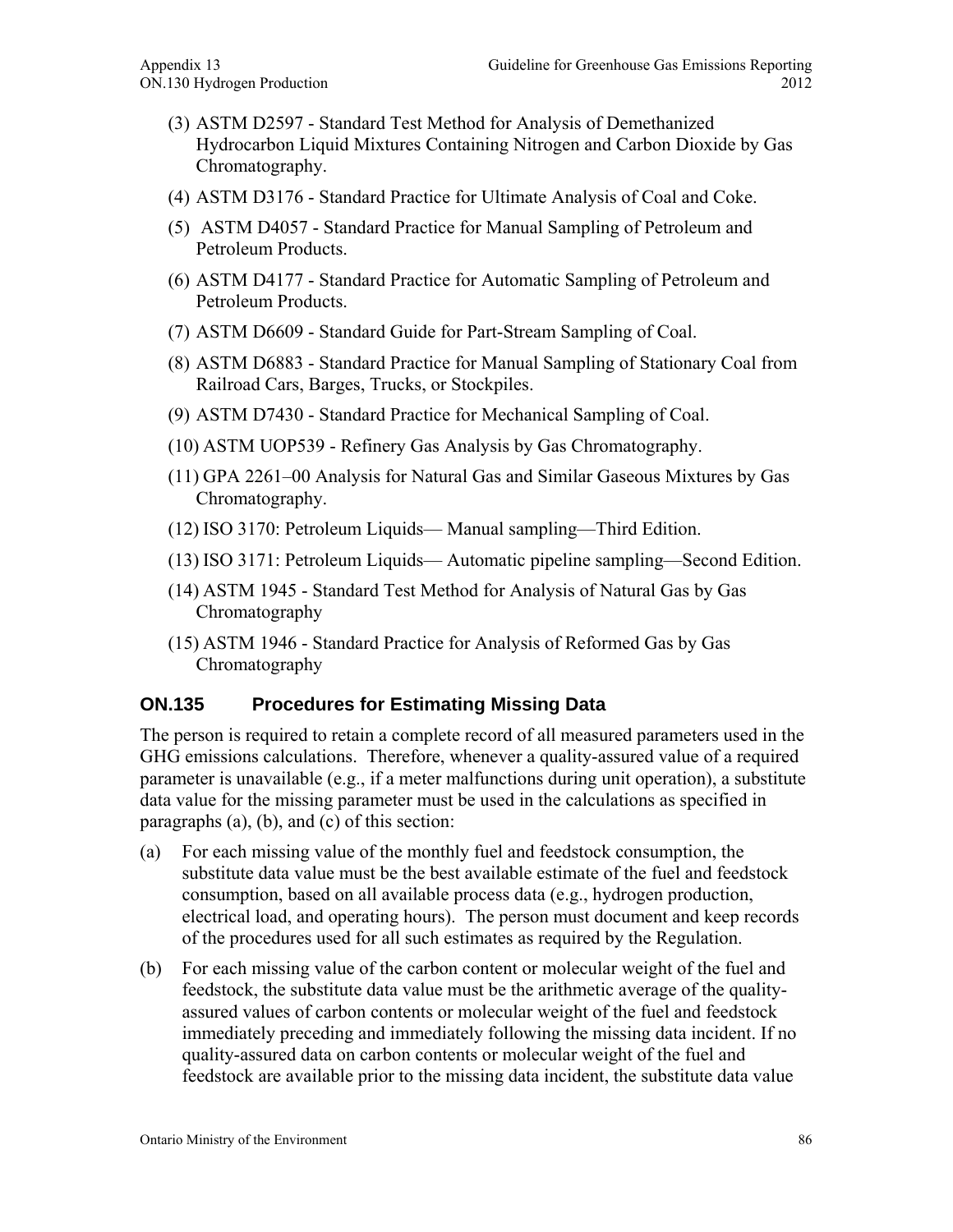(3) ASTM D2597 - Standard Test Method for Analysis of Demethanized Hydrocarbon Liquid Mixtures Containing Nitrogen and Carbon Dioxide by Gas Chromatography.

(4) ASTM D3176 - Standard Practice for Ultimate Analysis of Coal and Coke.

(5) ASTM D4057 - Standard Practice for Manual Sampling of Petroleum and Petroleum Products.

(6) ASTM D4177 - Standard Practice for Automatic Sampling of Petroleum and Petroleum Products.

(7) ASTM D6609 - Standard Guide for Part-Stream Sampling of Coal.

(8) ASTM D6883 - Standard Practice for Manual Sampling of Stationary Coal from Railroad Cars, Barges, Trucks, or Stockpiles.

(9) ASTM D7430 - Standard Practice for Mechanical Sampling of Coal.

(10) ASTM UOP539 - Refinery Gas Analysis by Gas Chromatography.

(11) GPA 2261–00 Analysis for Natural Gas and Similar Gaseous Mixtures by Gas Chromatography.

(12) ISO 3170: Petroleum Liquids— Manual sampling—Third Edition.

(13) ISO 3171: Petroleum Liquids— Automatic pipeline sampling—Second Edition.

(14) ASTM 1945 - Standard Test Method for Analysis of Natural Gas by Gas Chromatography

(15) ASTM 1946 - Standard Practice for Analysis of Reformed Gas by Gas Chromatography

## ON.135 Procedures for Estimating Missing Data

The person is required to retain a complete record of all measured parameters used in the GHG emissions calculations. Therefore, whenever a quality-assured value of a required parameter is unavailable (e.g., if a meter malfunctions during unit operation), a substitute data value for the missing parameter must be used in the calculations as specified in paragraphs (a), (b), and (c) of this section:

(a) For each missing value of the monthly fuel and feedstock consumption, the substitute data value must be the best available estimate of the fuel and feedstock consumption, based on all available process data (e.g., hydrogen production, electrical load, and operating hours). The person must document and keep records of the procedures used for all such estimates as required by the Regulation.

(b) For each missing value of the carbon content or molecular weight of the fuel and feedstock, the substitute data value must be the arithmetic average of the quality-assured values of carbon contents or molecular weight of the fuel and feedstock immediately preceding and immediately following the missing data incident. If no quality-assured data on carbon contents or molecular weight of the fuel and feedstock are available prior to the missing data incident, the substitute data value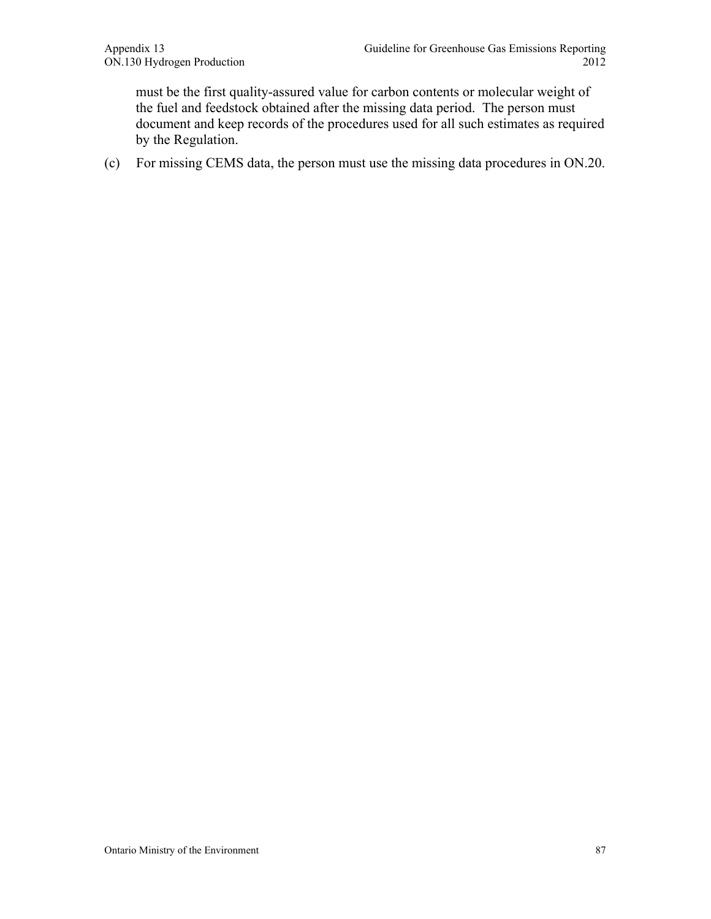must be the first quality-assured value for carbon contents or molecular weight of the fuel and feedstock obtained after the missing data period. The person must document and keep records of the procedures used for all such estimates as required by the Regulation.

(c) For missing CEMS data, the person must use the missing data procedures in ON.20.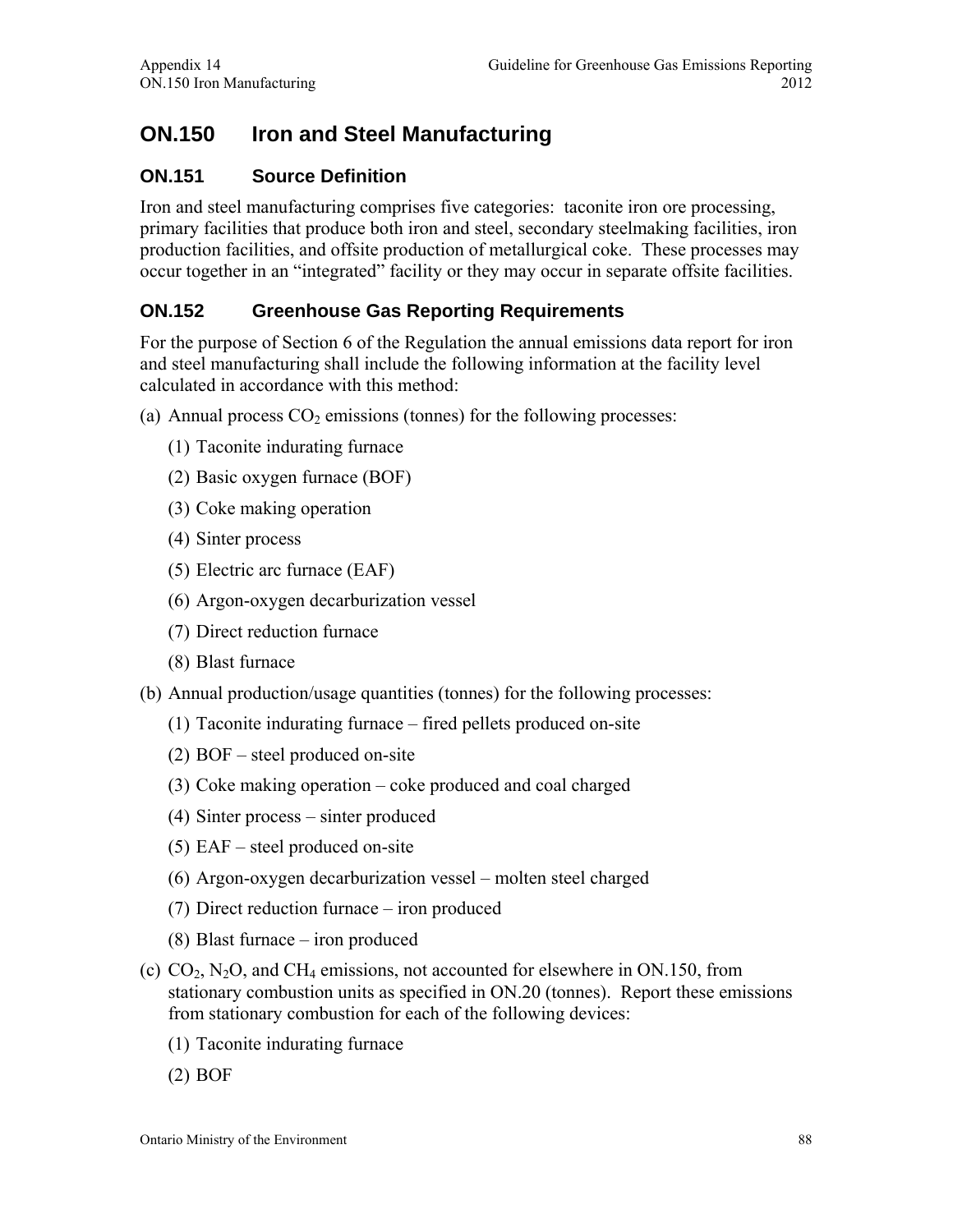## ON.150 Iron and Steel Manufacturing

### ON.151 Source Definition

Iron and steel manufacturing comprises five categories: taconite iron ore processing, primary facilities that produce both iron and steel, secondary steelmaking facilities, iron production facilities, and offsite production of metallurgical coke. These processes may occur together in an "integrated" facility or they may occur in separate offsite facilities.

### ON.152 Greenhouse Gas Reporting Requirements

For the purpose of Section 6 of the Regulation the annual emissions data report for iron and steel manufacturing shall include the following information at the facility level calculated in accordance with this method:

(a) Annual process $CO_2$ emissions (tonnes) for the following processes:

  (1) Taconite indurating furnace

  (2) Basic oxygen furnace (BOF)

  (3) Coke making operation

  (4) Sinter process

  (5) Electric arc furnace (EAF)

  (6) Argon-oxygen decarburization vessel

  (7) Direct reduction furnace

  (8) Blast furnace

(b) Annual production/usage quantities (tonnes) for the following processes:

  (1) Taconite indurating furnace – fired pellets produced on-site

  (2) BOF – steel produced on-site

  (3) Coke making operation – coke produced and coal charged

  (4) Sinter process – sinter produced

  (5) EAF – steel produced on-site

  (6) Argon-oxygen decarburization vessel – molten steel charged

  (7) Direct reduction furnace – iron produced

  (8) Blast furnace – iron produced

(c) $CO_2$, $N_2O$, and $CH_4$ emissions, not accounted for elsewhere in ON.150, from stationary combustion units as specified in ON.20 (tonnes). Report these emissions from stationary combustion for each of the following devices:

  (1) Taconite indurating furnace

  (2) BOF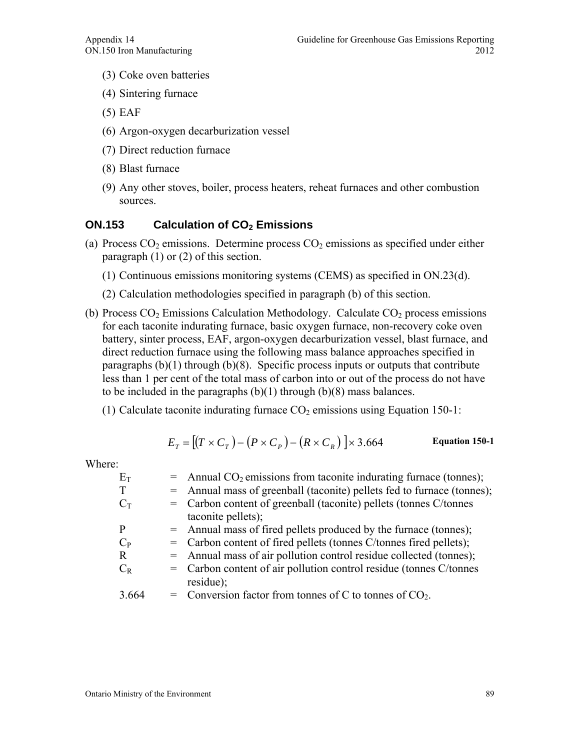(3) Coke oven batteries

(4) Sintering furnace

(5) EAF

(6) Argon-oxygen decarburization vessel

(7) Direct reduction furnace

(8) Blast furnace

(9) Any other stoves, boiler, process heaters, reheat furnaces and other combustion sources.

## ON.153 Calculation of $CO_2$ Emissions

(a) Process $CO_2$ emissions. Determine process $CO_2$ emissions as specified under either paragraph (1) or (2) of this section.

(1) Continuous emissions monitoring systems (CEMS) as specified in ON.23(d).

(2) Calculation methodologies specified in paragraph (b) of this section.

(b) Process $CO_2$ Emissions Calculation Methodology. Calculate $CO_2$ process emissions for each taconite indurating furnace, basic oxygen furnace, non-recovery coke oven battery, sinter process, EAF, argon-oxygen decarburization vessel, blast furnace, and direct reduction furnace using the following mass balance approaches specified in paragraphs (b)(1) through (b)(8). Specific process inputs or outputs that contribute less than 1 per cent of the total mass of carbon into or out of the process do not have to be included in the paragraphs (b)(1) through (b)(8) mass balances.

(1) Calculate taconite indurating furnace $CO_2$ emissions using Equation 150-1:

$$E_T = \left[ (T \times C_T) - (P \times C_P) - (R \times C_R) \right] \times 3.664 \qquad \textbf{Equation 150-1}$$

Where:

| | | |
|---|---|---|
| $E_T$ | = | Annual $CO_2$ emissions from taconite indurating furnace (tonnes); |
| T | = | Annual mass of greenball (taconite) pellets fed to furnace (tonnes); |
| $C_T$ | = | Carbon content of greenball (taconite) pellets (tonnes C/tonnes taconite pellets); |
| P | = | Annual mass of fired pellets produced by the furnace (tonnes); |
| $C_P$ | = | Carbon content of fired pellets (tonnes C/tonnes fired pellets); |
| R | = | Annual mass of air pollution control residue collected (tonnes); |
| $C_R$ | = | Carbon content of air pollution control residue (tonnes C/tonnes residue); |
| 3.664 | = | Conversion factor from tonnes of C to tonnes of $CO_2$. |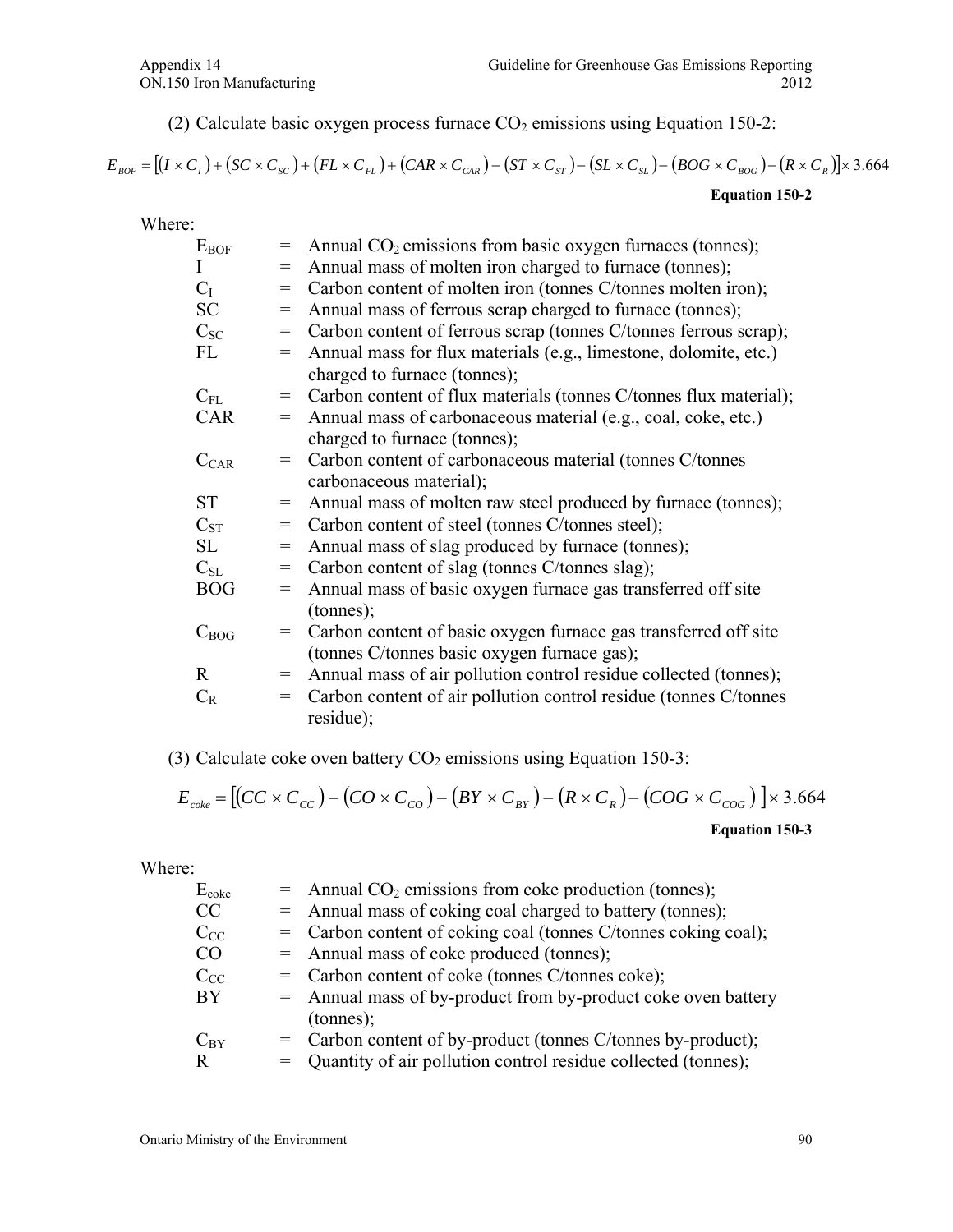(2) Calculate basic oxygen process furnace $CO_2$ emissions using Equation 150-2:

$$E_{BOF} = \left[ (I \times C_I) + (SC \times C_{SC}) + (FL \times C_{FL}) + (CAR \times C_{CAR}) - (ST \times C_{ST}) - (SL \times C_{SL}) - (BOG \times C_{BOG}) - (R \times C_R) \right] \times 3.664$$

**Equation 150-2**

Where:

| | | |
|---|---|---|
| $E_{BOF}$ | = | Annual $CO_2$ emissions from basic oxygen furnaces (tonnes); |
| I | = | Annual mass of molten iron charged to furnace (tonnes); |
| $C_I$ | = | Carbon content of molten iron (tonnes C/tonnes molten iron); |
| SC | = | Annual mass of ferrous scrap charged to furnace (tonnes); |
| $C_{SC}$ | = | Carbon content of ferrous scrap (tonnes C/tonnes ferrous scrap); |
| FL | = | Annual mass for flux materials (e.g., limestone, dolomite, etc.) charged to furnace (tonnes); |
| $C_{FL}$ | = | Carbon content of flux materials (tonnes C/tonnes flux material); |
| CAR | = | Annual mass of carbonaceous material (e.g., coal, coke, etc.) charged to furnace (tonnes); |
| $C_{CAR}$ | = | Carbon content of carbonaceous material (tonnes C/tonnes carbonaceous material); |
| ST | = | Annual mass of molten raw steel produced by furnace (tonnes); |
| $C_{ST}$ | = | Carbon content of steel (tonnes C/tonnes steel); |
| SL | = | Annual mass of slag produced by furnace (tonnes); |
| $C_{SL}$ | = | Carbon content of slag (tonnes C/tonnes slag); |
| BOG | = | Annual mass of basic oxygen furnace gas transferred off site (tonnes); |
| $C_{BOG}$ | = | Carbon content of basic oxygen furnace gas transferred off site (tonnes C/tonnes basic oxygen furnace gas); |
| R | = | Annual mass of air pollution control residue collected (tonnes); |
| $C_R$ | = | Carbon content of air pollution control residue (tonnes C/tonnes residue); |

(3) Calculate coke oven battery $CO_2$ emissions using Equation 150-3:

$$E_{coke} = \left[ (CC \times C_{CC}) - (CO \times C_{CO}) - (BY \times C_{BY}) - (R \times C_R) - (COG \times C_{COG}) \right] \times 3.664$$

**Equation 150-3**

Where:

| | | |
|---|---|---|
| $E_{coke}$ | = | Annual $CO_2$ emissions from coke production (tonnes); |
| CC | = | Annual mass of coking coal charged to battery (tonnes); |
| $C_{CC}$ | = | Carbon content of coking coal (tonnes C/tonnes coking coal); |
| CO | = | Annual mass of coke produced (tonnes); |
| $C_{CC}$ | = | Carbon content of coke (tonnes C/tonnes coke); |
| BY | = | Annual mass of by-product from by-product coke oven battery (tonnes); |
| $C_{BY}$ | = | Carbon content of by-product (tonnes C/tonnes by-product); |
| R | = | Quantity of air pollution control residue collected (tonnes); |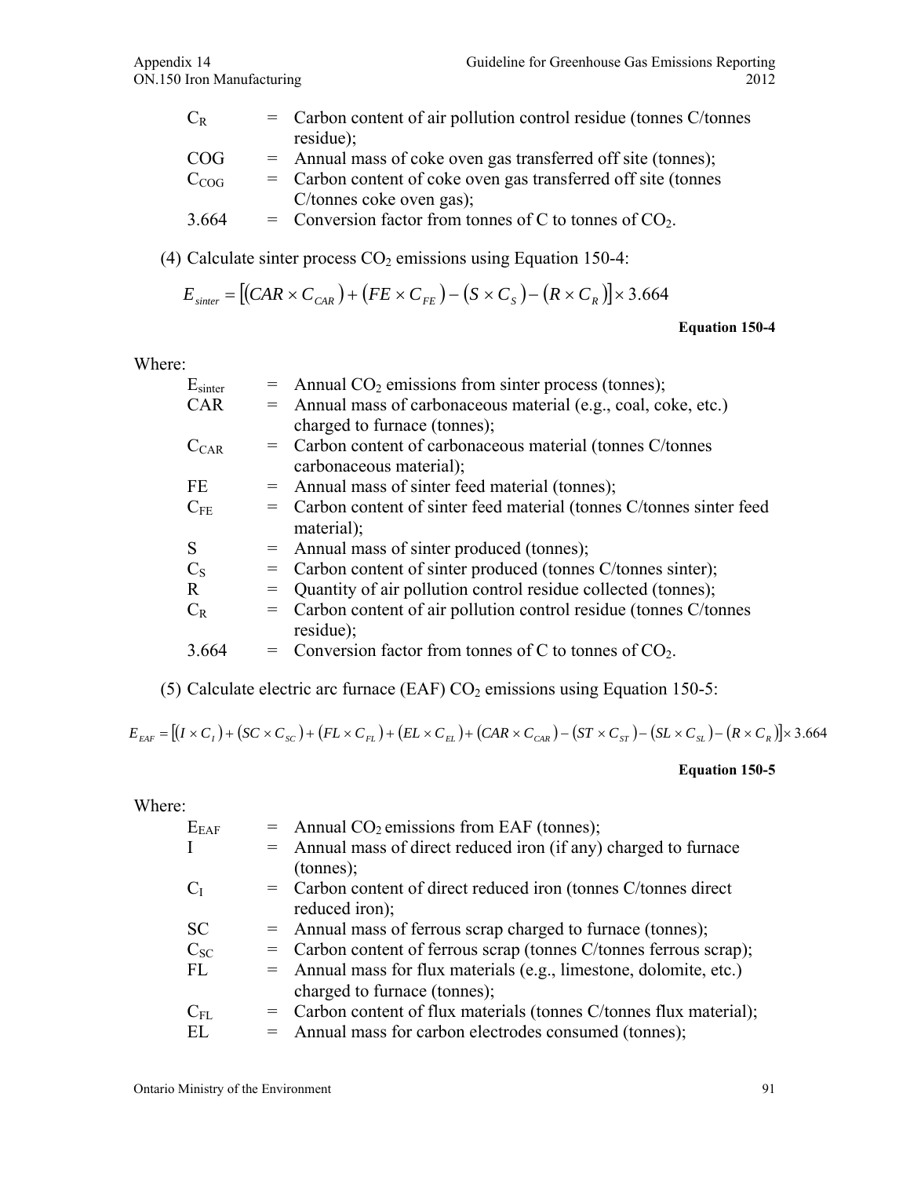$C_R$ = Carbon content of air pollution control residue (tonnes C/tonnes residue);

COG = Annual mass of coke oven gas transferred off site (tonnes);

$C_{COG}$ = Carbon content of coke oven gas transferred off site (tonnes C/tonnes coke oven gas);

3.664 = Conversion factor from tonnes of C to tonnes of $CO_2$.

(4) Calculate sinter process $CO_2$ emissions using Equation 150-4:

$$E_{sinter} = \left[ (CAR \times C_{CAR}) + (FE \times C_{FE}) - (S \times C_S) - (R \times C_R) \right] \times 3.664$$

**Equation 150-4**

Where:

$E_{sinter}$ = Annual $CO_2$ emissions from sinter process (tonnes);

CAR = Annual mass of carbonaceous material (e.g., coal, coke, etc.) charged to furnace (tonnes);

$C_{CAR}$ = Carbon content of carbonaceous material (tonnes C/tonnes carbonaceous material);

FE = Annual mass of sinter feed material (tonnes);

$C_{FE}$ = Carbon content of sinter feed material (tonnes C/tonnes sinter feed material);

S = Annual mass of sinter produced (tonnes);

$C_S$ = Carbon content of sinter produced (tonnes C/tonnes sinter);

R = Quantity of air pollution control residue collected (tonnes);

$C_R$ = Carbon content of air pollution control residue (tonnes C/tonnes residue);

3.664 = Conversion factor from tonnes of C to tonnes of $CO_2$.

(5) Calculate electric arc furnace (EAF) $CO_2$ emissions using Equation 150-5:

$$E_{EAF} = \left[ (I \times C_I) + (SC \times C_{SC}) + (FL \times C_{FL}) + (EL \times C_{EL}) + (CAR \times C_{CAR}) - (ST \times C_{ST}) - (SL \times C_{SL}) - (R \times C_R) \right] \times 3.664$$

**Equation 150-5**

Where:

$E_{EAF}$ = Annual $CO_2$ emissions from EAF (tonnes);

I = Annual mass of direct reduced iron (if any) charged to furnace (tonnes);

$C_I$ = Carbon content of direct reduced iron (tonnes C/tonnes direct reduced iron);

SC = Annual mass of ferrous scrap charged to furnace (tonnes);

$C_{SC}$ = Carbon content of ferrous scrap (tonnes C/tonnes ferrous scrap);

FL = Annual mass for flux materials (e.g., limestone, dolomite, etc.) charged to furnace (tonnes);

$C_{FL}$ = Carbon content of flux materials (tonnes C/tonnes flux material);

EL = Annual mass for carbon electrodes consumed (tonnes);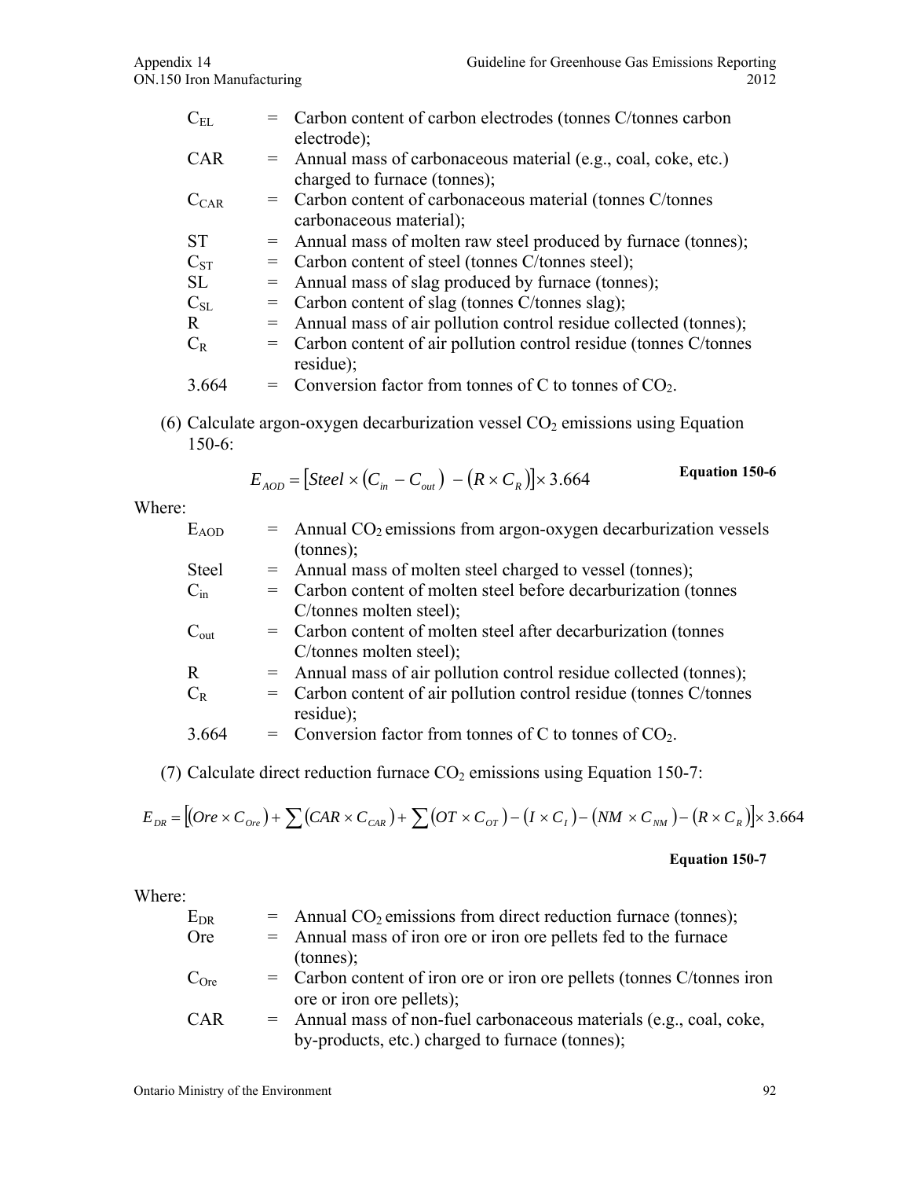$C_{EL}$ = Carbon content of carbon electrodes (tonnes C/tonnes carbon electrode);

CAR = Annual mass of carbonaceous material (e.g., coal, coke, etc.) charged to furnace (tonnes);

$C_{CAR}$ = Carbon content of carbonaceous material (tonnes C/tonnes carbonaceous material);

ST = Annual mass of molten raw steel produced by furnace (tonnes);

$C_{ST}$ = Carbon content of steel (tonnes C/tonnes steel);

SL = Annual mass of slag produced by furnace (tonnes);

$C_{SL}$ = Carbon content of slag (tonnes C/tonnes slag);

R = Annual mass of air pollution control residue collected (tonnes);

$C_R$ = Carbon content of air pollution control residue (tonnes C/tonnes residue);

3.664 = Conversion factor from tonnes of C to tonnes of $CO_2$.

(6) Calculate argon-oxygen decarburization vessel $CO_2$ emissions using Equation 150-6:

$$E_{AOD} = \left[Steel \times \left(C_{in} - C_{out}\right) - \left(R \times C_R\right)\right] \times 3.664$$

**Equation 150-6**

Where:

$E_{AOD}$ = Annual $CO_2$ emissions from argon-oxygen decarburization vessels (tonnes);

Steel = Annual mass of molten steel charged to vessel (tonnes);

$C_{in}$ = Carbon content of molten steel before decarburization (tonnes C/tonnes molten steel);

$C_{out}$ = Carbon content of molten steel after decarburization (tonnes C/tonnes molten steel);

R = Annual mass of air pollution control residue collected (tonnes);

$C_R$ = Carbon content of air pollution control residue (tonnes C/tonnes residue);

3.664 = Conversion factor from tonnes of C to tonnes of $CO_2$.

(7) Calculate direct reduction furnace $CO_2$ emissions using Equation 150-7:

$$E_{DR} = \left[\left(Ore \times C_{Ore}\right) + \sum\left(CAR \times C_{CAR}\right) + \sum\left(OT \times C_{OT}\right) - \left(I \times C_I\right) - \left(NM \times C_{NM}\right) - \left(R \times C_R\right)\right] \times 3.664$$

**Equation 150-7**

Where:

$E_{DR}$ = Annual $CO_2$ emissions from direct reduction furnace (tonnes);

Ore = Annual mass of iron ore or iron ore pellets fed to the furnace (tonnes);

$C_{Ore}$ = Carbon content of iron ore or iron ore pellets (tonnes C/tonnes iron ore or iron ore pellets);

CAR = Annual mass of non-fuel carbonaceous materials (e.g., coal, coke, by-products, etc.) charged to furnace (tonnes);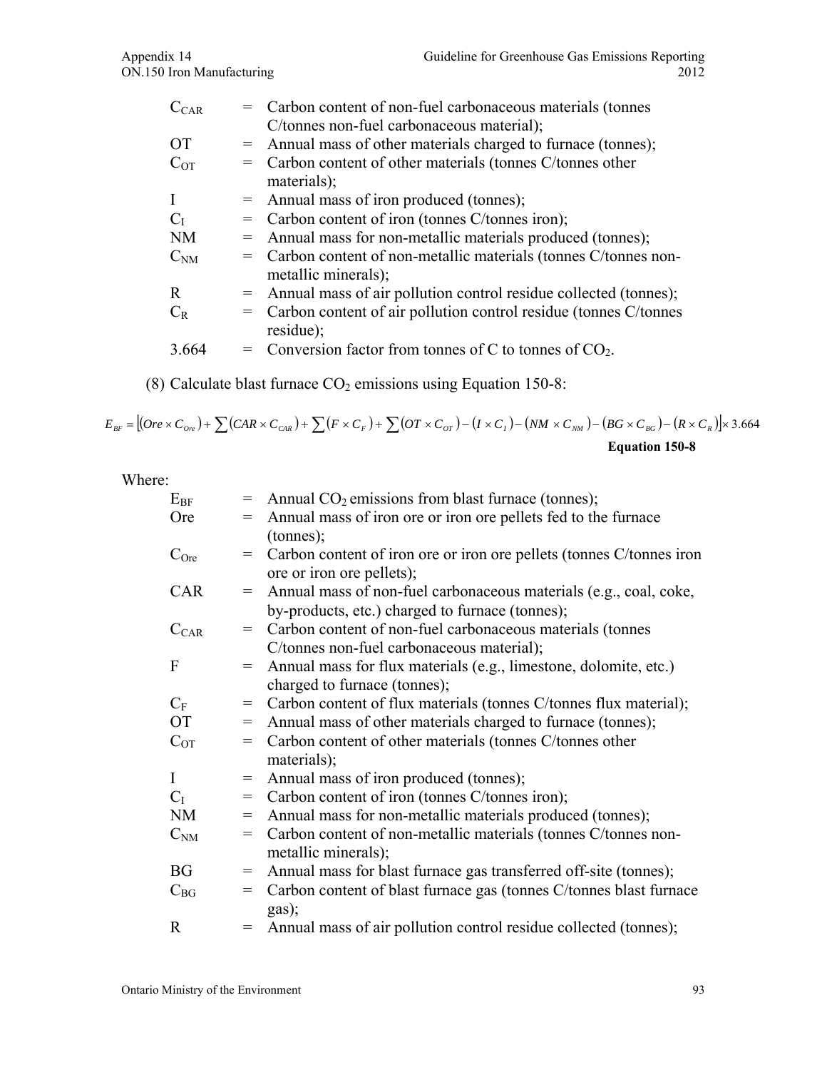| | | |
|---|---|---|
| $C_{CAR}$ | = | Carbon content of non-fuel carbonaceous materials (tonnes C/tonnes non-fuel carbonaceous material); |
| OT | = | Annual mass of other materials charged to furnace (tonnes); |
| $C_{OT}$ | = | Carbon content of other materials (tonnes C/tonnes other materials); |
| I | = | Annual mass of iron produced (tonnes); |
| $C_I$ | = | Carbon content of iron (tonnes C/tonnes iron); |
| NM | = | Annual mass for non-metallic materials produced (tonnes); |
| $C_{NM}$ | = | Carbon content of non-metallic materials (tonnes C/tonnes non-metallic minerals); |
| R | = | Annual mass of air pollution control residue collected (tonnes); |
| $C_R$ | = | Carbon content of air pollution control residue (tonnes C/tonnes residue); |
| 3.664 | = | Conversion factor from tonnes of C to tonnes of $CO_2$. |

(8) Calculate blast furnace $CO_2$ emissions using Equation 150-8:

$$E_{BF} = \left[(Ore \times C_{Ore}) + \sum(CAR \times C_{CAR}) + \sum(F \times C_F) + \sum(OT \times C_{OT}) - (I \times C_I) - (NM \times C_{NM}) - (BG \times C_{BG}) - (R \times C_R)\right] \times 3.664$$

**Equation 150-8**

Where:

| | | |
|---|---|---|
| $E_{BF}$ | = | Annual $CO_2$ emissions from blast furnace (tonnes); |
| Ore | = | Annual mass of iron ore or iron ore pellets fed to the furnace (tonnes); |
| $C_{Ore}$ | = | Carbon content of iron ore or iron ore pellets (tonnes C/tonnes iron ore or iron ore pellets); |
| CAR | = | Annual mass of non-fuel carbonaceous materials (e.g., coal, coke, by-products, etc.) charged to furnace (tonnes); |
| $C_{CAR}$ | = | Carbon content of non-fuel carbonaceous materials (tonnes C/tonnes non-fuel carbonaceous material); |
| F | = | Annual mass for flux materials (e.g., limestone, dolomite, etc.) charged to furnace (tonnes); |
| $C_F$ | = | Carbon content of flux materials (tonnes C/tonnes flux material); |
| OT | = | Annual mass of other materials charged to furnace (tonnes); |
| $C_{OT}$ | = | Carbon content of other materials (tonnes C/tonnes other materials); |
| I | = | Annual mass of iron produced (tonnes); |
| $C_I$ | = | Carbon content of iron (tonnes C/tonnes iron); |
| NM | = | Annual mass for non-metallic materials produced (tonnes); |
| $C_{NM}$ | = | Carbon content of non-metallic materials (tonnes C/tonnes non-metallic minerals); |
| BG | = | Annual mass for blast furnace gas transferred off-site (tonnes); |
| $C_{BG}$ | = | Carbon content of blast furnace gas (tonnes C/tonnes blast furnace gas); |
| R | = | Annual mass of air pollution control residue collected (tonnes); |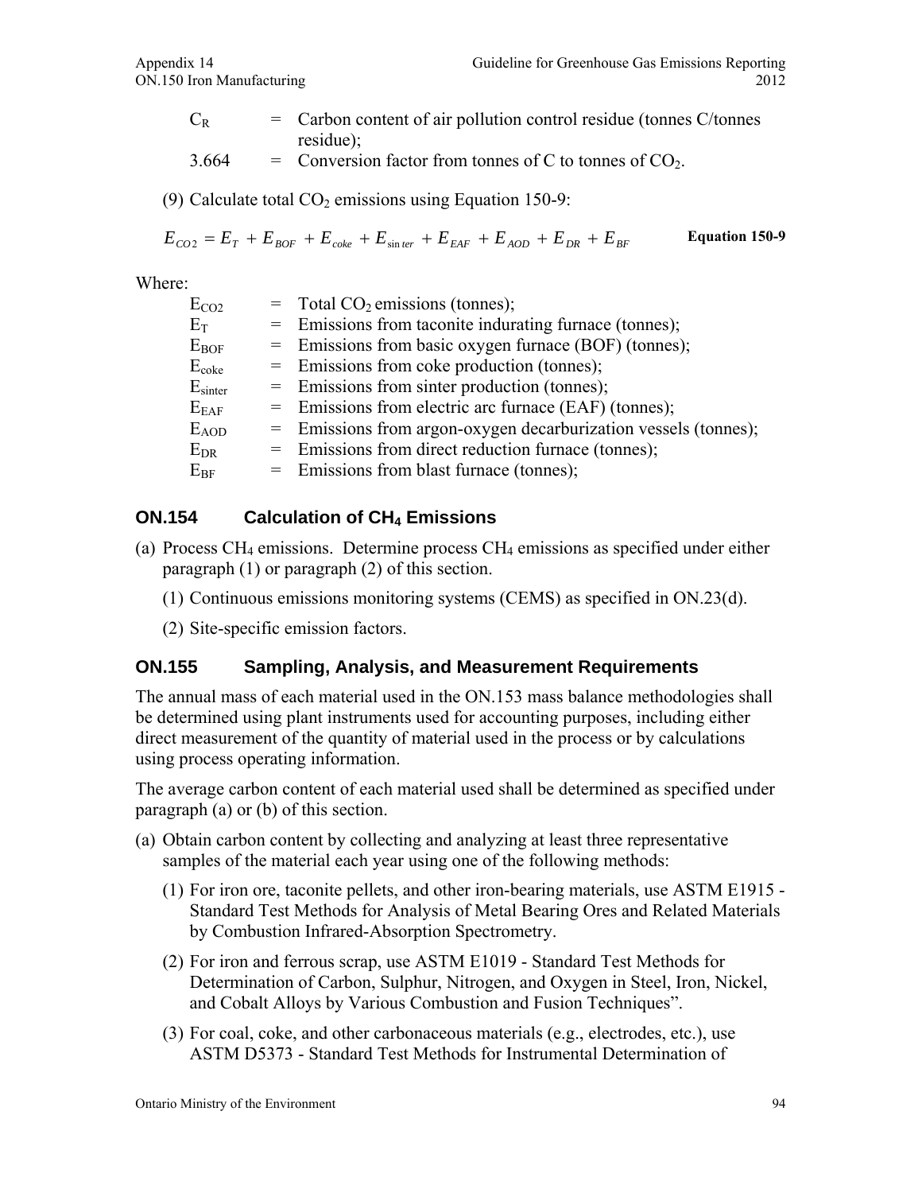$C_R$ = Carbon content of air pollution control residue (tonnes C/tonnes residue);

3.664 = Conversion factor from tonnes of C to tonnes of $CO_2$.

(9) Calculate total $CO_2$ emissions using Equation 150-9:

$$E_{CO2} = E_T + E_{BOF} + E_{coke} + E_{sinter} + E_{EAF} + E_{AOD} + E_{DR} + E_{BF} \quad \textbf{Equation 150-9}$$

Where:

$E_{CO2}$ = Total $CO_2$ emissions (tonnes);

$E_T$ = Emissions from taconite indurating furnace (tonnes);

$E_{BOF}$ = Emissions from basic oxygen furnace (BOF) (tonnes);

$E_{coke}$ = Emissions from coke production (tonnes);

$E_{sinter}$ = Emissions from sinter production (tonnes);

$E_{EAF}$ = Emissions from electric arc furnace (EAF) (tonnes);

$E_{AOD}$ = Emissions from argon-oxygen decarburization vessels (tonnes);

$E_{DR}$ = Emissions from direct reduction furnace (tonnes);

$E_{BF}$ = Emissions from blast furnace (tonnes);

## ON.154 Calculation of $CH_4$ Emissions

(a) Process $CH_4$ emissions. Determine process $CH_4$ emissions as specified under either paragraph (1) or paragraph (2) of this section.

(1) Continuous emissions monitoring systems (CEMS) as specified in ON.23(d).

(2) Site-specific emission factors.

## ON.155 Sampling, Analysis, and Measurement Requirements

The annual mass of each material used in the ON.153 mass balance methodologies shall be determined using plant instruments used for accounting purposes, including either direct measurement of the quantity of material used in the process or by calculations using process operating information.

The average carbon content of each material used shall be determined as specified under paragraph (a) or (b) of this section.

(a) Obtain carbon content by collecting and analyzing at least three representative samples of the material each year using one of the following methods:

(1) For iron ore, taconite pellets, and other iron-bearing materials, use ASTM E1915 - Standard Test Methods for Analysis of Metal Bearing Ores and Related Materials by Combustion Infrared-Absorption Spectrometry.

(2) For iron and ferrous scrap, use ASTM E1019 - Standard Test Methods for Determination of Carbon, Sulphur, Nitrogen, and Oxygen in Steel, Iron, Nickel, and Cobalt Alloys by Various Combustion and Fusion Techniques".

(3) For coal, coke, and other carbonaceous materials (e.g., electrodes, etc.), use ASTM D5373 - Standard Test Methods for Instrumental Determination of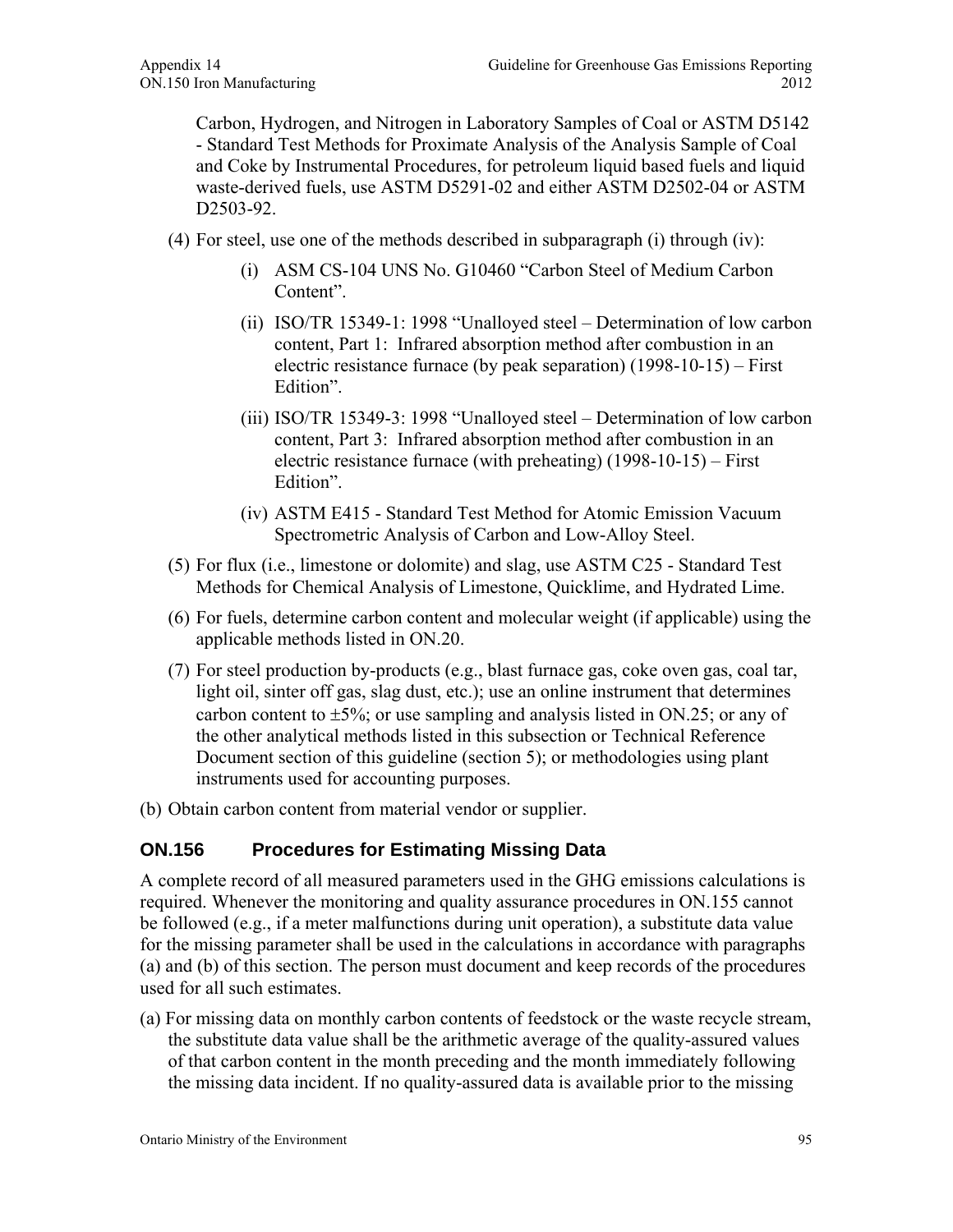Carbon, Hydrogen, and Nitrogen in Laboratory Samples of Coal or ASTM D5142 - Standard Test Methods for Proximate Analysis of the Analysis Sample of Coal and Coke by Instrumental Procedures, for petroleum liquid based fuels and liquid waste-derived fuels, use ASTM D5291-02 and either ASTM D2502-04 or ASTM D2503-92.

(4) For steel, use one of the methods described in subparagraph (i) through (iv):

   (i) ASM CS-104 UNS No. G10460 "Carbon Steel of Medium Carbon Content".

   (ii) ISO/TR 15349-1: 1998 "Unalloyed steel – Determination of low carbon content, Part 1: Infrared absorption method after combustion in an electric resistance furnace (by peak separation) (1998-10-15) – First Edition".

   (iii) ISO/TR 15349-3: 1998 "Unalloyed steel – Determination of low carbon content, Part 3: Infrared absorption method after combustion in an electric resistance furnace (with preheating) (1998-10-15) – First Edition".

   (iv) ASTM E415 - Standard Test Method for Atomic Emission Vacuum Spectrometric Analysis of Carbon and Low-Alloy Steel.

(5) For flux (i.e., limestone or dolomite) and slag, use ASTM C25 - Standard Test Methods for Chemical Analysis of Limestone, Quicklime, and Hydrated Lime.

(6) For fuels, determine carbon content and molecular weight (if applicable) using the applicable methods listed in ON.20.

(7) For steel production by-products (e.g., blast furnace gas, coke oven gas, coal tar, light oil, sinter off gas, slag dust, etc.); use an online instrument that determines carbon content to ±5%; or use sampling and analysis listed in ON.25; or any of the other analytical methods listed in this subsection or Technical Reference Document section of this guideline (section 5); or methodologies using plant instruments used for accounting purposes.

(b) Obtain carbon content from material vendor or supplier.

## ON.156 Procedures for Estimating Missing Data

A complete record of all measured parameters used in the GHG emissions calculations is required. Whenever the monitoring and quality assurance procedures in ON.155 cannot be followed (e.g., if a meter malfunctions during unit operation), a substitute data value for the missing parameter shall be used in the calculations in accordance with paragraphs (a) and (b) of this section. The person must document and keep records of the procedures used for all such estimates.

(a) For missing data on monthly carbon contents of feedstock or the waste recycle stream, the substitute data value shall be the arithmetic average of the quality-assured values of that carbon content in the month preceding and the month immediately following the missing data incident. If no quality-assured data is available prior to the missing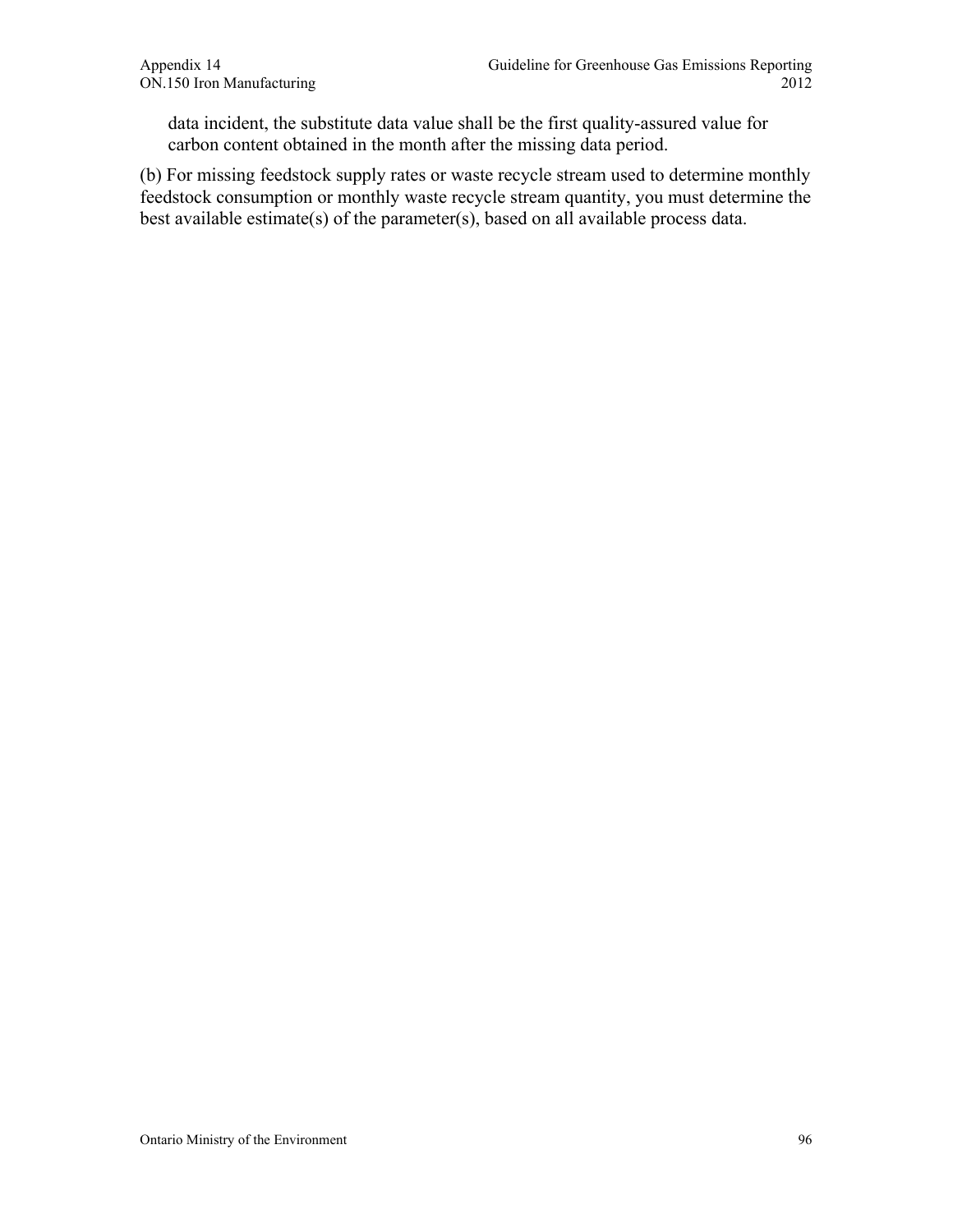data incident, the substitute data value shall be the first quality-assured value for carbon content obtained in the month after the missing data period.

(b) For missing feedstock supply rates or waste recycle stream used to determine monthly feedstock consumption or monthly waste recycle stream quantity, you must determine the best available estimate(s) of the parameter(s), based on all available process data.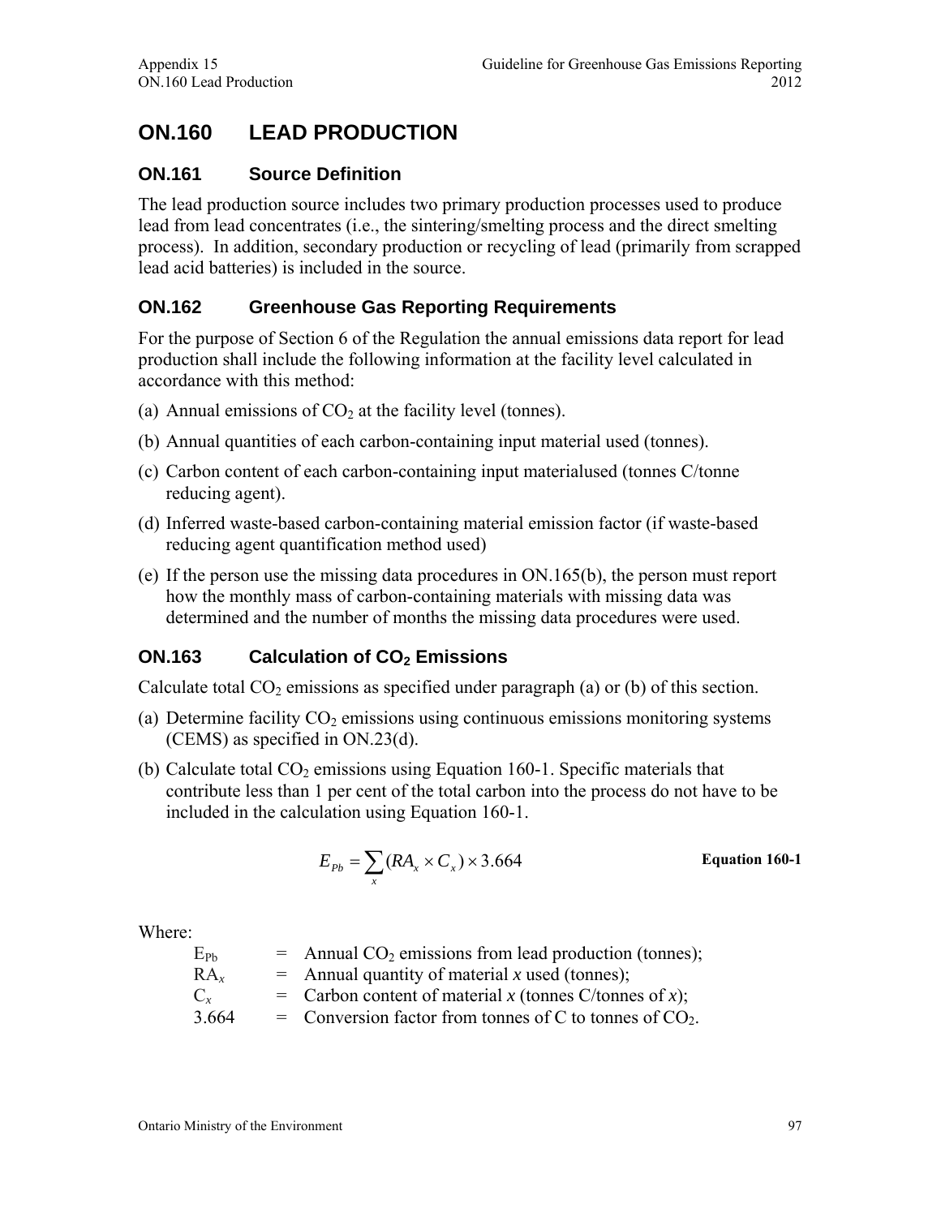# ON.160 LEAD PRODUCTION

## ON.161 Source Definition

The lead production source includes two primary production processes used to produce lead from lead concentrates (i.e., the sintering/smelting process and the direct smelting process). In addition, secondary production or recycling of lead (primarily from scrapped lead acid batteries) is included in the source.

## ON.162 Greenhouse Gas Reporting Requirements

For the purpose of Section 6 of the Regulation the annual emissions data report for lead production shall include the following information at the facility level calculated in accordance with this method:

(a) Annual emissions of $CO_2$ at the facility level (tonnes).

(b) Annual quantities of each carbon-containing input material used (tonnes).

(c) Carbon content of each carbon-containing input materialused (tonnes C/tonne reducing agent).

(d) Inferred waste-based carbon-containing material emission factor (if waste-based reducing agent quantification method used)

(e) If the person use the missing data procedures in ON.165(b), the person must report how the monthly mass of carbon-containing materials with missing data was determined and the number of months the missing data procedures were used.

## ON.163 Calculation of $CO_2$ Emissions

Calculate total $CO_2$ emissions as specified under paragraph (a) or (b) of this section.

(a) Determine facility $CO_2$ emissions using continuous emissions monitoring systems (CEMS) as specified in ON.23(d).

(b) Calculate total $CO_2$ emissions using Equation 160-1. Specific materials that contribute less than 1 per cent of the total carbon into the process do not have to be included in the calculation using Equation 160-1.

$$E_{Pb} = \sum_{x} (RA_x \times C_x) \times 3.664 \qquad \textbf{Equation 160-1}$$

Where:

$E_{Pb}$ = Annual $CO_2$ emissions from lead production (tonnes);
$RA_x$ = Annual quantity of material *x* used (tonnes);
$C_x$ = Carbon content of material *x* (tonnes C/tonnes of *x*);
3.664 = Conversion factor from tonnes of C to tonnes of $CO_2$.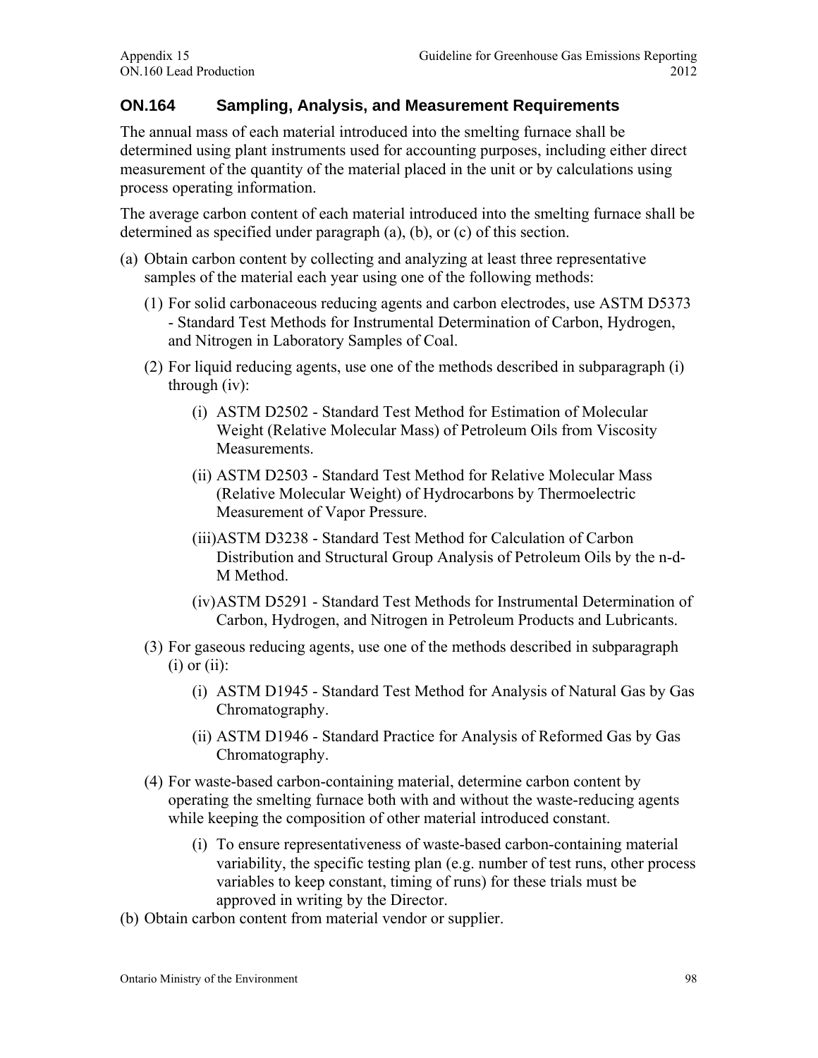## ON.164 Sampling, Analysis, and Measurement Requirements

The annual mass of each material introduced into the smelting furnace shall be determined using plant instruments used for accounting purposes, including either direct measurement of the quantity of the material placed in the unit or by calculations using process operating information.

The average carbon content of each material introduced into the smelting furnace shall be determined as specified under paragraph (a), (b), or (c) of this section.

(a) Obtain carbon content by collecting and analyzing at least three representative samples of the material each year using one of the following methods:

  (1) For solid carbonaceous reducing agents and carbon electrodes, use ASTM D5373 - Standard Test Methods for Instrumental Determination of Carbon, Hydrogen, and Nitrogen in Laboratory Samples of Coal.

  (2) For liquid reducing agents, use one of the methods described in subparagraph (i) through (iv):

    (i) ASTM D2502 - Standard Test Method for Estimation of Molecular Weight (Relative Molecular Mass) of Petroleum Oils from Viscosity Measurements.

    (ii) ASTM D2503 - Standard Test Method for Relative Molecular Mass (Relative Molecular Weight) of Hydrocarbons by Thermoelectric Measurement of Vapor Pressure.

    (iii) ASTM D3238 - Standard Test Method for Calculation of Carbon Distribution and Structural Group Analysis of Petroleum Oils by the n-d-M Method.

    (iv) ASTM D5291 - Standard Test Methods for Instrumental Determination of Carbon, Hydrogen, and Nitrogen in Petroleum Products and Lubricants.

  (3) For gaseous reducing agents, use one of the methods described in subparagraph (i) or (ii):

    (i) ASTM D1945 - Standard Test Method for Analysis of Natural Gas by Gas Chromatography.

    (ii) ASTM D1946 - Standard Practice for Analysis of Reformed Gas by Gas Chromatography.

  (4) For waste-based carbon-containing material, determine carbon content by operating the smelting furnace both with and without the waste-reducing agents while keeping the composition of other material introduced constant.

    (i) To ensure representativeness of waste-based carbon-containing material variability, the specific testing plan (e.g. number of test runs, other process variables to keep constant, timing of runs) for these trials must be approved in writing by the Director.

(b) Obtain carbon content from material vendor or supplier.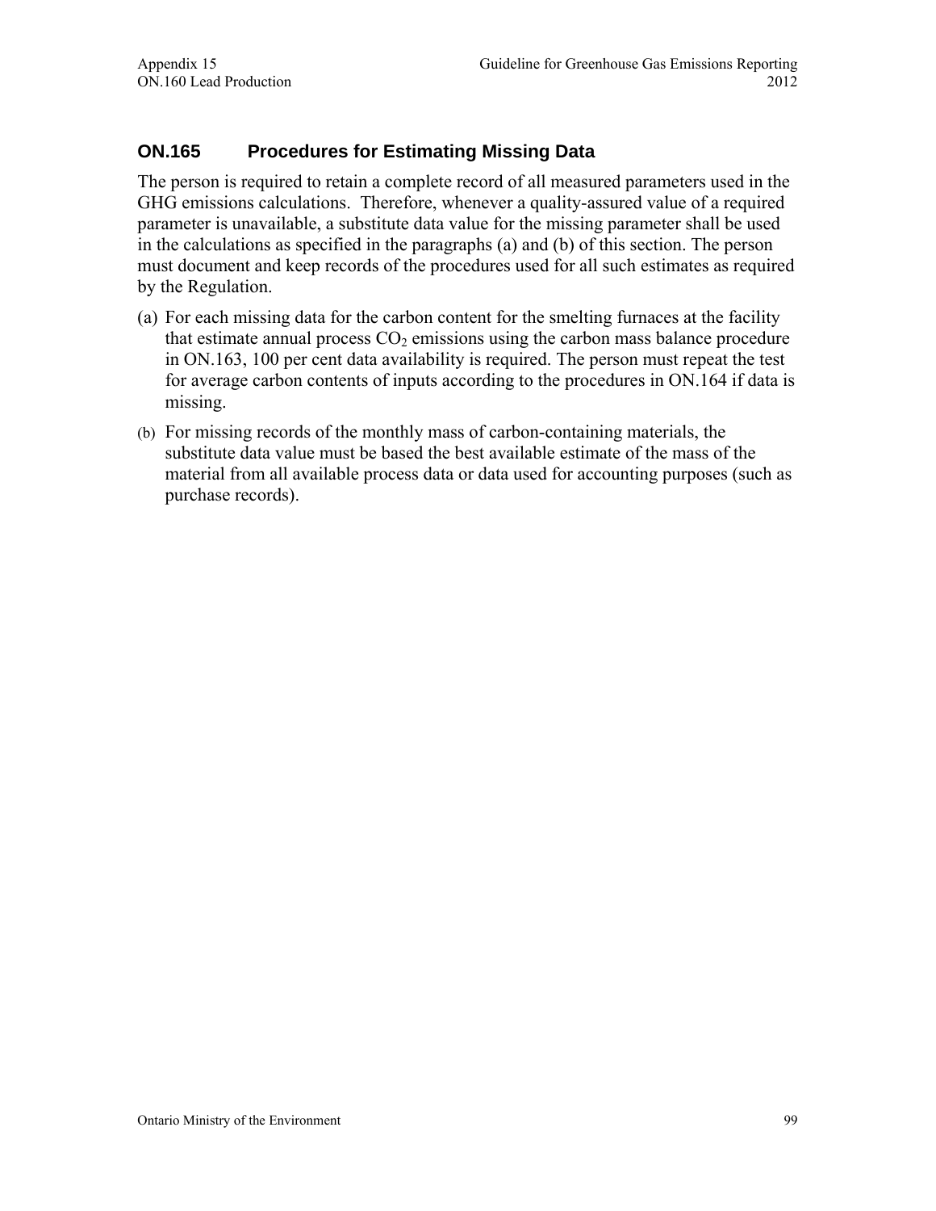## ON.165 Procedures for Estimating Missing Data

The person is required to retain a complete record of all measured parameters used in the GHG emissions calculations. Therefore, whenever a quality-assured value of a required parameter is unavailable, a substitute data value for the missing parameter shall be used in the calculations as specified in the paragraphs (a) and (b) of this section. The person must document and keep records of the procedures used for all such estimates as required by the Regulation.

(a) For each missing data for the carbon content for the smelting furnaces at the facility that estimate annual process $CO_2$ emissions using the carbon mass balance procedure in ON.163, 100 per cent data availability is required. The person must repeat the test for average carbon contents of inputs according to the procedures in ON.164 if data is missing.

(b) For missing records of the monthly mass of carbon-containing materials, the substitute data value must be based the best available estimate of the mass of the material from all available process data or data used for accounting purposes (such as purchase records).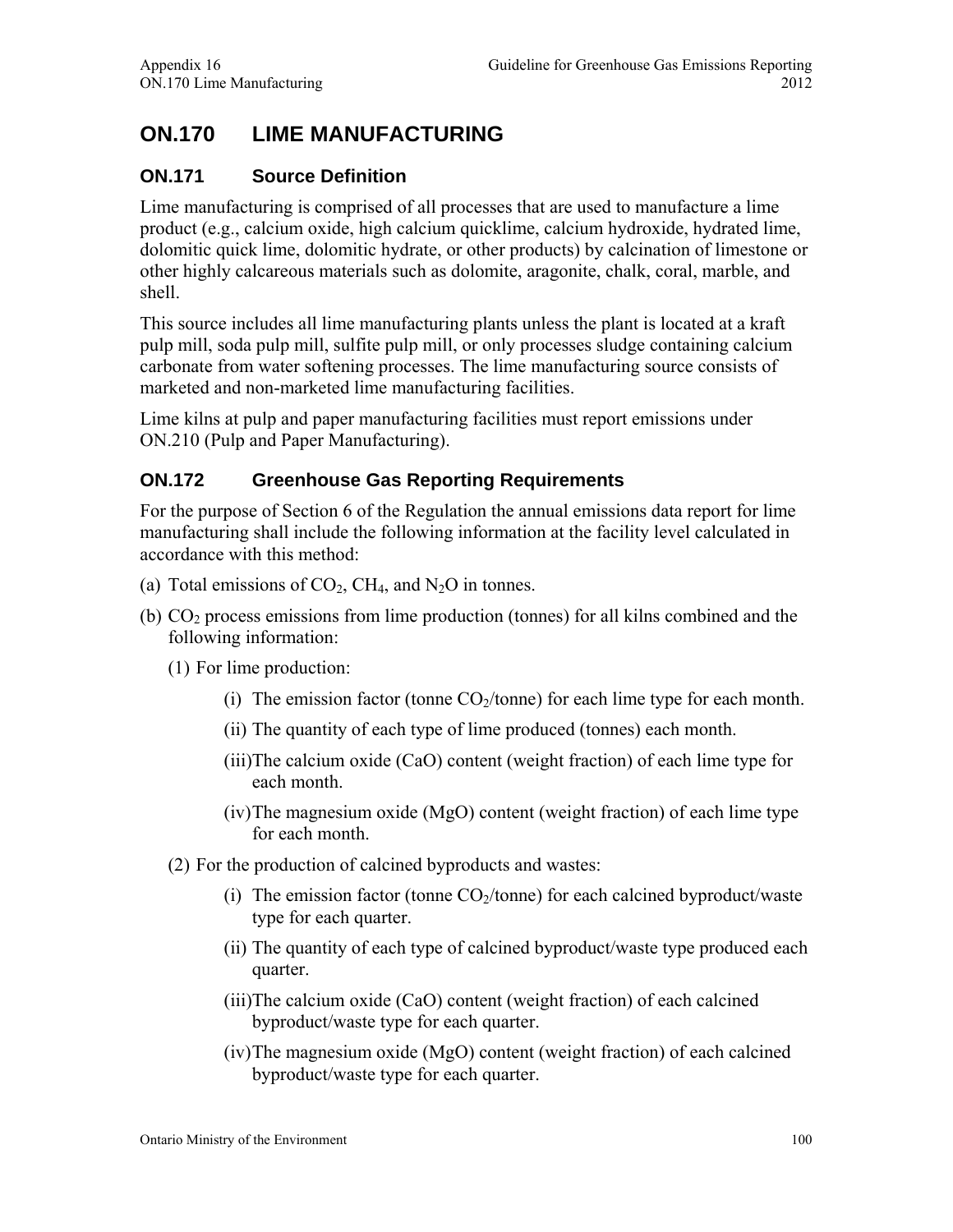# ON.170 LIME MANUFACTURING

## ON.171 Source Definition

Lime manufacturing is comprised of all processes that are used to manufacture a lime product (e.g., calcium oxide, high calcium quicklime, calcium hydroxide, hydrated lime, dolomitic quick lime, dolomitic hydrate, or other products) by calcination of limestone or other highly calcareous materials such as dolomite, aragonite, chalk, coral, marble, and shell.

This source includes all lime manufacturing plants unless the plant is located at a kraft pulp mill, soda pulp mill, sulfite pulp mill, or only processes sludge containing calcium carbonate from water softening processes. The lime manufacturing source consists of marketed and non-marketed lime manufacturing facilities.

Lime kilns at pulp and paper manufacturing facilities must report emissions under ON.210 (Pulp and Paper Manufacturing).

## ON.172 Greenhouse Gas Reporting Requirements

For the purpose of Section 6 of the Regulation the annual emissions data report for lime manufacturing shall include the following information at the facility level calculated in accordance with this method:

(a) Total emissions of $CO_2$, $CH_4$, and $N_2O$ in tonnes.

(b) $CO_2$ process emissions from lime production (tonnes) for all kilns combined and the following information:

(1) For lime production:

(i) The emission factor (tonne $CO_2$/tonne) for each lime type for each month.

(ii) The quantity of each type of lime produced (tonnes) each month.

(iii) The calcium oxide (CaO) content (weight fraction) of each lime type for each month.

(iv) The magnesium oxide (MgO) content (weight fraction) of each lime type for each month.

(2) For the production of calcined byproducts and wastes:

(i) The emission factor (tonne $CO_2$/tonne) for each calcined byproduct/waste type for each quarter.

(ii) The quantity of each type of calcined byproduct/waste type produced each quarter.

(iii) The calcium oxide (CaO) content (weight fraction) of each calcined byproduct/waste type for each quarter.

(iv) The magnesium oxide (MgO) content (weight fraction) of each calcined byproduct/waste type for each quarter.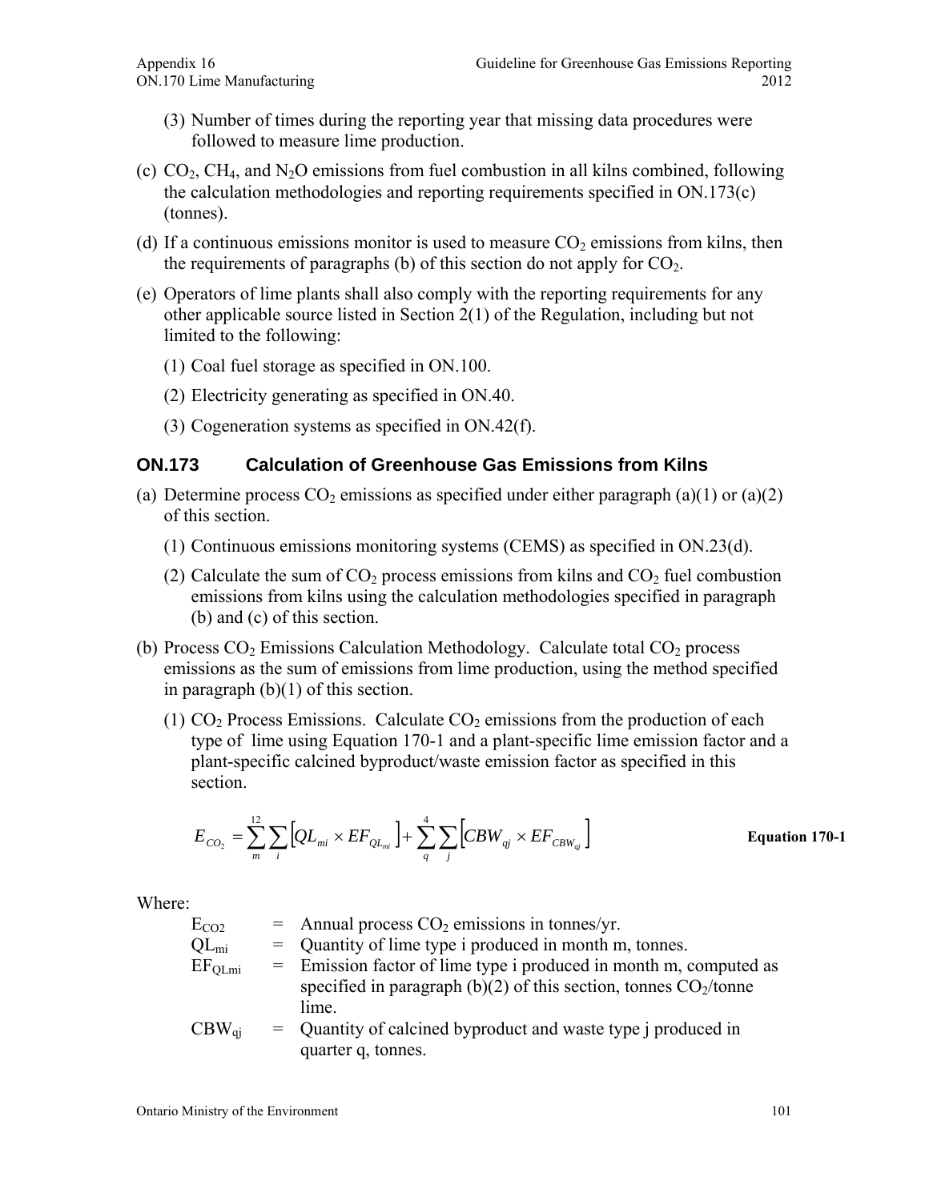(3) Number of times during the reporting year that missing data procedures were followed to measure lime production.

(c) $CO_2$, $CH_4$, and $N_2O$ emissions from fuel combustion in all kilns combined, following the calculation methodologies and reporting requirements specified in ON.173(c) (tonnes).

(d) If a continuous emissions monitor is used to measure $CO_2$ emissions from kilns, then the requirements of paragraphs (b) of this section do not apply for $CO_2$.

(e) Operators of lime plants shall also comply with the reporting requirements for any other applicable source listed in Section 2(1) of the Regulation, including but not limited to the following:

(1) Coal fuel storage as specified in ON.100.

(2) Electricity generating as specified in ON.40.

(3) Cogeneration systems as specified in ON.42(f).

## ON.173 Calculation of Greenhouse Gas Emissions from Kilns

(a) Determine process $CO_2$ emissions as specified under either paragraph (a)(1) or (a)(2) of this section.

(1) Continuous emissions monitoring systems (CEMS) as specified in ON.23(d).

(2) Calculate the sum of $CO_2$ process emissions from kilns and $CO_2$ fuel combustion emissions from kilns using the calculation methodologies specified in paragraph (b) and (c) of this section.

(b) Process $CO_2$ Emissions Calculation Methodology. Calculate total $CO_2$ process emissions as the sum of emissions from lime production, using the method specified in paragraph (b)(1) of this section.

(1) $CO_2$ Process Emissions. Calculate $CO_2$ emissions from the production of each type of lime using Equation 170-1 and a plant-specific lime emission factor and a plant-specific calcined byproduct/waste emission factor as specified in this section.

$$E_{CO_2} = \sum_{m}^{12} \sum_{i} \left[ QL_{mi} \times EF_{QL_{mi}} \right] + \sum_{q}^{4} \sum_{j} \left[ CBW_{qj} \times EF_{CBW_{qj}} \right] \qquad \textbf{Equation 170-1}$$

Where:

$E_{CO2}$ = Annual process $CO_2$ emissions in tonnes/yr.

$QL_{mi}$ = Quantity of lime type i produced in month m, tonnes.

$EF_{QLmi}$ = Emission factor of lime type i produced in month m, computed as specified in paragraph (b)(2) of this section, tonnes $CO_2$/tonne lime.

$CBW_{qj}$ = Quantity of calcined byproduct and waste type j produced in quarter q, tonnes.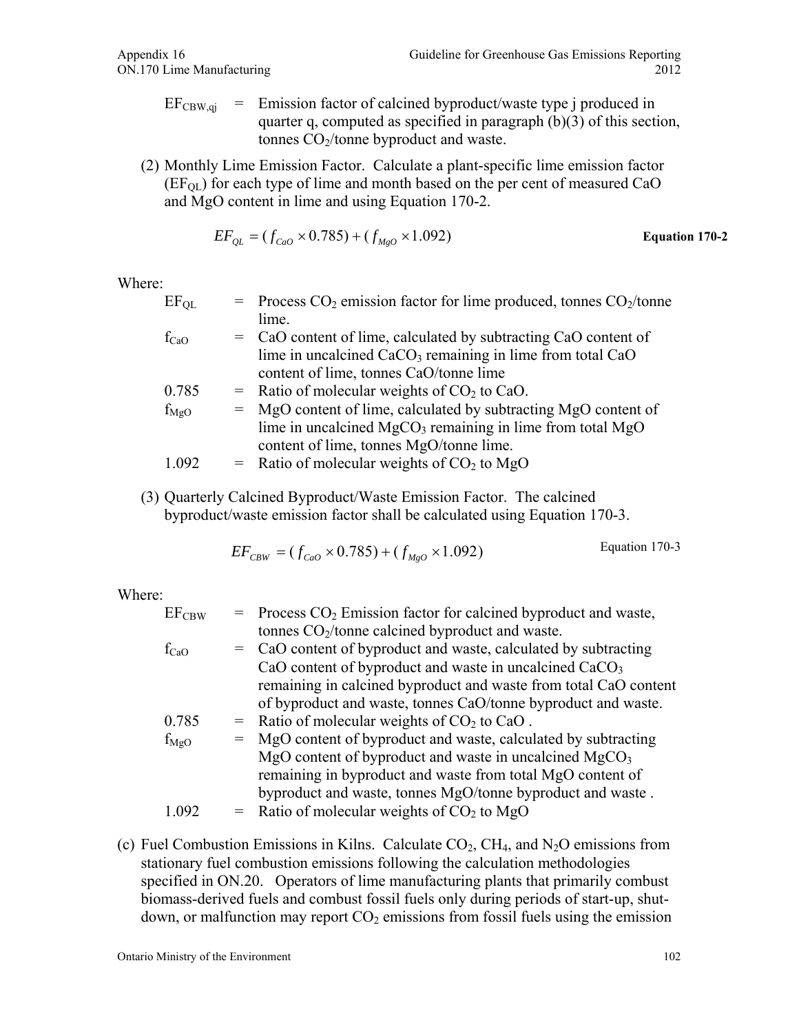$EF_{CBW,qj}$ = Emission factor of calcined byproduct/waste type j produced in quarter q, computed as specified in paragraph (b)(3) of this section, tonnes $CO_2$/tonne byproduct and waste.

(2) Monthly Lime Emission Factor. Calculate a plant-specific lime emission factor ($EF_{QL}$) for each type of lime and month based on the per cent of measured CaO and MgO content in lime and using Equation 170-2.

$$EF_{QL} = (f_{CaO} \times 0.785) + (f_{MgO} \times 1.092) \quad \textbf{Equation 170-2}$$

Where:

$EF_{QL}$ = Process $CO_2$ emission factor for lime produced, tonnes $CO_2$/tonne lime.

$f_{CaO}$ = CaO content of lime, calculated by subtracting CaO content of lime in uncalcined $CaCO_3$ remaining in lime from total CaO content of lime, tonnes CaO/tonne lime

0.785 = Ratio of molecular weights of $CO_2$ to CaO.

$f_{MgO}$ = MgO content of lime, calculated by subtracting MgO content of lime in uncalcined $MgCO_3$ remaining in lime from total MgO content of lime, tonnes MgO/tonne lime.

1.092 = Ratio of molecular weights of $CO_2$ to MgO

(3) Quarterly Calcined Byproduct/Waste Emission Factor. The calcined byproduct/waste emission factor shall be calculated using Equation 170-3.

$$EF_{CBW} = (f_{CaO} \times 0.785) + (f_{MgO} \times 1.092) \quad \text{Equation 170-3}$$

Where:

$EF_{CBW}$ = Process $CO_2$ Emission factor for calcined byproduct and waste, tonnes $CO_2$/tonne calcined byproduct and waste.

$f_{CaO}$ = CaO content of byproduct and waste, calculated by subtracting CaO content of byproduct and waste in uncalcined $CaCO_3$ remaining in calcined byproduct and waste from total CaO content of byproduct and waste, tonnes CaO/tonne byproduct and waste.

0.785 = Ratio of molecular weights of $CO_2$ to CaO .

$f_{MgO}$ = MgO content of byproduct and waste, calculated by subtracting MgO content of byproduct and waste in uncalcined $MgCO_3$ remaining in byproduct and waste from total MgO content of byproduct and waste, tonnes MgO/tonne byproduct and waste .

1.092 = Ratio of molecular weights of $CO_2$ to MgO

(c) Fuel Combustion Emissions in Kilns. Calculate $CO_2$, $CH_4$, and $N_2O$ emissions from stationary fuel combustion emissions following the calculation methodologies specified in ON.20. Operators of lime manufacturing plants that primarily combust biomass-derived fuels and combust fossil fuels only during periods of start-up, shut-down, or malfunction may report $CO_2$ emissions from fossil fuels using the emission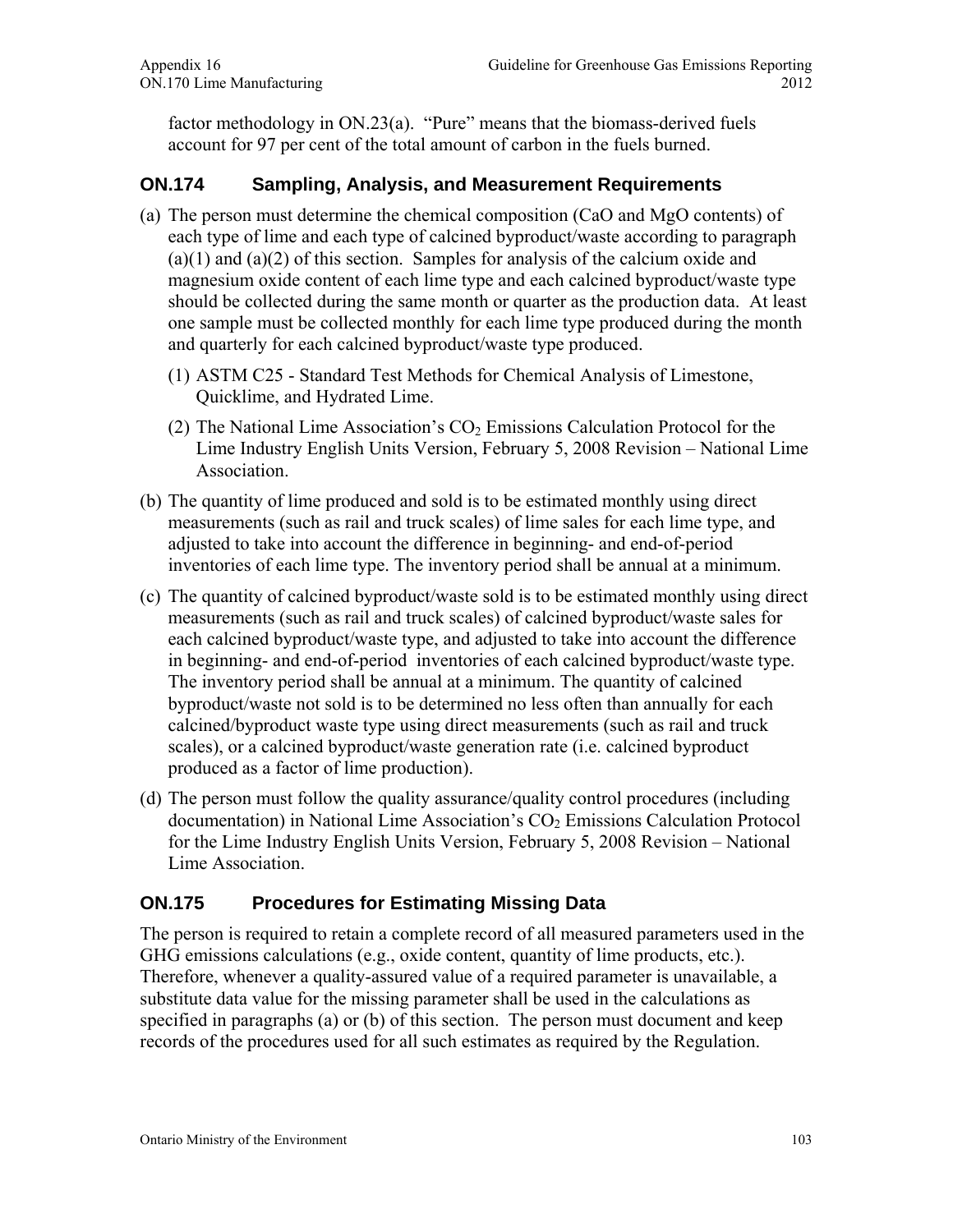factor methodology in ON.23(a). “Pure” means that the biomass-derived fuels account for 97 per cent of the total amount of carbon in the fuels burned.

## ON.174 Sampling, Analysis, and Measurement Requirements

(a) The person must determine the chemical composition (CaO and MgO contents) of each type of lime and each type of calcined byproduct/waste according to paragraph (a)(1) and (a)(2) of this section. Samples for analysis of the calcium oxide and magnesium oxide content of each lime type and each calcined byproduct/waste type should be collected during the same month or quarter as the production data. At least one sample must be collected monthly for each lime type produced during the month and quarterly for each calcined byproduct/waste type produced.

  (1) ASTM C25 - Standard Test Methods for Chemical Analysis of Limestone, Quicklime, and Hydrated Lime.

  (2) The National Lime Association’s $CO_2$ Emissions Calculation Protocol for the Lime Industry English Units Version, February 5, 2008 Revision – National Lime Association.

(b) The quantity of lime produced and sold is to be estimated monthly using direct measurements (such as rail and truck scales) of lime sales for each lime type, and adjusted to take into account the difference in beginning- and end-of-period inventories of each lime type. The inventory period shall be annual at a minimum.

(c) The quantity of calcined byproduct/waste sold is to be estimated monthly using direct measurements (such as rail and truck scales) of calcined byproduct/waste sales for each calcined byproduct/waste type, and adjusted to take into account the difference in beginning- and end-of-period inventories of each calcined byproduct/waste type. The inventory period shall be annual at a minimum. The quantity of calcined byproduct/waste not sold is to be determined no less often than annually for each calcined/byproduct waste type using direct measurements (such as rail and truck scales), or a calcined byproduct/waste generation rate (i.e. calcined byproduct produced as a factor of lime production).

(d) The person must follow the quality assurance/quality control procedures (including documentation) in National Lime Association’s $CO_2$ Emissions Calculation Protocol for the Lime Industry English Units Version, February 5, 2008 Revision – National Lime Association.

## ON.175 Procedures for Estimating Missing Data

The person is required to retain a complete record of all measured parameters used in the GHG emissions calculations (e.g., oxide content, quantity of lime products, etc.). Therefore, whenever a quality-assured value of a required parameter is unavailable, a substitute data value for the missing parameter shall be used in the calculations as specified in paragraphs (a) or (b) of this section. The person must document and keep records of the procedures used for all such estimates as required by the Regulation.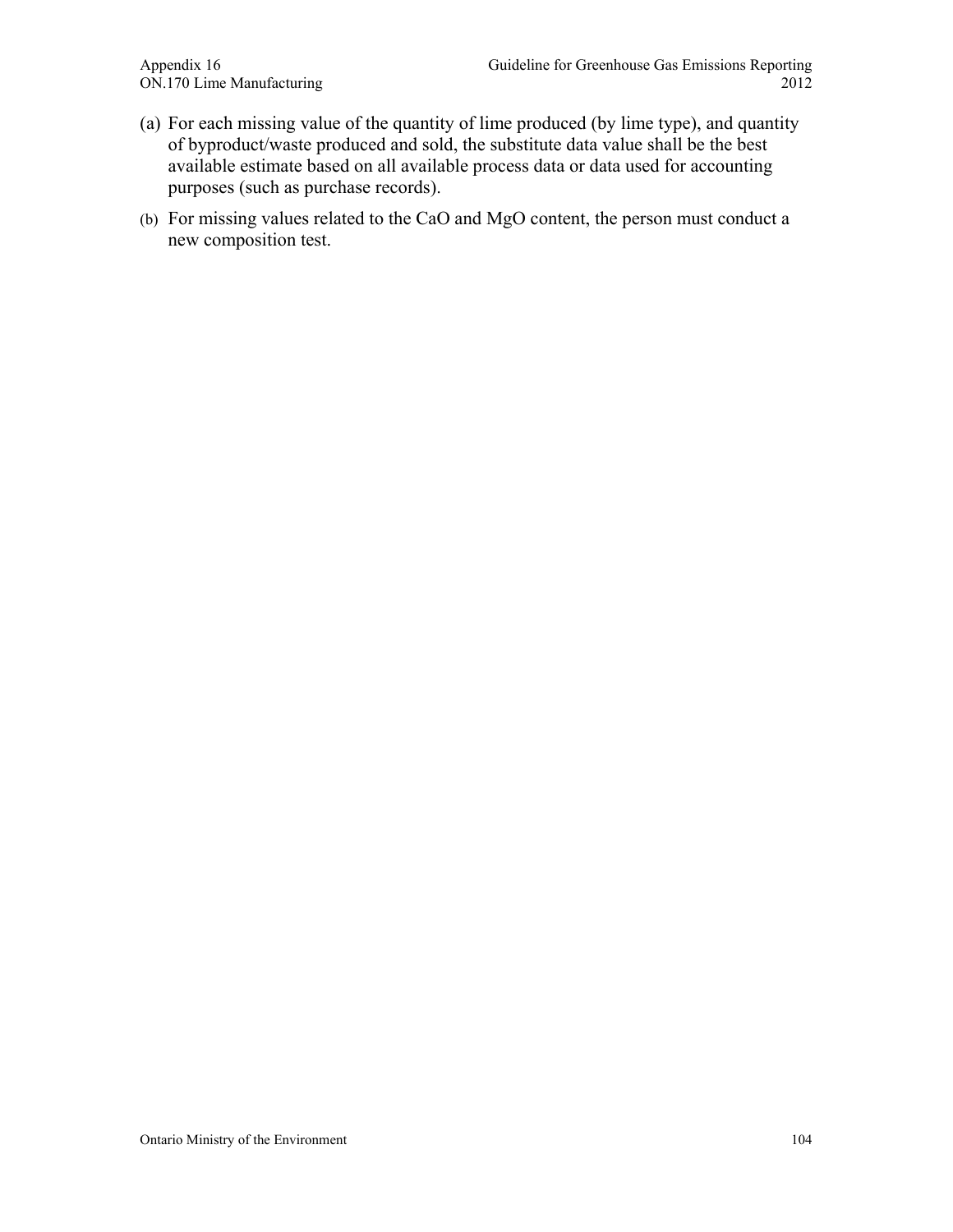(a) For each missing value of the quantity of lime produced (by lime type), and quantity of byproduct/waste produced and sold, the substitute data value shall be the best available estimate based on all available process data or data used for accounting purposes (such as purchase records).

(b) For missing values related to the CaO and MgO content, the person must conduct a new composition test.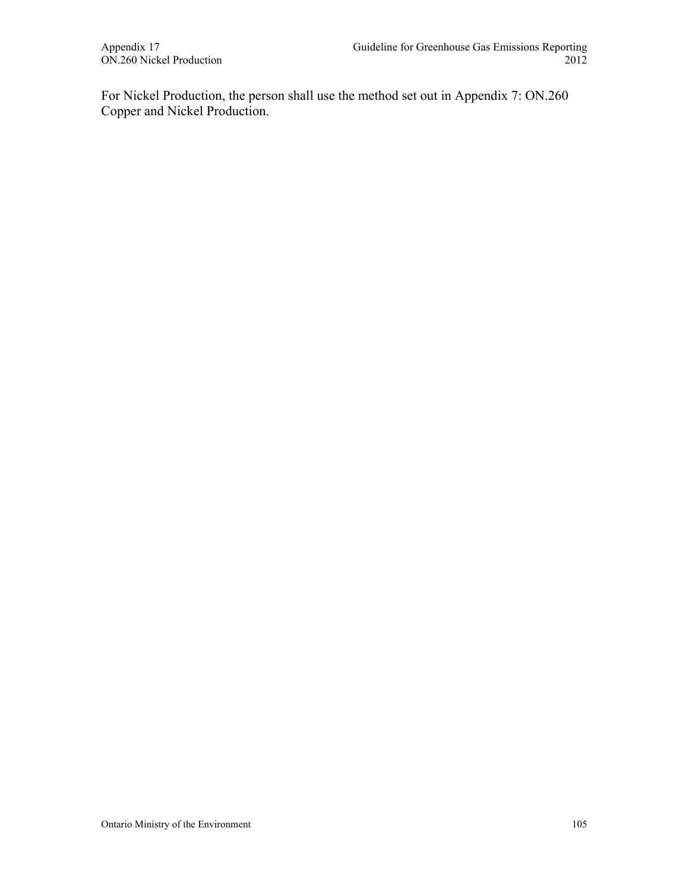For Nickel Production, the person shall use the method set out in Appendix 7: ON.260 Copper and Nickel Production.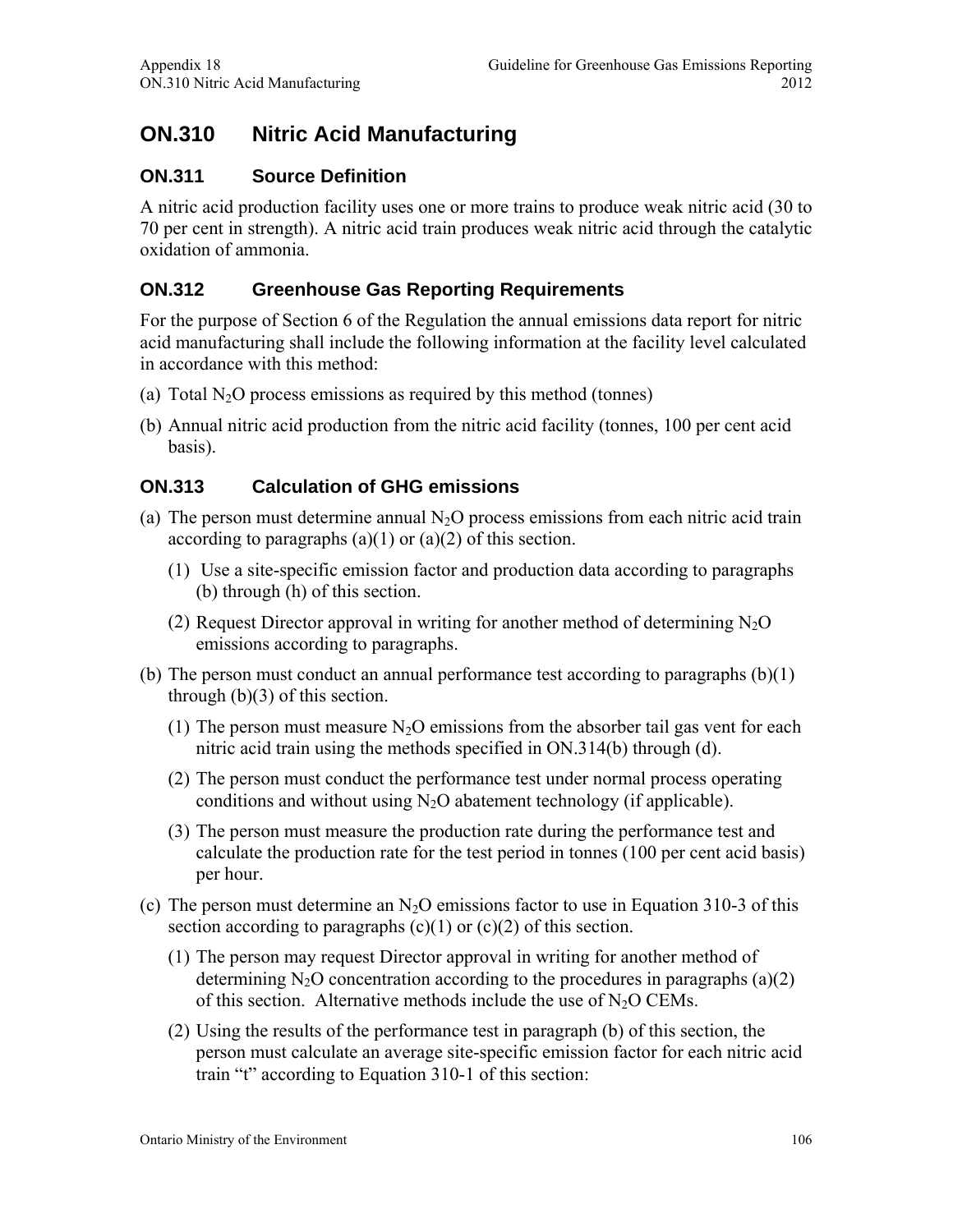# ON.310 Nitric Acid Manufacturing

## ON.311 Source Definition

A nitric acid production facility uses one or more trains to produce weak nitric acid (30 to 70 per cent in strength). A nitric acid train produces weak nitric acid through the catalytic oxidation of ammonia.

## ON.312 Greenhouse Gas Reporting Requirements

For the purpose of Section 6 of the Regulation the annual emissions data report for nitric acid manufacturing shall include the following information at the facility level calculated in accordance with this method:

(a) Total $N_2O$ process emissions as required by this method (tonnes)

(b) Annual nitric acid production from the nitric acid facility (tonnes, 100 per cent acid basis).

## ON.313 Calculation of GHG emissions

(a) The person must determine annual $N_2O$ process emissions from each nitric acid train according to paragraphs (a)(1) or (a)(2) of this section.

(1) Use a site-specific emission factor and production data according to paragraphs (b) through (h) of this section.

(2) Request Director approval in writing for another method of determining $N_2O$ emissions according to paragraphs.

(b) The person must conduct an annual performance test according to paragraphs (b)(1) through (b)(3) of this section.

(1) The person must measure $N_2O$ emissions from the absorber tail gas vent for each nitric acid train using the methods specified in ON.314(b) through (d).

(2) The person must conduct the performance test under normal process operating conditions and without using $N_2O$ abatement technology (if applicable).

(3) The person must measure the production rate during the performance test and calculate the production rate for the test period in tonnes (100 per cent acid basis) per hour.

(c) The person must determine an $N_2O$ emissions factor to use in Equation 310-3 of this section according to paragraphs (c)(1) or (c)(2) of this section.

(1) The person may request Director approval in writing for another method of determining $N_2O$ concentration according to the procedures in paragraphs (a)(2) of this section. Alternative methods include the use of $N_2O$ CEMs.

(2) Using the results of the performance test in paragraph (b) of this section, the person must calculate an average site-specific emission factor for each nitric acid train "t" according to Equation 310-1 of this section: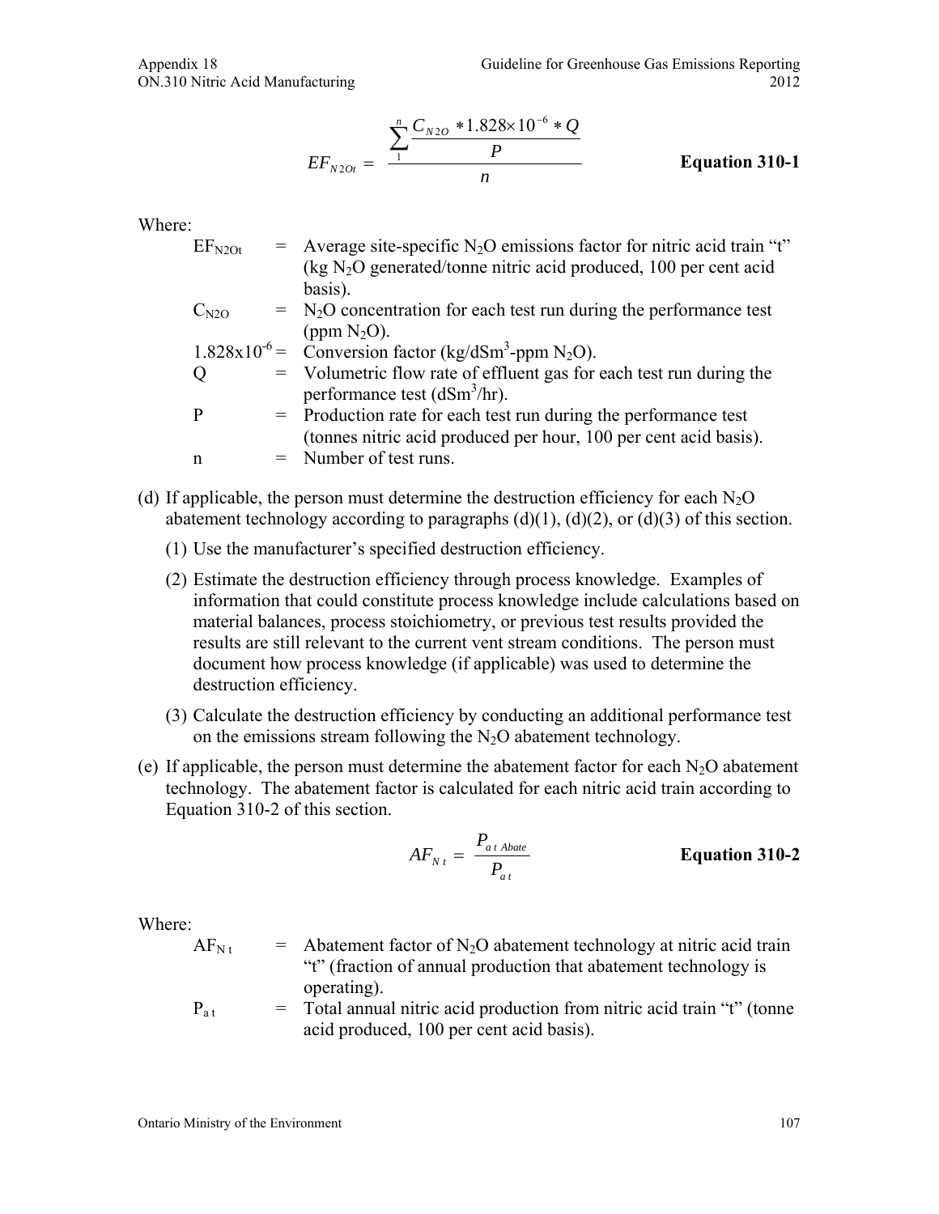$$EF_{N2Ot} = \frac{\sum_{1}^{n} \frac{C_{N2O} * 1.828 \times 10^{-6} * Q}{P}}{n} \qquad \textbf{Equation 310-1}$$

Where:

- $EF_{N2Ot}$ = Average site-specific $N_2O$ emissions factor for nitric acid train “t” (kg $N_2O$ generated/tonne nitric acid produced, 100 per cent acid basis).
- $C_{N2O}$ = $N_2O$ concentration for each test run during the performance test (ppm $N_2O$).
- $1.828 \times 10^{-6}$ = Conversion factor (kg/dSm$^3$-ppm $N_2O$).
- $Q$ = Volumetric flow rate of effluent gas for each test run during the performance test (dSm$^3$/hr).
- $P$ = Production rate for each test run during the performance test (tonnes nitric acid produced per hour, 100 per cent acid basis).
- $n$ = Number of test runs.

(d) If applicable, the person must determine the destruction efficiency for each $N_2O$ abatement technology according to paragraphs (d)(1), (d)(2), or (d)(3) of this section.

(1) Use the manufacturer’s specified destruction efficiency.

(2) Estimate the destruction efficiency through process knowledge. Examples of information that could constitute process knowledge include calculations based on material balances, process stoichiometry, or previous test results provided the results are still relevant to the current vent stream conditions. The person must document how process knowledge (if applicable) was used to determine the destruction efficiency.

(3) Calculate the destruction efficiency by conducting an additional performance test on the emissions stream following the $N_2O$ abatement technology.

(e) If applicable, the person must determine the abatement factor for each $N_2O$ abatement technology. The abatement factor is calculated for each nitric acid train according to Equation 310-2 of this section.

$$AF_{N\,t} = \frac{P_{a\,t\,Abate}}{P_{a\,t}} \qquad \textbf{Equation 310-2}$$

Where:

- $AF_{N\,t}$ = Abatement factor of $N_2O$ abatement technology at nitric acid train “t” (fraction of annual production that abatement technology is operating).
- $P_{a\,t}$ = Total annual nitric acid production from nitric acid train “t” (tonne acid produced, 100 per cent acid basis).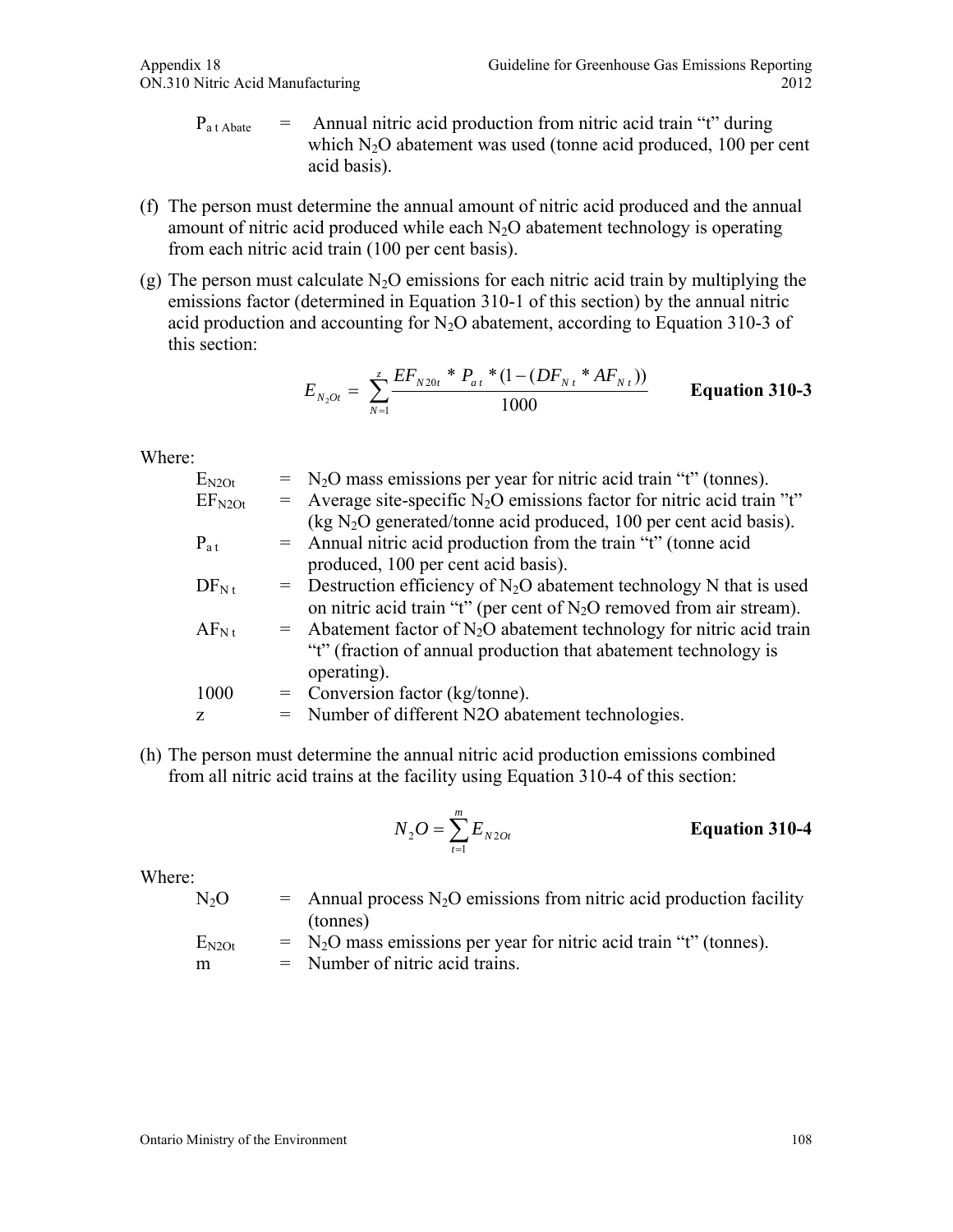$P_{a\,t\,Abate}$ = Annual nitric acid production from nitric acid train "t" during which $N_2O$ abatement was used (tonne acid produced, 100 per cent acid basis).

(f) The person must determine the annual amount of nitric acid produced and the annual amount of nitric acid produced while each $N_2O$ abatement technology is operating from each nitric acid train (100 per cent basis).

(g) The person must calculate $N_2O$ emissions for each nitric acid train by multiplying the emissions factor (determined in Equation 310-1 of this section) by the annual nitric acid production and accounting for $N_2O$ abatement, according to Equation 310-3 of this section:

$$E_{N_2Ot} = \sum_{N=1}^{z} \frac{EF_{N20t} * P_{a\,t} * (1 - (DF_{N\,t} * AF_{N\,t}))}{1000} \qquad \textbf{Equation 310-3}$$

Where:

$E_{N2Ot}$ = $N_2O$ mass emissions per year for nitric acid train "t" (tonnes).
$EF_{N2Ot}$ = Average site-specific $N_2O$ emissions factor for nitric acid train "t" (kg $N_2O$ generated/tonne acid produced, 100 per cent acid basis).
$P_{a\,t}$ = Annual nitric acid production from the train "t" (tonne acid produced, 100 per cent acid basis).
$DF_{N\,t}$ = Destruction efficiency of $N_2O$ abatement technology N that is used on nitric acid train "t" (per cent of $N_2O$ removed from air stream).
$AF_{N\,t}$ = Abatement factor of $N_2O$ abatement technology for nitric acid train "t" (fraction of annual production that abatement technology is operating).
1000 = Conversion factor (kg/tonne).
z = Number of different N2O abatement technologies.

(h) The person must determine the annual nitric acid production emissions combined from all nitric acid trains at the facility using Equation 310-4 of this section:

$$N_2O = \sum_{t=1}^{m} E_{N2Ot} \qquad \textbf{Equation 310-4}$$

Where:

$N_2O$ = Annual process $N_2O$ emissions from nitric acid production facility (tonnes)
$E_{N2Ot}$ = $N_2O$ mass emissions per year for nitric acid train "t" (tonnes).
m = Number of nitric acid trains.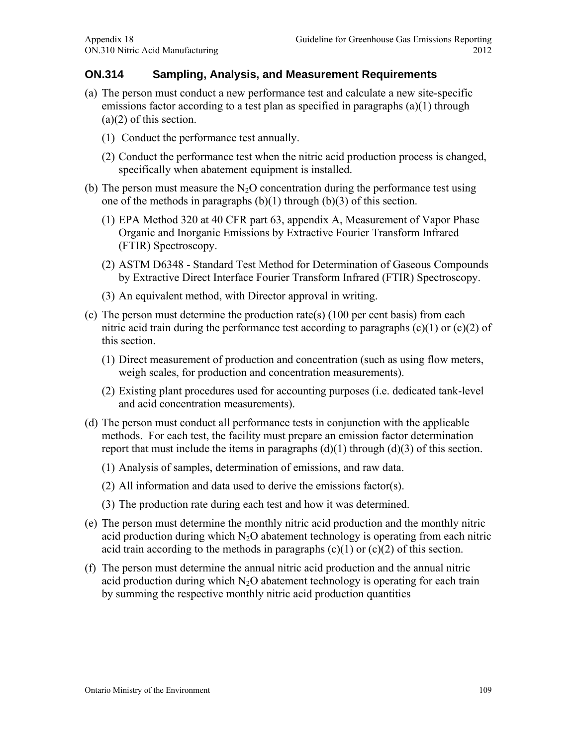## ON.314 Sampling, Analysis, and Measurement Requirements

(a) The person must conduct a new performance test and calculate a new site-specific emissions factor according to a test plan as specified in paragraphs (a)(1) through (a)(2) of this section.

(1) Conduct the performance test annually.

(2) Conduct the performance test when the nitric acid production process is changed, specifically when abatement equipment is installed.

(b) The person must measure the $N_2O$ concentration during the performance test using one of the methods in paragraphs (b)(1) through (b)(3) of this section.

(1) EPA Method 320 at 40 CFR part 63, appendix A, Measurement of Vapor Phase Organic and Inorganic Emissions by Extractive Fourier Transform Infrared (FTIR) Spectroscopy.

(2) ASTM D6348 - Standard Test Method for Determination of Gaseous Compounds by Extractive Direct Interface Fourier Transform Infrared (FTIR) Spectroscopy.

(3) An equivalent method, with Director approval in writing.

(c) The person must determine the production rate(s) (100 per cent basis) from each nitric acid train during the performance test according to paragraphs (c)(1) or (c)(2) of this section.

(1) Direct measurement of production and concentration (such as using flow meters, weigh scales, for production and concentration measurements).

(2) Existing plant procedures used for accounting purposes (i.e. dedicated tank-level and acid concentration measurements).

(d) The person must conduct all performance tests in conjunction with the applicable methods. For each test, the facility must prepare an emission factor determination report that must include the items in paragraphs (d)(1) through (d)(3) of this section.

(1) Analysis of samples, determination of emissions, and raw data.

(2) All information and data used to derive the emissions factor(s).

(3) The production rate during each test and how it was determined.

(e) The person must determine the monthly nitric acid production and the monthly nitric acid production during which $N_2O$ abatement technology is operating from each nitric acid train according to the methods in paragraphs (c)(1) or (c)(2) of this section.

(f) The person must determine the annual nitric acid production and the annual nitric acid production during which $N_2O$ abatement technology is operating for each train by summing the respective monthly nitric acid production quantities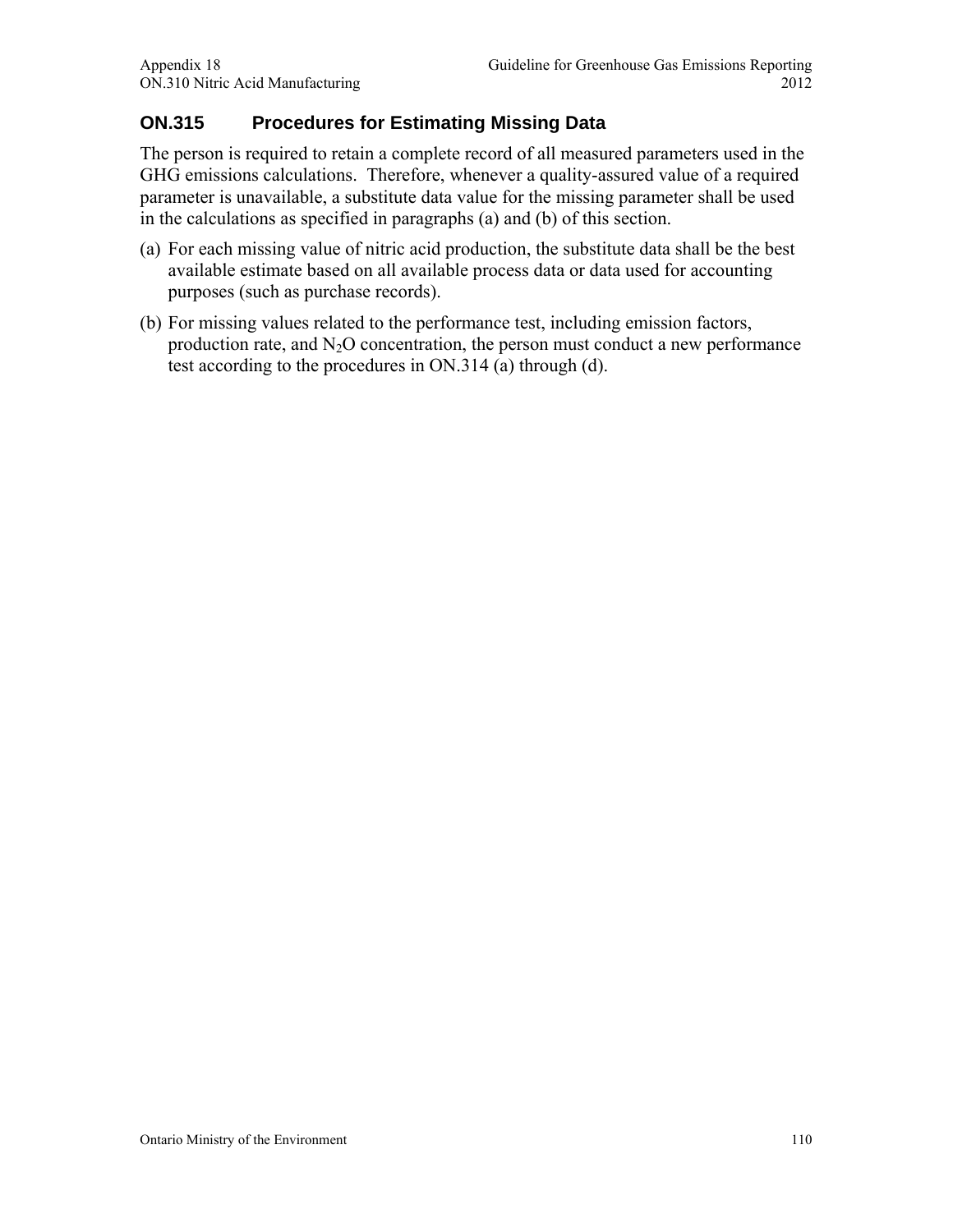## ON.315 Procedures for Estimating Missing Data

The person is required to retain a complete record of all measured parameters used in the GHG emissions calculations. Therefore, whenever a quality-assured value of a required parameter is unavailable, a substitute data value for the missing parameter shall be used in the calculations as specified in paragraphs (a) and (b) of this section.

(a) For each missing value of nitric acid production, the substitute data shall be the best available estimate based on all available process data or data used for accounting purposes (such as purchase records).

(b) For missing values related to the performance test, including emission factors, production rate, and $N_2O$ concentration, the person must conduct a new performance test according to the procedures in ON.314 (a) through (d).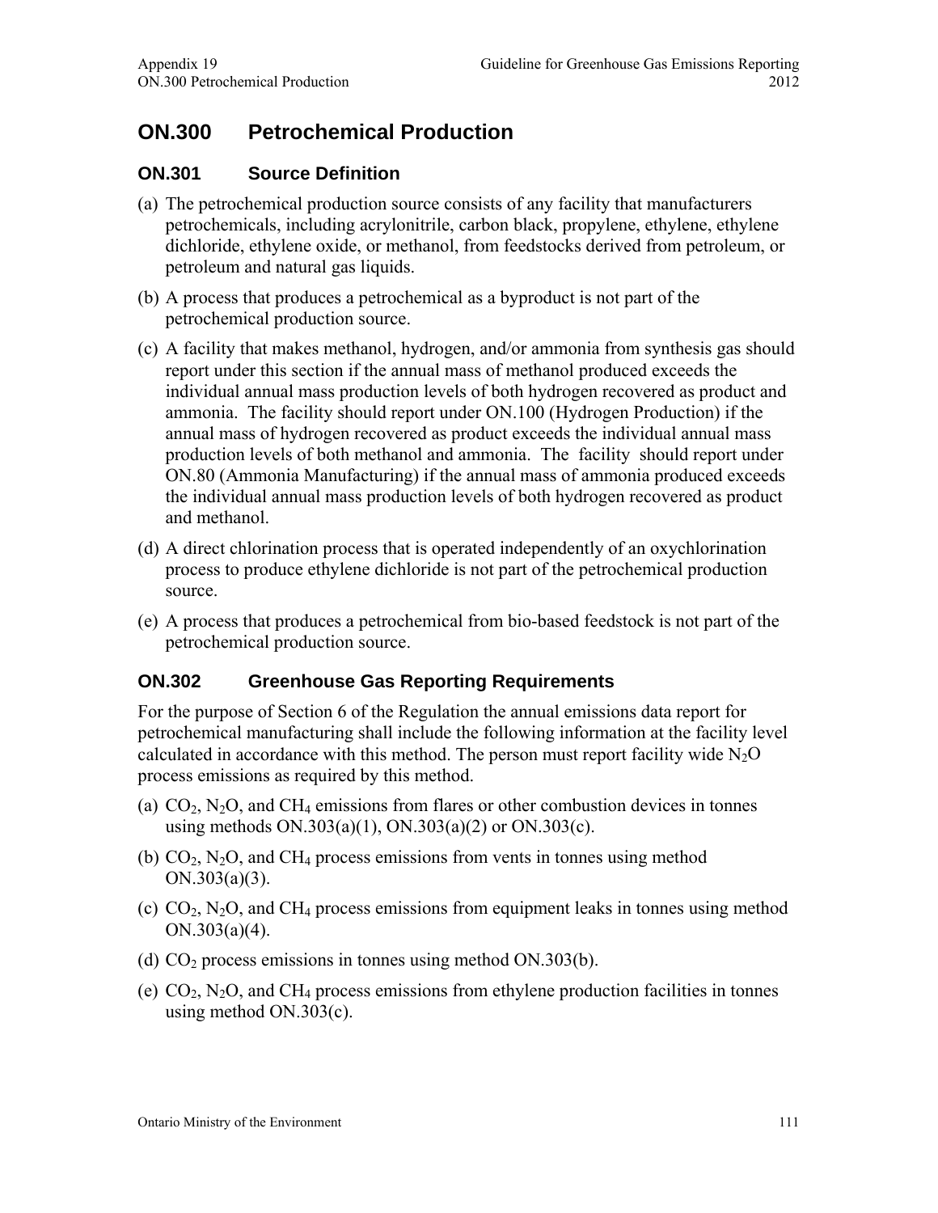# ON.300 Petrochemical Production

## ON.301 Source Definition

(a) The petrochemical production source consists of any facility that manufacturers petrochemicals, including acrylonitrile, carbon black, propylene, ethylene, ethylene dichloride, ethylene oxide, or methanol, from feedstocks derived from petroleum, or petroleum and natural gas liquids.

(b) A process that produces a petrochemical as a byproduct is not part of the petrochemical production source.

(c) A facility that makes methanol, hydrogen, and/or ammonia from synthesis gas should report under this section if the annual mass of methanol produced exceeds the individual annual mass production levels of both hydrogen recovered as product and ammonia. The facility should report under ON.100 (Hydrogen Production) if the annual mass of hydrogen recovered as product exceeds the individual annual mass production levels of both methanol and ammonia. The facility should report under ON.80 (Ammonia Manufacturing) if the annual mass of ammonia produced exceeds the individual annual mass production levels of both hydrogen recovered as product and methanol.

(d) A direct chlorination process that is operated independently of an oxychlorination process to produce ethylene dichloride is not part of the petrochemical production source.

(e) A process that produces a petrochemical from bio-based feedstock is not part of the petrochemical production source.

## ON.302 Greenhouse Gas Reporting Requirements

For the purpose of Section 6 of the Regulation the annual emissions data report for petrochemical manufacturing shall include the following information at the facility level calculated in accordance with this method. The person must report facility wide $N_2O$ process emissions as required by this method.

(a) $CO_2$, $N_2O$, and $CH_4$ emissions from flares or other combustion devices in tonnes using methods ON.303(a)(1), ON.303(a)(2) or ON.303(c).

(b) $CO_2$, $N_2O$, and $CH_4$ process emissions from vents in tonnes using method ON.303(a)(3).

(c) $CO_2$, $N_2O$, and $CH_4$ process emissions from equipment leaks in tonnes using method ON.303(a)(4).

(d) $CO_2$ process emissions in tonnes using method ON.303(b).

(e) $CO_2$, $N_2O$, and $CH_4$ process emissions from ethylene production facilities in tonnes using method ON.303(c).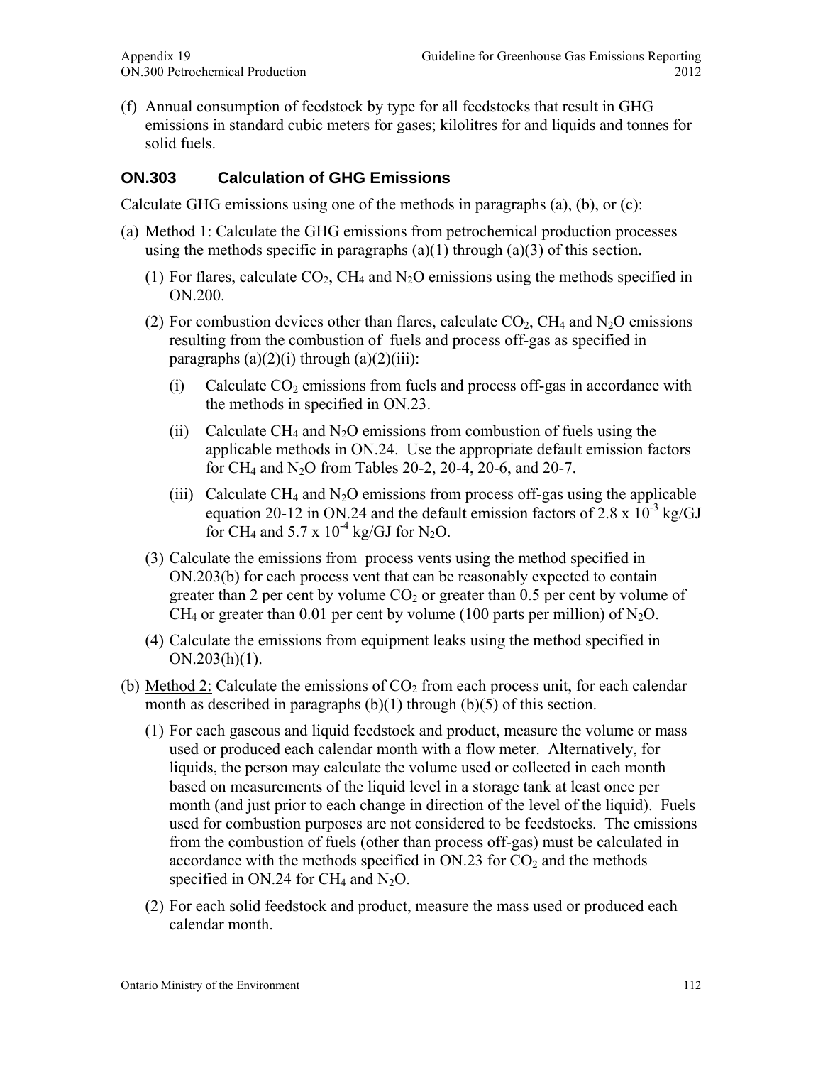(f) Annual consumption of feedstock by type for all feedstocks that result in GHG emissions in standard cubic meters for gases; kilolitres for and liquids and tonnes for solid fuels.

## ON.303 Calculation of GHG Emissions

Calculate GHG emissions using one of the methods in paragraphs (a), (b), or (c):

(a) Method 1: Calculate the GHG emissions from petrochemical production processes using the methods specific in paragraphs (a)(1) through (a)(3) of this section.

(1) For flares, calculate $CO_2$, $CH_4$ and $N_2O$ emissions using the methods specified in ON.200.

(2) For combustion devices other than flares, calculate $CO_2$, $CH_4$ and $N_2O$ emissions resulting from the combustion of fuels and process off-gas as specified in paragraphs (a)(2)(i) through (a)(2)(iii):

(i) Calculate $CO_2$ emissions from fuels and process off-gas in accordance with the methods in specified in ON.23.

(ii) Calculate $CH_4$ and $N_2O$ emissions from combustion of fuels using the applicable methods in ON.24. Use the appropriate default emission factors for $CH_4$ and $N_2O$ from Tables 20-2, 20-4, 20-6, and 20-7.

(iii) Calculate $CH_4$ and $N_2O$ emissions from process off-gas using the applicable equation 20-12 in ON.24 and the default emission factors of $2.8 \times 10^{-3}$ kg/GJ for $CH_4$ and $5.7 \times 10^{-4}$ kg/GJ for $N_2O$.

(3) Calculate the emissions from process vents using the method specified in ON.203(b) for each process vent that can be reasonably expected to contain greater than 2 per cent by volume $CO_2$ or greater than 0.5 per cent by volume of $CH_4$ or greater than 0.01 per cent by volume (100 parts per million) of $N_2O$.

(4) Calculate the emissions from equipment leaks using the method specified in ON.203(h)(1).

(b) Method 2: Calculate the emissions of $CO_2$ from each process unit, for each calendar month as described in paragraphs (b)(1) through (b)(5) of this section.

(1) For each gaseous and liquid feedstock and product, measure the volume or mass used or produced each calendar month with a flow meter. Alternatively, for liquids, the person may calculate the volume used or collected in each month based on measurements of the liquid level in a storage tank at least once per month (and just prior to each change in direction of the level of the liquid). Fuels used for combustion purposes are not considered to be feedstocks. The emissions from the combustion of fuels (other than process off-gas) must be calculated in accordance with the methods specified in ON.23 for $CO_2$ and the methods specified in ON.24 for $CH_4$ and $N_2O$.

(2) For each solid feedstock and product, measure the mass used or produced each calendar month.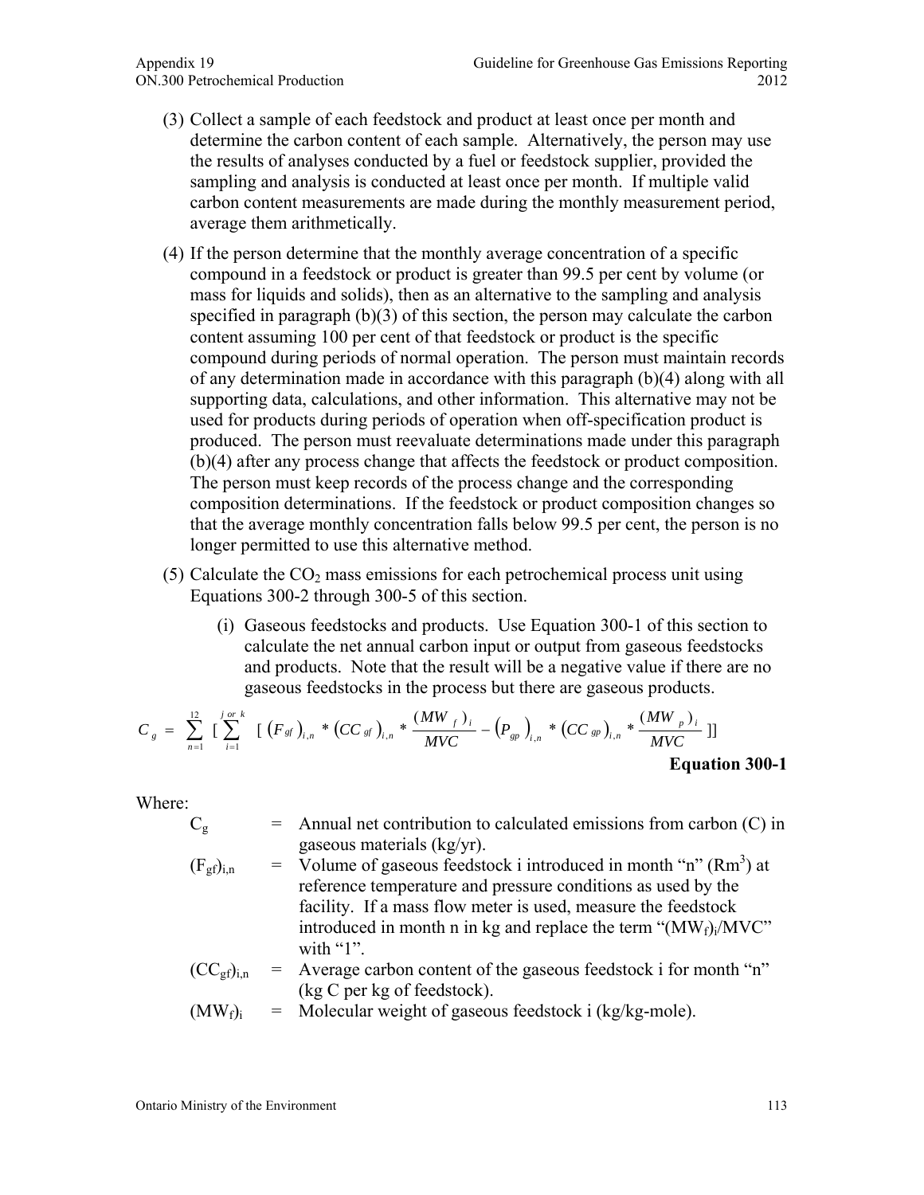(3) Collect a sample of each feedstock and product at least once per month and determine the carbon content of each sample. Alternatively, the person may use the results of analyses conducted by a fuel or feedstock supplier, provided the sampling and analysis is conducted at least once per month. If multiple valid carbon content measurements are made during the monthly measurement period, average them arithmetically.

(4) If the person determine that the monthly average concentration of a specific compound in a feedstock or product is greater than 99.5 per cent by volume (or mass for liquids and solids), then as an alternative to the sampling and analysis specified in paragraph (b)(3) of this section, the person may calculate the carbon content assuming 100 per cent of that feedstock or product is the specific compound during periods of normal operation. The person must maintain records of any determination made in accordance with this paragraph (b)(4) along with all supporting data, calculations, and other information. This alternative may not be used for products during periods of operation when off-specification product is produced. The person must reevaluate determinations made under this paragraph (b)(4) after any process change that affects the feedstock or product composition. The person must keep records of the process change and the corresponding composition determinations. If the feedstock or product composition changes so that the average monthly concentration falls below 99.5 per cent, the person is no longer permitted to use this alternative method.

(5) Calculate the $CO_2$ mass emissions for each petrochemical process unit using Equations 300-2 through 300-5 of this section.

(i) Gaseous feedstocks and products. Use Equation 300-1 of this section to calculate the net annual carbon input or output from gaseous feedstocks and products. Note that the result will be a negative value if there are no gaseous feedstocks in the process but there are gaseous products.

$$C_g = \sum_{n=1}^{12} \left[ \sum_{i=1}^{j \text{ or } k} \left[ (F_{gf})_{i,n} * (CC_{gf})_{i,n} * \frac{(MW_f)_i}{MVC} - (P_{gp})_{i,n} * (CC_{gp})_{i,n} * \frac{(MW_p)_i}{MVC} \right] \right]$$

**Equation 300-1**

Where:

$C_g$ = Annual net contribution to calculated emissions from carbon (C) in gaseous materials (kg/yr).

$(F_{gf})_{i,n}$ = Volume of gaseous feedstock i introduced in month "n" ($Rm^3$) at reference temperature and pressure conditions as used by the facility. If a mass flow meter is used, measure the feedstock introduced in month n in kg and replace the term "$(MW_f)_i/MVC$" with "1".

$(CC_{gf})_{i,n}$ = Average carbon content of the gaseous feedstock i for month "n" (kg C per kg of feedstock).

$(MW_f)_i$ = Molecular weight of gaseous feedstock i (kg/kg-mole).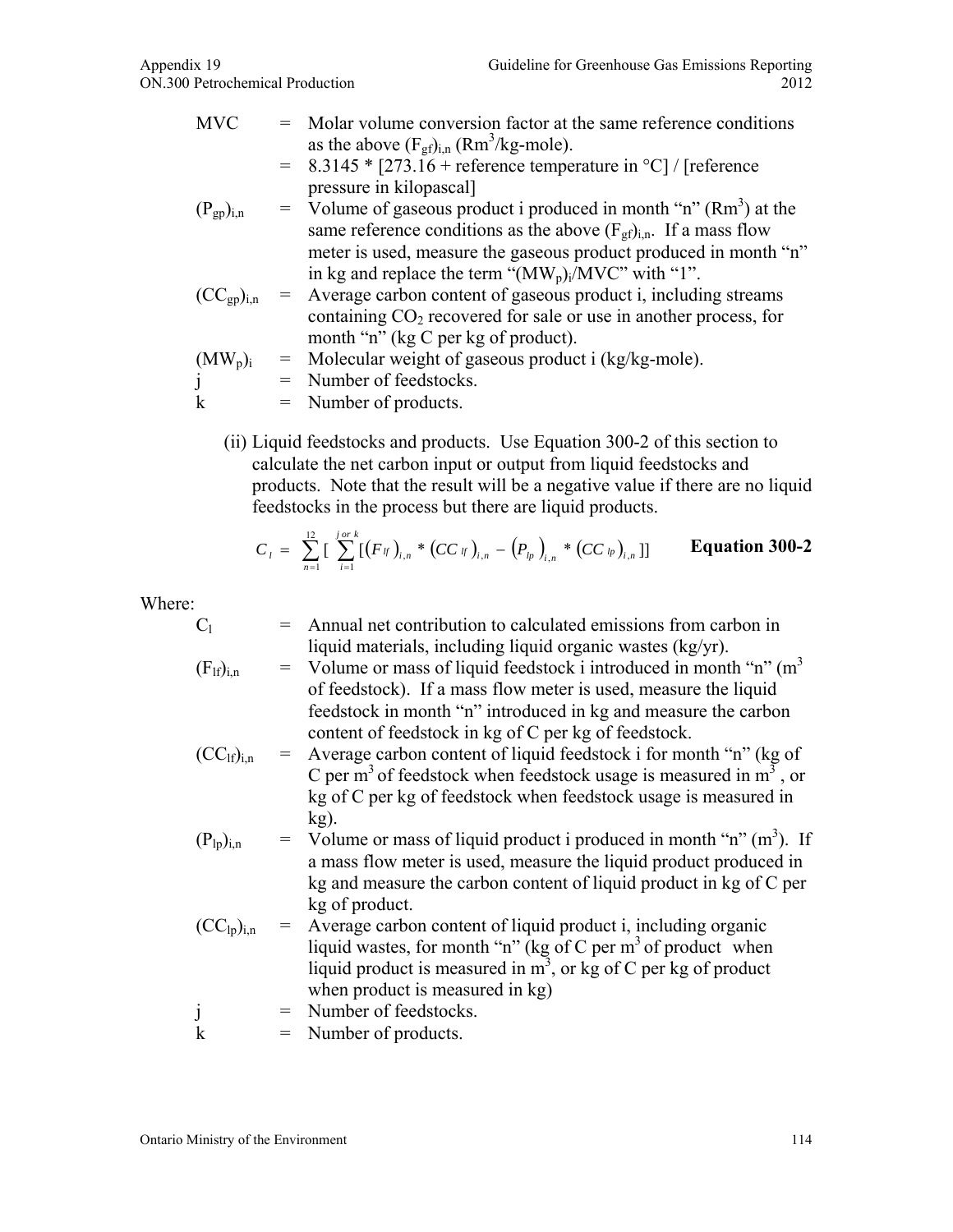| | | |
|---|---|---|
| MVC | = | Molar volume conversion factor at the same reference conditions as the above $(F_{gf})_{i,n}$ ($Rm^3$/kg-mole). |
| | = | 8.3145 * [273.16 + reference temperature in °C] / [reference pressure in kilopascal] |
| $(P_{gp})_{i,n}$ | = | Volume of gaseous product i produced in month "n" ($Rm^3$) at the same reference conditions as the above $(F_{gf})_{i,n}$. If a mass flow meter is used, measure the gaseous product produced in month "n" in kg and replace the term "$(MW_p)_i$/MVC" with "1". |
| $(CC_{gp})_{i,n}$ | = | Average carbon content of gaseous product i, including streams containing $CO_2$ recovered for sale or use in another process, for month "n" (kg C per kg of product). |
| $(MW_p)_i$ | = | Molecular weight of gaseous product i (kg/kg-mole). |
| j | = | Number of feedstocks. |
| k | = | Number of products. |

(ii) Liquid feedstocks and products. Use Equation 300-2 of this section to calculate the net carbon input or output from liquid feedstocks and products. Note that the result will be a negative value if there are no liquid feedstocks in the process but there are liquid products.

$$C_l = \sum_{n=1}^{12} [ \sum_{i=1}^{j \text{ or } k} [(F_{lf})_{i,n} * (CC_{lf})_{i,n} - (P_{lp})_{i,n} * (CC_{lp})_{i,n} ]] \qquad \textbf{Equation 300-2}$$

Where:

| | | |
|---|---|---|
| $C_l$ | = | Annual net contribution to calculated emissions from carbon in liquid materials, including liquid organic wastes (kg/yr). |
| $(F_{lf})_{i,n}$ | = | Volume or mass of liquid feedstock i introduced in month "n" ($m^3$ of feedstock). If a mass flow meter is used, measure the liquid feedstock in month "n" introduced in kg and measure the carbon content of feedstock in kg of C per kg of feedstock. |
| $(CC_{lf})_{i,n}$ | = | Average carbon content of liquid feedstock i for month "n" (kg of C per $m^3$ of feedstock when feedstock usage is measured in $m^3$ , or kg of C per kg of feedstock when feedstock usage is measured in kg). |
| $(P_{lp})_{i,n}$ | = | Volume or mass of liquid product i produced in month "n" ($m^3$). If a mass flow meter is used, measure the liquid product produced in kg and measure the carbon content of liquid product in kg of C per kg of product. |
| $(CC_{lp})_{i,n}$ | = | Average carbon content of liquid product i, including organic liquid wastes, for month "n" (kg of C per $m^3$ of product when liquid product is measured in $m^3$, or kg of C per kg of product when product is measured in kg) |
| j | = | Number of feedstocks. |
| k | = | Number of products. |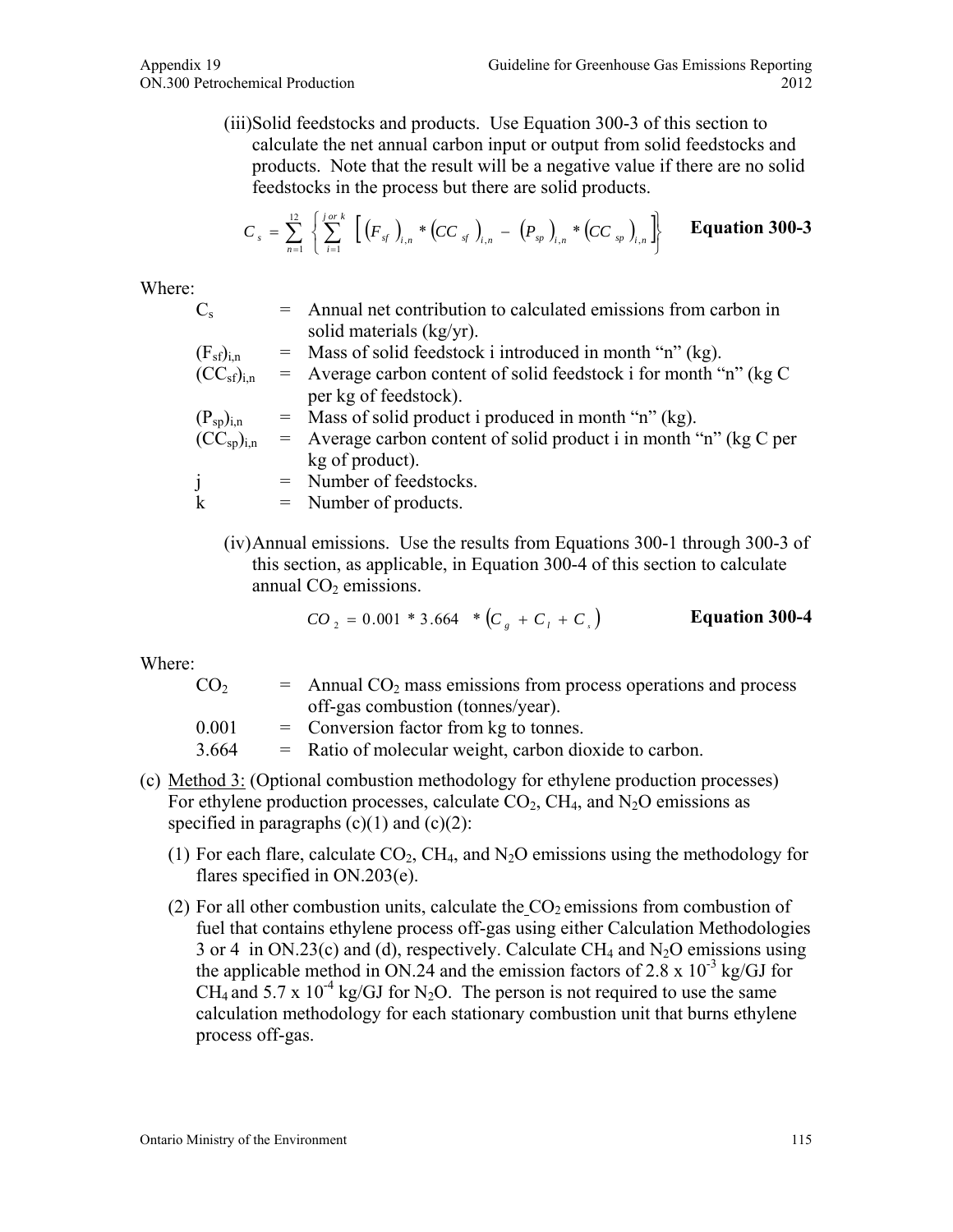(iii) Solid feedstocks and products. Use Equation 300-3 of this section to calculate the net annual carbon input or output from solid feedstocks and products. Note that the result will be a negative value if there are no solid feedstocks in the process but there are solid products.

$$C_s = \sum_{n=1}^{12} \left\{ \sum_{i=1}^{j \, or \, k} \left[ (F_{sf})_{i,n} * (CC_{sf})_{i,n} - (P_{sp})_{i,n} * (CC_{sp})_{i,n} \right] \right\} \qquad \textbf{Equation 300-3}$$

Where:

| | | |
|---|---|---|
| $C_s$ | = | Annual net contribution to calculated emissions from carbon in solid materials (kg/yr). |
| $(F_{sf})_{i,n}$ | = | Mass of solid feedstock i introduced in month "n" (kg). |
| $(CC_{sf})_{i,n}$ | = | Average carbon content of solid feedstock i for month "n" (kg C per kg of feedstock). |
| $(P_{sp})_{i,n}$ | = | Mass of solid product i produced in month "n" (kg). |
| $(CC_{sp})_{i,n}$ | = | Average carbon content of solid product i in month "n" (kg C per kg of product). |
| j | = | Number of feedstocks. |
| k | = | Number of products. |

(iv) Annual emissions. Use the results from Equations 300-1 through 300-3 of this section, as applicable, in Equation 300-4 of this section to calculate annual $CO_2$ emissions.

$$CO_2 = 0.001 * 3.664 * (C_g + C_l + C_s) \qquad \textbf{Equation 300-4}$$

Where:

| | | |
|---|---|---|
| $CO_2$ | = | Annual $CO_2$ mass emissions from process operations and process off-gas combustion (tonnes/year). |
| 0.001 | = | Conversion factor from kg to tonnes. |
| 3.664 | = | Ratio of molecular weight, carbon dioxide to carbon. |

(c) Method 3: (Optional combustion methodology for ethylene production processes) For ethylene production processes, calculate $CO_2$, $CH_4$, and $N_2O$ emissions as specified in paragraphs (c)(1) and (c)(2):

(1) For each flare, calculate $CO_2$, $CH_4$, and $N_2O$ emissions using the methodology for flares specified in ON.203(e).

(2) For all other combustion units, calculate the $CO_2$ emissions from combustion of fuel that contains ethylene process off-gas using either Calculation Methodologies 3 or 4 in ON.23(c) and (d), respectively. Calculate $CH_4$ and $N_2O$ emissions using the applicable method in ON.24 and the emission factors of $2.8 \times 10^{-3}$ kg/GJ for $CH_4$ and $5.7 \times 10^{-4}$ kg/GJ for $N_2O$. The person is not required to use the same calculation methodology for each stationary combustion unit that burns ethylene process off-gas.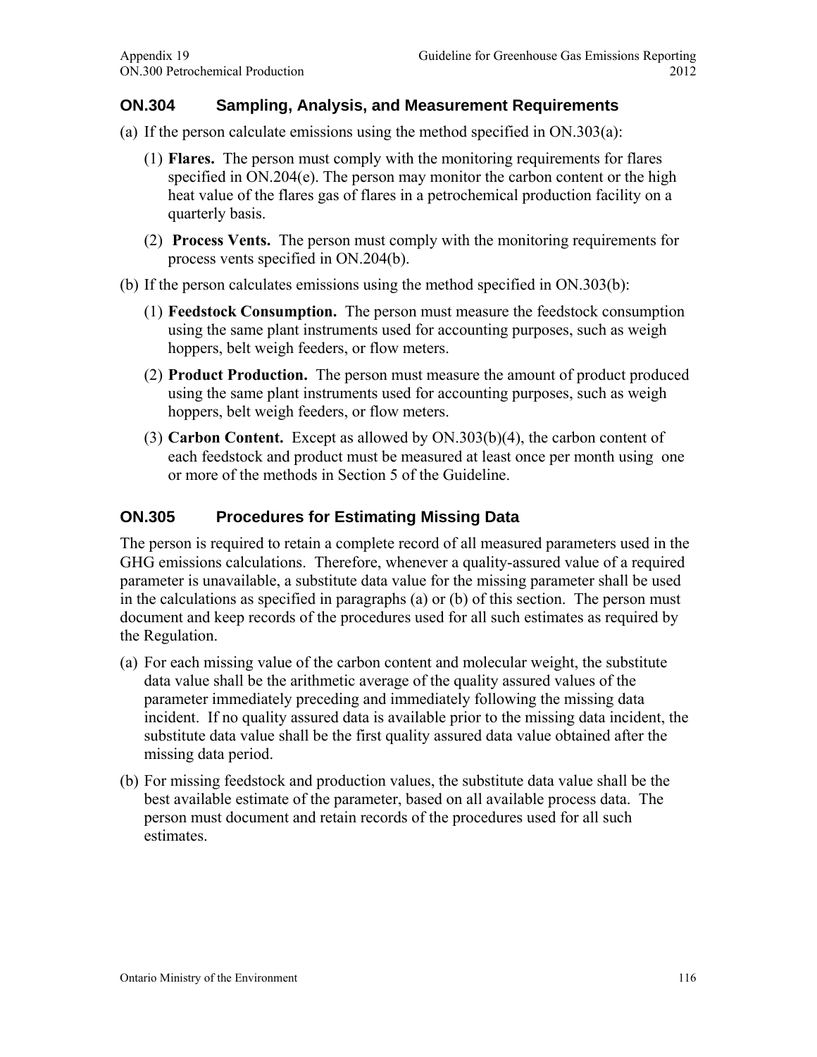## ON.304 Sampling, Analysis, and Measurement Requirements

(a) If the person calculate emissions using the method specified in ON.303(a):

(1) **Flares.** The person must comply with the monitoring requirements for flares specified in ON.204(e). The person may monitor the carbon content or the high heat value of the flares gas of flares in a petrochemical production facility on a quarterly basis.

(2) **Process Vents.** The person must comply with the monitoring requirements for process vents specified in ON.204(b).

(b) If the person calculates emissions using the method specified in ON.303(b):

(1) **Feedstock Consumption.** The person must measure the feedstock consumption using the same plant instruments used for accounting purposes, such as weigh hoppers, belt weigh feeders, or flow meters.

(2) **Product Production.** The person must measure the amount of product produced using the same plant instruments used for accounting purposes, such as weigh hoppers, belt weigh feeders, or flow meters.

(3) **Carbon Content.** Except as allowed by ON.303(b)(4), the carbon content of each feedstock and product must be measured at least once per month using one or more of the methods in Section 5 of the Guideline.

## ON.305 Procedures for Estimating Missing Data

The person is required to retain a complete record of all measured parameters used in the GHG emissions calculations. Therefore, whenever a quality-assured value of a required parameter is unavailable, a substitute data value for the missing parameter shall be used in the calculations as specified in paragraphs (a) or (b) of this section. The person must document and keep records of the procedures used for all such estimates as required by the Regulation.

(a) For each missing value of the carbon content and molecular weight, the substitute data value shall be the arithmetic average of the quality assured values of the parameter immediately preceding and immediately following the missing data incident. If no quality assured data is available prior to the missing data incident, the substitute data value shall be the first quality assured data value obtained after the missing data period.

(b) For missing feedstock and production values, the substitute data value shall be the best available estimate of the parameter, based on all available process data. The person must document and retain records of the procedures used for all such estimates.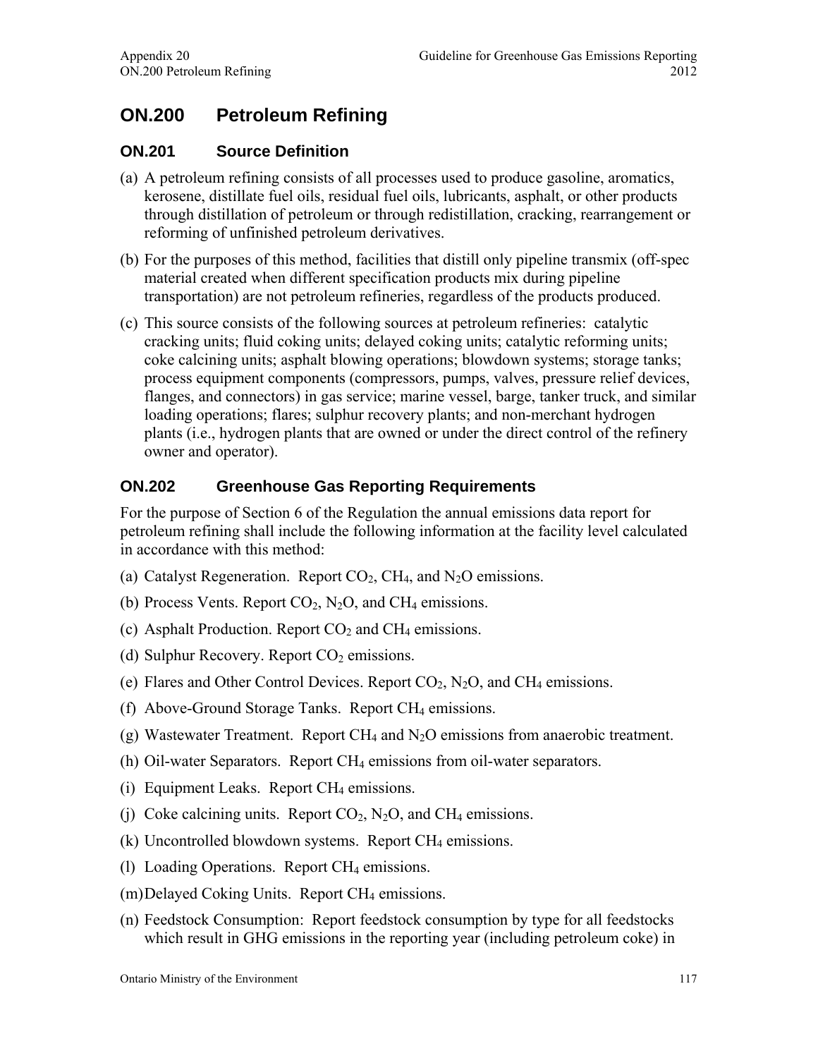# ON.200 Petroleum Refining

## ON.201 Source Definition

(a) A petroleum refining consists of all processes used to produce gasoline, aromatics, kerosene, distillate fuel oils, residual fuel oils, lubricants, asphalt, or other products through distillation of petroleum or through redistillation, cracking, rearrangement or reforming of unfinished petroleum derivatives.

(b) For the purposes of this method, facilities that distill only pipeline transmix (off-spec material created when different specification products mix during pipeline transportation) are not petroleum refineries, regardless of the products produced.

(c) This source consists of the following sources at petroleum refineries: catalytic cracking units; fluid coking units; delayed coking units; catalytic reforming units; coke calcining units; asphalt blowing operations; blowdown systems; storage tanks; process equipment components (compressors, pumps, valves, pressure relief devices, flanges, and connectors) in gas service; marine vessel, barge, tanker truck, and similar loading operations; flares; sulphur recovery plants; and non-merchant hydrogen plants (i.e., hydrogen plants that are owned or under the direct control of the refinery owner and operator).

## ON.202 Greenhouse Gas Reporting Requirements

For the purpose of Section 6 of the Regulation the annual emissions data report for petroleum refining shall include the following information at the facility level calculated in accordance with this method:

(a) Catalyst Regeneration. Report $CO_2$, $CH_4$, and $N_2O$ emissions.

(b) Process Vents. Report $CO_2$, $N_2O$, and $CH_4$ emissions.

(c) Asphalt Production. Report $CO_2$ and $CH_4$ emissions.

(d) Sulphur Recovery. Report $CO_2$ emissions.

(e) Flares and Other Control Devices. Report $CO_2$, $N_2O$, and $CH_4$ emissions.

(f) Above-Ground Storage Tanks. Report $CH_4$ emissions.

(g) Wastewater Treatment. Report $CH_4$ and $N_2O$ emissions from anaerobic treatment.

(h) Oil-water Separators. Report $CH_4$ emissions from oil-water separators.

(i) Equipment Leaks. Report $CH_4$ emissions.

(j) Coke calcining units. Report $CO_2$, $N_2O$, and $CH_4$ emissions.

(k) Uncontrolled blowdown systems. Report $CH_4$ emissions.

(l) Loading Operations. Report $CH_4$ emissions.

(m) Delayed Coking Units. Report $CH_4$ emissions.

(n) Feedstock Consumption: Report feedstock consumption by type for all feedstocks which result in GHG emissions in the reporting year (including petroleum coke) in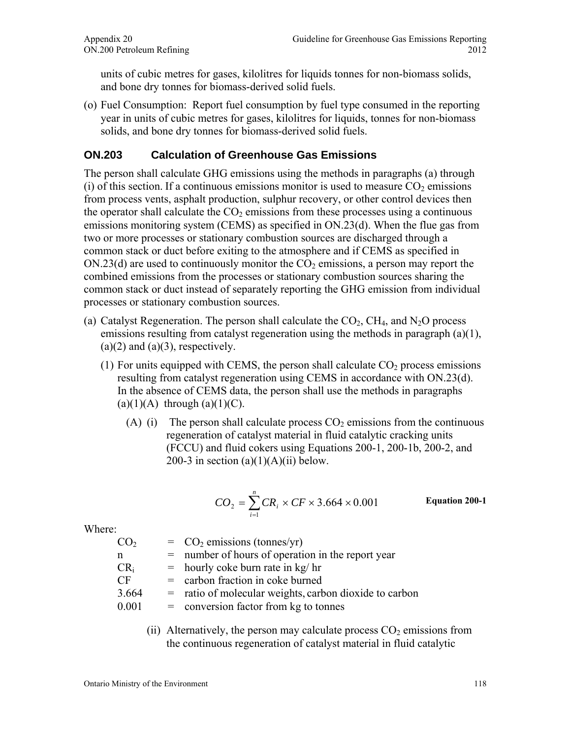units of cubic metres for gases, kilolitres for liquids tonnes for non-biomass solids, and bone dry tonnes for biomass-derived solid fuels.

(o) Fuel Consumption: Report fuel consumption by fuel type consumed in the reporting year in units of cubic metres for gases, kilolitres for liquids, tonnes for non-biomass solids, and bone dry tonnes for biomass-derived solid fuels.

## ON.203 Calculation of Greenhouse Gas Emissions

The person shall calculate GHG emissions using the methods in paragraphs (a) through (i) of this section. If a continuous emissions monitor is used to measure $CO_2$ emissions from process vents, asphalt production, sulphur recovery, or other control devices then the operator shall calculate the $CO_2$ emissions from these processes using a continuous emissions monitoring system (CEMS) as specified in ON.23(d). When the flue gas from two or more processes or stationary combustion sources are discharged through a common stack or duct before exiting to the atmosphere and if CEMS as specified in ON.23(d) are used to continuously monitor the $CO_2$ emissions, a person may report the combined emissions from the processes or stationary combustion sources sharing the common stack or duct instead of separately reporting the GHG emission from individual processes or stationary combustion sources.

(a) Catalyst Regeneration. The person shall calculate the $CO_2$, $CH_4$, and $N_2O$ process emissions resulting from catalyst regeneration using the methods in paragraph (a)(1), (a)(2) and (a)(3), respectively.

(1) For units equipped with CEMS, the person shall calculate $CO_2$ process emissions resulting from catalyst regeneration using CEMS in accordance with ON.23(d). In the absence of CEMS data, the person shall use the methods in paragraphs (a)(1)(A) through (a)(1)(C).

(A) (i) The person shall calculate process $CO_2$ emissions from the continuous regeneration of catalyst material in fluid catalytic cracking units (FCCU) and fluid cokers using Equations 200-1, 200-1b, 200-2, and 200-3 in section (a)(1)(A)(ii) below.

$$CO_2 = \sum_{i=1}^{n} CR_i \times CF \times 3.664 \times 0.001 \quad \textbf{Equation 200-1}$$

Where:

| | | |
|---|---|---|
| $CO_2$ | = | $CO_2$ emissions (tonnes/yr) |
| n | = | number of hours of operation in the report year |
| $CR_i$ | = | hourly coke burn rate in kg/ hr |
| CF | = | carbon fraction in coke burned |
| 3.664 | = | ratio of molecular weights, carbon dioxide to carbon |
| 0.001 | = | conversion factor from kg to tonnes |

(ii) Alternatively, the person may calculate process $CO_2$ emissions from the continuous regeneration of catalyst material in fluid catalytic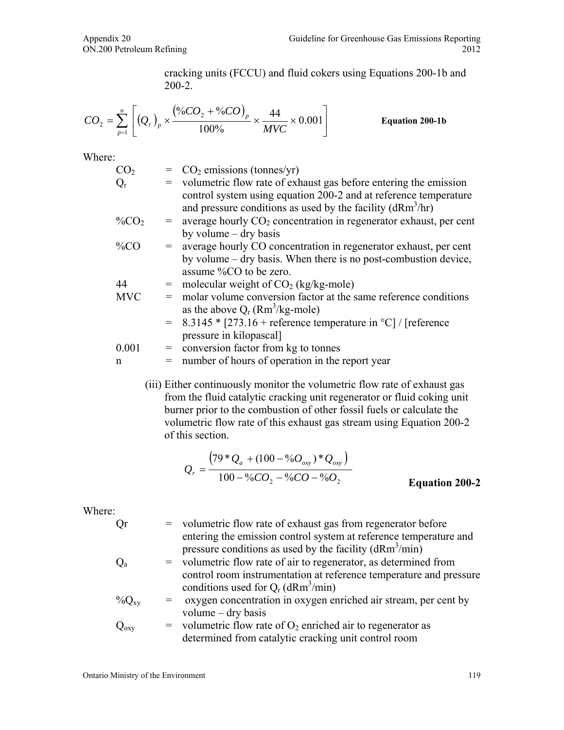cracking units (FCCU) and fluid cokers using Equations 200-1b and 200-2.

$$CO_2 = \sum_{p=1}^{n} \left[ (Q_r)_p \times \frac{(\%CO_2 + \%CO)_p}{100\%} \times \frac{44}{MVC} \times 0.001 \right] \quad \textbf{Equation 200-1b}$$

Where:

| | | |
|---|---|---|
| $CO_2$ | = | $CO_2$ emissions (tonnes/yr) |
| $Q_r$ | = | volumetric flow rate of exhaust gas before entering the emission control system using equation 200-2 and at reference temperature and pressure conditions as used by the facility ($dRm^3/hr$) |
| $\%CO_2$ | = | average hourly $CO_2$ concentration in regenerator exhaust, per cent by volume – dry basis |
| $\%CO$ | = | average hourly CO concentration in regenerator exhaust, per cent by volume – dry basis. When there is no post-combustion device, assume %CO to be zero. |
| 44 | = | molecular weight of $CO_2$ (kg/kg-mole) |
| MVC | = | molar volume conversion factor at the same reference conditions as the above $Q_r$ ($Rm^3$/kg-mole) |
| | = | 8.3145 * [273.16 + reference temperature in °C] / [reference pressure in kilopascal] |
| 0.001 | = | conversion factor from kg to tonnes |
| n | = | number of hours of operation in the report year |

(iii) Either continuously monitor the volumetric flow rate of exhaust gas from the fluid catalytic cracking unit regenerator or fluid coking unit burner prior to the combustion of other fossil fuels or calculate the volumetric flow rate of this exhaust gas stream using Equation 200-2 of this section.

$$Q_r = \frac{\left(79 * Q_a + (100 - \%O_{oxy}) * Q_{oxy}\right)}{100 - \%CO_2 - \%CO - \%O_2} \quad \textbf{Equation 200-2}$$

Where:

| | | |
|---|---|---|
| Qr | = | volumetric flow rate of exhaust gas from regenerator before entering the emission control system at reference temperature and pressure conditions as used by the facility ($dRm^3/min$) |
| $Q_a$ | = | volumetric flow rate of air to regenerator, as determined from control room instrumentation at reference temperature and pressure conditions used for $Q_r$ ($dRm^3/min$) |
| $\%Q_{xy}$ | = | oxygen concentration in oxygen enriched air stream, per cent by volume – dry basis |
| $Q_{oxy}$ | = | volumetric flow rate of $O_2$ enriched air to regenerator as determined from catalytic cracking unit control room |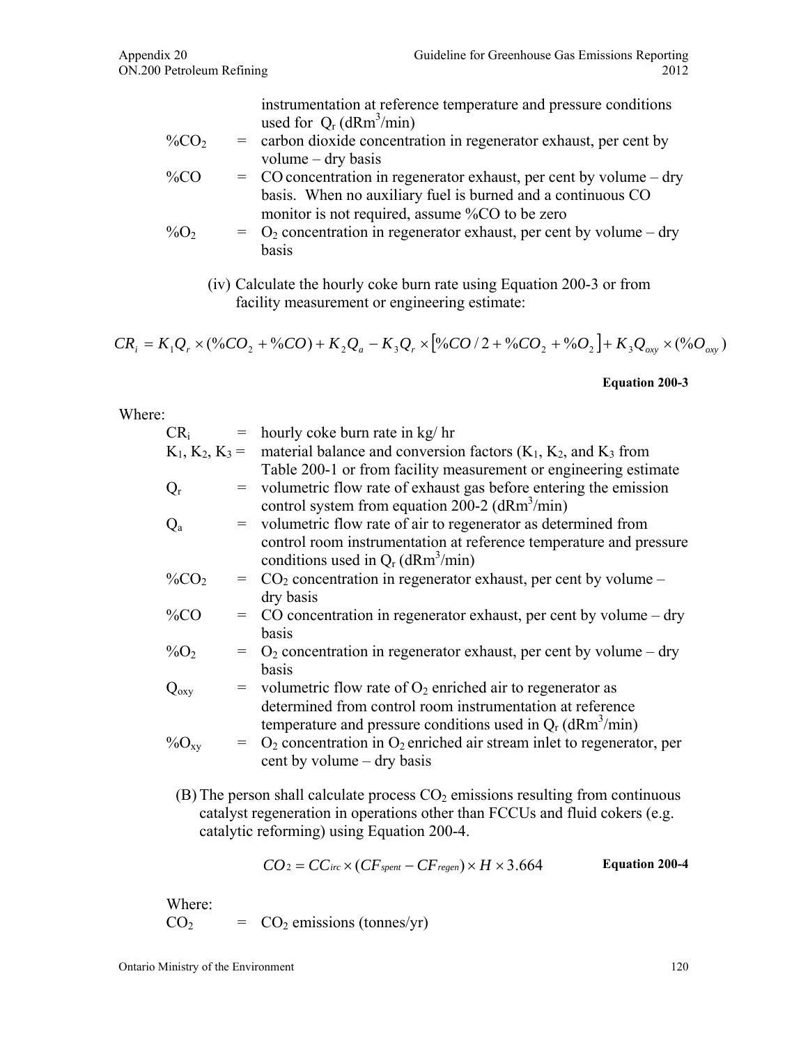instrumentation at reference temperature and pressure conditions used for $Q_r$ ($dRm^3/min$)

$\%CO_2$ = carbon dioxide concentration in regenerator exhaust, per cent by volume – dry basis

$\%CO$ = CO concentration in regenerator exhaust, per cent by volume – dry basis. When no auxiliary fuel is burned and a continuous CO monitor is not required, assume %CO to be zero

$\%O_2$ = $O_2$ concentration in regenerator exhaust, per cent by volume – dry basis

(iv) Calculate the hourly coke burn rate using Equation 200-3 or from facility measurement or engineering estimate:

$$CR_i = K_1 Q_r \times (\%CO_2 + \%CO) + K_2 Q_a - K_3 Q_r \times [\%CO/2 + \%CO_2 + \%O_2] + K_3 Q_{oxy} \times (\%O_{oxy})$$

**Equation 200-3**

Where:

$CR_i$ = hourly coke burn rate in kg/ hr

$K_1$, $K_2$, $K_3$ = material balance and conversion factors ($K_1$, $K_2$, and $K_3$ from Table 200-1 or from facility measurement or engineering estimate

$Q_r$ = volumetric flow rate of exhaust gas before entering the emission control system from equation 200-2 ($dRm^3/min$)

$Q_a$ = volumetric flow rate of air to regenerator as determined from control room instrumentation at reference temperature and pressure conditions used in $Q_r$ ($dRm^3/min$)

$\%CO_2$ = $CO_2$ concentration in regenerator exhaust, per cent by volume – dry basis

$\%CO$ = CO concentration in regenerator exhaust, per cent by volume – dry basis

$\%O_2$ = $O_2$ concentration in regenerator exhaust, per cent by volume – dry basis

$Q_{oxy}$ = volumetric flow rate of $O_2$ enriched air to regenerator as determined from control room instrumentation at reference temperature and pressure conditions used in $Q_r$ ($dRm^3/min$)

$\%O_{xy}$ = $O_2$ concentration in $O_2$ enriched air stream inlet to regenerator, per cent by volume – dry basis

(B) The person shall calculate process $CO_2$ emissions resulting from continuous catalyst regeneration in operations other than FCCUs and fluid cokers (e.g. catalytic reforming) using Equation 200-4.

$$CO_2 = CC_{irc} \times (CF_{spent} - CF_{regen}) \times H \times 3.664$$

**Equation 200-4**

Where:

$CO_2$ = $CO_2$ emissions (tonnes/yr)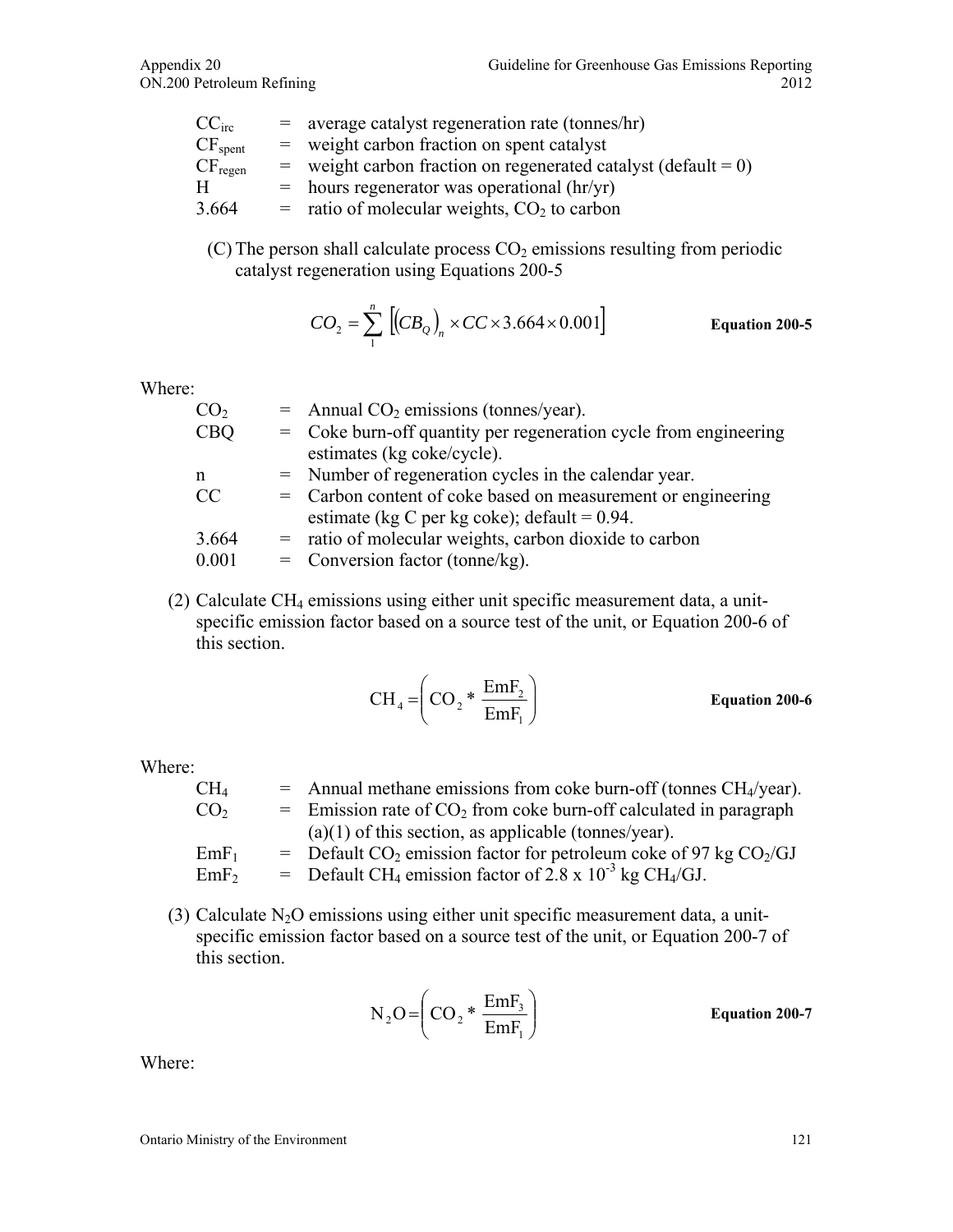| | | |
|---|---|---|
| $CC_{irc}$ | = | average catalyst regeneration rate (tonnes/hr) |
| $CF_{spent}$ | = | weight carbon fraction on spent catalyst |
| $CF_{regen}$ | = | weight carbon fraction on regenerated catalyst (default = 0) |
| H | = | hours regenerator was operational (hr/yr) |
| 3.664 | = | ratio of molecular weights, $CO_2$ to carbon |

(C) The person shall calculate process $CO_2$ emissions resulting from periodic catalyst regeneration using Equations 200-5

$$CO_2 = \sum_{1}^{n} \left[ \left( CB_Q \right)_n \times CC \times 3.664 \times 0.001 \right] \qquad \textbf{Equation 200-5}$$

Where:

| | | |
|---|---|---|
| $CO_2$ | = | Annual $CO_2$ emissions (tonnes/year). |
| CBQ | = | Coke burn-off quantity per regeneration cycle from engineering estimates (kg coke/cycle). |
| n | = | Number of regeneration cycles in the calendar year. |
| CC | = | Carbon content of coke based on measurement or engineering estimate (kg C per kg coke); default = 0.94. |
| 3.664 | = | ratio of molecular weights, carbon dioxide to carbon |
| 0.001 | = | Conversion factor (tonne/kg). |

(2) Calculate $CH_4$ emissions using either unit specific measurement data, a unit-specific emission factor based on a source test of the unit, or Equation 200-6 of this section.

$$CH_4 = \left( CO_2 * \frac{EmF_2}{EmF_1} \right) \qquad \textbf{Equation 200-6}$$

Where:

| | | |
|---|---|---|
| $CH_4$ | = | Annual methane emissions from coke burn-off (tonnes $CH_4$/year). |
| $CO_2$ | = | Emission rate of $CO_2$ from coke burn-off calculated in paragraph (a)(1) of this section, as applicable (tonnes/year). |
| $EmF_1$ | = | Default $CO_2$ emission factor for petroleum coke of 97 kg $CO_2$/GJ |
| $EmF_2$ | = | Default $CH_4$ emission factor of $2.8 \times 10^{-3}$ kg $CH_4$/GJ. |

(3) Calculate $N_2O$ emissions using either unit specific measurement data, a unit-specific emission factor based on a source test of the unit, or Equation 200-7 of this section.

$$N_2O = \left( CO_2 * \frac{EmF_3}{EmF_1} \right) \qquad \textbf{Equation 200-7}$$

Where: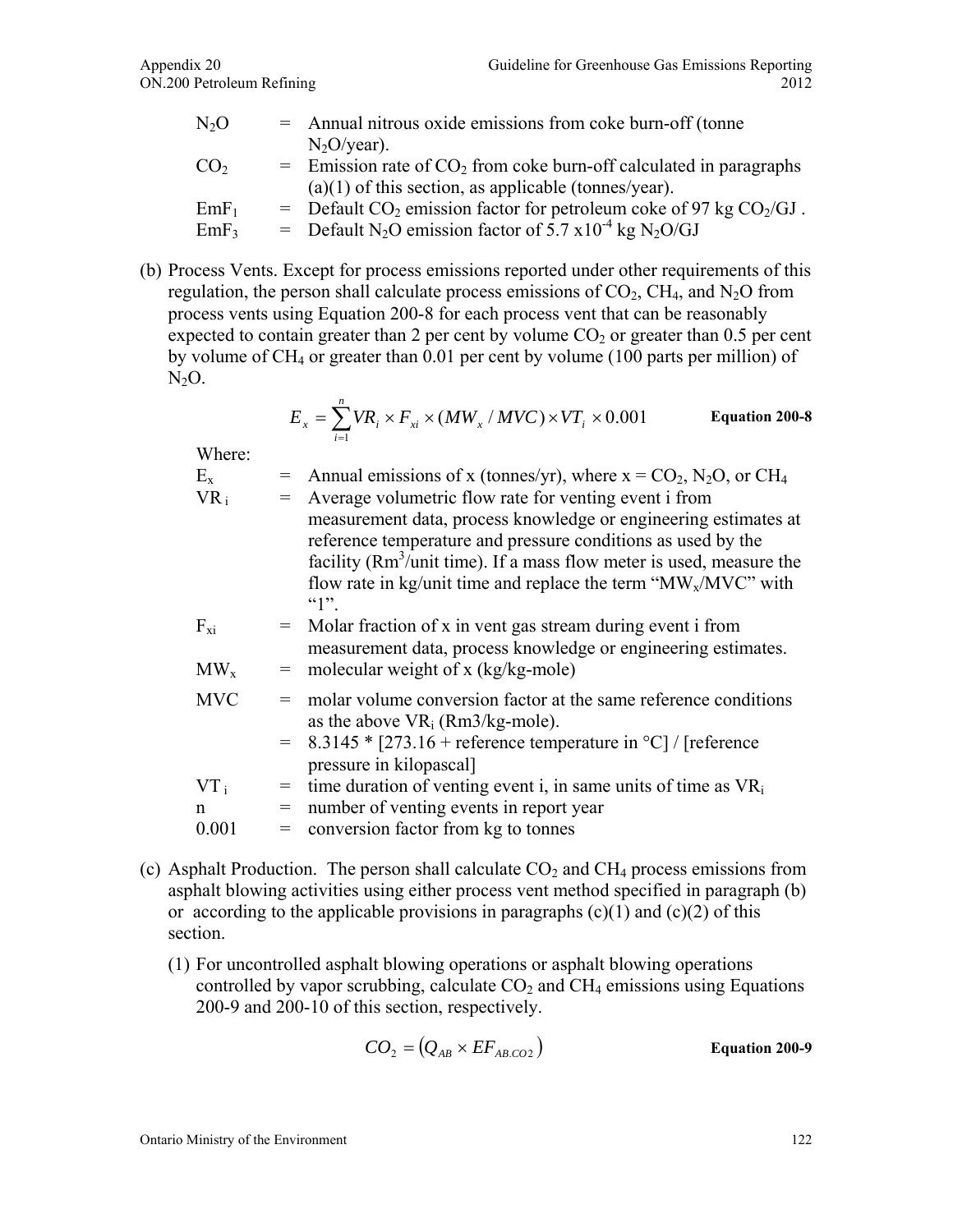$N_2O$ = Annual nitrous oxide emissions from coke burn-off (tonne $N_2O$/year).

$CO_2$ = Emission rate of $CO_2$ from coke burn-off calculated in paragraphs (a)(1) of this section, as applicable (tonnes/year).

$EmF_1$ = Default $CO_2$ emission factor for petroleum coke of 97 kg $CO_2$/GJ .

$EmF_3$ = Default $N_2O$ emission factor of $5.7 \times 10^{-4}$ kg $N_2O$/GJ

(b) Process Vents. Except for process emissions reported under other requirements of this regulation, the person shall calculate process emissions of $CO_2$, $CH_4$, and $N_2O$ from process vents using Equation 200-8 for each process vent that can be reasonably expected to contain greater than 2 per cent by volume $CO_2$ or greater than 0.5 per cent by volume of $CH_4$ or greater than 0.01 per cent by volume (100 parts per million) of $N_2O$.

$$E_x = \sum_{i=1}^{n} VR_i \times F_{xi} \times (MW_x / MVC) \times VT_i \times 0.001 \qquad \textbf{Equation 200-8}$$

Where:

$E_x$ = Annual emissions of x (tonnes/yr), where x = $CO_2$, $N_2O$, or $CH_4$

$VR_i$ = Average volumetric flow rate for venting event i from measurement data, process knowledge or engineering estimates at reference temperature and pressure conditions as used by the facility ($Rm^3$/unit time). If a mass flow meter is used, measure the flow rate in kg/unit time and replace the term "$MW_x$/MVC" with "1".

$F_{xi}$ = Molar fraction of x in vent gas stream during event i from measurement data, process knowledge or engineering estimates.

$MW_x$ = molecular weight of x (kg/kg-mole)

MVC = molar volume conversion factor at the same reference conditions as the above $VR_i$ (Rm3/kg-mole).
= 8.3145 * [273.16 + reference temperature in °C] / [reference pressure in kilopascal]

$VT_i$ = time duration of venting event i, in same units of time as $VR_i$

n = number of venting events in report year

0.001 = conversion factor from kg to tonnes

(c) Asphalt Production. The person shall calculate $CO_2$ and $CH_4$ process emissions from asphalt blowing activities using either process vent method specified in paragraph (b) or according to the applicable provisions in paragraphs (c)(1) and (c)(2) of this section.

(1) For uncontrolled asphalt blowing operations or asphalt blowing operations controlled by vapor scrubbing, calculate $CO_2$ and $CH_4$ emissions using Equations 200-9 and 200-10 of this section, respectively.

$$CO_2 = \left(Q_{AB} \times EF_{AB.CO2}\right) \qquad \textbf{Equation 200-9}$$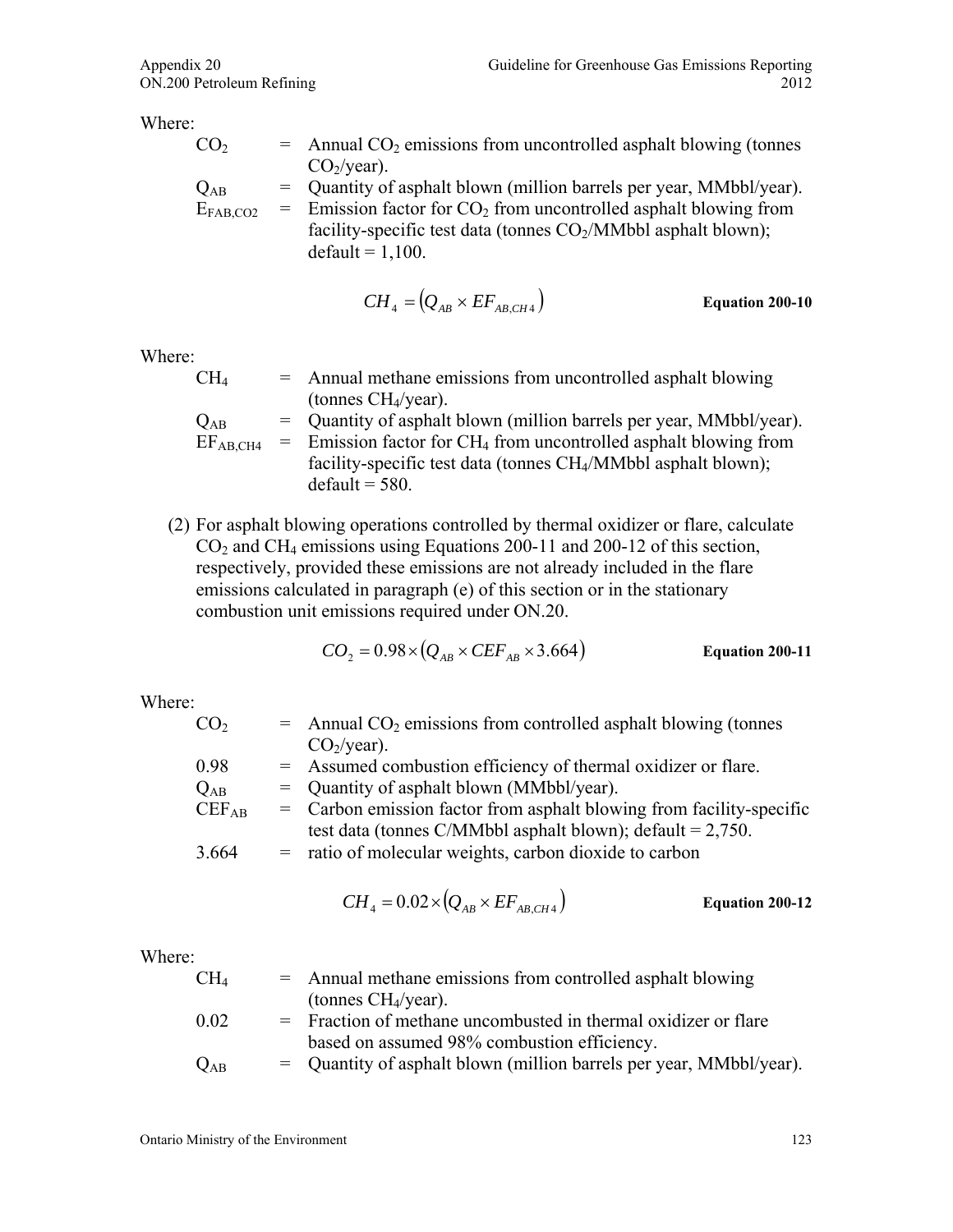Where:

| | | |
|---|---|---|
| $CO_2$ | = | Annual $CO_2$ emissions from uncontrolled asphalt blowing (tonnes $CO_2$/year). |
| $Q_{AB}$ | = | Quantity of asphalt blown (million barrels per year, MMbbl/year). |
| $E_{FAB,CO2}$ | = | Emission factor for $CO_2$ from uncontrolled asphalt blowing from facility-specific test data (tonnes $CO_2$/MMbbl asphalt blown); default = 1,100. |

$$CH_4 = \left(Q_{AB} \times EF_{AB,CH4}\right) \qquad \textbf{Equation 200-10}$$

Where:

| | | |
|---|---|---|
| $CH_4$ | = | Annual methane emissions from uncontrolled asphalt blowing (tonnes $CH_4$/year). |
| $Q_{AB}$ | = | Quantity of asphalt blown (million barrels per year, MMbbl/year). |
| $EF_{AB,CH4}$ | = | Emission factor for $CH_4$ from uncontrolled asphalt blowing from facility-specific test data (tonnes $CH_4$/MMbbl asphalt blown); default = 580. |

(2) For asphalt blowing operations controlled by thermal oxidizer or flare, calculate $CO_2$ and $CH_4$ emissions using Equations 200-11 and 200-12 of this section, respectively, provided these emissions are not already included in the flare emissions calculated in paragraph (e) of this section or in the stationary combustion unit emissions required under ON.20.

$$CO_2 = 0.98 \times \left(Q_{AB} \times CEF_{AB} \times 3.664\right) \qquad \textbf{Equation 200-11}$$

Where:

| | | |
|---|---|---|
| $CO_2$ | = | Annual $CO_2$ emissions from controlled asphalt blowing (tonnes $CO_2$/year). |
| 0.98 | = | Assumed combustion efficiency of thermal oxidizer or flare. |
| $Q_{AB}$ | = | Quantity of asphalt blown (MMbbl/year). |
| $CEF_{AB}$ | = | Carbon emission factor from asphalt blowing from facility-specific test data (tonnes C/MMbbl asphalt blown); default = 2,750. |
| 3.664 | = | ratio of molecular weights, carbon dioxide to carbon |

$$CH_4 = 0.02 \times \left(Q_{AB} \times EF_{AB,CH4}\right) \qquad \textbf{Equation 200-12}$$

Where:

| | | |
|---|---|---|
| $CH_4$ | = | Annual methane emissions from controlled asphalt blowing (tonnes $CH_4$/year). |
| 0.02 | = | Fraction of methane uncombusted in thermal oxidizer or flare based on assumed 98% combustion efficiency. |
| $Q_{AB}$ | = | Quantity of asphalt blown (million barrels per year, MMbbl/year). |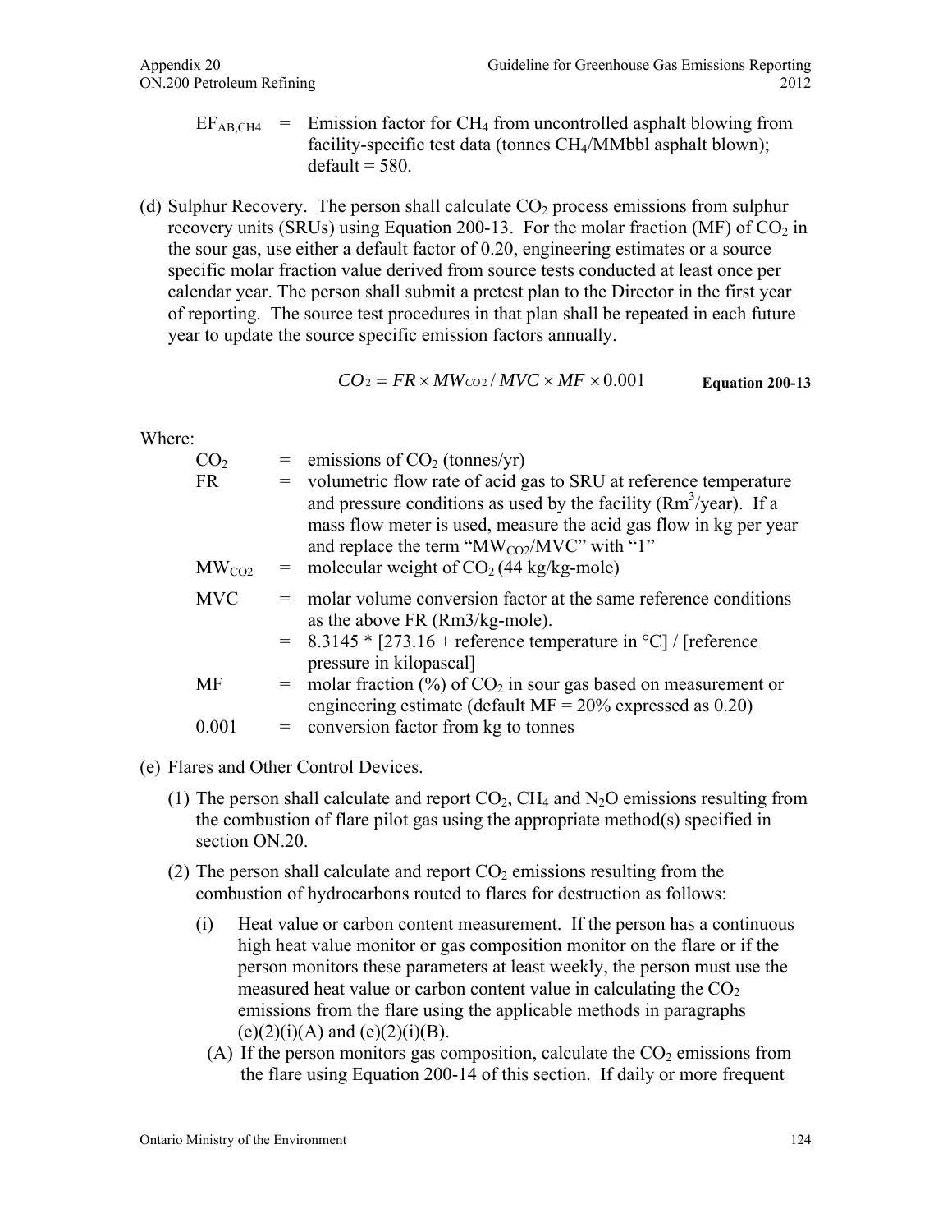$EF_{AB,CH4}$ = Emission factor for $CH_4$ from uncontrolled asphalt blowing from facility-specific test data (tonnes $CH_4$/MMbbl asphalt blown); default = 580.

(d) Sulphur Recovery. The person shall calculate $CO_2$ process emissions from sulphur recovery units (SRUs) using Equation 200-13. For the molar fraction (MF) of $CO_2$ in the sour gas, use either a default factor of 0.20, engineering estimates or a source specific molar fraction value derived from source tests conducted at least once per calendar year. The person shall submit a pretest plan to the Director in the first year of reporting. The source test procedures in that plan shall be repeated in each future year to update the source specific emission factors annually.

$$CO_2 = FR \times MW_{CO2} / MVC \times MF \times 0.001 \qquad \textbf{Equation 200-13}$$

Where:

- $CO_2$ = emissions of $CO_2$ (tonnes/yr)
- FR = volumetric flow rate of acid gas to SRU at reference temperature and pressure conditions as used by the facility ($Rm^3$/year). If a mass flow meter is used, measure the acid gas flow in kg per year and replace the term "$MW_{CO2}$/MVC" with "1"
- $MW_{CO2}$ = molecular weight of $CO_2$ (44 kg/kg-mole)
- MVC = molar volume conversion factor at the same reference conditions as the above FR (Rm3/kg-mole).
  = 8.3145 * [273.16 + reference temperature in °C] / [reference pressure in kilopascal]
- MF = molar fraction (%) of $CO_2$ in sour gas based on measurement or engineering estimate (default MF = 20% expressed as 0.20)
- 0.001 = conversion factor from kg to tonnes

(e) Flares and Other Control Devices.

(1) The person shall calculate and report $CO_2$, $CH_4$ and $N_2O$ emissions resulting from the combustion of flare pilot gas using the appropriate method(s) specified in section ON.20.

(2) The person shall calculate and report $CO_2$ emissions resulting from the combustion of hydrocarbons routed to flares for destruction as follows:

(i) Heat value or carbon content measurement. If the person has a continuous high heat value monitor or gas composition monitor on the flare or if the person monitors these parameters at least weekly, the person must use the measured heat value or carbon content value in calculating the $CO_2$ emissions from the flare using the applicable methods in paragraphs (e)(2)(i)(A) and (e)(2)(i)(B).

(A) If the person monitors gas composition, calculate the $CO_2$ emissions from the flare using Equation 200-14 of this section. If daily or more frequent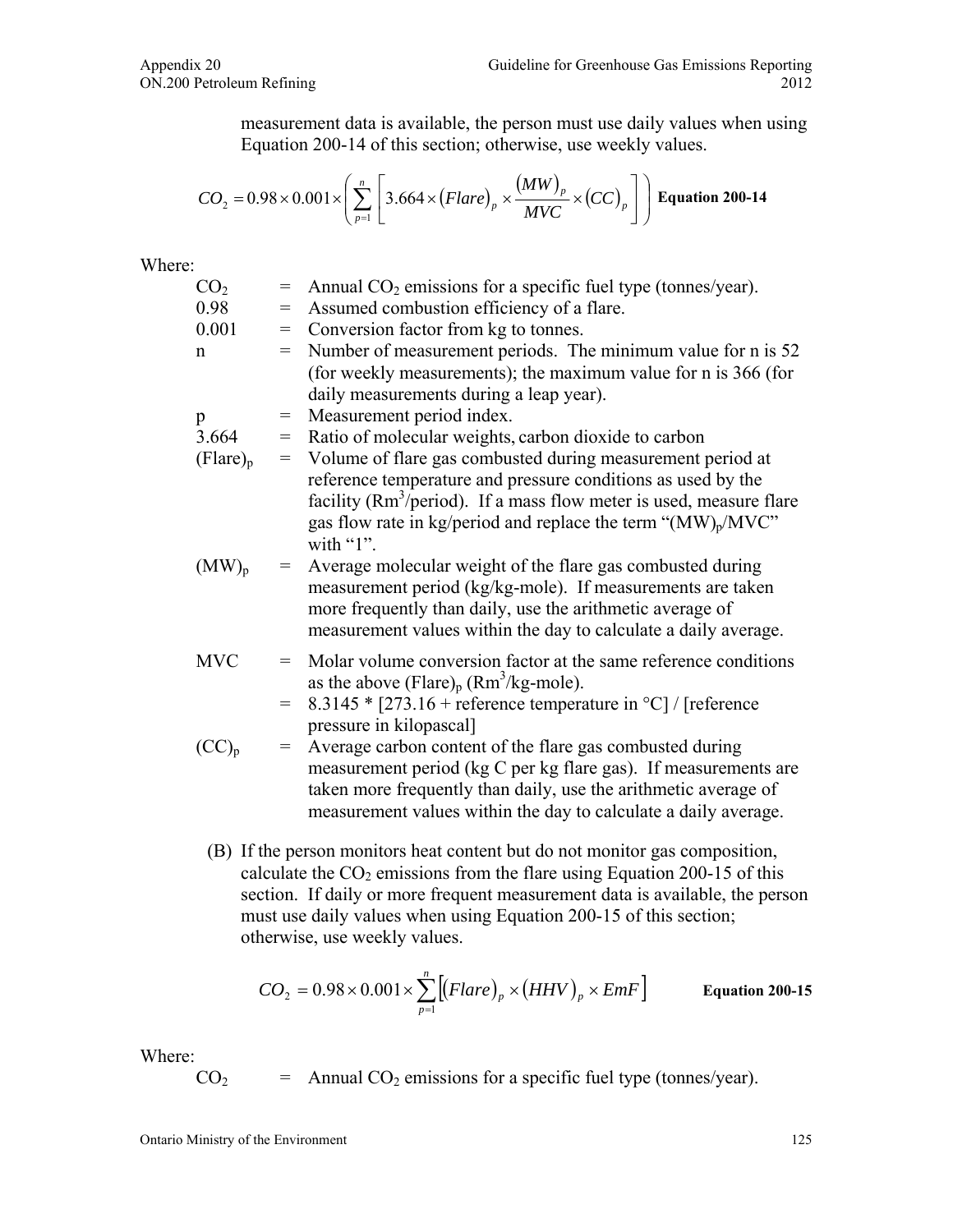measurement data is available, the person must use daily values when using Equation 200-14 of this section; otherwise, use weekly values.

$$CO_2 = 0.98 \times 0.001 \times \left( \sum_{p=1}^{n} \left[ 3.664 \times (Flare)_p \times \frac{(MW)_p}{MVC} \times (CC)_p \right] \right) \quad \textbf{Equation 200-14}$$

Where:

| | | |
|---|---|---|
| $CO_2$ | = | Annual $CO_2$ emissions for a specific fuel type (tonnes/year). |
| 0.98 | = | Assumed combustion efficiency of a flare. |
| 0.001 | = | Conversion factor from kg to tonnes. |
| n | = | Number of measurement periods. The minimum value for n is 52 (for weekly measurements); the maximum value for n is 366 (for daily measurements during a leap year). |
| p | = | Measurement period index. |
| 3.664 | = | Ratio of molecular weights, carbon dioxide to carbon |
| $(Flare)_p$ | = | Volume of flare gas combusted during measurement period at reference temperature and pressure conditions as used by the facility ($Rm^3$/period). If a mass flow meter is used, measure flare gas flow rate in kg/period and replace the term "$(MW)_p$/MVC" with "1". |
| $(MW)_p$ | = | Average molecular weight of the flare gas combusted during measurement period (kg/kg-mole). If measurements are taken more frequently than daily, use the arithmetic average of measurement values within the day to calculate a daily average. |
| MVC | = | Molar volume conversion factor at the same reference conditions as the above $(Flare)_p$ ($Rm^3$/kg-mole). |
| | = | 8.3145 * [273.16 + reference temperature in °C] / [reference pressure in kilopascal] |
| $(CC)_p$ | = | Average carbon content of the flare gas combusted during measurement period (kg C per kg flare gas). If measurements are taken more frequently than daily, use the arithmetic average of measurement values within the day to calculate a daily average. |

(B) If the person monitors heat content but do not monitor gas composition, calculate the $CO_2$ emissions from the flare using Equation 200-15 of this section. If daily or more frequent measurement data is available, the person must use daily values when using Equation 200-15 of this section; otherwise, use weekly values.

$$CO_2 = 0.98 \times 0.001 \times \sum_{p=1}^{n} \left[ (Flare)_p \times (HHV)_p \times EmF \right] \quad \textbf{Equation 200-15}$$

Where:

| | | |
|---|---|---|
| $CO_2$ | = | Annual $CO_2$ emissions for a specific fuel type (tonnes/year). |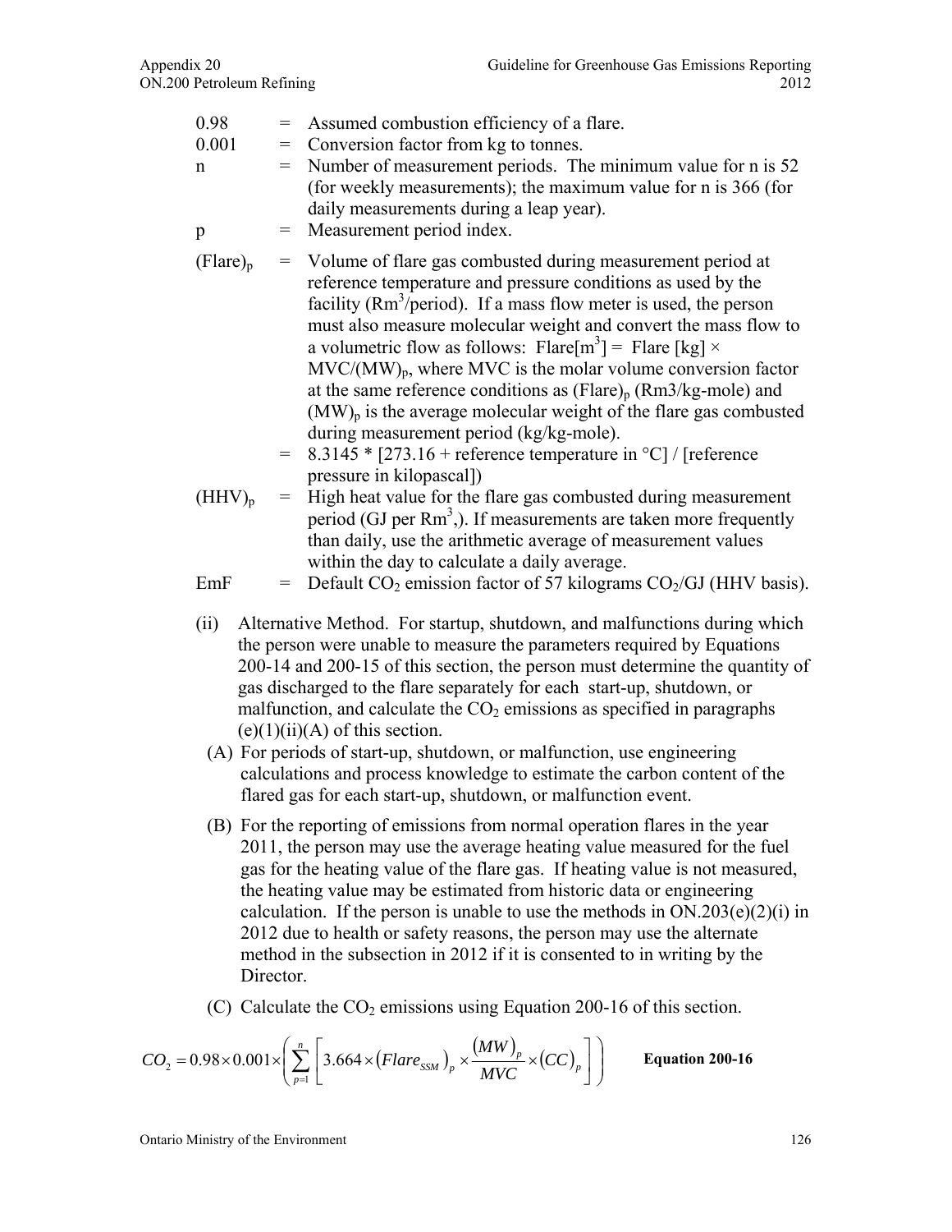0.98 = Assumed combustion efficiency of a flare.

0.001 = Conversion factor from kg to tonnes.

n = Number of measurement periods. The minimum value for n is 52 (for weekly measurements); the maximum value for n is 366 (for daily measurements during a leap year).

p = Measurement period index.

$(Flare)_p$ = Volume of flare gas combusted during measurement period at reference temperature and pressure conditions as used by the facility ($Rm^3$/period). If a mass flow meter is used, the person must also measure molecular weight and convert the mass flow to a volumetric flow as follows: Flare[$m^3$] = Flare [kg] × MVC/$(MW)_p$, where MVC is the molar volume conversion factor at the same reference conditions as $(Flare)_p$ (Rm3/kg-mole) and $(MW)_p$ is the average molecular weight of the flare gas combusted during measurement period (kg/kg-mole).

= 8.3145 * [273.16 + reference temperature in °C] / [reference pressure in kilopascal])

$(HHV)_p$ = High heat value for the flare gas combusted during measurement period (GJ per $Rm^3$,). If measurements are taken more frequently than daily, use the arithmetic average of measurement values within the day to calculate a daily average.

EmF = Default $CO_2$ emission factor of 57 kilograms $CO_2$/GJ (HHV basis).

(ii) Alternative Method. For startup, shutdown, and malfunctions during which the person were unable to measure the parameters required by Equations 200-14 and 200-15 of this section, the person must determine the quantity of gas discharged to the flare separately for each start-up, shutdown, or malfunction, and calculate the $CO_2$ emissions as specified in paragraphs (e)(1)(ii)(A) of this section.

(A) For periods of start-up, shutdown, or malfunction, use engineering calculations and process knowledge to estimate the carbon content of the flared gas for each start-up, shutdown, or malfunction event.

(B) For the reporting of emissions from normal operation flares in the year 2011, the person may use the average heating value measured for the fuel gas for the heating value of the flare gas. If heating value is not measured, the heating value may be estimated from historic data or engineering calculation. If the person is unable to use the methods in ON.203(e)(2)(i) in 2012 due to health or safety reasons, the person may use the alternate method in the subsection in 2012 if it is consented to in writing by the Director.

(C) Calculate the $CO_2$ emissions using Equation 200-16 of this section.

$$CO_2 = 0.98 \times 0.001 \times \left( \sum_{p=1}^{n} \left[ 3.664 \times \left(Flare_{SSM}\right)_p \times \frac{(MW)_p}{MVC} \times (CC)_p \right] \right) \qquad \textbf{Equation 200-16}$$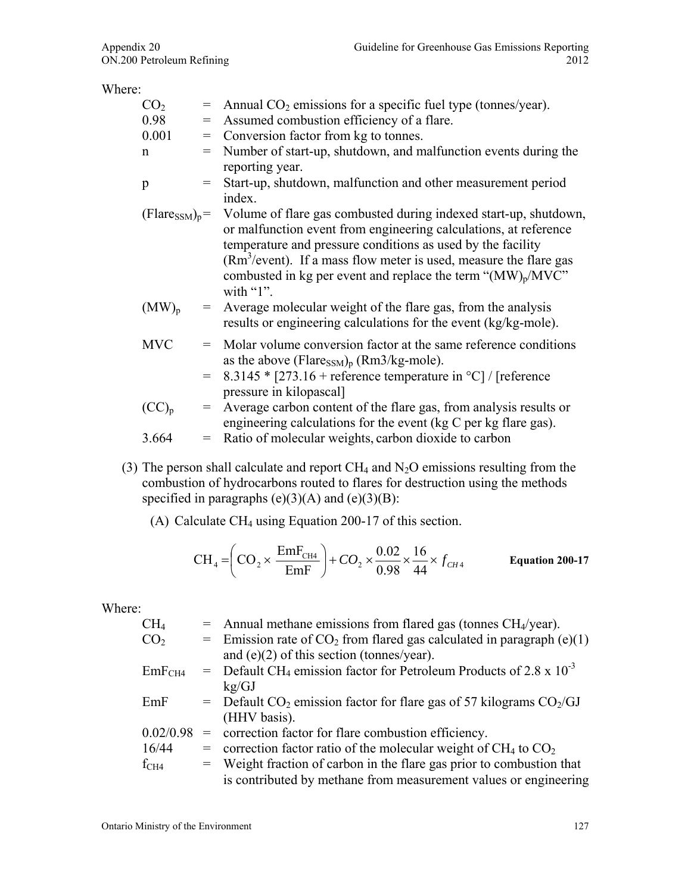Where:

| | | |
|---|---|---|
| $CO_2$ | = | Annual $CO_2$ emissions for a specific fuel type (tonnes/year). |
| 0.98 | = | Assumed combustion efficiency of a flare. |
| 0.001 | = | Conversion factor from kg to tonnes. |
| n | = | Number of start-up, shutdown, and malfunction events during the reporting year. |
| p | = | Start-up, shutdown, malfunction and other measurement period index. |
| $(Flare_{SSM})_p$ | = | Volume of flare gas combusted during indexed start-up, shutdown, or malfunction event from engineering calculations, at reference temperature and pressure conditions as used by the facility ($Rm^3$/event). If a mass flow meter is used, measure the flare gas combusted in kg per event and replace the term "$(MW)_p/MVC$" with "1". |
| $(MW)_p$ | = | Average molecular weight of the flare gas, from the analysis results or engineering calculations for the event (kg/kg-mole). |
| MVC | = | Molar volume conversion factor at the same reference conditions as the above $(Flare_{SSM})_p$ (Rm3/kg-mole). |
| | = | 8.3145 * [273.16 + reference temperature in °C] / [reference pressure in kilopascal] |
| $(CC)_p$ | = | Average carbon content of the flare gas, from analysis results or engineering calculations for the event (kg C per kg flare gas). |
| 3.664 | = | Ratio of molecular weights, carbon dioxide to carbon |

(3) The person shall calculate and report $CH_4$ and $N_2O$ emissions resulting from the combustion of hydrocarbons routed to flares for destruction using the methods specified in paragraphs (e)(3)(A) and (e)(3)(B):

(A) Calculate $CH_4$ using Equation 200-17 of this section.

$$CH_4 = \left( CO_2 \times \frac{EmF_{CH4}}{EmF} \right) + CO_2 \times \frac{0.02}{0.98} \times \frac{16}{44} \times f_{CH4} \qquad \textbf{Equation 200-17}$$

Where:

| | | |
|---|---|---|
| $CH_4$ | = | Annual methane emissions from flared gas (tonnes $CH_4$/year). |
| $CO_2$ | = | Emission rate of $CO_2$ from flared gas calculated in paragraph (e)(1) and (e)(2) of this section (tonnes/year). |
| $EmF_{CH4}$ | = | Default $CH_4$ emission factor for Petroleum Products of $2.8 \times 10^{-3}$ kg/GJ |
| EmF | = | Default $CO_2$ emission factor for flare gas of 57 kilograms $CO_2$/GJ (HHV basis). |
| 0.02/0.98 | = | correction factor for flare combustion efficiency. |
| 16/44 | = | correction factor ratio of the molecular weight of $CH_4$ to $CO_2$ |
| $f_{CH4}$ | = | Weight fraction of carbon in the flare gas prior to combustion that is contributed by methane from measurement values or engineering |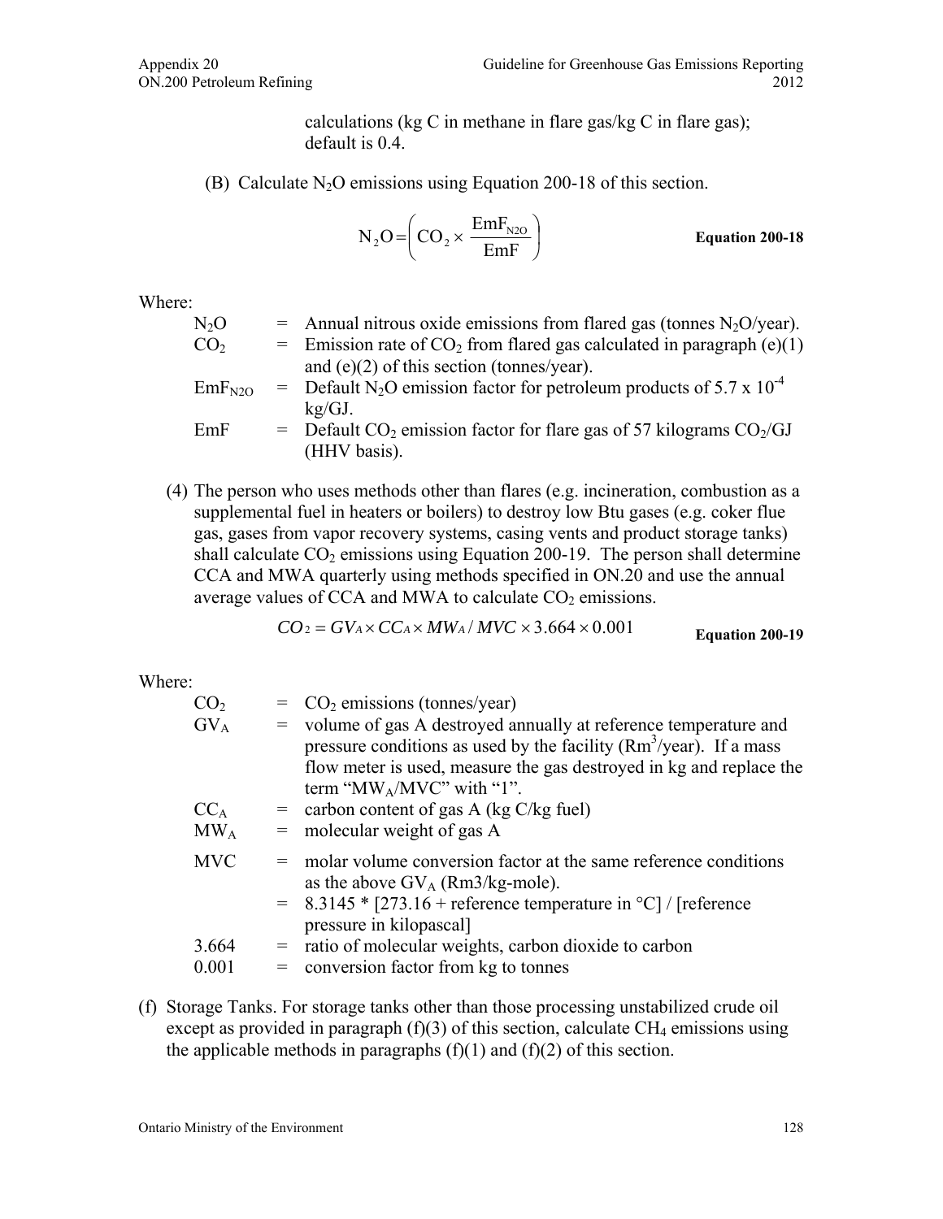calculations (kg C in methane in flare gas/kg C in flare gas); default is 0.4.

(B) Calculate $N_2O$ emissions using Equation 200-18 of this section.

$$N_2O = \left( CO_2 \times \frac{EmF_{N2O}}{EmF} \right) \qquad \textbf{Equation 200-18}$$

Where:

| | | |
|---|---|---|
| $N_2O$ | = | Annual nitrous oxide emissions from flared gas (tonnes $N_2O$/year). |
| $CO_2$ | = | Emission rate of $CO_2$ from flared gas calculated in paragraph (e)(1) and (e)(2) of this section (tonnes/year). |
| $EmF_{N2O}$ | = | Default $N_2O$ emission factor for petroleum products of $5.7 \times 10^{-4}$ kg/GJ. |
| EmF | = | Default $CO_2$ emission factor for flare gas of 57 kilograms $CO_2$/GJ (HHV basis). |

(4) The person who uses methods other than flares (e.g. incineration, combustion as a supplemental fuel in heaters or boilers) to destroy low Btu gases (e.g. coker flue gas, gases from vapor recovery systems, casing vents and product storage tanks) shall calculate $CO_2$ emissions using Equation 200-19. The person shall determine CCA and MWA quarterly using methods specified in ON.20 and use the annual average values of CCA and MWA to calculate $CO_2$ emissions.

$$CO_2 = GV_A \times CC_A \times MW_A / MVC \times 3.664 \times 0.001 \qquad \textbf{Equation 200-19}$$

Where:

| | | |
|---|---|---|
| $CO_2$ | = | $CO_2$ emissions (tonnes/year) |
| $GV_A$ | = | volume of gas A destroyed annually at reference temperature and pressure conditions as used by the facility ($Rm^3$/year). If a mass flow meter is used, measure the gas destroyed in kg and replace the term "$MW_A$/MVC" with "1". |
| $CC_A$ | = | carbon content of gas A (kg C/kg fuel) |
| $MW_A$ | = | molecular weight of gas A |
| MVC | = | molar volume conversion factor at the same reference conditions as the above $GV_A$ (Rm3/kg-mole). |
| | = | 8.3145 * [273.16 + reference temperature in °C] / [reference pressure in kilopascal] |
| 3.664 | = | ratio of molecular weights, carbon dioxide to carbon |
| 0.001 | = | conversion factor from kg to tonnes |

(f) Storage Tanks. For storage tanks other than those processing unstabilized crude oil except as provided in paragraph (f)(3) of this section, calculate $CH_4$ emissions using the applicable methods in paragraphs (f)(1) and (f)(2) of this section.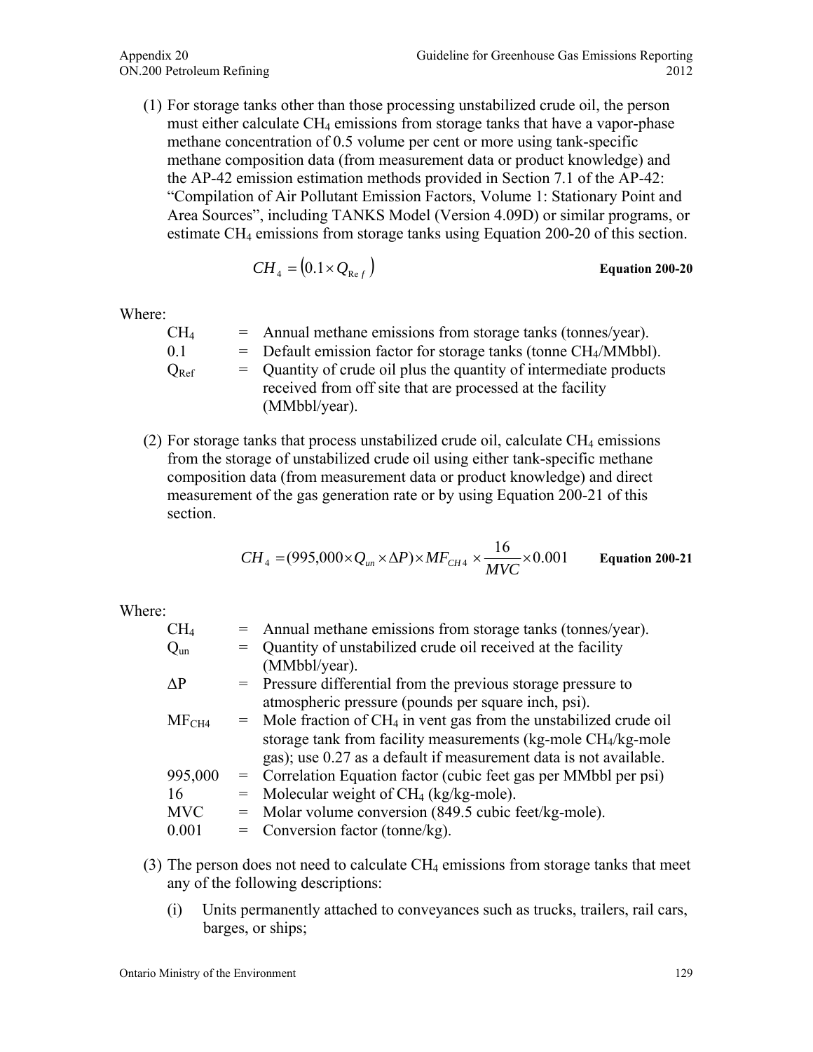(1) For storage tanks other than those processing unstabilized crude oil, the person must either calculate $CH_4$ emissions from storage tanks that have a vapor-phase methane concentration of 0.5 volume per cent or more using tank-specific methane composition data (from measurement data or product knowledge) and the AP-42 emission estimation methods provided in Section 7.1 of the AP-42: "Compilation of Air Pollutant Emission Factors, Volume 1: Stationary Point and Area Sources", including TANKS Model (Version 4.09D) or similar programs, or estimate $CH_4$ emissions from storage tanks using Equation 200-20 of this section.

$$CH_4 = \left(0.1 \times Q_{Ref}\right) \qquad \textbf{Equation 200-20}$$

Where:

| | | |
|---|---|---|
| $CH_4$ | = | Annual methane emissions from storage tanks (tonnes/year). |
| 0.1 | = | Default emission factor for storage tanks (tonne $CH_4$/MMbbl). |
| $Q_{Ref}$ | = | Quantity of crude oil plus the quantity of intermediate products received from off site that are processed at the facility (MMbbl/year). |

(2) For storage tanks that process unstabilized crude oil, calculate $CH_4$ emissions from the storage of unstabilized crude oil using either tank-specific methane composition data (from measurement data or product knowledge) and direct measurement of the gas generation rate or by using Equation 200-21 of this section.

$$CH_4 = (995{,}000 \times Q_{un} \times \Delta P) \times MF_{CH4} \times \frac{16}{MVC} \times 0.001 \qquad \textbf{Equation 200-21}$$

Where:

| | | |
|---|---|---|
| $CH_4$ | = | Annual methane emissions from storage tanks (tonnes/year). |
| $Q_{un}$ | = | Quantity of unstabilized crude oil received at the facility (MMbbl/year). |
| $\Delta P$ | = | Pressure differential from the previous storage pressure to atmospheric pressure (pounds per square inch, psi). |
| $MF_{CH4}$ | = | Mole fraction of $CH_4$ in vent gas from the unstabilized crude oil storage tank from facility measurements (kg-mole $CH_4$/kg-mole gas); use 0.27 as a default if measurement data is not available. |
| 995,000 | = | Correlation Equation factor (cubic feet gas per MMbbl per psi) |
| 16 | = | Molecular weight of $CH_4$ (kg/kg-mole). |
| MVC | = | Molar volume conversion (849.5 cubic feet/kg-mole). |
| 0.001 | = | Conversion factor (tonne/kg). |

(3) The person does not need to calculate $CH_4$ emissions from storage tanks that meet any of the following descriptions:

(i) Units permanently attached to conveyances such as trucks, trailers, rail cars, barges, or ships;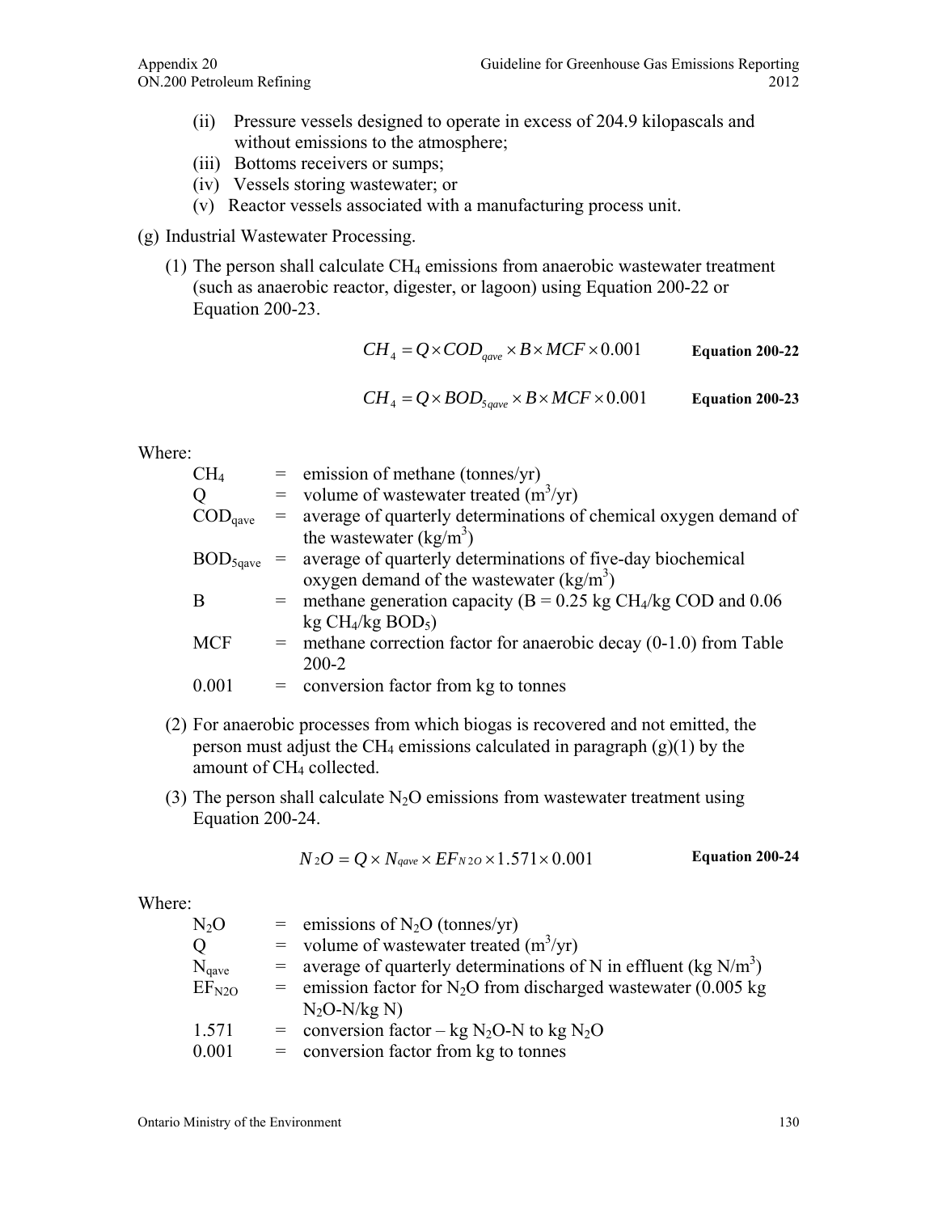(ii) Pressure vessels designed to operate in excess of 204.9 kilopascals and without emissions to the atmosphere;

(iii) Bottoms receivers or sumps;

(iv) Vessels storing wastewater; or

(v) Reactor vessels associated with a manufacturing process unit.

(g) Industrial Wastewater Processing.

(1) The person shall calculate $CH_4$ emissions from anaerobic wastewater treatment (such as anaerobic reactor, digester, or lagoon) using Equation 200-22 or Equation 200-23.

$$CH_4 = Q \times COD_{qave} \times B \times MCF \times 0.001 \qquad \textbf{Equation 200-22}$$

$$CH_4 = Q \times BOD_{5qave} \times B \times MCF \times 0.001 \qquad \textbf{Equation 200-23}$$

Where:

| | | |
|---|---|---|
| $CH_4$ | = | emission of methane (tonnes/yr) |
| Q | = | volume of wastewater treated ($m^3$/yr) |
| $COD_{qave}$ | = | average of quarterly determinations of chemical oxygen demand of the wastewater (kg/$m^3$) |
| $BOD_{5qave}$ | = | average of quarterly determinations of five-day biochemical oxygen demand of the wastewater (kg/$m^3$) |
| B | = | methane generation capacity (B = 0.25 kg $CH_4$/kg COD and 0.06 kg $CH_4$/kg $BOD_5$) |
| MCF | = | methane correction factor for anaerobic decay (0-1.0) from Table 200-2 |
| 0.001 | = | conversion factor from kg to tonnes |

(2) For anaerobic processes from which biogas is recovered and not emitted, the person must adjust the $CH_4$ emissions calculated in paragraph (g)(1) by the amount of $CH_4$ collected.

(3) The person shall calculate $N_2O$ emissions from wastewater treatment using Equation 200-24.

$$N_2O = Q \times N_{qave} \times EF_{N2O} \times 1.571 \times 0.001 \qquad \textbf{Equation 200-24}$$

Where:

| | | |
|---|---|---|
| $N_2O$ | = | emissions of $N_2O$ (tonnes/yr) |
| Q | = | volume of wastewater treated ($m^3$/yr) |
| $N_{qave}$ | = | average of quarterly determinations of N in effluent (kg N/$m^3$) |
| $EF_{N2O}$ | = | emission factor for $N_2O$ from discharged wastewater (0.005 kg $N_2O$-N/kg N) |
| 1.571 | = | conversion factor – kg $N_2O$-N to kg $N_2O$ |
| 0.001 | = | conversion factor from kg to tonnes |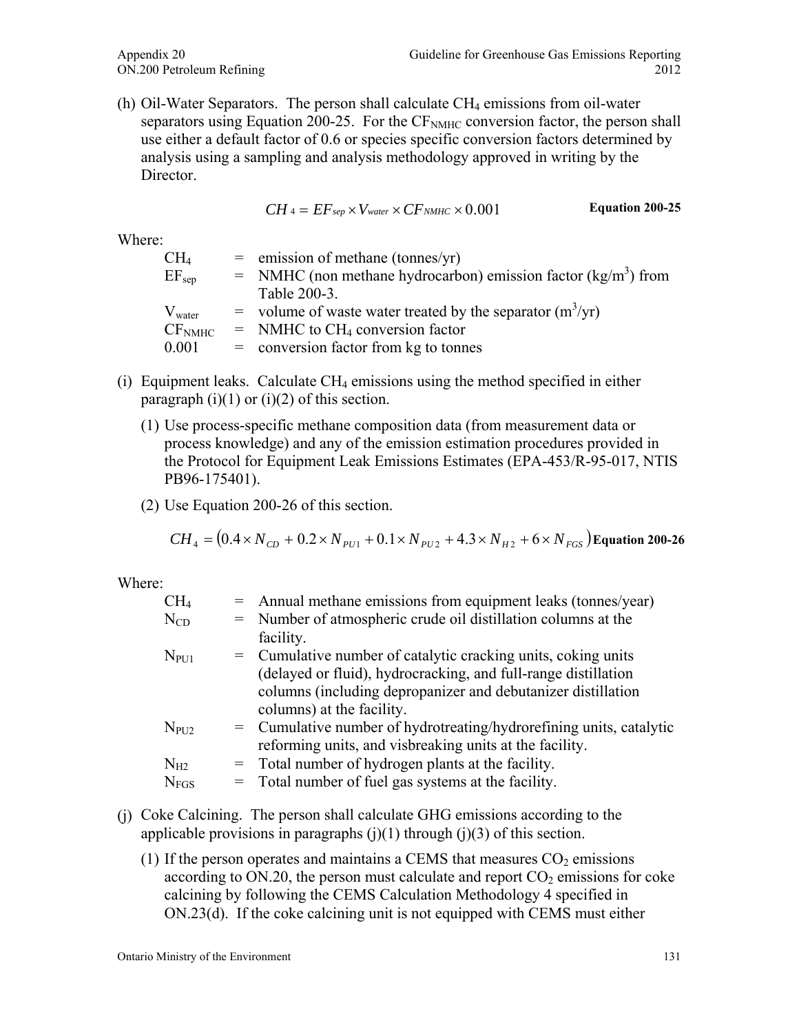(h) Oil-Water Separators. The person shall calculate $CH_4$ emissions from oil-water separators using Equation 200-25. For the $CF_{NMHC}$ conversion factor, the person shall use either a default factor of 0.6 or species specific conversion factors determined by analysis using a sampling and analysis methodology approved in writing by the Director.

$$CH_4 = EF_{sep} \times V_{water} \times CF_{NMHC} \times 0.001 \quad \textbf{Equation 200-25}$$

Where:

| | | |
|---|---|---|
| $CH_4$ | = | emission of methane (tonnes/yr) |
| $EF_{sep}$ | = | NMHC (non methane hydrocarbon) emission factor (kg/m$^3$) from Table 200-3. |
| $V_{water}$ | = | volume of waste water treated by the separator (m$^3$/yr) |
| $CF_{NMHC}$ | = | NMHC to $CH_4$ conversion factor |
| 0.001 | = | conversion factor from kg to tonnes |

(i) Equipment leaks. Calculate $CH_4$ emissions using the method specified in either paragraph (i)(1) or (i)(2) of this section.

(1) Use process-specific methane composition data (from measurement data or process knowledge) and any of the emission estimation procedures provided in the Protocol for Equipment Leak Emissions Estimates (EPA-453/R-95-017, NTIS PB96-175401).

(2) Use Equation 200-26 of this section.

$$CH_4 = \left(0.4 \times N_{CD} + 0.2 \times N_{PU1} + 0.1 \times N_{PU2} + 4.3 \times N_{H2} + 6 \times N_{FGS}\right) \quad \textbf{Equation 200-26}$$

Where:

| | | |
|---|---|---|
| $CH_4$ | = | Annual methane emissions from equipment leaks (tonnes/year) |
| $N_{CD}$ | = | Number of atmospheric crude oil distillation columns at the facility. |
| $N_{PU1}$ | = | Cumulative number of catalytic cracking units, coking units (delayed or fluid), hydrocracking, and full-range distillation columns (including depropanizer and debutanizer distillation columns) at the facility. |
| $N_{PU2}$ | = | Cumulative number of hydrotreating/hydrorefining units, catalytic reforming units, and visbreaking units at the facility. |
| $N_{H2}$ | = | Total number of hydrogen plants at the facility. |
| $N_{FGS}$ | = | Total number of fuel gas systems at the facility. |

(j) Coke Calcining. The person shall calculate GHG emissions according to the applicable provisions in paragraphs (j)(1) through (j)(3) of this section.

(1) If the person operates and maintains a CEMS that measures $CO_2$ emissions according to ON.20, the person must calculate and report $CO_2$ emissions for coke calcining by following the CEMS Calculation Methodology 4 specified in ON.23(d). If the coke calcining unit is not equipped with CEMS must either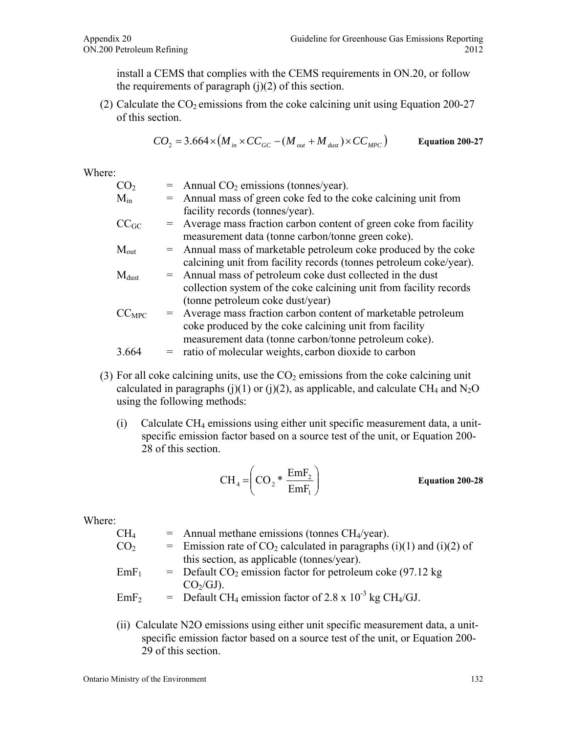install a CEMS that complies with the CEMS requirements in ON.20, or follow the requirements of paragraph (j)(2) of this section.

(2) Calculate the $CO_2$ emissions from the coke calcining unit using Equation 200-27 of this section.

$$CO_2 = 3.664 \times \left(M_{in} \times CC_{GC} - (M_{out} + M_{dust}) \times CC_{MPC}\right) \qquad \textbf{Equation 200-27}$$

Where:

| | | |
|---|---|---|
| $CO_2$ | = | Annual $CO_2$ emissions (tonnes/year). |
| $M_{in}$ | = | Annual mass of green coke fed to the coke calcining unit from facility records (tonnes/year). |
| $CC_{GC}$ | = | Average mass fraction carbon content of green coke from facility measurement data (tonne carbon/tonne green coke). |
| $M_{out}$ | = | Annual mass of marketable petroleum coke produced by the coke calcining unit from facility records (tonnes petroleum coke/year). |
| $M_{dust}$ | = | Annual mass of petroleum coke dust collected in the dust collection system of the coke calcining unit from facility records (tonne petroleum coke dust/year) |
| $CC_{MPC}$ | = | Average mass fraction carbon content of marketable petroleum coke produced by the coke calcining unit from facility measurement data (tonne carbon/tonne petroleum coke). |
| 3.664 | = | ratio of molecular weights, carbon dioxide to carbon |

(3) For all coke calcining units, use the $CO_2$ emissions from the coke calcining unit calculated in paragraphs (j)(1) or (j)(2), as applicable, and calculate $CH_4$ and $N_2O$ using the following methods:

(i) Calculate $CH_4$ emissions using either unit specific measurement data, a unit-specific emission factor based on a source test of the unit, or Equation 200-28 of this section.

$$CH_4 = \left(CO_2 * \frac{EmF_2}{EmF_1}\right) \qquad \textbf{Equation 200-28}$$

Where:

| | | |
|---|---|---|
| $CH_4$ | = | Annual methane emissions (tonnes $CH_4$/year). |
| $CO_2$ | = | Emission rate of $CO_2$ calculated in paragraphs (i)(1) and (i)(2) of this section, as applicable (tonnes/year). |
| $EmF_1$ | = | Default $CO_2$ emission factor for petroleum coke (97.12 kg $CO_2$/GJ). |
| $EmF_2$ | = | Default $CH_4$ emission factor of $2.8 \times 10^{-3}$ kg $CH_4$/GJ. |

(ii) Calculate N2O emissions using either unit specific measurement data, a unit-specific emission factor based on a source test of the unit, or Equation 200-29 of this section.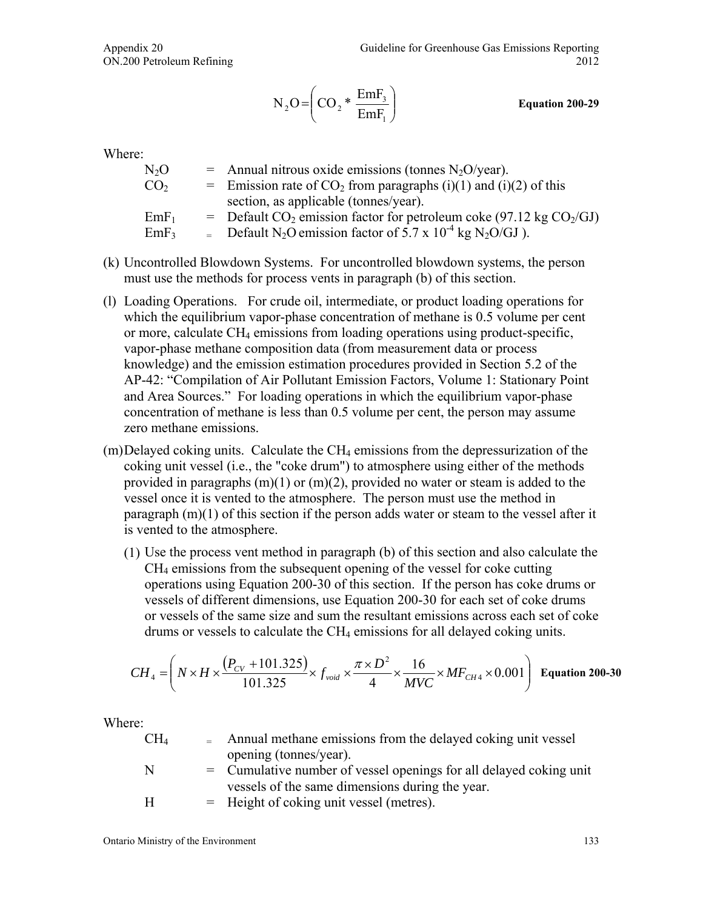$$N_2O = \left( CO_2 * \frac{EmF_3}{EmF_1} \right) \qquad \textbf{Equation 200-29}$$

Where:

- $N_2O$ = Annual nitrous oxide emissions (tonnes $N_2O$/year).
- $CO_2$ = Emission rate of $CO_2$ from paragraphs (i)(1) and (i)(2) of this section, as applicable (tonnes/year).
- $EmF_1$ = Default $CO_2$ emission factor for petroleum coke (97.12 kg $CO_2$/GJ)
- $EmF_3$ = Default $N_2O$ emission factor of $5.7 \times 10^{-4}$ kg $N_2O$/GJ ).

(k) Uncontrolled Blowdown Systems. For uncontrolled blowdown systems, the person must use the methods for process vents in paragraph (b) of this section.

(l) Loading Operations. For crude oil, intermediate, or product loading operations for which the equilibrium vapor-phase concentration of methane is 0.5 volume per cent or more, calculate $CH_4$ emissions from loading operations using product-specific, vapor-phase methane composition data (from measurement data or process knowledge) and the emission estimation procedures provided in Section 5.2 of the AP-42: "Compilation of Air Pollutant Emission Factors, Volume 1: Stationary Point and Area Sources." For loading operations in which the equilibrium vapor-phase concentration of methane is less than 0.5 volume per cent, the person may assume zero methane emissions.

(m) Delayed coking units. Calculate the $CH_4$ emissions from the depressurization of the coking unit vessel (i.e., the "coke drum") to atmosphere using either of the methods provided in paragraphs (m)(1) or (m)(2), provided no water or steam is added to the vessel once it is vented to the atmosphere. The person must use the method in paragraph (m)(1) of this section if the person adds water or steam to the vessel after it is vented to the atmosphere.

(1) Use the process vent method in paragraph (b) of this section and also calculate the $CH_4$ emissions from the subsequent opening of the vessel for coke cutting operations using Equation 200-30 of this section. If the person has coke drums or vessels of different dimensions, use Equation 200-30 for each set of coke drums or vessels of the same size and sum the resultant emissions across each set of coke drums or vessels to calculate the $CH_4$ emissions for all delayed coking units.

$$CH_4 = \left( N \times H \times \frac{(P_{CV} + 101.325)}{101.325} \times f_{void} \times \frac{\pi \times D^2}{4} \times \frac{16}{MVC} \times MF_{CH4} \times 0.001 \right) \qquad \textbf{Equation 200-30}$$

Where:

- $CH_4$ = Annual methane emissions from the delayed coking unit vessel opening (tonnes/year).
- $N$ = Cumulative number of vessel openings for all delayed coking unit vessels of the same dimensions during the year.
- $H$ = Height of coking unit vessel (metres).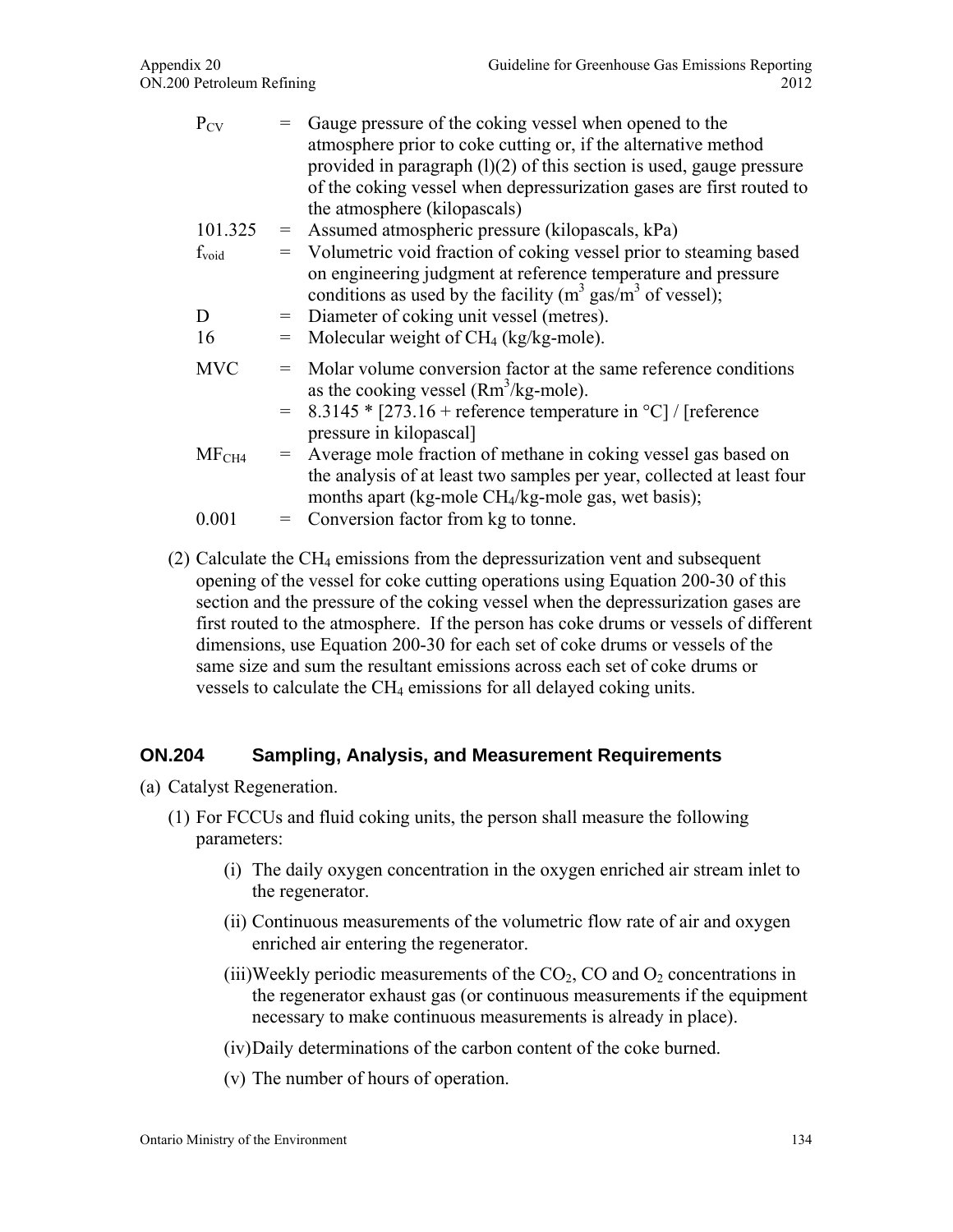$P_{CV}$ = Gauge pressure of the coking vessel when opened to the atmosphere prior to coke cutting or, if the alternative method provided in paragraph (l)(2) of this section is used, gauge pressure of the coking vessel when depressurization gases are first routed to the atmosphere (kilopascals)

101.325 = Assumed atmospheric pressure (kilopascals, kPa)

$f_{void}$ = Volumetric void fraction of coking vessel prior to steaming based on engineering judgment at reference temperature and pressure conditions as used by the facility ($m^3$ gas/$m^3$ of vessel);

D = Diameter of coking unit vessel (metres).

16 = Molecular weight of $CH_4$ (kg/kg-mole).

MVC = Molar volume conversion factor at the same reference conditions as the cooking vessel ($Rm^3$/kg-mole).

= 8.3145 * [273.16 + reference temperature in °C] / [reference pressure in kilopascal]

$MF_{CH4}$ = Average mole fraction of methane in coking vessel gas based on the analysis of at least two samples per year, collected at least four months apart (kg-mole $CH_4$/kg-mole gas, wet basis);

0.001 = Conversion factor from kg to tonne.

(2) Calculate the $CH_4$ emissions from the depressurization vent and subsequent opening of the vessel for coke cutting operations using Equation 200-30 of this section and the pressure of the coking vessel when the depressurization gases are first routed to the atmosphere. If the person has coke drums or vessels of different dimensions, use Equation 200-30 for each set of coke drums or vessels of the same size and sum the resultant emissions across each set of coke drums or vessels to calculate the $CH_4$ emissions for all delayed coking units.

## ON.204 Sampling, Analysis, and Measurement Requirements

(a) Catalyst Regeneration.

(1) For FCCUs and fluid coking units, the person shall measure the following parameters:

(i) The daily oxygen concentration in the oxygen enriched air stream inlet to the regenerator.

(ii) Continuous measurements of the volumetric flow rate of air and oxygen enriched air entering the regenerator.

(iii) Weekly periodic measurements of the $CO_2$, CO and $O_2$ concentrations in the regenerator exhaust gas (or continuous measurements if the equipment necessary to make continuous measurements is already in place).

(iv) Daily determinations of the carbon content of the coke burned.

(v) The number of hours of operation.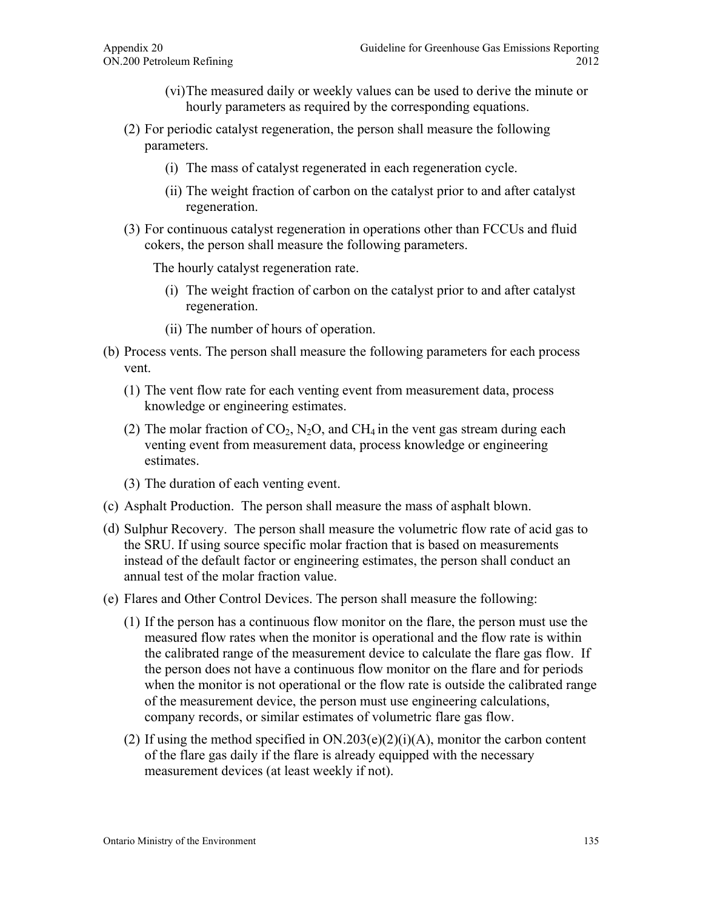(vi) The measured daily or weekly values can be used to derive the minute or hourly parameters as required by the corresponding equations.

(2) For periodic catalyst regeneration, the person shall measure the following parameters.

(i) The mass of catalyst regenerated in each regeneration cycle.

(ii) The weight fraction of carbon on the catalyst prior to and after catalyst regeneration.

(3) For continuous catalyst regeneration in operations other than FCCUs and fluid cokers, the person shall measure the following parameters.

The hourly catalyst regeneration rate.

(i) The weight fraction of carbon on the catalyst prior to and after catalyst regeneration.

(ii) The number of hours of operation.

(b) Process vents. The person shall measure the following parameters for each process vent.

(1) The vent flow rate for each venting event from measurement data, process knowledge or engineering estimates.

(2) The molar fraction of $CO_2$, $N_2O$, and $CH_4$ in the vent gas stream during each venting event from measurement data, process knowledge or engineering estimates.

(3) The duration of each venting event.

(c) Asphalt Production. The person shall measure the mass of asphalt blown.

(d) Sulphur Recovery. The person shall measure the volumetric flow rate of acid gas to the SRU. If using source specific molar fraction that is based on measurements instead of the default factor or engineering estimates, the person shall conduct an annual test of the molar fraction value.

(e) Flares and Other Control Devices. The person shall measure the following:

(1) If the person has a continuous flow monitor on the flare, the person must use the measured flow rates when the monitor is operational and the flow rate is within the calibrated range of the measurement device to calculate the flare gas flow. If the person does not have a continuous flow monitor on the flare and for periods when the monitor is not operational or the flow rate is outside the calibrated range of the measurement device, the person must use engineering calculations, company records, or similar estimates of volumetric flare gas flow.

(2) If using the method specified in ON.203(e)(2)(i)(A), monitor the carbon content of the flare gas daily if the flare is already equipped with the necessary measurement devices (at least weekly if not).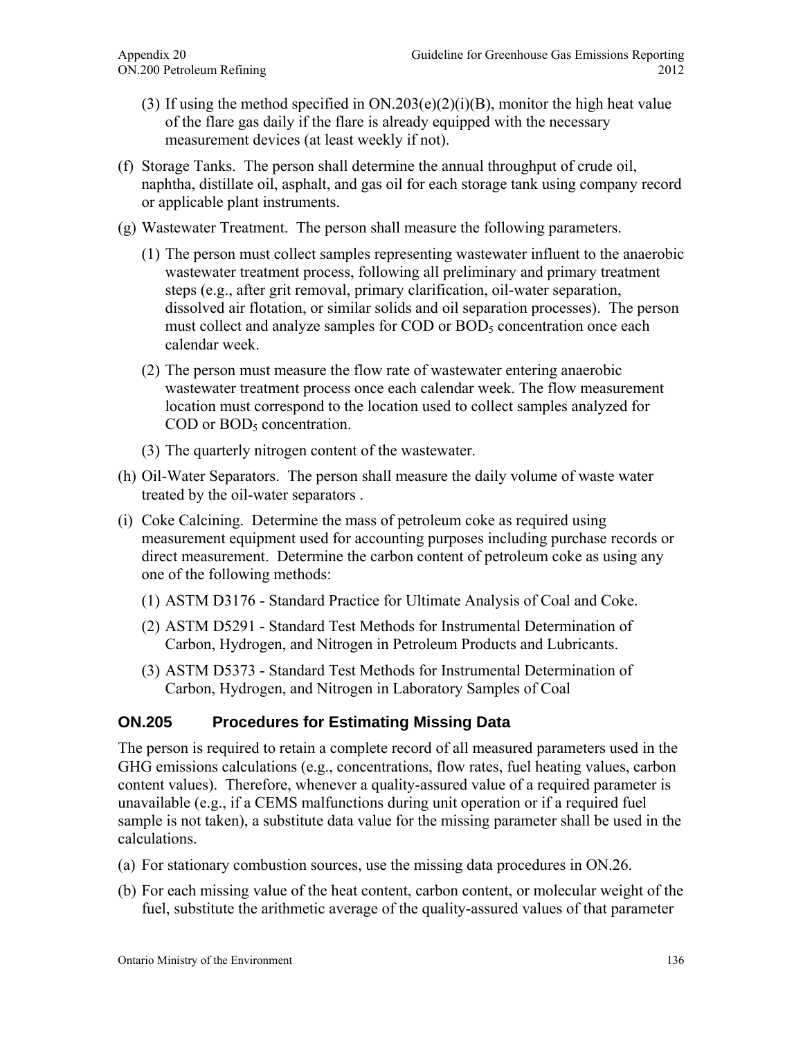(3) If using the method specified in ON.203(e)(2)(i)(B), monitor the high heat value of the flare gas daily if the flare is already equipped with the necessary measurement devices (at least weekly if not).

(f) Storage Tanks. The person shall determine the annual throughput of crude oil, naphtha, distillate oil, asphalt, and gas oil for each storage tank using company record or applicable plant instruments.

(g) Wastewater Treatment. The person shall measure the following parameters.

(1) The person must collect samples representing wastewater influent to the anaerobic wastewater treatment process, following all preliminary and primary treatment steps (e.g., after grit removal, primary clarification, oil-water separation, dissolved air flotation, or similar solids and oil separation processes). The person must collect and analyze samples for COD or $BOD_5$ concentration once each calendar week.

(2) The person must measure the flow rate of wastewater entering anaerobic wastewater treatment process once each calendar week. The flow measurement location must correspond to the location used to collect samples analyzed for COD or $BOD_5$ concentration.

(3) The quarterly nitrogen content of the wastewater.

(h) Oil-Water Separators. The person shall measure the daily volume of waste water treated by the oil-water separators .

(i) Coke Calcining. Determine the mass of petroleum coke as required using measurement equipment used for accounting purposes including purchase records or direct measurement. Determine the carbon content of petroleum coke as using any one of the following methods:

(1) ASTM D3176 - Standard Practice for Ultimate Analysis of Coal and Coke.

(2) ASTM D5291 - Standard Test Methods for Instrumental Determination of Carbon, Hydrogen, and Nitrogen in Petroleum Products and Lubricants.

(3) ASTM D5373 - Standard Test Methods for Instrumental Determination of Carbon, Hydrogen, and Nitrogen in Laboratory Samples of Coal

## ON.205 Procedures for Estimating Missing Data

The person is required to retain a complete record of all measured parameters used in the GHG emissions calculations (e.g., concentrations, flow rates, fuel heating values, carbon content values). Therefore, whenever a quality-assured value of a required parameter is unavailable (e.g., if a CEMS malfunctions during unit operation or if a required fuel sample is not taken), a substitute data value for the missing parameter shall be used in the calculations.

(a) For stationary combustion sources, use the missing data procedures in ON.26.

(b) For each missing value of the heat content, carbon content, or molecular weight of the fuel, substitute the arithmetic average of the quality-assured values of that parameter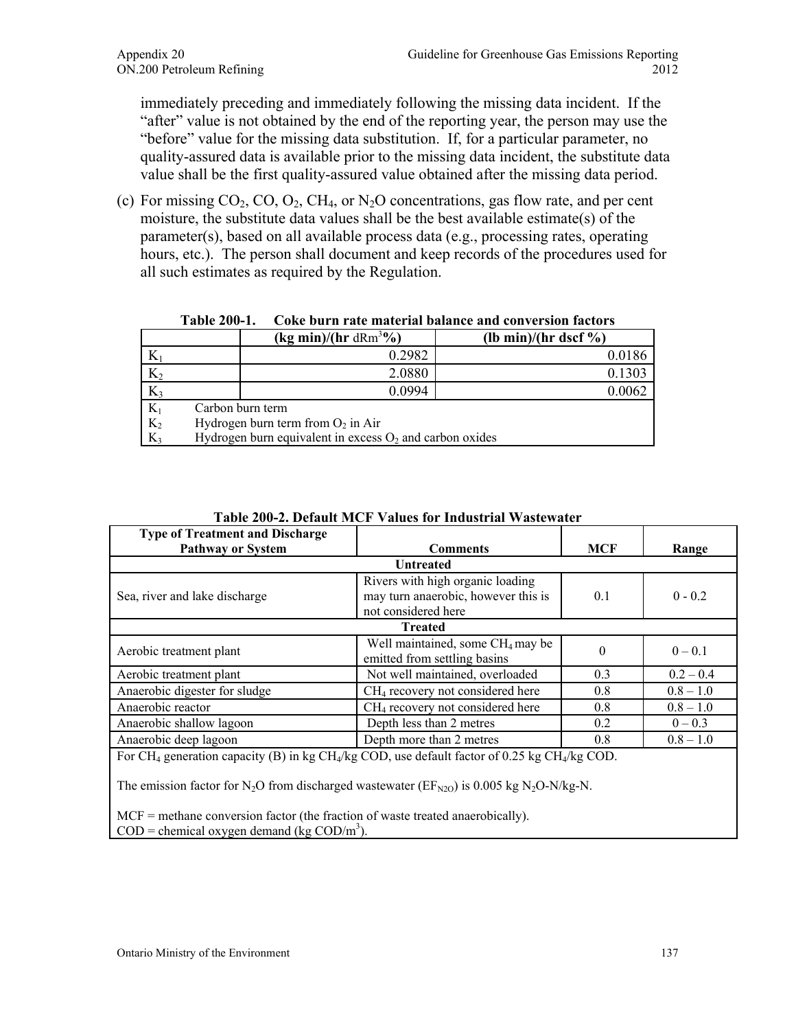immediately preceding and immediately following the missing data incident. If the "after" value is not obtained by the end of the reporting year, the person may use the "before" value for the missing data substitution. If, for a particular parameter, no quality-assured data is available prior to the missing data incident, the substitute data value shall be the first quality-assured value obtained after the missing data period.

(c) For missing $CO_2$, CO, $O_2$, $CH_4$, or $N_2O$ concentrations, gas flow rate, and per cent moisture, the substitute data values shall be the best available estimate(s) of the parameter(s), based on all available process data (e.g., processing rates, operating hours, etc.). The person shall document and keep records of the procedures used for all such estimates as required by the Regulation.

**Table 200-1. Coke burn rate material balance and conversion factors**

| | (kg min)/(hr $dRm^3$%) | (lb min)/(hr dscf %) |
|---|---|---|
| $K_1$ | 0.2982 | 0.0186 |
| $K_2$ | 2.0880 | 0.1303 |
| $K_3$ | 0.0994 | 0.0062 |
| $K_1$ Carbon burn term | | |
| $K_2$ Hydrogen burn term from $O_2$ in Air | | |
| $K_3$ Hydrogen burn equivalent in excess $O_2$ and carbon oxides | | |

**Table 200-2. Default MCF Values for Industrial Wastewater**

| Type of Treatment and Discharge Pathway or System | Comments | MCF | Range |
|---|---|---|---|
| **Untreated** | | | |
| Sea, river and lake discharge | Rivers with high organic loading may turn anaerobic, however this is not considered here | 0.1 | 0 - 0.2 |
| **Treated** | | | |
| Aerobic treatment plant | Well maintained, some $CH_4$ may be emitted from settling basins | 0 | 0 – 0.1 |
| Aerobic treatment plant | Not well maintained, overloaded | 0.3 | 0.2 – 0.4 |
| Anaerobic digester for sludge | $CH_4$ recovery not considered here | 0.8 | 0.8 – 1.0 |
| Anaerobic reactor | $CH_4$ recovery not considered here | 0.8 | 0.8 – 1.0 |
| Anaerobic shallow lagoon | Depth less than 2 metres | 0.2 | 0 – 0.3 |
| Anaerobic deep lagoon | Depth more than 2 metres | 0.8 | 0.8 – 1.0 |

For $CH_4$ generation capacity (B) in kg $CH_4$/kg COD, use default factor of 0.25 kg $CH_4$/kg COD.

The emission factor for $N_2O$ from discharged wastewater ($EF_{N2O}$) is 0.005 kg $N_2O$-N/kg-N.

MCF = methane conversion factor (the fraction of waste treated anaerobically).
COD = chemical oxygen demand (kg COD/$m^3$).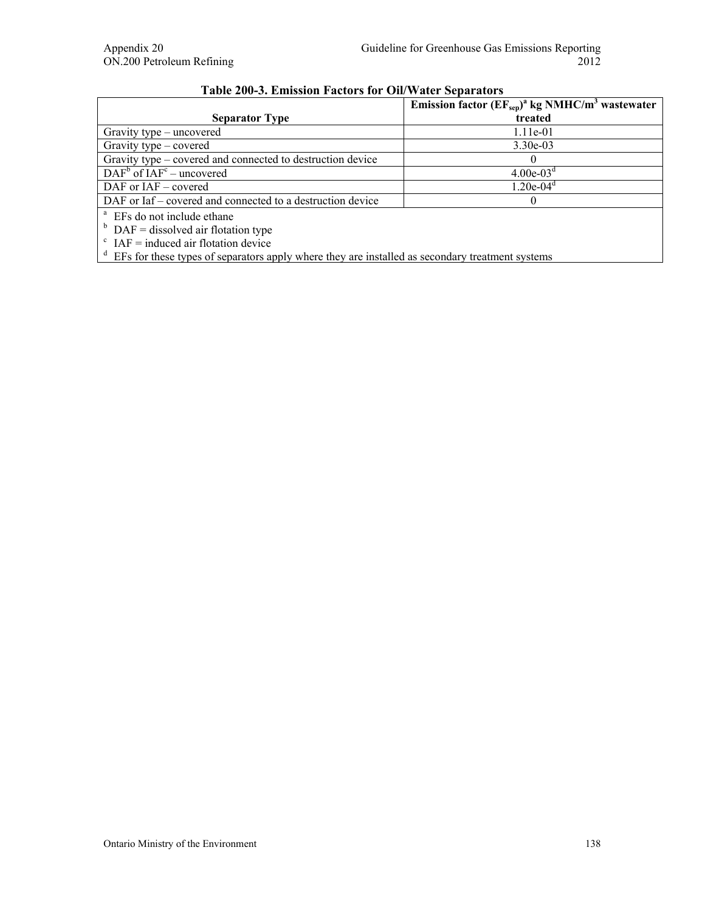**Table 200-3. Emission Factors for Oil/Water Separators**

| Separator Type | Emission factor ($EF_{sep}$)[a] kg NMHC/$m^3$ wastewater treated |
|---|---|
| Gravity type – uncovered | 1.11e-01 |
| Gravity type – covered | 3.30e-03 |
| Gravity type – covered and connected to destruction device | 0 |
| DAF[b] of IAF[c] – uncovered | 4.00e-03[d] |
| DAF or IAF – covered | 1.20e-04[d] |
| DAF or Iaf – covered and connected to a destruction device | 0 |

[a] EFs do not include ethane
[b] DAF = dissolved air flotation type
[c] IAF = induced air flotation device
[d] EFs for these types of separators apply where they are installed as secondary treatment systems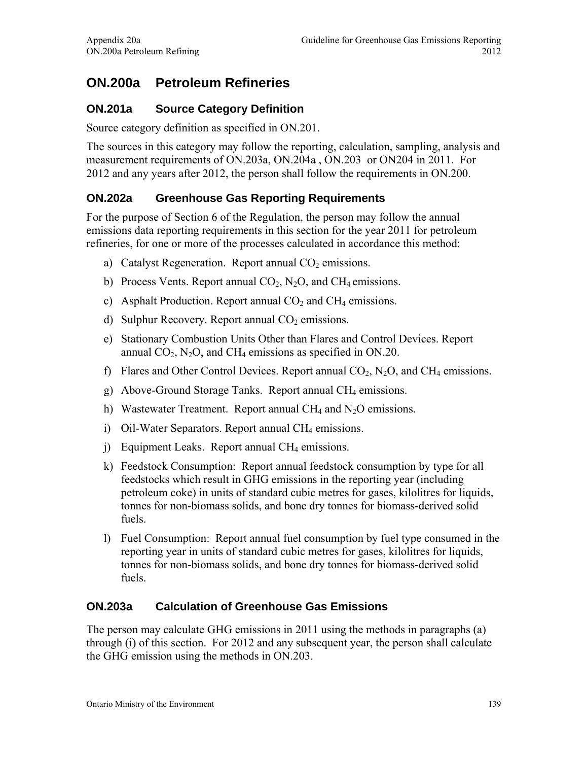# ON.200a Petroleum Refineries

## ON.201a Source Category Definition

Source category definition as specified in ON.201.

The sources in this category may follow the reporting, calculation, sampling, analysis and measurement requirements of ON.203a, ON.204a , ON.203 or ON204 in 2011. For 2012 and any years after 2012, the person shall follow the requirements in ON.200.

## ON.202a Greenhouse Gas Reporting Requirements

For the purpose of Section 6 of the Regulation, the person may follow the annual emissions data reporting requirements in this section for the year 2011 for petroleum refineries, for one or more of the processes calculated in accordance this method:

a) Catalyst Regeneration. Report annual $CO_2$ emissions.

b) Process Vents. Report annual $CO_2$, $N_2O$, and $CH_4$ emissions.

c) Asphalt Production. Report annual $CO_2$ and $CH_4$ emissions.

d) Sulphur Recovery. Report annual $CO_2$ emissions.

e) Stationary Combustion Units Other than Flares and Control Devices. Report annual $CO_2$, $N_2O$, and $CH_4$ emissions as specified in ON.20.

f) Flares and Other Control Devices. Report annual $CO_2$, $N_2O$, and $CH_4$ emissions.

g) Above-Ground Storage Tanks. Report annual $CH_4$ emissions.

h) Wastewater Treatment. Report annual $CH_4$ and $N_2O$ emissions.

i) Oil-Water Separators. Report annual $CH_4$ emissions.

j) Equipment Leaks. Report annual $CH_4$ emissions.

k) Feedstock Consumption: Report annual feedstock consumption by type for all feedstocks which result in GHG emissions in the reporting year (including petroleum coke) in units of standard cubic metres for gases, kilolitres for liquids, tonnes for non-biomass solids, and bone dry tonnes for biomass-derived solid fuels.

l) Fuel Consumption: Report annual fuel consumption by fuel type consumed in the reporting year in units of standard cubic metres for gases, kilolitres for liquids, tonnes for non-biomass solids, and bone dry tonnes for biomass-derived solid fuels.

## ON.203a Calculation of Greenhouse Gas Emissions

The person may calculate GHG emissions in 2011 using the methods in paragraphs (a) through (i) of this section. For 2012 and any subsequent year, the person shall calculate the GHG emission using the methods in ON.203.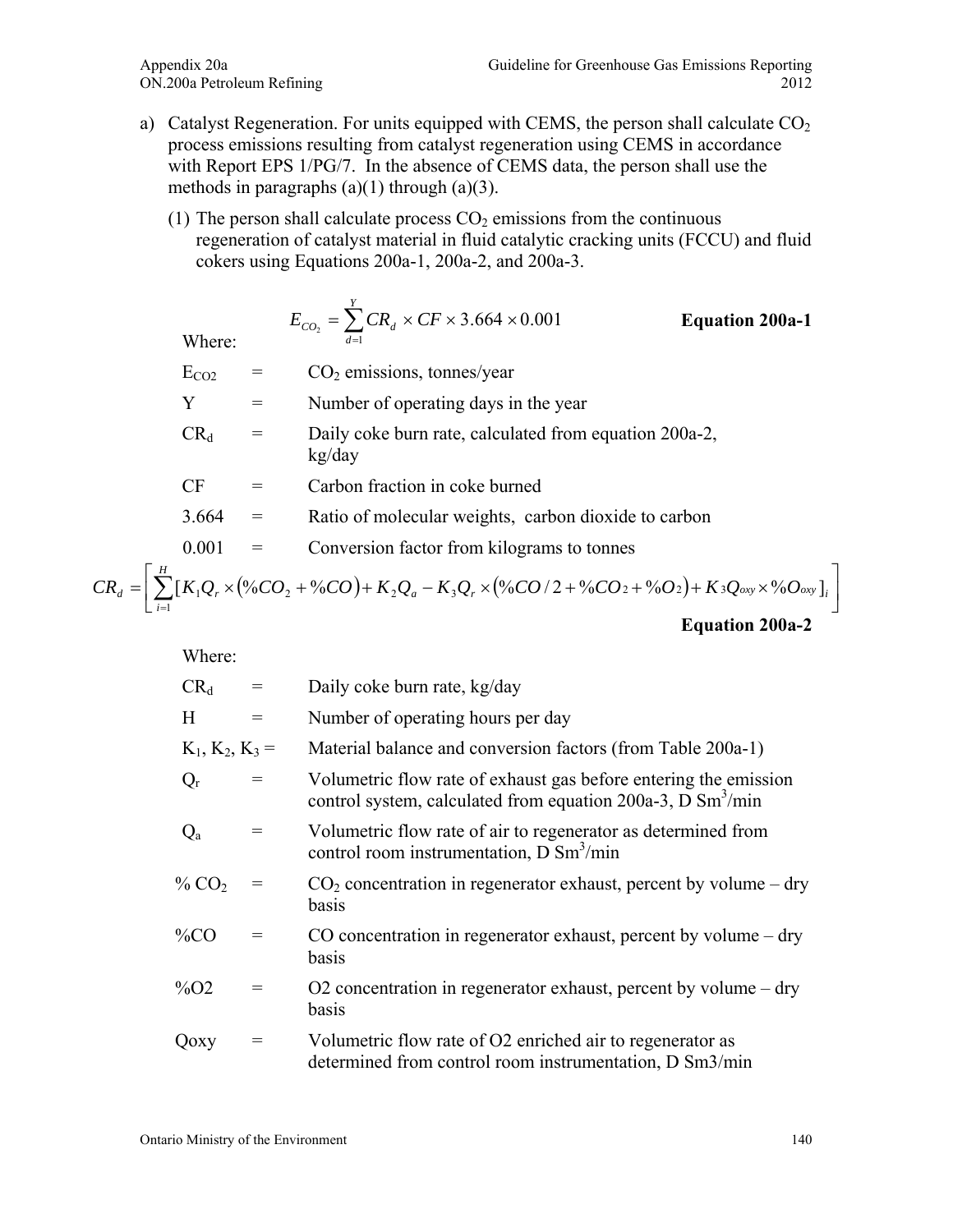a) Catalyst Regeneration. For units equipped with CEMS, the person shall calculate $CO_2$ process emissions resulting from catalyst regeneration using CEMS in accordance with Report EPS 1/PG/7. In the absence of CEMS data, the person shall use the methods in paragraphs (a)(1) through (a)(3).

(1) The person shall calculate process $CO_2$ emissions from the continuous regeneration of catalyst material in fluid catalytic cracking units (FCCU) and fluid cokers using Equations 200a-1, 200a-2, and 200a-3.

$$E_{CO_2} = \sum_{d=1}^{Y} CR_d \times CF \times 3.664 \times 0.001 \qquad \textbf{Equation 200a-1}$$

Where:

| | | |
|---|---|---|
| $E_{CO2}$ | = | $CO_2$ emissions, tonnes/year |
| Y | = | Number of operating days in the year |
| $CR_d$ | = | Daily coke burn rate, calculated from equation 200a-2, kg/day |
| CF | = | Carbon fraction in coke burned |
| 3.664 | = | Ratio of molecular weights, carbon dioxide to carbon |
| 0.001 | = | Conversion factor from kilograms to tonnes |

$$CR_d = \left[ \sum_{i=1}^{H} [K_1 Q_r \times (\%CO_2 + \%CO) + K_2 Q_a - K_3 Q_r \times (\%CO/2 + \%CO_2 + \%O_2) + K_3 Q_{oxy} \times \%O_{oxy}]_i \right]$$

**Equation 200a-2**

Where:

| | | |
|---|---|---|
| $CR_d$ | = | Daily coke burn rate, kg/day |
| H | = | Number of operating hours per day |
| $K_1$, $K_2$, $K_3$ | = | Material balance and conversion factors (from Table 200a-1) |
| $Q_r$ | = | Volumetric flow rate of exhaust gas before entering the emission control system, calculated from equation 200a-3, D $Sm^3$/min |
| $Q_a$ | = | Volumetric flow rate of air to regenerator as determined from control room instrumentation, D $Sm^3$/min |
| % $CO_2$ | = | $CO_2$ concentration in regenerator exhaust, percent by volume – dry basis |
| %CO | = | CO concentration in regenerator exhaust, percent by volume – dry basis |
| %O2 | = | O2 concentration in regenerator exhaust, percent by volume – dry basis |
| Qoxy | = | Volumetric flow rate of O2 enriched air to regenerator as determined from control room instrumentation, D Sm3/min |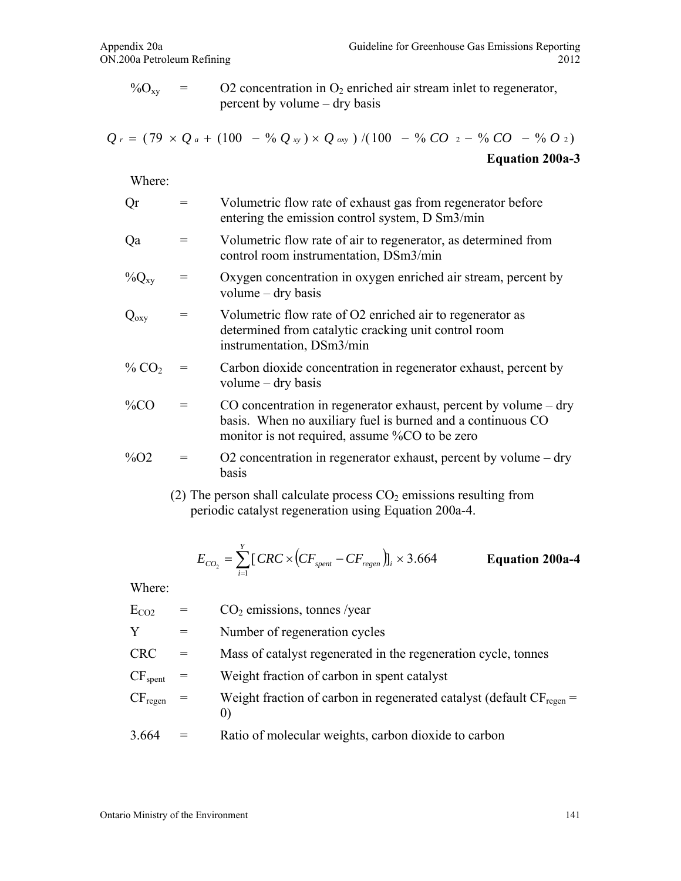$\%O_{xy}$ = $O2$ concentration in $O_2$ enriched air stream inlet to regenerator, percent by volume – dry basis

$$Q_r = (79 \times Q_a + (100 - \%Q_{xy}) \times Q_{oxy}) / (100 - \%CO_2 - \%CO - \%O_2)$$

**Equation 200a-3**

Where:

$Qr$ = Volumetric flow rate of exhaust gas from regenerator before entering the emission control system, D Sm3/min

$Qa$ = Volumetric flow rate of air to regenerator, as determined from control room instrumentation, DSm3/min

$\%Q_{xy}$ = Oxygen concentration in oxygen enriched air stream, percent by volume – dry basis

$Q_{oxy}$ = Volumetric flow rate of O2 enriched air to regenerator as determined from catalytic cracking unit control room instrumentation, DSm3/min

$\% CO_2$ = Carbon dioxide concentration in regenerator exhaust, percent by volume – dry basis

$\%CO$ = CO concentration in regenerator exhaust, percent by volume – dry basis. When no auxiliary fuel is burned and a continuous CO monitor is not required, assume %CO to be zero

$\%O2$ = O2 concentration in regenerator exhaust, percent by volume – dry basis

(2) The person shall calculate process $CO_2$ emissions resulting from periodic catalyst regeneration using Equation 200a-4.

$$E_{CO_2} = \sum_{i=1}^{Y} [CRC \times (CF_{spent} - CF_{regen})]_i \times 3.664$$

**Equation 200a-4**

Where:

$E_{CO2}$ = $CO_2$ emissions, tonnes /year

$Y$ = Number of regeneration cycles

$CRC$ = Mass of catalyst regenerated in the regeneration cycle, tonnes

$CF_{spent}$ = Weight fraction of carbon in spent catalyst

$CF_{regen}$ = Weight fraction of carbon in regenerated catalyst (default $CF_{regen}$ = 0)

3.664 = Ratio of molecular weights, carbon dioxide to carbon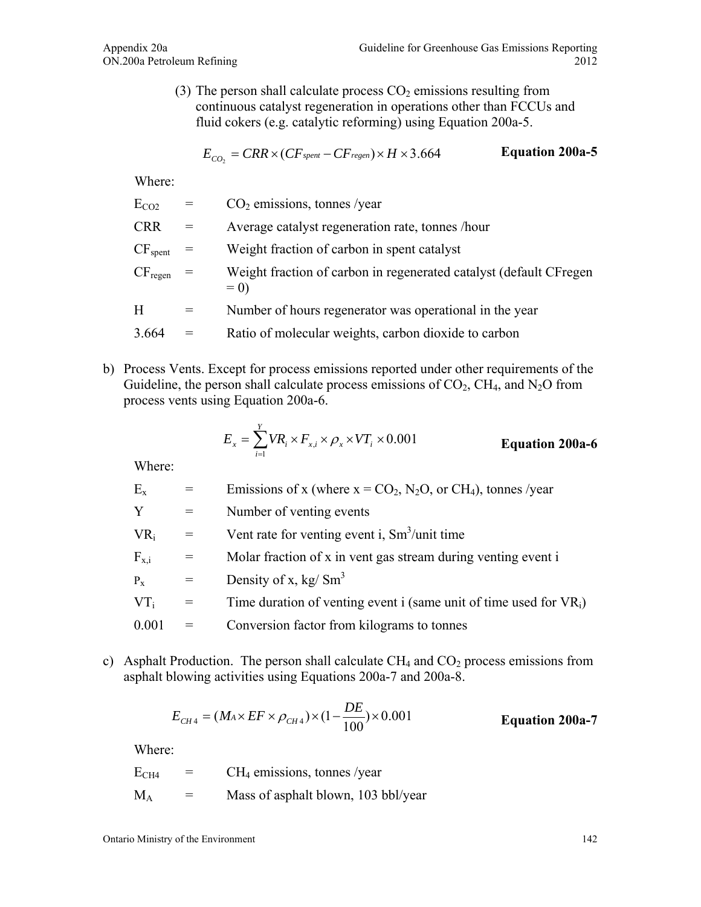(3) The person shall calculate process $CO_2$ emissions resulting from continuous catalyst regeneration in operations other than FCCUs and fluid cokers (e.g. catalytic reforming) using Equation 200a-5.

$$E_{CO_2} = CRR \times (CF_{spent} - CF_{regen}) \times H \times 3.664 \qquad \textbf{Equation 200a-5}$$

Where:

| | | |
|---|---|---|
| $E_{CO2}$ | = | $CO_2$ emissions, tonnes /year |
| CRR | = | Average catalyst regeneration rate, tonnes /hour |
| $CF_{spent}$ | = | Weight fraction of carbon in spent catalyst |
| $CF_{regen}$ | = | Weight fraction of carbon in regenerated catalyst (default CFregen = 0) |
| H | = | Number of hours regenerator was operational in the year |
| 3.664 | = | Ratio of molecular weights, carbon dioxide to carbon |

b) Process Vents. Except for process emissions reported under other requirements of the Guideline, the person shall calculate process emissions of $CO_2$, $CH_4$, and $N_2O$ from process vents using Equation 200a-6.

$$E_x = \sum_{i=1}^{Y} VR_i \times F_{x,i} \times \rho_x \times VT_i \times 0.001 \qquad \textbf{Equation 200a-6}$$

Where:

| | | |
|---|---|---|
| $E_x$ | = | Emissions of x (where x = $CO_2$, $N_2O$, or $CH_4$), tonnes /year |
| Y | = | Number of venting events |
| $VR_i$ | = | Vent rate for venting event i, $Sm^3$/unit time |
| $F_{x,i}$ | = | Molar fraction of x in vent gas stream during venting event i |
| $\rho_x$ | = | Density of x, kg/ $Sm^3$ |
| $VT_i$ | = | Time duration of venting event i (same unit of time used for $VR_i$) |
| 0.001 | = | Conversion factor from kilograms to tonnes |

c) Asphalt Production. The person shall calculate $CH_4$ and $CO_2$ process emissions from asphalt blowing activities using Equations 200a-7 and 200a-8.

$$E_{CH4} = (M_A \times EF \times \rho_{CH4}) \times (1 - \frac{DE}{100}) \times 0.001 \qquad \textbf{Equation 200a-7}$$

Where:

| | | |
|---|---|---|
| $E_{CH4}$ | = | $CH_4$ emissions, tonnes /year |
| $M_A$ | = | Mass of asphalt blown, 103 bbl/year |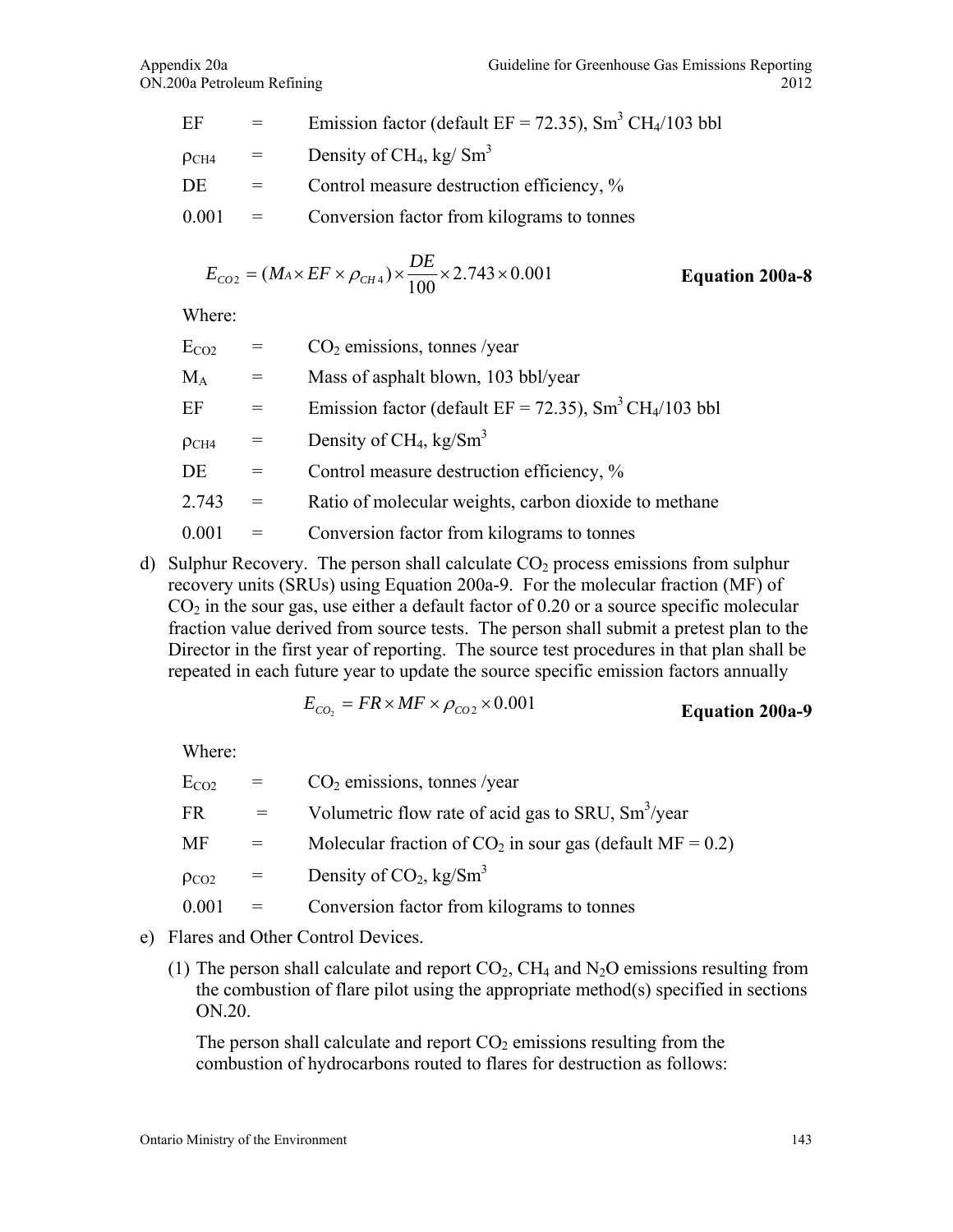EF = Emission factor (default EF = 72.35), $Sm^3$ $CH_4$/103 bbl

$\rho_{CH4}$ = Density of $CH_4$, kg/ $Sm^3$

DE = Control measure destruction efficiency, %

0.001 = Conversion factor from kilograms to tonnes

$$E_{CO2} = (M_A \times EF \times \rho_{CH4}) \times \frac{DE}{100} \times 2.743 \times 0.001 \qquad \textbf{Equation 200a-8}$$

Where:

$E_{CO2}$ = $CO_2$ emissions, tonnes /year

$M_A$ = Mass of asphalt blown, 103 bbl/year

EF = Emission factor (default EF = 72.35), $Sm^3$ $CH_4$/103 bbl

$\rho_{CH4}$ = Density of $CH_4$, kg/$Sm^3$

DE = Control measure destruction efficiency, %

2.743 = Ratio of molecular weights, carbon dioxide to methane

0.001 = Conversion factor from kilograms to tonnes

d) Sulphur Recovery. The person shall calculate $CO_2$ process emissions from sulphur recovery units (SRUs) using Equation 200a-9. For the molecular fraction (MF) of $CO_2$ in the sour gas, use either a default factor of 0.20 or a source specific molecular fraction value derived from source tests. The person shall submit a pretest plan to the Director in the first year of reporting. The source test procedures in that plan shall be repeated in each future year to update the source specific emission factors annually

$$E_{CO_2} = FR \times MF \times \rho_{CO2} \times 0.001 \qquad \textbf{Equation 200a-9}$$

Where:

$E_{CO2}$ = $CO_2$ emissions, tonnes /year

FR = Volumetric flow rate of acid gas to SRU, $Sm^3$/year

MF = Molecular fraction of $CO_2$ in sour gas (default MF = 0.2)

$\rho_{CO2}$ = Density of $CO_2$, kg/$Sm^3$

0.001 = Conversion factor from kilograms to tonnes

e) Flares and Other Control Devices.

(1) The person shall calculate and report $CO_2$, $CH_4$ and $N_2O$ emissions resulting from the combustion of flare pilot using the appropriate method(s) specified in sections ON.20.

The person shall calculate and report $CO_2$ emissions resulting from the combustion of hydrocarbons routed to flares for destruction as follows: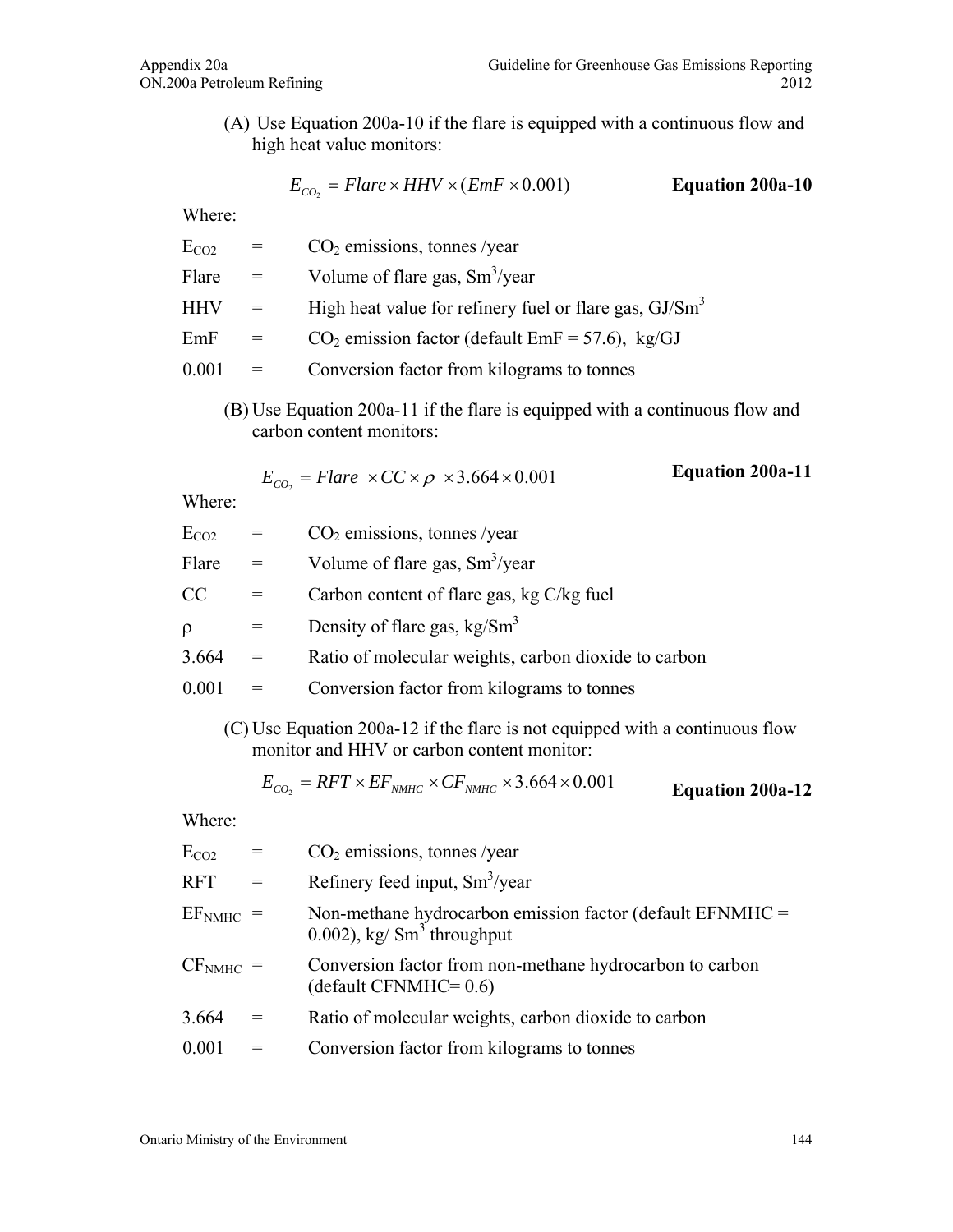(A) Use Equation 200a-10 if the flare is equipped with a continuous flow and high heat value monitors:

$$E_{CO_2} = Flare \times HHV \times (EmF \times 0.001) \qquad \textbf{Equation 200a-10}$$

Where:

| | | |
|---|---|---|
| $E_{CO2}$ | = | $CO_2$ emissions, tonnes /year |
| Flare | = | Volume of flare gas, $Sm^3$/year |
| HHV | = | High heat value for refinery fuel or flare gas, GJ/$Sm^3$ |
| EmF | = | $CO_2$ emission factor (default EmF = 57.6), kg/GJ |
| 0.001 | = | Conversion factor from kilograms to tonnes |

(B) Use Equation 200a-11 if the flare is equipped with a continuous flow and carbon content monitors:

$$E_{CO_2} = Flare \times CC \times \rho \times 3.664 \times 0.001 \qquad \textbf{Equation 200a-11}$$

Where:

| | | |
|---|---|---|
| $E_{CO2}$ | = | $CO_2$ emissions, tonnes /year |
| Flare | = | Volume of flare gas, $Sm^3$/year |
| CC | = | Carbon content of flare gas, kg C/kg fuel |
| $\rho$ | = | Density of flare gas, kg/$Sm^3$ |
| 3.664 | = | Ratio of molecular weights, carbon dioxide to carbon |
| 0.001 | = | Conversion factor from kilograms to tonnes |

(C) Use Equation 200a-12 if the flare is not equipped with a continuous flow monitor and HHV or carbon content monitor:

$$E_{CO_2} = RFT \times EF_{NMHC} \times CF_{NMHC} \times 3.664 \times 0.001 \qquad \textbf{Equation 200a-12}$$

Where:

| | | |
|---|---|---|
| $E_{CO2}$ | = | $CO_2$ emissions, tonnes /year |
| RFT | = | Refinery feed input, $Sm^3$/year |
| $EF_{NMHC}$ | = | Non-methane hydrocarbon emission factor (default EFNMHC = 0.002), kg/ $Sm^3$ throughput |
| $CF_{NMHC}$ | = | Conversion factor from non-methane hydrocarbon to carbon (default CFNMHC= 0.6) |
| 3.664 | = | Ratio of molecular weights, carbon dioxide to carbon |
| 0.001 | = | Conversion factor from kilograms to tonnes |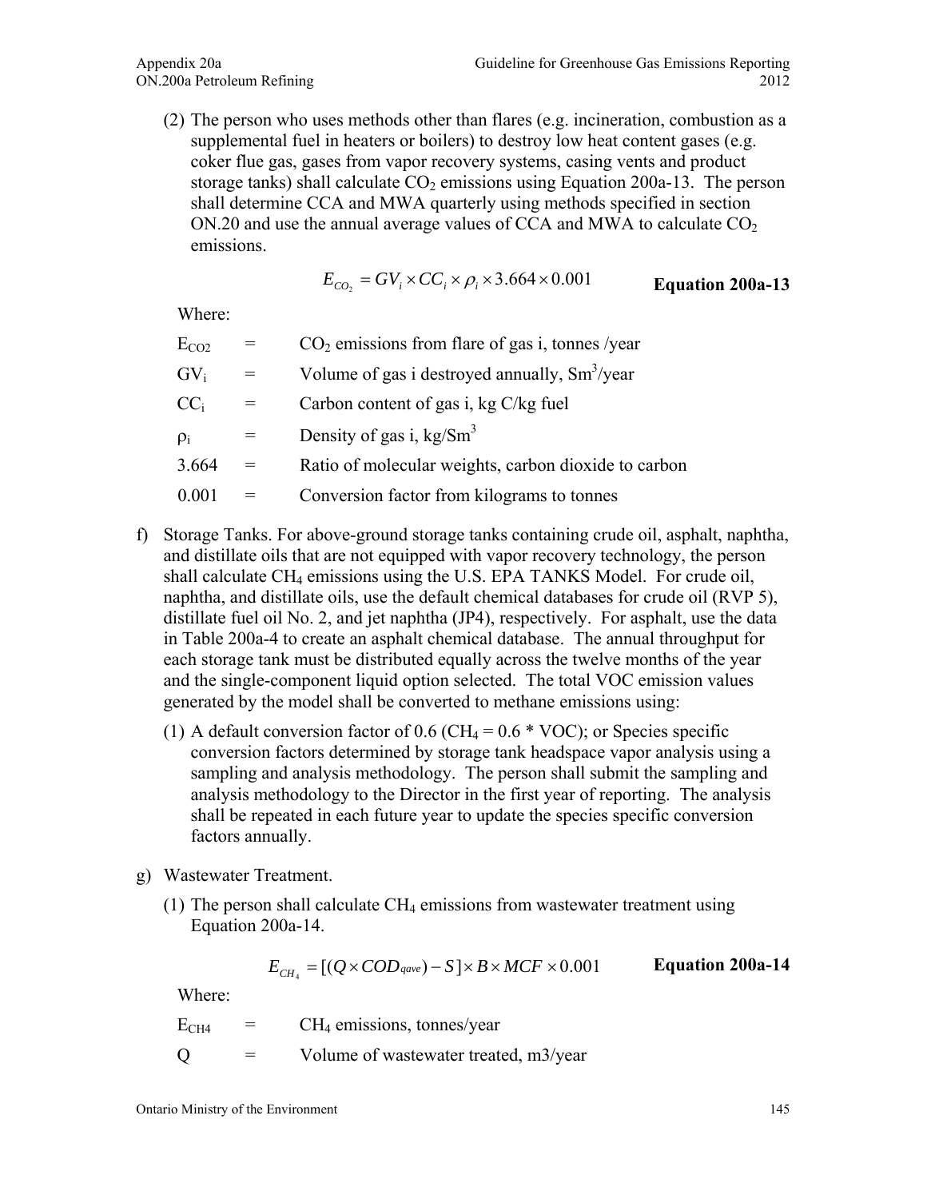(2) The person who uses methods other than flares (e.g. incineration, combustion as a supplemental fuel in heaters or boilers) to destroy low heat content gases (e.g. coker flue gas, gases from vapor recovery systems, casing vents and product storage tanks) shall calculate $CO_2$ emissions using Equation 200a-13. The person shall determine CCA and MWA quarterly using methods specified in section ON.20 and use the annual average values of CCA and MWA to calculate $CO_2$ emissions.

$$E_{CO_2} = GV_i \times CC_i \times \rho_i \times 3.664 \times 0.001 \qquad \textbf{Equation 200a-13}$$

Where:

| | | |
|---|---|---|
| $E_{CO2}$ | = | $CO_2$ emissions from flare of gas i, tonnes /year |
| $GV_i$ | = | Volume of gas i destroyed annually, $Sm^3$/year |
| $CC_i$ | = | Carbon content of gas i, kg C/kg fuel |
| $\rho_i$ | = | Density of gas i, kg/$Sm^3$ |
| 3.664 | = | Ratio of molecular weights, carbon dioxide to carbon |
| 0.001 | = | Conversion factor from kilograms to tonnes |

f) Storage Tanks. For above-ground storage tanks containing crude oil, asphalt, naphtha, and distillate oils that are not equipped with vapor recovery technology, the person shall calculate $CH_4$ emissions using the U.S. EPA TANKS Model. For crude oil, naphtha, and distillate oils, use the default chemical databases for crude oil (RVP 5), distillate fuel oil No. 2, and jet naphtha (JP4), respectively. For asphalt, use the data in Table 200a-4 to create an asphalt chemical database. The annual throughput for each storage tank must be distributed equally across the twelve months of the year and the single-component liquid option selected. The total VOC emission values generated by the model shall be converted to methane emissions using:

(1) A default conversion factor of 0.6 ($CH_4$ = 0.6 * VOC); or Species specific conversion factors determined by storage tank headspace vapor analysis using a sampling and analysis methodology. The person shall submit the sampling and analysis methodology to the Director in the first year of reporting. The analysis shall be repeated in each future year to update the species specific conversion factors annually.

g) Wastewater Treatment.

(1) The person shall calculate $CH_4$ emissions from wastewater treatment using Equation 200a-14.

$$E_{CH_4} = [(Q \times COD_{qave}) - S] \times B \times MCF \times 0.001 \qquad \textbf{Equation 200a-14}$$

Where:

| | | |
|---|---|---|
| $E_{CH4}$ | = | $CH_4$ emissions, tonnes/year |
| Q | = | Volume of wastewater treated, m3/year |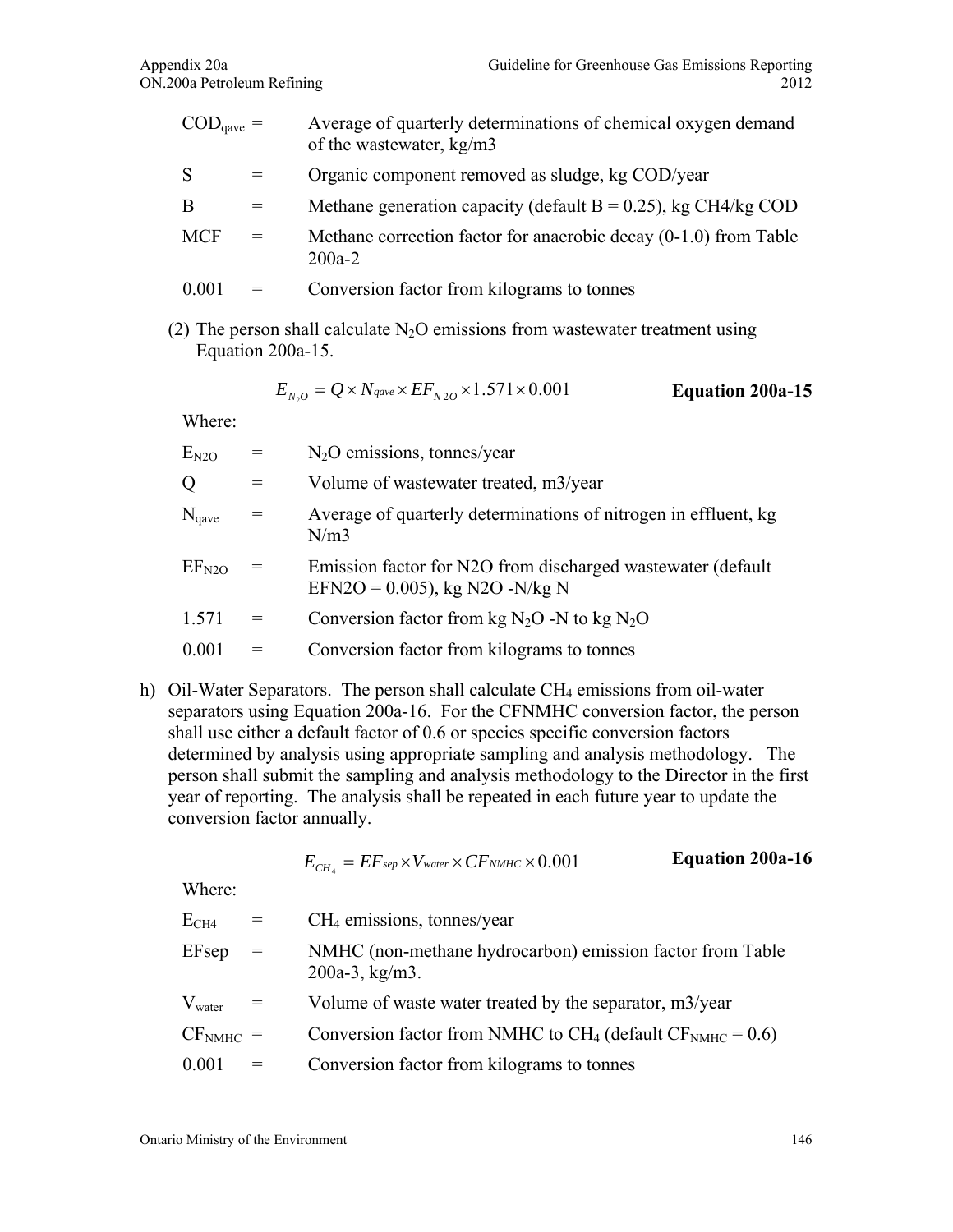| | | |
|---|---|---|
| $COD_{qave}$ | = | Average of quarterly determinations of chemical oxygen demand of the wastewater, kg/m3 |
| S | = | Organic component removed as sludge, kg COD/year |
| B | = | Methane generation capacity (default B = 0.25), kg CH4/kg COD |
| MCF | = | Methane correction factor for anaerobic decay (0-1.0) from Table 200a-2 |
| 0.001 | = | Conversion factor from kilograms to tonnes |

(2) The person shall calculate $N_2O$ emissions from wastewater treatment using Equation 200a-15.

$$E_{N_2O} = Q \times N_{qave} \times EF_{N2O} \times 1.571 \times 0.001 \qquad \textbf{Equation 200a-15}$$

Where:

| | | |
|---|---|---|
| $E_{N2O}$ | = | $N_2O$ emissions, tonnes/year |
| Q | = | Volume of wastewater treated, m3/year |
| $N_{qave}$ | = | Average of quarterly determinations of nitrogen in effluent, kg N/m3 |
| $EF_{N2O}$ | = | Emission factor for N2O from discharged wastewater (default EFN2O = 0.005), kg N2O -N/kg N |
| 1.571 | = | Conversion factor from kg $N_2O$ -N to kg $N_2O$ |
| 0.001 | = | Conversion factor from kilograms to tonnes |

h) Oil-Water Separators. The person shall calculate $CH_4$ emissions from oil-water separators using Equation 200a-16. For the CFNMHC conversion factor, the person shall use either a default factor of 0.6 or species specific conversion factors determined by analysis using appropriate sampling and analysis methodology. The person shall submit the sampling and analysis methodology to the Director in the first year of reporting. The analysis shall be repeated in each future year to update the conversion factor annually.

$$E_{CH_4} = EF_{sep} \times V_{water} \times CF_{NMHC} \times 0.001 \qquad \textbf{Equation 200a-16}$$

Where:

| | | |
|---|---|---|
| $E_{CH4}$ | = | $CH_4$ emissions, tonnes/year |
| EFsep | = | NMHC (non-methane hydrocarbon) emission factor from Table 200a-3, kg/m3. |
| $V_{water}$ | = | Volume of waste water treated by the separator, m3/year |
| $CF_{NMHC}$ | = | Conversion factor from NMHC to $CH_4$ (default $CF_{NMHC}$ = 0.6) |
| 0.001 | = | Conversion factor from kilograms to tonnes |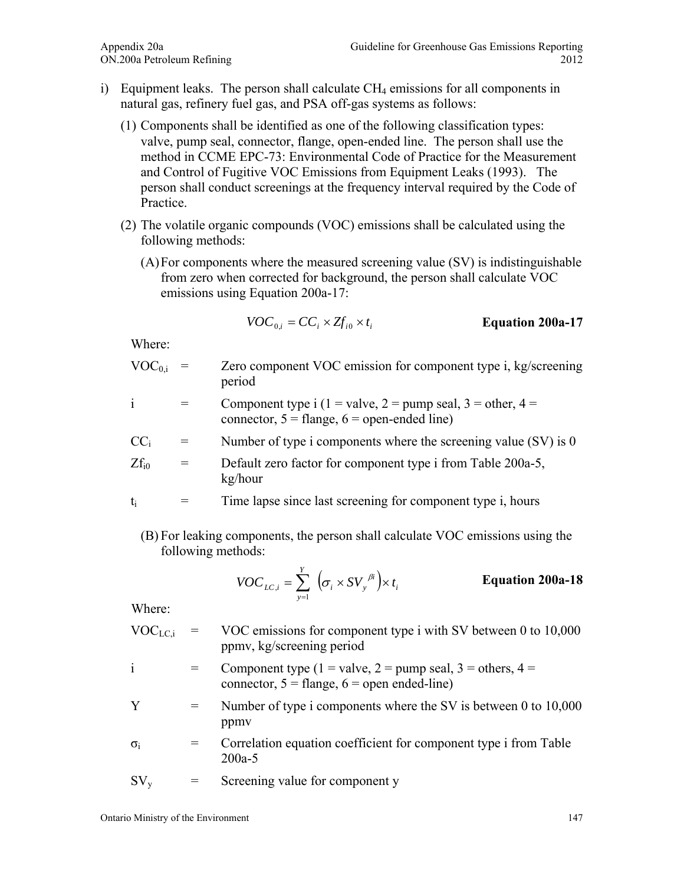i) Equipment leaks. The person shall calculate $CH_4$ emissions for all components in natural gas, refinery fuel gas, and PSA off-gas systems as follows:

   (1) Components shall be identified as one of the following classification types: valve, pump seal, connector, flange, open-ended line. The person shall use the method in CCME EPC-73: Environmental Code of Practice for the Measurement and Control of Fugitive VOC Emissions from Equipment Leaks (1993). The person shall conduct screenings at the frequency interval required by the Code of Practice.

   (2) The volatile organic compounds (VOC) emissions shall be calculated using the following methods:

      (A) For components where the measured screening value (SV) is indistinguishable from zero when corrected for background, the person shall calculate VOC emissions using Equation 200a-17:

$$VOC_{0,i} = CC_i \times Zf_{i0} \times t_i \qquad \textbf{Equation 200a-17}$$

Where:

| | | |
|---|---|---|
| $VOC_{0,i}$ | = | Zero component VOC emission for component type i, kg/screening period |
| i | = | Component type i (1 = valve, 2 = pump seal, 3 = other, 4 = connector, 5 = flange, 6 = open-ended line) |
| $CC_i$ | = | Number of type i components where the screening value (SV) is 0 |
| $Zf_{i0}$ | = | Default zero factor for component type i from Table 200a-5, kg/hour |
| $t_i$ | = | Time lapse since last screening for component type i, hours |

      (B) For leaking components, the person shall calculate VOC emissions using the following methods:

$$VOC_{LC,i} = \sum_{y=1}^{Y} \left( \sigma_i \times SV_y^{\beta i} \right) \times t_i \qquad \textbf{Equation 200a-18}$$

Where:

| | | |
|---|---|---|
| $VOC_{LC,i}$ | = | VOC emissions for component type i with SV between 0 to 10,000 ppmv, kg/screening period |
| i | = | Component type (1 = valve, 2 = pump seal, 3 = others, 4 = connector, 5 = flange, 6 = open ended-line) |
| Y | = | Number of type i components where the SV is between 0 to 10,000 ppmv |
| $\sigma_i$ | = | Correlation equation coefficient for component type i from Table 200a-5 |
| $SV_y$ | = | Screening value for component y |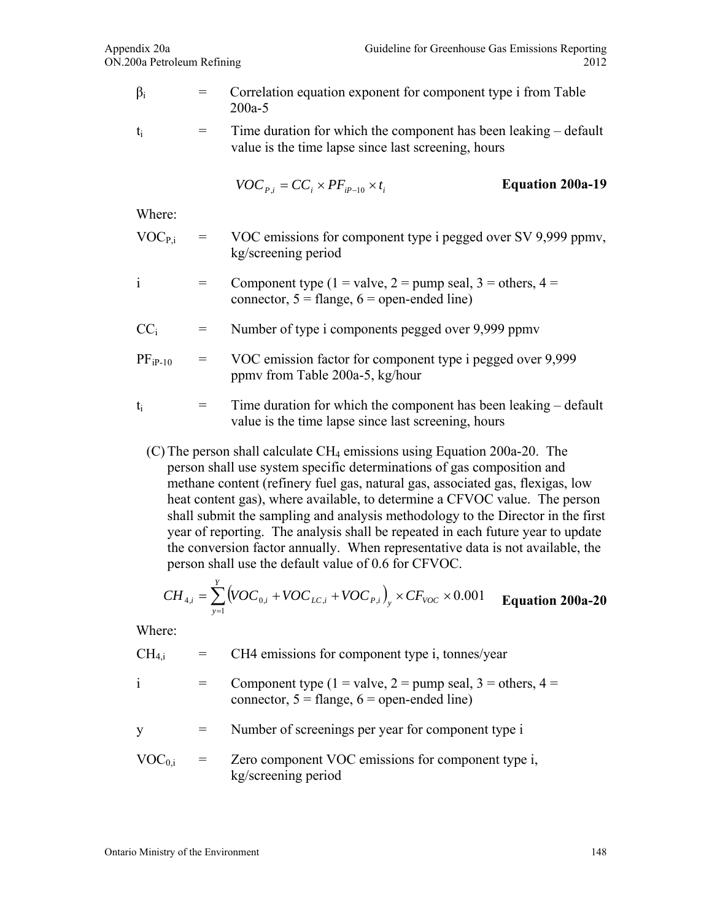$\beta_i$ = Correlation equation exponent for component type i from Table 200a-5

$t_i$ = Time duration for which the component has been leaking – default value is the time lapse since last screening, hours

$$VOC_{P,i} = CC_i \times PF_{iP-10} \times t_i \qquad \textbf{Equation 200a-19}$$

Where:

$VOC_{P,i}$ = VOC emissions for component type i pegged over SV 9,999 ppmv, kg/screening period

i = Component type (1 = valve, 2 = pump seal, 3 = others, 4 = connector, 5 = flange, 6 = open-ended line)

$CC_i$ = Number of type i components pegged over 9,999 ppmv

$PF_{iP-10}$ = VOC emission factor for component type i pegged over 9,999 ppmv from Table 200a-5, kg/hour

$t_i$ = Time duration for which the component has been leaking – default value is the time lapse since last screening, hours

(C) The person shall calculate $CH_4$ emissions using Equation 200a-20. The person shall use system specific determinations of gas composition and methane content (refinery fuel gas, natural gas, associated gas, flexigas, low heat content gas), where available, to determine a CFVOC value. The person shall submit the sampling and analysis methodology to the Director in the first year of reporting. The analysis shall be repeated in each future year to update the conversion factor annually. When representative data is not available, the person shall use the default value of 0.6 for CFVOC.

$$CH_{4,i} = \sum_{y=1}^{Y} \left(VOC_{0,i} + VOC_{LC,i} + VOC_{P,i}\right)_y \times CF_{VOC} \times 0.001 \qquad \textbf{Equation 200a-20}$$

Where:

$CH_{4,i}$ = CH4 emissions for component type i, tonnes/year

i = Component type (1 = valve, 2 = pump seal, 3 = others, 4 = connector, 5 = flange, 6 = open-ended line)

y = Number of screenings per year for component type i

$VOC_{0,i}$ = Zero component VOC emissions for component type i, kg/screening period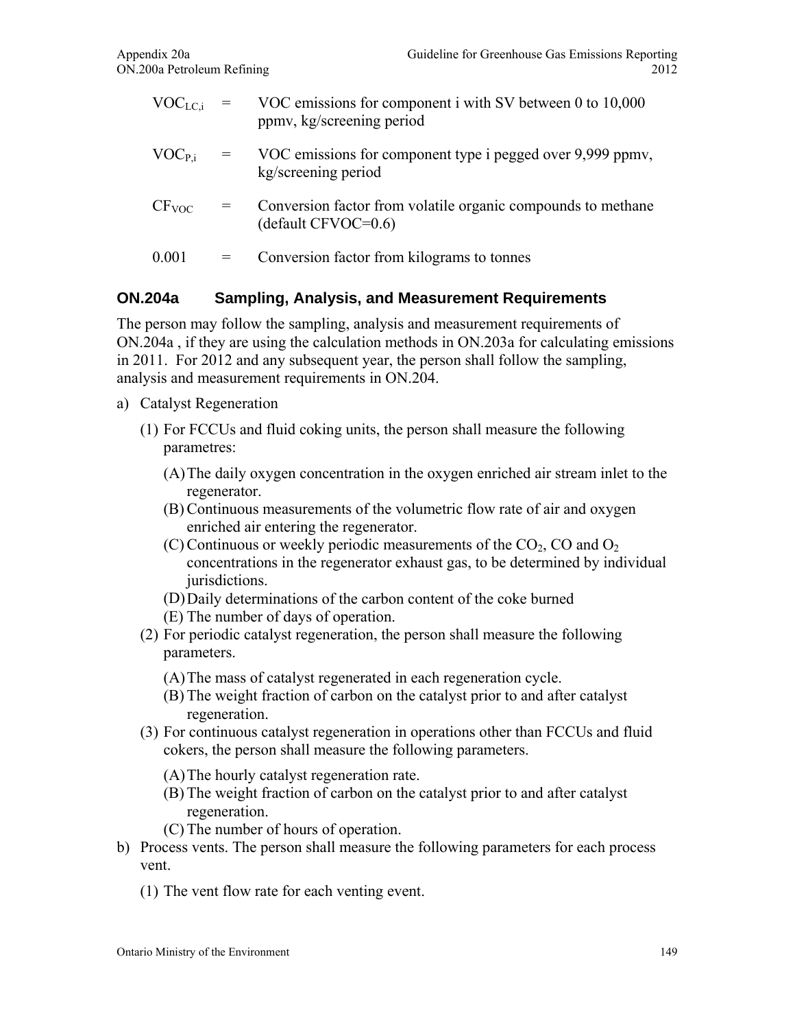$VOC_{LC,i}$ = VOC emissions for component i with SV between 0 to 10,000 ppmv, kg/screening period

$VOC_{P,i}$ = VOC emissions for component type i pegged over 9,999 ppmv, kg/screening period

$CF_{VOC}$ = Conversion factor from volatile organic compounds to methane (default CFVOC=0.6)

0.001 = Conversion factor from kilograms to tonnes

## ON.204a Sampling, Analysis, and Measurement Requirements

The person may follow the sampling, analysis and measurement requirements of ON.204a , if they are using the calculation methods in ON.203a for calculating emissions in 2011. For 2012 and any subsequent year, the person shall follow the sampling, analysis and measurement requirements in ON.204.

a) Catalyst Regeneration

  (1) For FCCUs and fluid coking units, the person shall measure the following parametres:

    (A) The daily oxygen concentration in the oxygen enriched air stream inlet to the regenerator.
    (B) Continuous measurements of the volumetric flow rate of air and oxygen enriched air entering the regenerator.
    (C) Continuous or weekly periodic measurements of the $CO_2$, CO and $O_2$ concentrations in the regenerator exhaust gas, to be determined by individual jurisdictions.
    (D) Daily determinations of the carbon content of the coke burned
    (E) The number of days of operation.

  (2) For periodic catalyst regeneration, the person shall measure the following parameters.

    (A) The mass of catalyst regenerated in each regeneration cycle.
    (B) The weight fraction of carbon on the catalyst prior to and after catalyst regeneration.

  (3) For continuous catalyst regeneration in operations other than FCCUs and fluid cokers, the person shall measure the following parameters.

    (A) The hourly catalyst regeneration rate.
    (B) The weight fraction of carbon on the catalyst prior to and after catalyst regeneration.
    (C) The number of hours of operation.

b) Process vents. The person shall measure the following parameters for each process vent.

  (1) The vent flow rate for each venting event.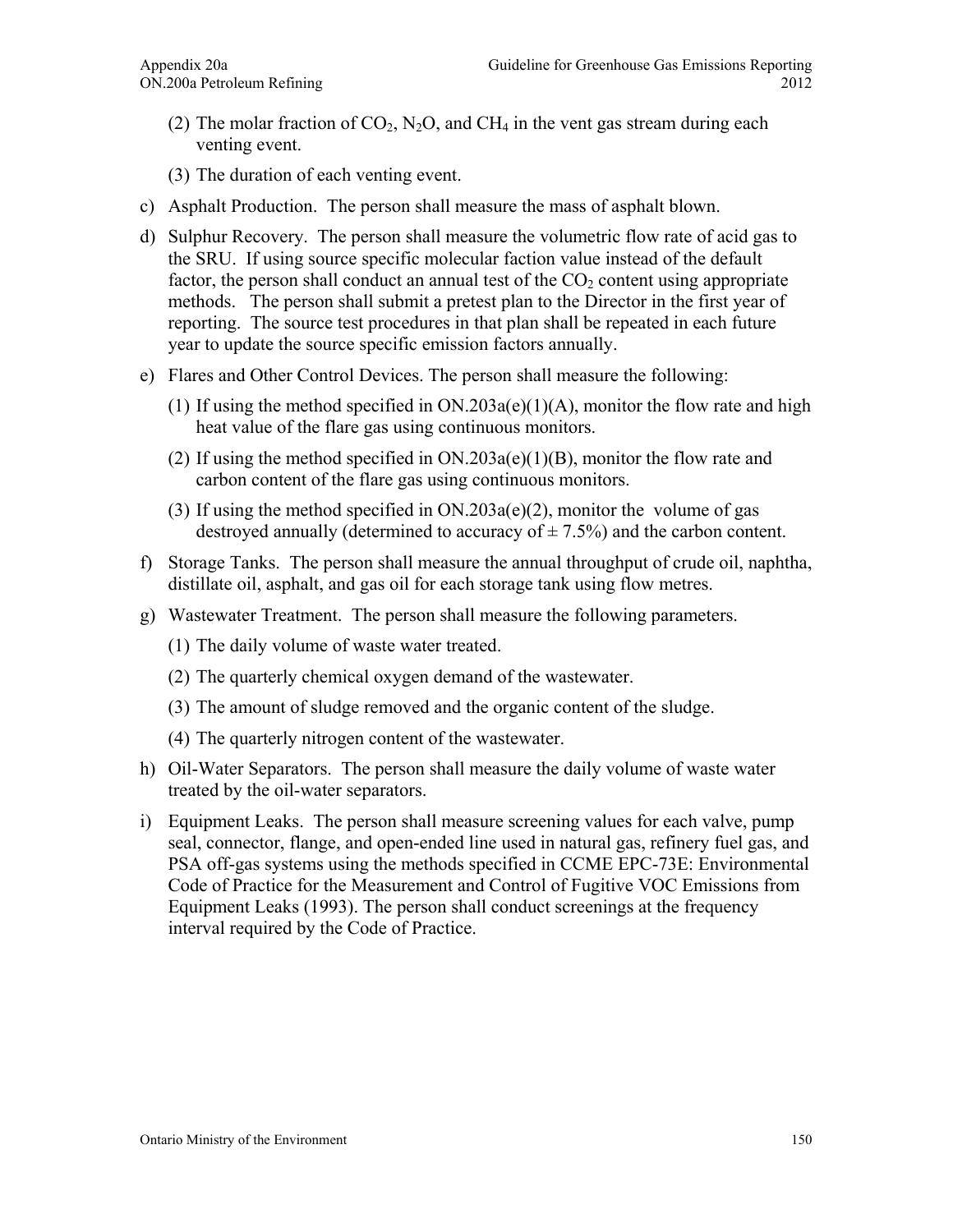(2) The molar fraction of $CO_2$, $N_2O$, and $CH_4$ in the vent gas stream during each venting event.

(3) The duration of each venting event.

c) Asphalt Production. The person shall measure the mass of asphalt blown.

d) Sulphur Recovery. The person shall measure the volumetric flow rate of acid gas to the SRU. If using source specific molecular faction value instead of the default factor, the person shall conduct an annual test of the $CO_2$ content using appropriate methods. The person shall submit a pretest plan to the Director in the first year of reporting. The source test procedures in that plan shall be repeated in each future year to update the source specific emission factors annually.

e) Flares and Other Control Devices. The person shall measure the following:

(1) If using the method specified in ON.203a(e)(1)(A), monitor the flow rate and high heat value of the flare gas using continuous monitors.

(2) If using the method specified in ON.203a(e)(1)(B), monitor the flow rate and carbon content of the flare gas using continuous monitors.

(3) If using the method specified in ON.203a(e)(2), monitor the volume of gas destroyed annually (determined to accuracy of $\pm$ 7.5%) and the carbon content.

f) Storage Tanks. The person shall measure the annual throughput of crude oil, naphtha, distillate oil, asphalt, and gas oil for each storage tank using flow metres.

g) Wastewater Treatment. The person shall measure the following parameters.

(1) The daily volume of waste water treated.

(2) The quarterly chemical oxygen demand of the wastewater.

(3) The amount of sludge removed and the organic content of the sludge.

(4) The quarterly nitrogen content of the wastewater.

h) Oil-Water Separators. The person shall measure the daily volume of waste water treated by the oil-water separators.

i) Equipment Leaks. The person shall measure screening values for each valve, pump seal, connector, flange, and open-ended line used in natural gas, refinery fuel gas, and PSA off-gas systems using the methods specified in CCME EPC-73E: Environmental Code of Practice for the Measurement and Control of Fugitive VOC Emissions from Equipment Leaks (1993). The person shall conduct screenings at the frequency interval required by the Code of Practice.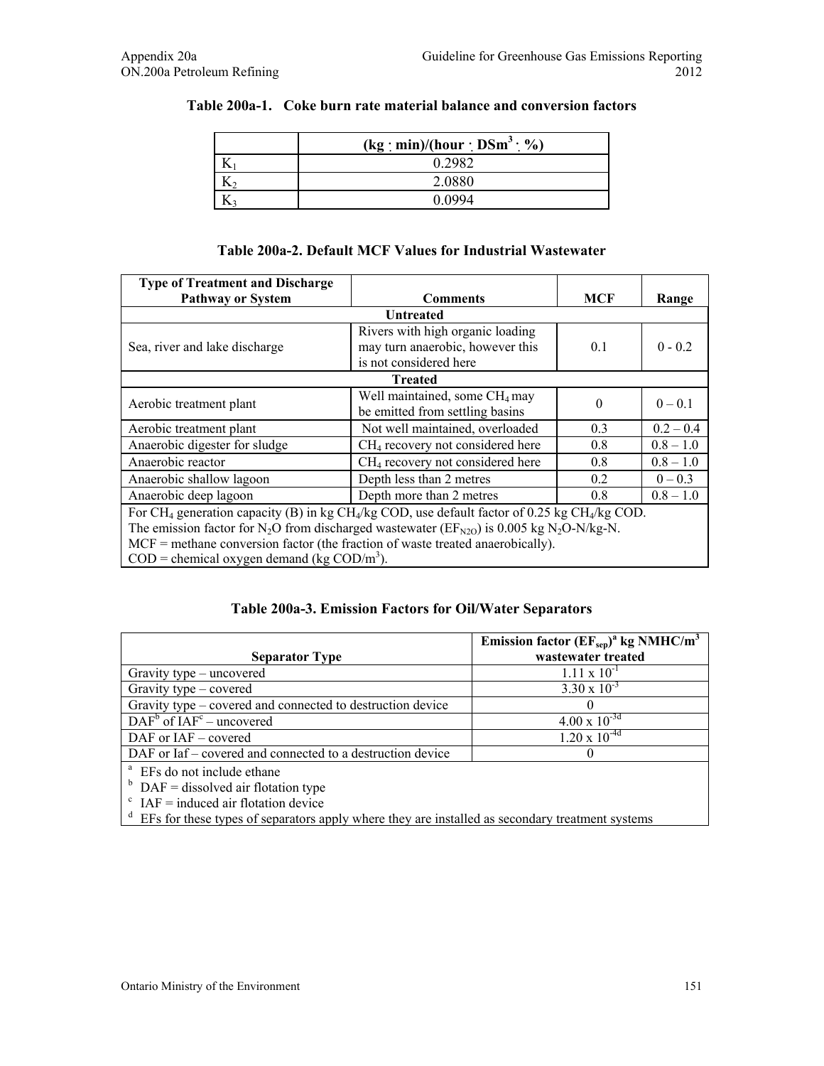**Table 200a-1. Coke burn rate material balance and conversion factors**

| | (kg · min)/(hour · $DSm^3$ · %) |
|---|---|
| $K_1$ | 0.2982 |
| $K_2$ | 2.0880 |
| $K_3$ | 0.0994 |

**Table 200a-2. Default MCF Values for Industrial Wastewater**

| Type of Treatment and Discharge Pathway or System | Comments | MCF | Range |
|---|---|---|---|
| **Untreated** | | | |
| Sea, river and lake discharge | Rivers with high organic loading may turn anaerobic, however this is not considered here | 0.1 | 0 - 0.2 |
| **Treated** | | | |
| Aerobic treatment plant | Well maintained, some $CH_4$ may be emitted from settling basins | 0 | 0 – 0.1 |
| Aerobic treatment plant | Not well maintained, overloaded | 0.3 | 0.2 – 0.4 |
| Anaerobic digester for sludge | $CH_4$ recovery not considered here | 0.8 | 0.8 – 1.0 |
| Anaerobic reactor | $CH_4$ recovery not considered here | 0.8 | 0.8 – 1.0 |
| Anaerobic shallow lagoon | Depth less than 2 metres | 0.2 | 0 – 0.3 |
| Anaerobic deep lagoon | Depth more than 2 metres | 0.8 | 0.8 – 1.0 |
| For $CH_4$ generation capacity (B) in kg $CH_4$/kg COD, use default factor of 0.25 kg $CH_4$/kg COD. The emission factor for $N_2O$ from discharged wastewater ($EF_{N2O}$) is 0.005 kg $N_2O$-N/kg-N. MCF = methane conversion factor (the fraction of waste treated anaerobically). COD = chemical oxygen demand (kg COD/$m^3$). | | | |

**Table 200a-3. Emission Factors for Oil/Water Separators**

| Separator Type | Emission factor ($EF_{sep}$)[a] kg NMHC/$m^3$ wastewater treated |
|---|---|
| Gravity type – uncovered | $1.11 \times 10^{-1}$ |
| Gravity type – covered | $3.30 \times 10^{-3}$ |
| Gravity type – covered and connected to destruction device | 0 |
| DAF[b] of IAF[c] – uncovered | $4.00 \times 10^{-3}$[d] |
| DAF or IAF – covered | $1.20 \times 10^{-4}$[d] |
| DAF or Iaf – covered and connected to a destruction device | 0 |

[a] EFs do not include ethane
[b] DAF = dissolved air flotation type
[c] IAF = induced air flotation device
[d] EFs for these types of separators apply where they are installed as secondary treatment systems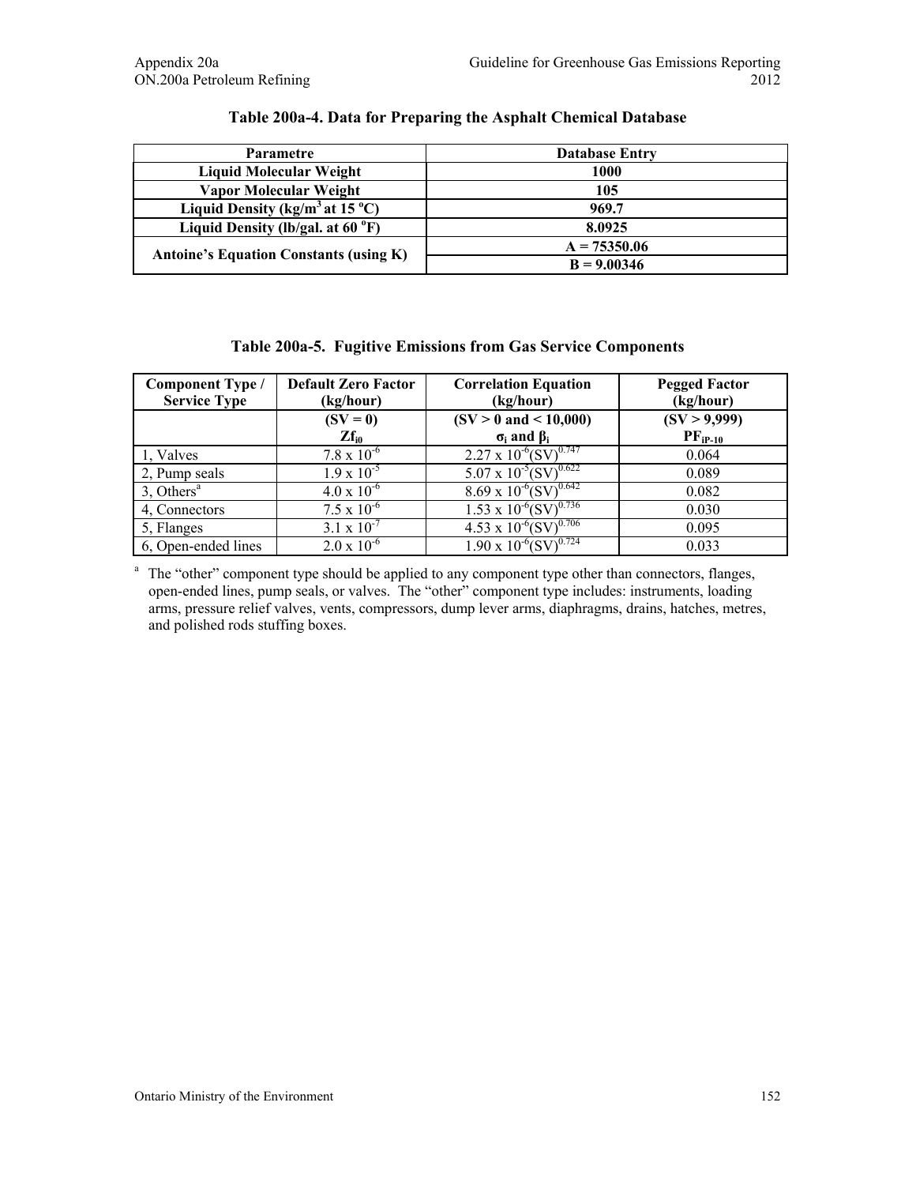**Table 200a-4. Data for Preparing the Asphalt Chemical Database**

| Parametre | Database Entry |
|---|---|
| **Liquid Molecular Weight** | **1000** |
| **Vapor Molecular Weight** | **105** |
| **Liquid Density (kg/m$^3$ at 15 $^o$C)** | **969.7** |
| **Liquid Density (lb/gal. at 60 $^o$F)** | **8.0925** |
| **Antoine's Equation Constants (using K)** | **A = 75350.06** |
| | **B = 9.00346** |

**Table 200a-5. Fugitive Emissions from Gas Service Components**

| Component Type / Service Type | Default Zero Factor (kg/hour) | Correlation Equation (kg/hour) | Pegged Factor (kg/hour) |
|---|---|---|---|
| | **(SV = 0)** **$Zf_{i0}$** | **(SV > 0 and < 10,000)** **$\sigma_i$ and $\beta_i$** | **(SV > 9,999)** **$PF_{iP-10}$** |
| 1, Valves | $7.8 \times 10^{-6}$ | $2.27 \times 10^{-6}(SV)^{0.747}$ | 0.064 |
| 2, Pump seals | $1.9 \times 10^{-5}$ | $5.07 \times 10^{-5}(SV)^{0.622}$ | 0.089 |
| 3, Others[a] | $4.0 \times 10^{-6}$ | $8.69 \times 10^{-6}(SV)^{0.642}$ | 0.082 |
| 4, Connectors | $7.5 \times 10^{-6}$ | $1.53 \times 10^{-6}(SV)^{0.736}$ | 0.030 |
| 5, Flanges | $3.1 \times 10^{-7}$ | $4.53 \times 10^{-6}(SV)^{0.706}$ | 0.095 |
| 6, Open-ended lines | $2.0 \times 10^{-6}$ | $1.90 \times 10^{-6}(SV)^{0.724}$ | 0.033 |

[a] The "other" component type should be applied to any component type other than connectors, flanges, open-ended lines, pump seals, or valves. The "other" component type includes: instruments, loading arms, pressure relief valves, vents, compressors, dump lever arms, diaphragms, drains, hatches, metres, and polished rods stuffing boxes.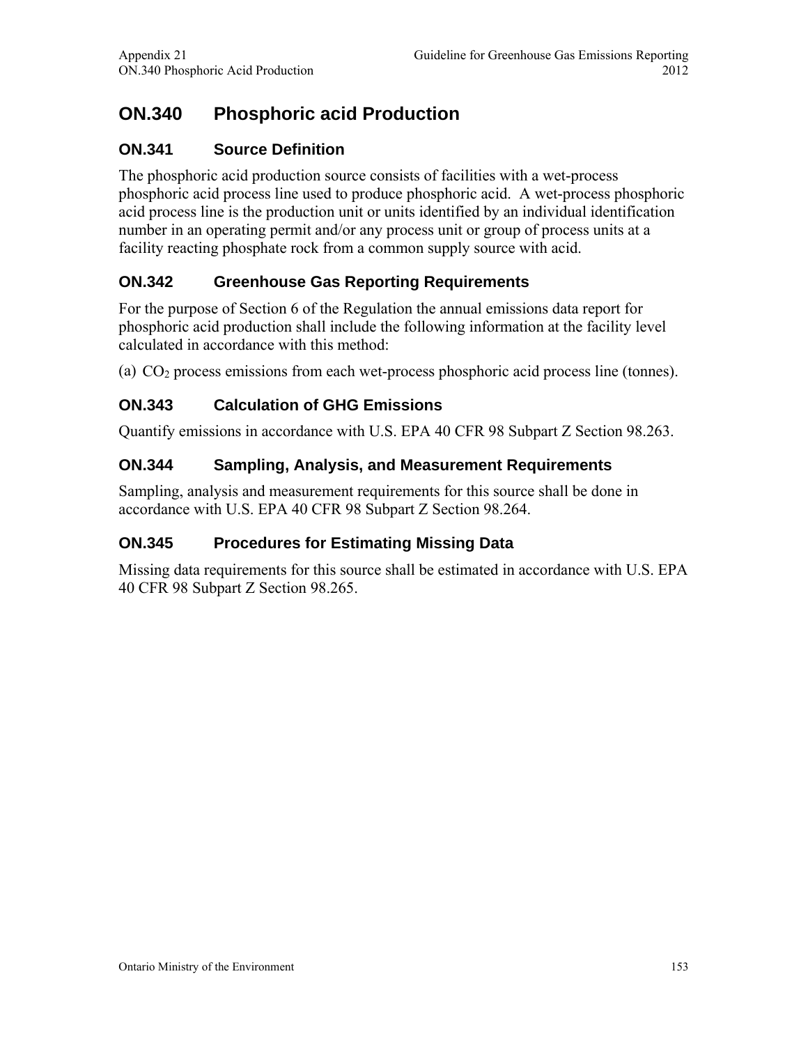# ON.340 Phosphoric acid Production

## ON.341 Source Definition

The phosphoric acid production source consists of facilities with a wet-process phosphoric acid process line used to produce phosphoric acid. A wet-process phosphoric acid process line is the production unit or units identified by an individual identification number in an operating permit and/or any process unit or group of process units at a facility reacting phosphate rock from a common supply source with acid.

## ON.342 Greenhouse Gas Reporting Requirements

For the purpose of Section 6 of the Regulation the annual emissions data report for phosphoric acid production shall include the following information at the facility level calculated in accordance with this method:

(a) $CO_2$ process emissions from each wet-process phosphoric acid process line (tonnes).

## ON.343 Calculation of GHG Emissions

Quantify emissions in accordance with U.S. EPA 40 CFR 98 Subpart Z Section 98.263.

## ON.344 Sampling, Analysis, and Measurement Requirements

Sampling, analysis and measurement requirements for this source shall be done in accordance with U.S. EPA 40 CFR 98 Subpart Z Section 98.264.

## ON.345 Procedures for Estimating Missing Data

Missing data requirements for this source shall be estimated in accordance with U.S. EPA 40 CFR 98 Subpart Z Section 98.265.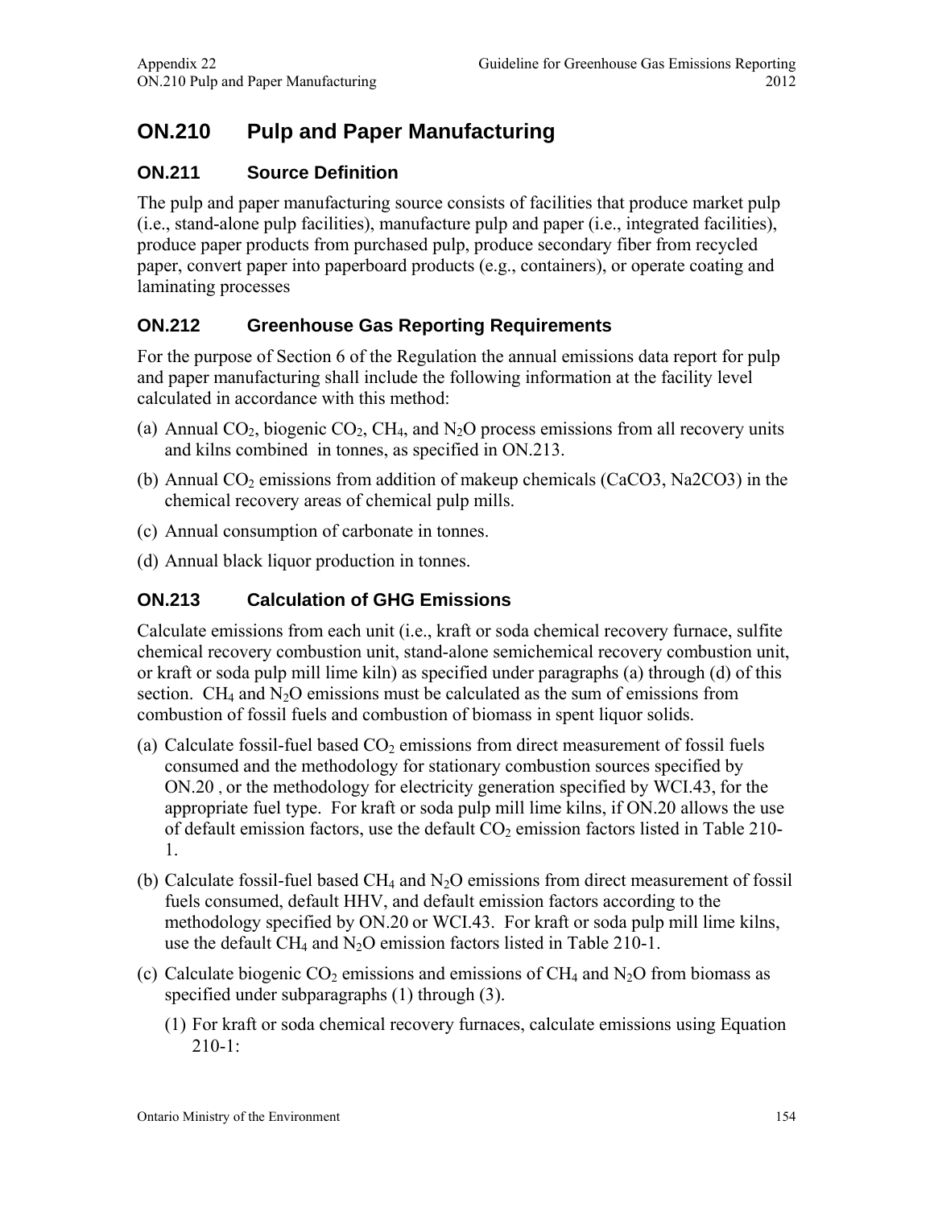# ON.210 Pulp and Paper Manufacturing

## ON.211 Source Definition

The pulp and paper manufacturing source consists of facilities that produce market pulp (i.e., stand-alone pulp facilities), manufacture pulp and paper (i.e., integrated facilities), produce paper products from purchased pulp, produce secondary fiber from recycled paper, convert paper into paperboard products (e.g., containers), or operate coating and laminating processes

## ON.212 Greenhouse Gas Reporting Requirements

For the purpose of Section 6 of the Regulation the annual emissions data report for pulp and paper manufacturing shall include the following information at the facility level calculated in accordance with this method:

(a) Annual $CO_2$, biogenic $CO_2$, $CH_4$, and $N_2O$ process emissions from all recovery units and kilns combined in tonnes, as specified in ON.213.

(b) Annual $CO_2$ emissions from addition of makeup chemicals (CaCO3, Na2CO3) in the chemical recovery areas of chemical pulp mills.

(c) Annual consumption of carbonate in tonnes.

(d) Annual black liquor production in tonnes.

## ON.213 Calculation of GHG Emissions

Calculate emissions from each unit (i.e., kraft or soda chemical recovery furnace, sulfite chemical recovery combustion unit, stand-alone semichemical recovery combustion unit, or kraft or soda pulp mill lime kiln) as specified under paragraphs (a) through (d) of this section. $CH_4$ and $N_2O$ emissions must be calculated as the sum of emissions from combustion of fossil fuels and combustion of biomass in spent liquor solids.

(a) Calculate fossil-fuel based $CO_2$ emissions from direct measurement of fossil fuels consumed and the methodology for stationary combustion sources specified by ON.20 , or the methodology for electricity generation specified by WCI.43, for the appropriate fuel type. For kraft or soda pulp mill lime kilns, if ON.20 allows the use of default emission factors, use the default $CO_2$ emission factors listed in Table 210-1.

(b) Calculate fossil-fuel based $CH_4$ and $N_2O$ emissions from direct measurement of fossil fuels consumed, default HHV, and default emission factors according to the methodology specified by ON.20 or WCI.43. For kraft or soda pulp mill lime kilns, use the default $CH_4$ and $N_2O$ emission factors listed in Table 210-1.

(c) Calculate biogenic $CO_2$ emissions and emissions of $CH_4$ and $N_2O$ from biomass as specified under subparagraphs (1) through (3).

   (1) For kraft or soda chemical recovery furnaces, calculate emissions using Equation 210-1: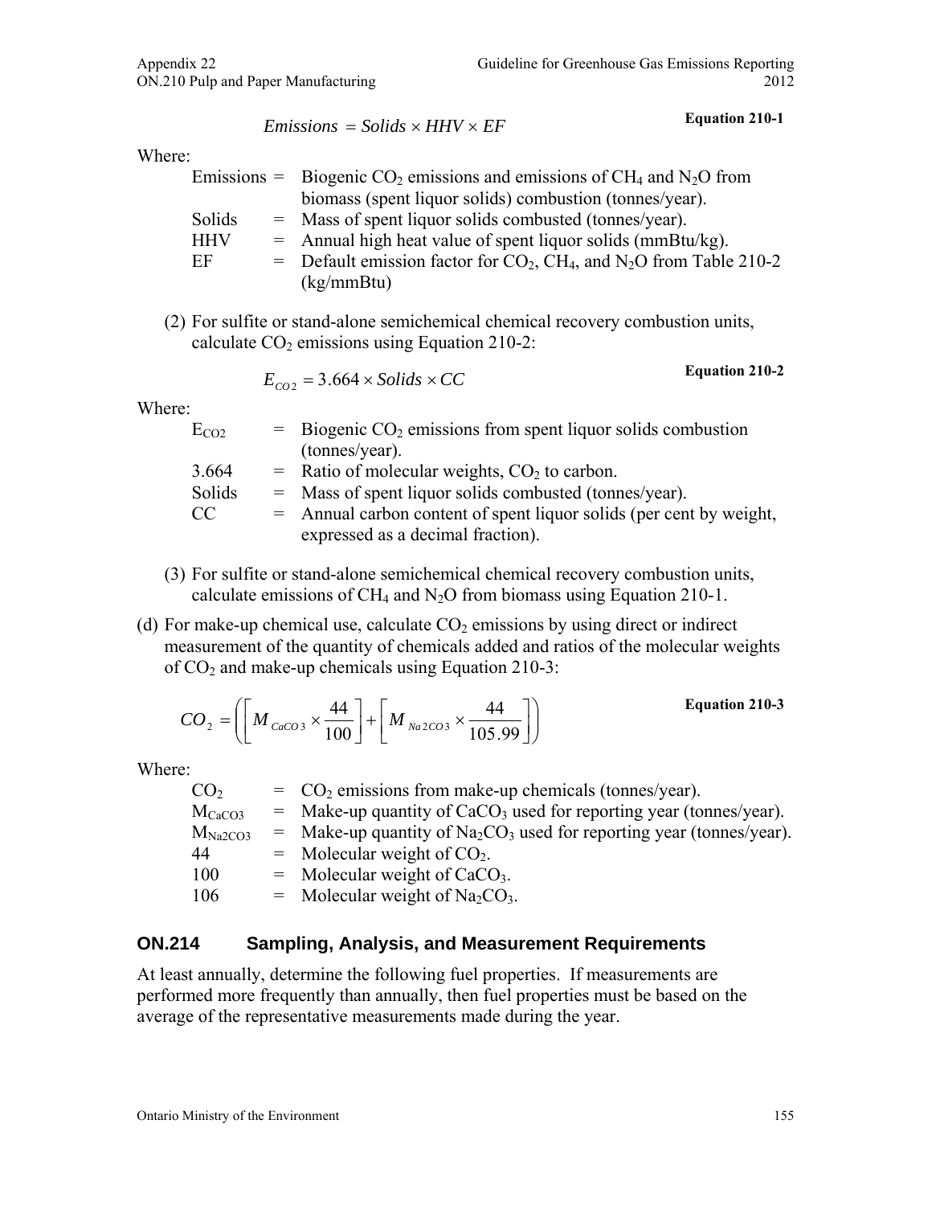$$Emissions = Solids \times HHV \times EF$$ **Equation 210-1**

Where:

| | | |
|---|---|---|
| Emissions | = | Biogenic $CO_2$ emissions and emissions of $CH_4$ and $N_2O$ from biomass (spent liquor solids) combustion (tonnes/year). |
| Solids | = | Mass of spent liquor solids combusted (tonnes/year). |
| HHV | = | Annual high heat value of spent liquor solids (mmBtu/kg). |
| EF | = | Default emission factor for $CO_2$, $CH_4$, and $N_2O$ from Table 210-2 (kg/mmBtu) |

(2) For sulfite or stand-alone semichemical chemical recovery combustion units, calculate $CO_2$ emissions using Equation 210-2:

$$E_{CO2} = 3.664 \times Solids \times CC$$ **Equation 210-2**

Where:

| | | |
|---|---|---|
| $E_{CO2}$ | = | Biogenic $CO_2$ emissions from spent liquor solids combustion (tonnes/year). |
| 3.664 | = | Ratio of molecular weights, $CO_2$ to carbon. |
| Solids | = | Mass of spent liquor solids combusted (tonnes/year). |
| CC | = | Annual carbon content of spent liquor solids (per cent by weight, expressed as a decimal fraction). |

(3) For sulfite or stand-alone semichemical chemical recovery combustion units, calculate emissions of $CH_4$ and $N_2O$ from biomass using Equation 210-1.

(d) For make-up chemical use, calculate $CO_2$ emissions by using direct or indirect measurement of the quantity of chemicals added and ratios of the molecular weights of $CO_2$ and make-up chemicals using Equation 210-3:

$$CO_2 = \left( \left[ M_{CaCO3} \times \frac{44}{100} \right] + \left[ M_{Na2CO3} \times \frac{44}{105.99} \right] \right)$$ **Equation 210-3**

Where:

| | | |
|---|---|---|
| $CO_2$ | = | $CO_2$ emissions from make-up chemicals (tonnes/year). |
| $M_{CaCO3}$ | = | Make-up quantity of $CaCO_3$ used for reporting year (tonnes/year). |
| $M_{Na2CO3}$ | = | Make-up quantity of $Na_2CO_3$ used for reporting year (tonnes/year). |
| 44 | = | Molecular weight of $CO_2$. |
| 100 | = | Molecular weight of $CaCO_3$. |
| 106 | = | Molecular weight of $Na_2CO_3$. |

## ON.214 Sampling, Analysis, and Measurement Requirements

At least annually, determine the following fuel properties. If measurements are performed more frequently than annually, then fuel properties must be based on the average of the representative measurements made during the year.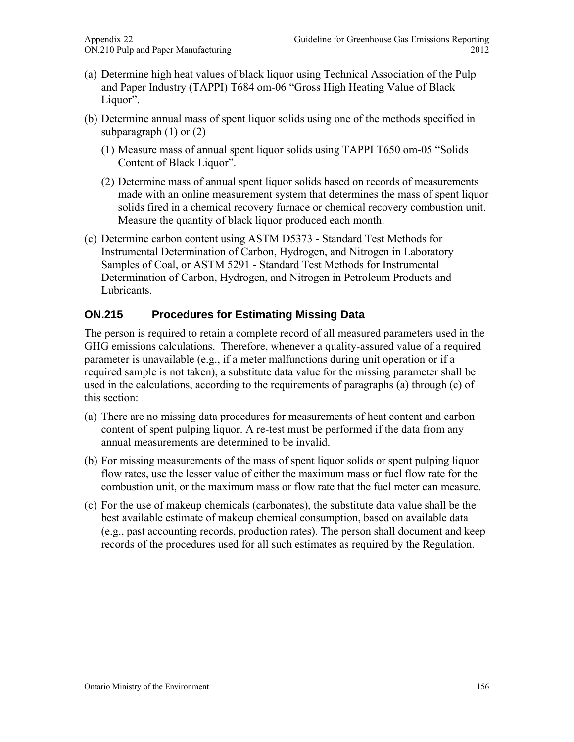(a) Determine high heat values of black liquor using Technical Association of the Pulp and Paper Industry (TAPPI) T684 om-06 “Gross High Heating Value of Black Liquor”.

(b) Determine annual mass of spent liquor solids using one of the methods specified in subparagraph (1) or (2)

  (1) Measure mass of annual spent liquor solids using TAPPI T650 om-05 “Solids Content of Black Liquor”.

  (2) Determine mass of annual spent liquor solids based on records of measurements made with an online measurement system that determines the mass of spent liquor solids fired in a chemical recovery furnace or chemical recovery combustion unit. Measure the quantity of black liquor produced each month.

(c) Determine carbon content using ASTM D5373 - Standard Test Methods for Instrumental Determination of Carbon, Hydrogen, and Nitrogen in Laboratory Samples of Coal, or ASTM 5291 - Standard Test Methods for Instrumental Determination of Carbon, Hydrogen, and Nitrogen in Petroleum Products and Lubricants.

## ON.215 Procedures for Estimating Missing Data

The person is required to retain a complete record of all measured parameters used in the GHG emissions calculations. Therefore, whenever a quality-assured value of a required parameter is unavailable (e.g., if a meter malfunctions during unit operation or if a required sample is not taken), a substitute data value for the missing parameter shall be used in the calculations, according to the requirements of paragraphs (a) through (c) of this section:

(a) There are no missing data procedures for measurements of heat content and carbon content of spent pulping liquor. A re-test must be performed if the data from any annual measurements are determined to be invalid.

(b) For missing measurements of the mass of spent liquor solids or spent pulping liquor flow rates, use the lesser value of either the maximum mass or fuel flow rate for the combustion unit, or the maximum mass or flow rate that the fuel meter can measure.

(c) For the use of makeup chemicals (carbonates), the substitute data value shall be the best available estimate of makeup chemical consumption, based on available data (e.g., past accounting records, production rates). The person shall document and keep records of the procedures used for all such estimates as required by the Regulation.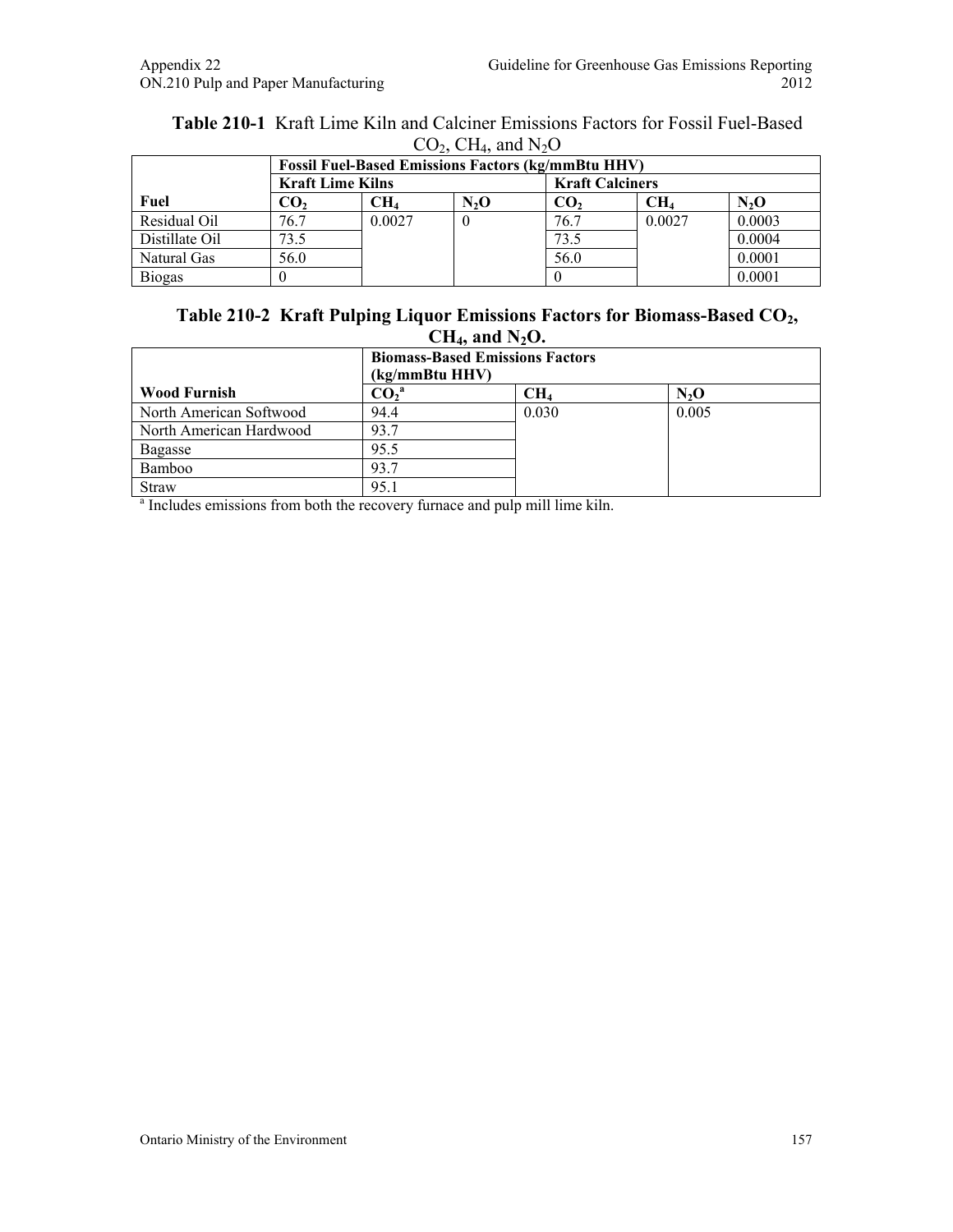**Table 210-1** Kraft Lime Kiln and Calciner Emissions Factors for Fossil Fuel-Based $CO_2$, $CH_4$, and $N_2O$

| | Fossil Fuel-Based Emissions Factors (kg/mmBtu HHV) | | | | | |
|---|---|---|---|---|---|---|
| | **Kraft Lime Kilns** | | | **Kraft Calciners** | | |
| **Fuel** | $CO_2$ | $CH_4$ | $N_2O$ | $CO_2$ | $CH_4$ | $N_2O$ |
| Residual Oil | 76.7 | 0.0027 | 0 | 76.7 | 0.0027 | 0.0003 |
| Distillate Oil | 73.5 | | | 73.5 | | 0.0004 |
| Natural Gas | 56.0 | | | 56.0 | | 0.0001 |
| Biogas | 0 | | | 0 | | 0.0001 |

**Table 210-2 Kraft Pulping Liquor Emissions Factors for Biomass-Based $CO_2$, $CH_4$, and $N_2O$.**

| | Biomass-Based Emissions Factors (kg/mmBtu HHV) | | |
|---|---|---|---|
| **Wood Furnish** | $CO_2$[a] | $CH_4$ | $N_2O$ |
| North American Softwood | 94.4 | 0.030 | 0.005 |
| North American Hardwood | 93.7 | | |
| Bagasse | 95.5 | | |
| Bamboo | 93.7 | | |
| Straw | 95.1 | | |

[a] Includes emissions from both the recovery furnace and pulp mill lime kiln.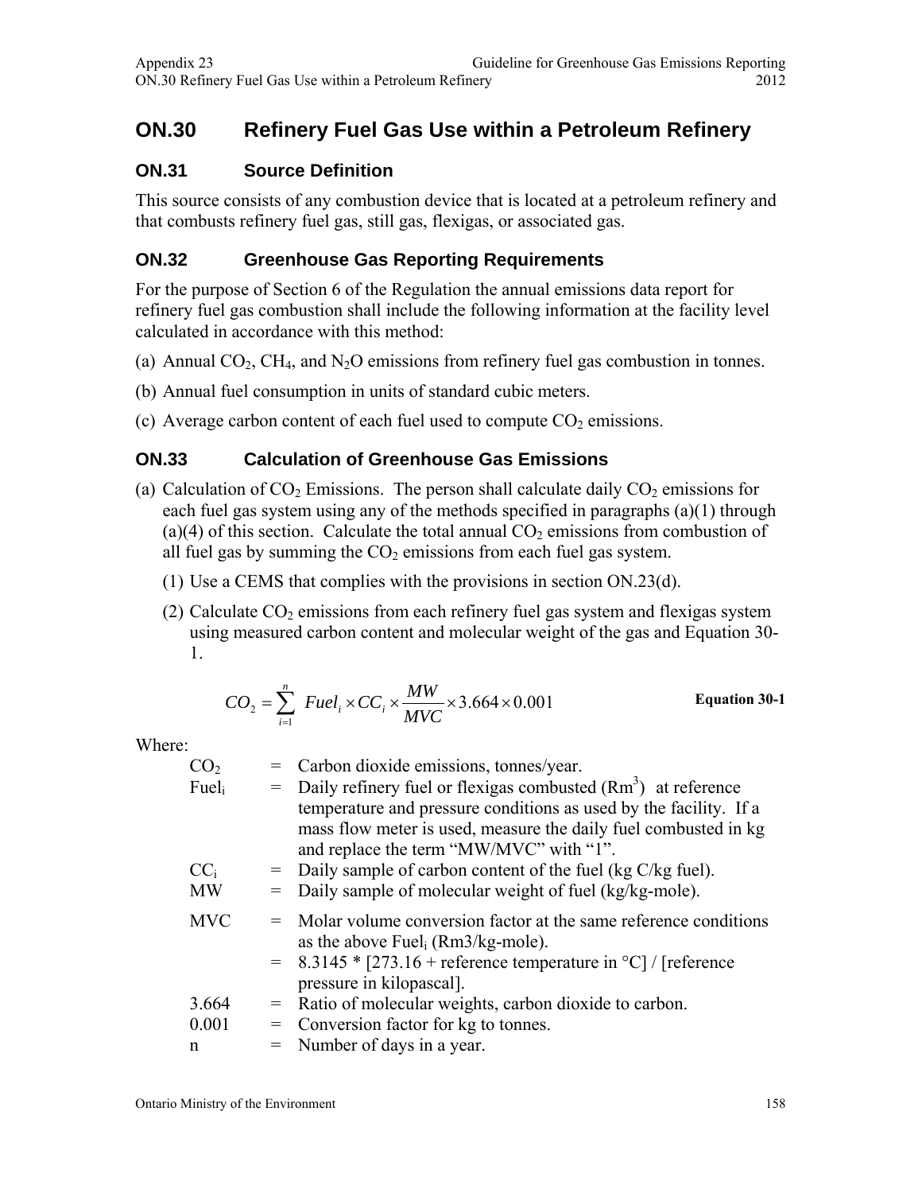# ON.30 Refinery Fuel Gas Use within a Petroleum Refinery

## ON.31 Source Definition

This source consists of any combustion device that is located at a petroleum refinery and that combusts refinery fuel gas, still gas, flexigas, or associated gas.

## ON.32 Greenhouse Gas Reporting Requirements

For the purpose of Section 6 of the Regulation the annual emissions data report for refinery fuel gas combustion shall include the following information at the facility level calculated in accordance with this method:

(a) Annual $CO_2$, $CH_4$, and $N_2O$ emissions from refinery fuel gas combustion in tonnes.

(b) Annual fuel consumption in units of standard cubic meters.

(c) Average carbon content of each fuel used to compute $CO_2$ emissions.

## ON.33 Calculation of Greenhouse Gas Emissions

(a) Calculation of $CO_2$ Emissions. The person shall calculate daily $CO_2$ emissions for each fuel gas system using any of the methods specified in paragraphs (a)(1) through (a)(4) of this section. Calculate the total annual $CO_2$ emissions from combustion of all fuel gas by summing the $CO_2$ emissions from each fuel gas system.

(1) Use a CEMS that complies with the provisions in section ON.23(d).

(2) Calculate $CO_2$ emissions from each refinery fuel gas system and flexigas system using measured carbon content and molecular weight of the gas and Equation 30-1.

$$CO_2 = \sum_{i=1}^{n} Fuel_i \times CC_i \times \frac{MW}{MVC} \times 3.664 \times 0.001 \qquad \textbf{Equation 30-1}$$

Where:

| | | |
|---|---|---|
| $CO_2$ | = | Carbon dioxide emissions, tonnes/year. |
| $Fuel_i$ | = | Daily refinery fuel or flexigas combusted ($Rm^3$) at reference temperature and pressure conditions as used by the facility. If a mass flow meter is used, measure the daily fuel combusted in kg and replace the term "MW/MVC" with "1". |
| $CC_i$ | = | Daily sample of carbon content of the fuel (kg C/kg fuel). |
| MW | = | Daily sample of molecular weight of fuel (kg/kg-mole). |
| MVC | = | Molar volume conversion factor at the same reference conditions as the above $Fuel_i$ (Rm3/kg-mole). |
| | = | 8.3145 * [273.16 + reference temperature in °C] / [reference pressure in kilopascal]. |
| 3.664 | = | Ratio of molecular weights, carbon dioxide to carbon. |
| 0.001 | = | Conversion factor for kg to tonnes. |
| n | = | Number of days in a year. |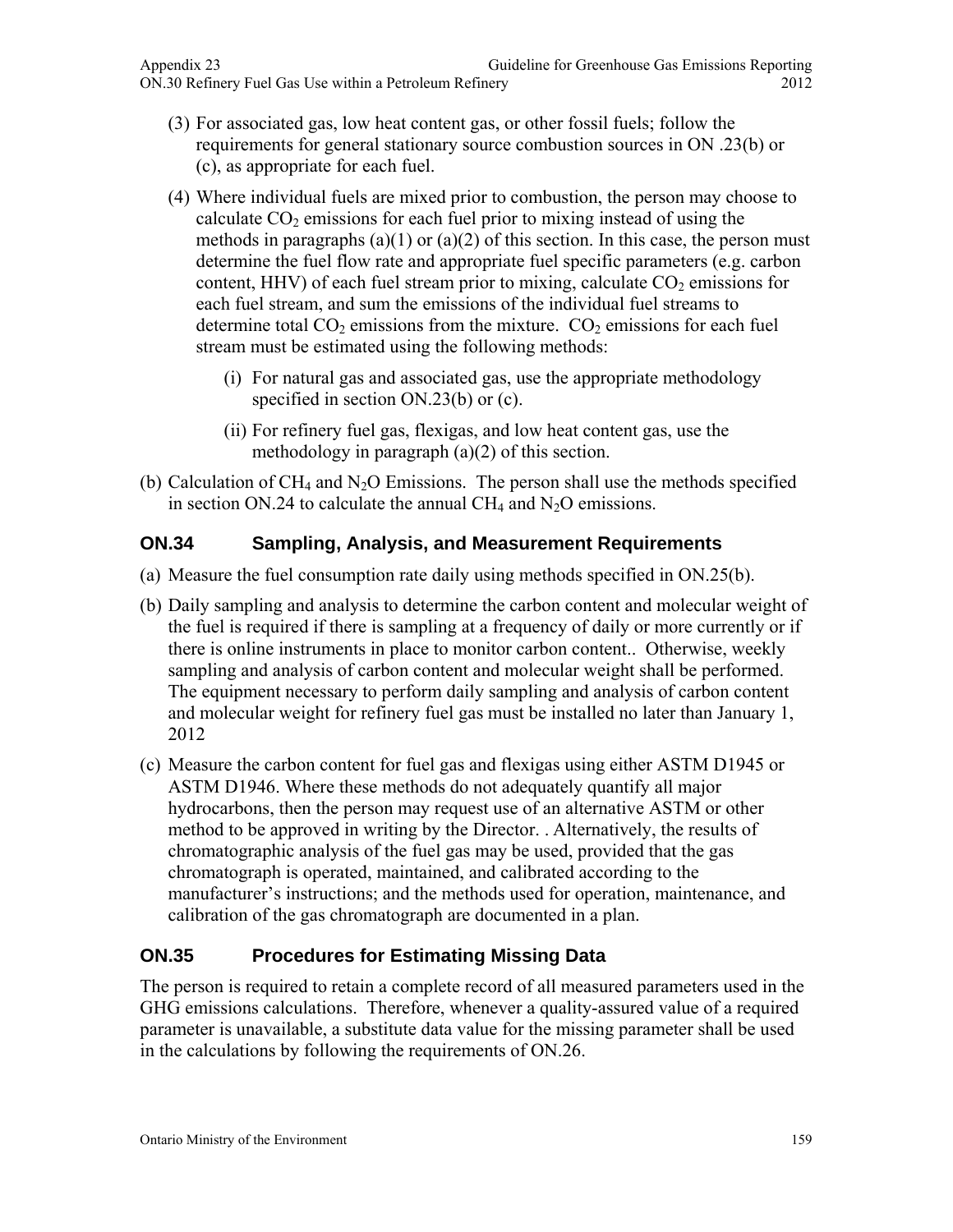(3) For associated gas, low heat content gas, or other fossil fuels; follow the requirements for general stationary source combustion sources in ON .23(b) or (c), as appropriate for each fuel.

(4) Where individual fuels are mixed prior to combustion, the person may choose to calculate $CO_2$ emissions for each fuel prior to mixing instead of using the methods in paragraphs (a)(1) or (a)(2) of this section. In this case, the person must determine the fuel flow rate and appropriate fuel specific parameters (e.g. carbon content, HHV) of each fuel stream prior to mixing, calculate $CO_2$ emissions for each fuel stream, and sum the emissions of the individual fuel streams to determine total $CO_2$ emissions from the mixture. $CO_2$ emissions for each fuel stream must be estimated using the following methods:

   (i) For natural gas and associated gas, use the appropriate methodology specified in section ON.23(b) or (c).

   (ii) For refinery fuel gas, flexigas, and low heat content gas, use the methodology in paragraph (a)(2) of this section.

(b) Calculation of $CH_4$ and $N_2O$ Emissions. The person shall use the methods specified in section ON.24 to calculate the annual $CH_4$ and $N_2O$ emissions.

## ON.34 Sampling, Analysis, and Measurement Requirements

(a) Measure the fuel consumption rate daily using methods specified in ON.25(b).

(b) Daily sampling and analysis to determine the carbon content and molecular weight of the fuel is required if there is sampling at a frequency of daily or more currently or if there is online instruments in place to monitor carbon content.. Otherwise, weekly sampling and analysis of carbon content and molecular weight shall be performed. The equipment necessary to perform daily sampling and analysis of carbon content and molecular weight for refinery fuel gas must be installed no later than January 1, 2012

(c) Measure the carbon content for fuel gas and flexigas using either ASTM D1945 or ASTM D1946. Where these methods do not adequately quantify all major hydrocarbons, then the person may request use of an alternative ASTM or other method to be approved in writing by the Director. . Alternatively, the results of chromatographic analysis of the fuel gas may be used, provided that the gas chromatograph is operated, maintained, and calibrated according to the manufacturer's instructions; and the methods used for operation, maintenance, and calibration of the gas chromatograph are documented in a plan.

## ON.35 Procedures for Estimating Missing Data

The person is required to retain a complete record of all measured parameters used in the GHG emissions calculations. Therefore, whenever a quality-assured value of a required parameter is unavailable, a substitute data value for the missing parameter shall be used in the calculations by following the requirements of ON.26.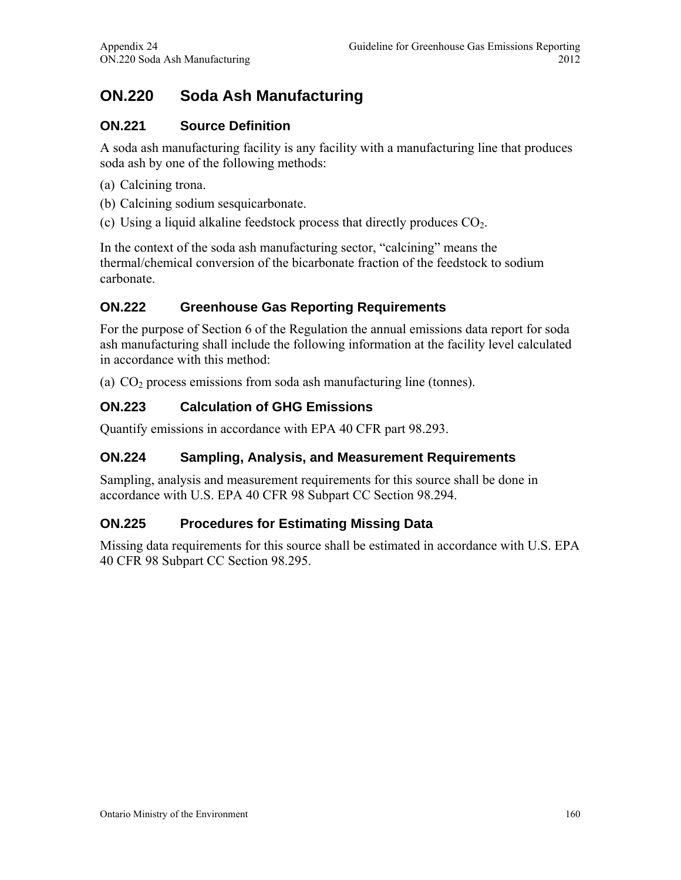# ON.220 Soda Ash Manufacturing

## ON.221 Source Definition

A soda ash manufacturing facility is any facility with a manufacturing line that produces soda ash by one of the following methods:

(a) Calcining trona.

(b) Calcining sodium sesquicarbonate.

(c) Using a liquid alkaline feedstock process that directly produces $CO_2$.

In the context of the soda ash manufacturing sector, "calcining" means the thermal/chemical conversion of the bicarbonate fraction of the feedstock to sodium carbonate.

## ON.222 Greenhouse Gas Reporting Requirements

For the purpose of Section 6 of the Regulation the annual emissions data report for soda ash manufacturing shall include the following information at the facility level calculated in accordance with this method:

(a) $CO_2$ process emissions from soda ash manufacturing line (tonnes).

## ON.223 Calculation of GHG Emissions

Quantify emissions in accordance with EPA 40 CFR part 98.293.

## ON.224 Sampling, Analysis, and Measurement Requirements

Sampling, analysis and measurement requirements for this source shall be done in accordance with U.S. EPA 40 CFR 98 Subpart CC Section 98.294.

## ON.225 Procedures for Estimating Missing Data

Missing data requirements for this source shall be estimated in accordance with U.S. EPA 40 CFR 98 Subpart CC Section 98.295.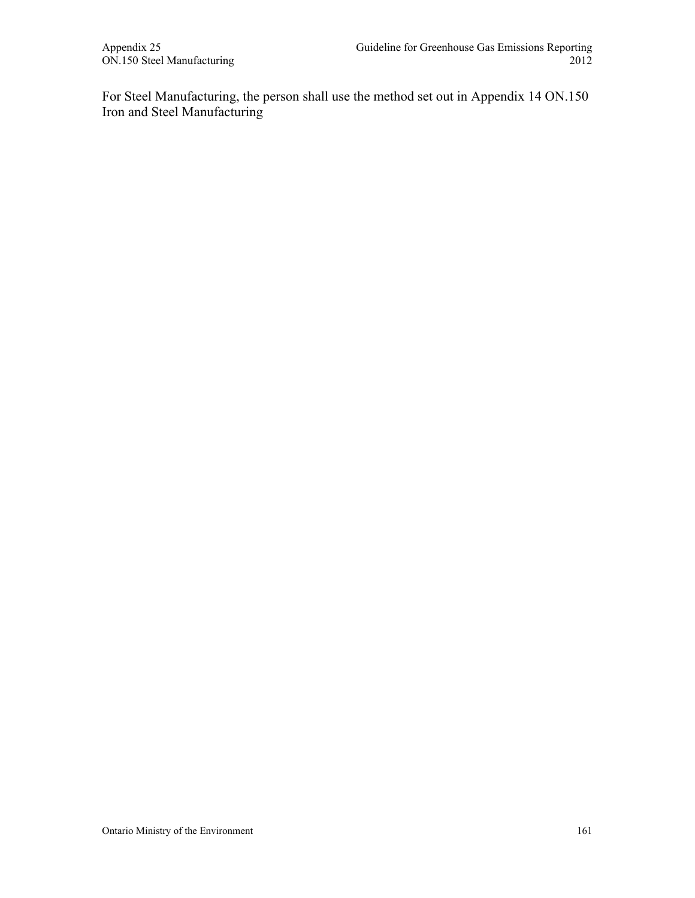For Steel Manufacturing, the person shall use the method set out in Appendix 14 ON.150 Iron and Steel Manufacturing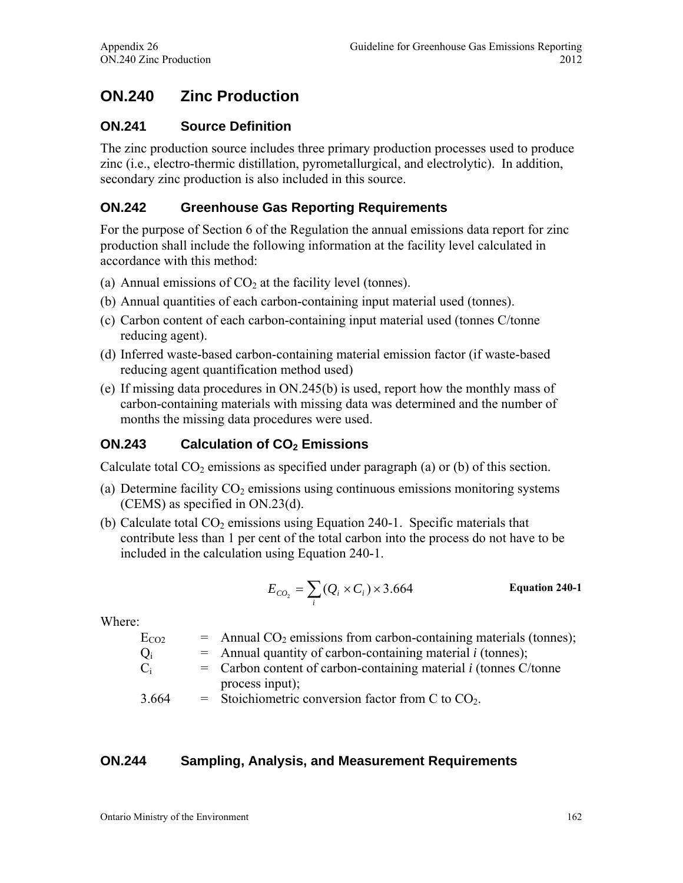# ON.240 Zinc Production

## ON.241 Source Definition

The zinc production source includes three primary production processes used to produce zinc (i.e., electro-thermic distillation, pyrometallurgical, and electrolytic). In addition, secondary zinc production is also included in this source.

## ON.242 Greenhouse Gas Reporting Requirements

For the purpose of Section 6 of the Regulation the annual emissions data report for zinc production shall include the following information at the facility level calculated in accordance with this method:

(a) Annual emissions of $CO_2$ at the facility level (tonnes).

(b) Annual quantities of each carbon-containing input material used (tonnes).

(c) Carbon content of each carbon-containing input material used (tonnes C/tonne reducing agent).

(d) Inferred waste-based carbon-containing material emission factor (if waste-based reducing agent quantification method used)

(e) If missing data procedures in ON.245(b) is used, report how the monthly mass of carbon-containing materials with missing data was determined and the number of months the missing data procedures were used.

## ON.243 Calculation of $CO_2$ Emissions

Calculate total $CO_2$ emissions as specified under paragraph (a) or (b) of this section.

(a) Determine facility $CO_2$ emissions using continuous emissions monitoring systems (CEMS) as specified in ON.23(d).

(b) Calculate total $CO_2$ emissions using Equation 240-1. Specific materials that contribute less than 1 per cent of the total carbon into the process do not have to be included in the calculation using Equation 240-1.

$$E_{CO_2} = \sum_i (Q_i \times C_i) \times 3.664 \qquad \textbf{Equation 240-1}$$

Where:

$E_{CO2}$ = Annual $CO_2$ emissions from carbon-containing materials (tonnes);

$Q_i$ = Annual quantity of carbon-containing material *i* (tonnes);

$C_i$ = Carbon content of carbon-containing material *i* (tonnes C/tonne process input);

3.664 = Stoichiometric conversion factor from C to $CO_2$.

## ON.244 Sampling, Analysis, and Measurement Requirements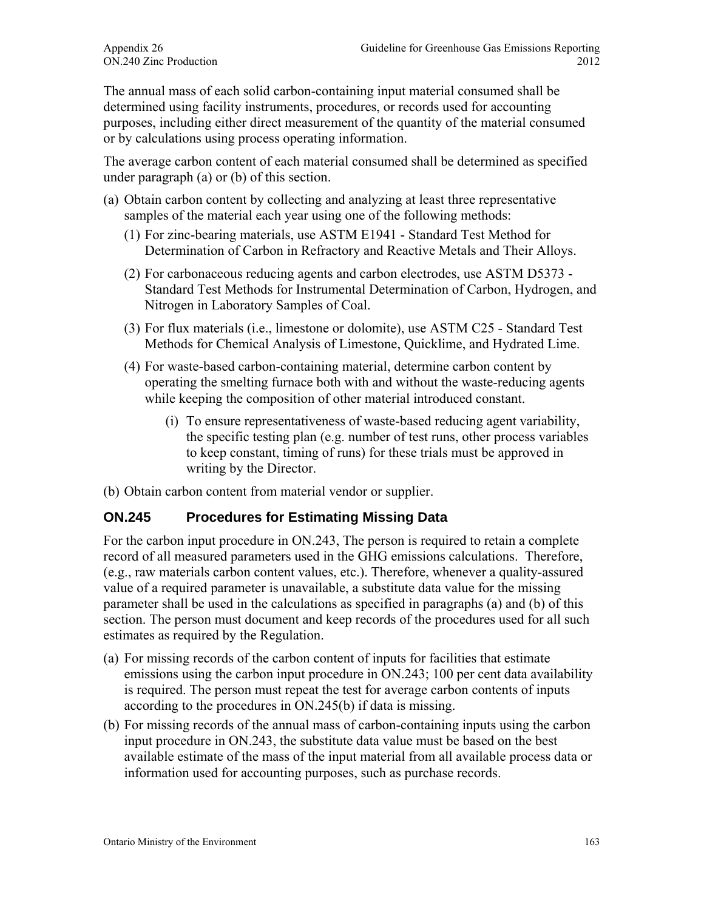The annual mass of each solid carbon-containing input material consumed shall be determined using facility instruments, procedures, or records used for accounting purposes, including either direct measurement of the quantity of the material consumed or by calculations using process operating information.

The average carbon content of each material consumed shall be determined as specified under paragraph (a) or (b) of this section.

(a) Obtain carbon content by collecting and analyzing at least three representative samples of the material each year using one of the following methods:

   (1) For zinc-bearing materials, use ASTM E1941 - Standard Test Method for Determination of Carbon in Refractory and Reactive Metals and Their Alloys.

   (2) For carbonaceous reducing agents and carbon electrodes, use ASTM D5373 - Standard Test Methods for Instrumental Determination of Carbon, Hydrogen, and Nitrogen in Laboratory Samples of Coal.

   (3) For flux materials (i.e., limestone or dolomite), use ASTM C25 - Standard Test Methods for Chemical Analysis of Limestone, Quicklime, and Hydrated Lime.

   (4) For waste-based carbon-containing material, determine carbon content by operating the smelting furnace both with and without the waste-reducing agents while keeping the composition of other material introduced constant.

      (i) To ensure representativeness of waste-based reducing agent variability, the specific testing plan (e.g. number of test runs, other process variables to keep constant, timing of runs) for these trials must be approved in writing by the Director.

(b) Obtain carbon content from material vendor or supplier.

## ON.245 Procedures for Estimating Missing Data

For the carbon input procedure in ON.243, The person is required to retain a complete record of all measured parameters used in the GHG emissions calculations. Therefore, (e.g., raw materials carbon content values, etc.). Therefore, whenever a quality-assured value of a required parameter is unavailable, a substitute data value for the missing parameter shall be used in the calculations as specified in paragraphs (a) and (b) of this section. The person must document and keep records of the procedures used for all such estimates as required by the Regulation.

(a) For missing records of the carbon content of inputs for facilities that estimate emissions using the carbon input procedure in ON.243; 100 per cent data availability is required. The person must repeat the test for average carbon contents of inputs according to the procedures in ON.245(b) if data is missing.

(b) For missing records of the annual mass of carbon-containing inputs using the carbon input procedure in ON.243, the substitute data value must be based on the best available estimate of the mass of the input material from all available process data or information used for accounting purposes, such as purchase records.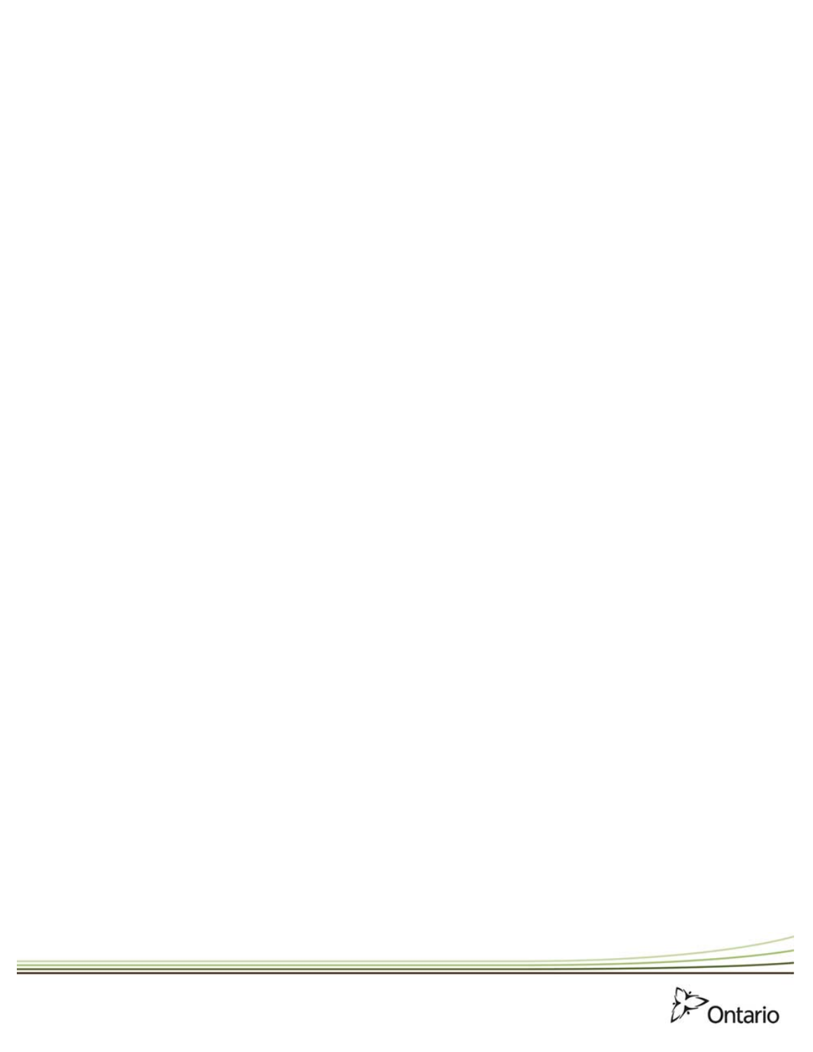Ontario